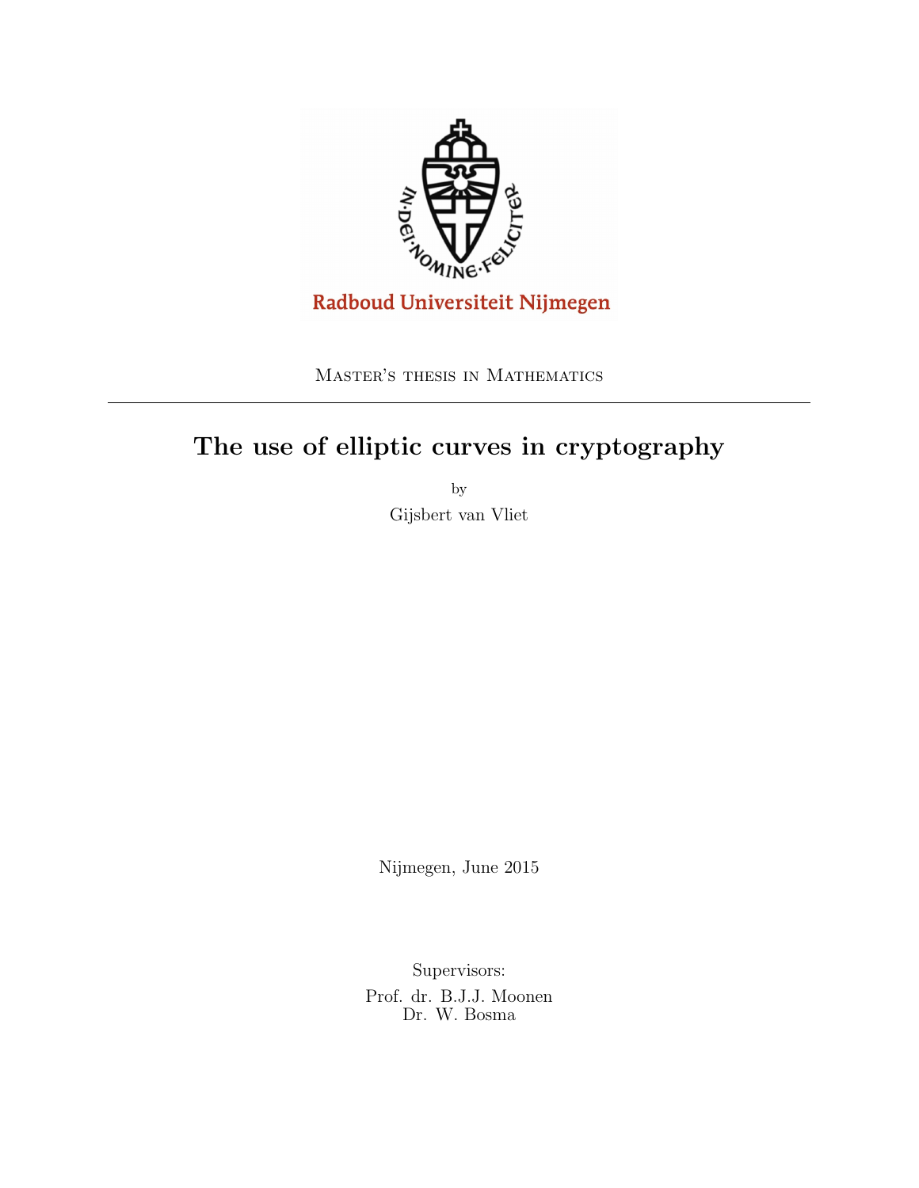Radboud Universiteit Nijmegen

Master's thesis in Mathematics

---

# The use of elliptic curves in cryptography

by

Gijsbert van Vliet

Nijmegen, June 2015

Supervisors:

Prof. dr. B.J.J. Moonen
Dr. W. Bosma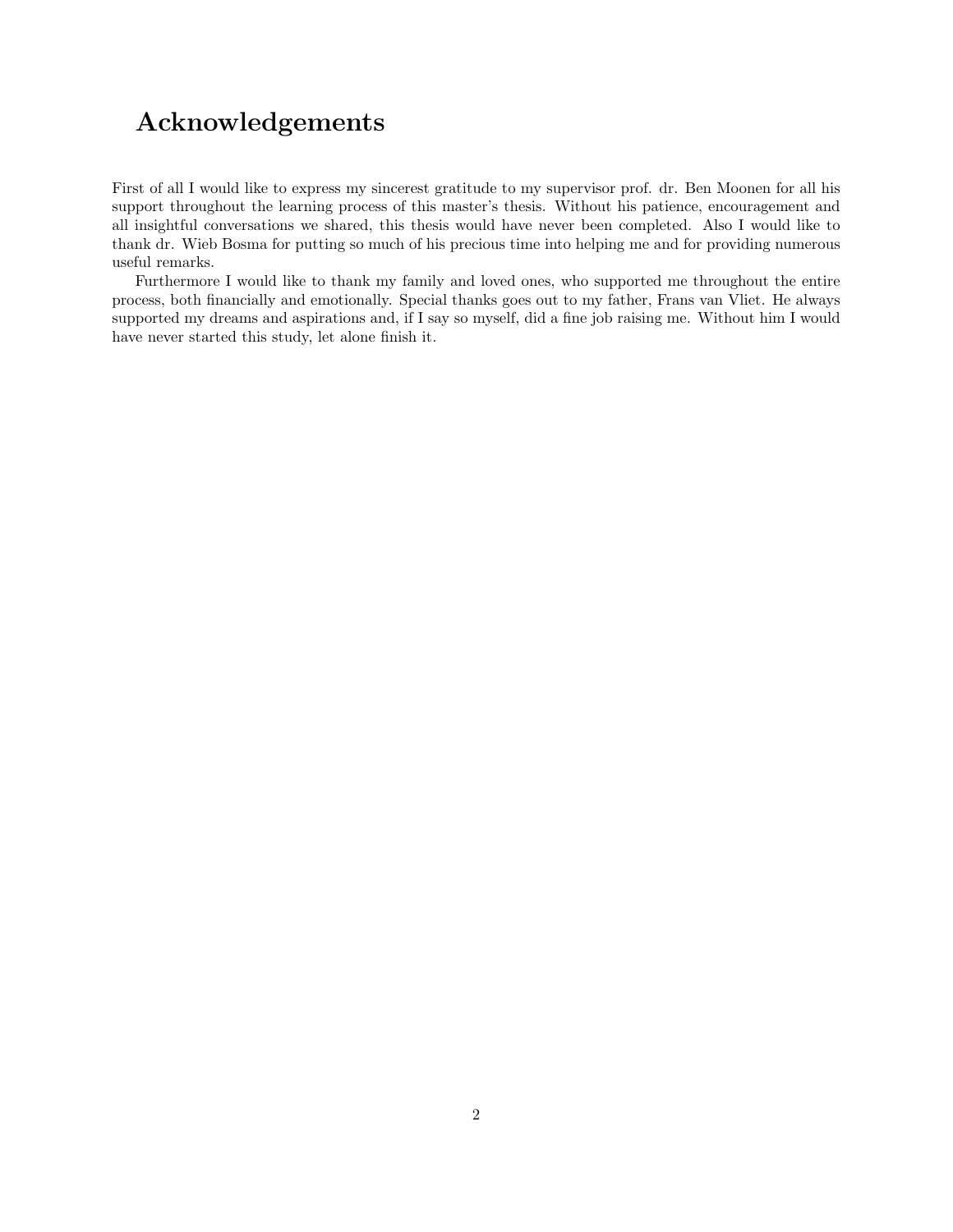# Acknowledgements

First of all I would like to express my sincerest gratitude to my supervisor prof. dr. Ben Moonen for all his support throughout the learning process of this master's thesis. Without his patience, encouragement and all insightful conversations we shared, this thesis would have never been completed. Also I would like to thank dr. Wieb Bosma for putting so much of his precious time into helping me and for providing numerous useful remarks.

Furthermore I would like to thank my family and loved ones, who supported me throughout the entire process, both financially and emotionally. Special thanks goes out to my father, Frans van Vliet. He always supported my dreams and aspirations and, if I say so myself, did a fine job raising me. Without him I would have never started this study, let alone finish it.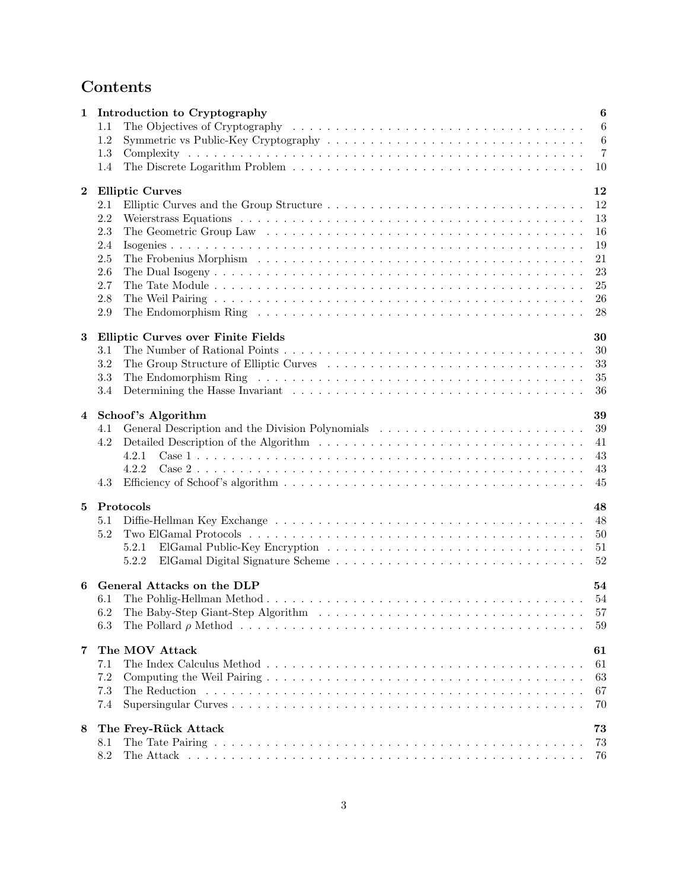# Contents

**1 Introduction to Cryptography** **6**
- 1.1 The Objectives of Cryptography 6
- 1.2 Symmetric vs Public-Key Cryptography 6
- 1.3 Complexity 7
- 1.4 The Discrete Logarithm Problem 10

**2 Elliptic Curves** **12**
- 2.1 Elliptic Curves and the Group Structure 12
- 2.2 Weierstrass Equations 13
- 2.3 The Geometric Group Law 16
- 2.4 Isogenies 19
- 2.5 The Frobenius Morphism 21
- 2.6 The Dual Isogeny 23
- 2.7 The Tate Module 25
- 2.8 The Weil Pairing 26
- 2.9 The Endomorphism Ring 28

**3 Elliptic Curves over Finite Fields** **30**
- 3.1 The Number of Rational Points 30
- 3.2 The Group Structure of Elliptic Curves 33
- 3.3 The Endomorphism Ring 35
- 3.4 Determining the Hasse Invariant 36

**4 Schoof's Algorithm** **39**
- 4.1 General Description and the Division Polynomials 39
- 4.2 Detailed Description of the Algorithm 41
  - 4.2.1 Case 1 43
  - 4.2.2 Case 2 43
- 4.3 Efficiency of Schoof's algorithm 45

**5 Protocols** **48**
- 5.1 Diffie-Hellman Key Exchange 48
- 5.2 Two ElGamal Protocols 50
  - 5.2.1 ElGamal Public-Key Encryption 51
  - 5.2.2 ElGamal Digital Signature Scheme 52

**6 General Attacks on the DLP** **54**
- 6.1 The Pohlig-Hellman Method 54
- 6.2 The Baby-Step Giant-Step Algorithm 57
- 6.3 The Pollard $\rho$ Method 59

**7 The MOV Attack** **61**
- 7.1 The Index Calculus Method 61
- 7.2 Computing the Weil Pairing 63
- 7.3 The Reduction 67
- 7.4 Supersingular Curves 70

**8 The Frey-Rück Attack** **73**
- 8.1 The Tate Pairing 73
- 8.2 The Attack 76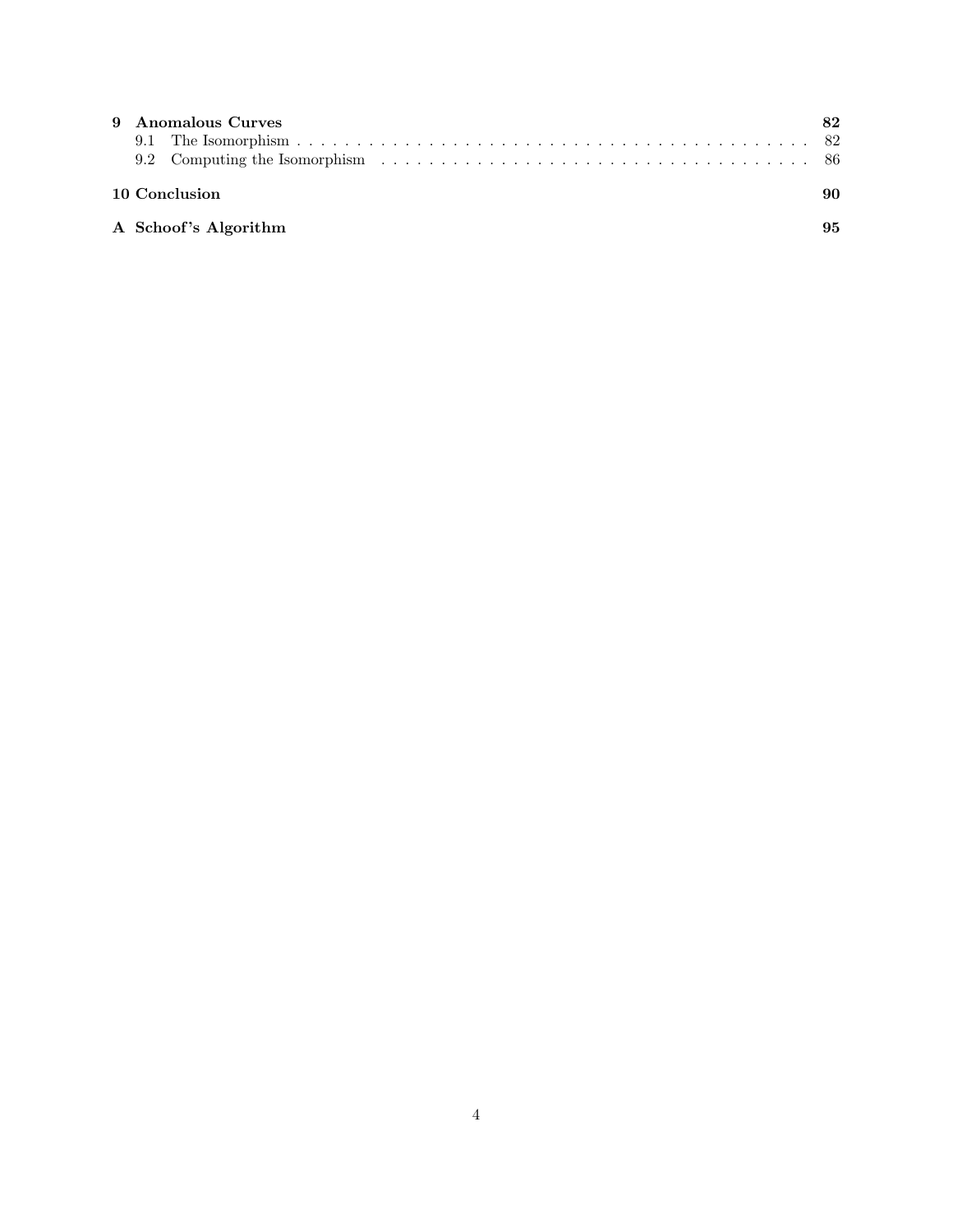**9 Anomalous Curves** **82**

9.1 The Isomorphism . . . . . . . . . . . . . . . . . . . . . . . . . . . . . . . . . . . . . . . . . . . . . . . 82

9.2 Computing the Isomorphism . . . . . . . . . . . . . . . . . . . . . . . . . . . . . . . . . . . . . 86

**10 Conclusion** **90**

**A Schoof's Algorithm** **95**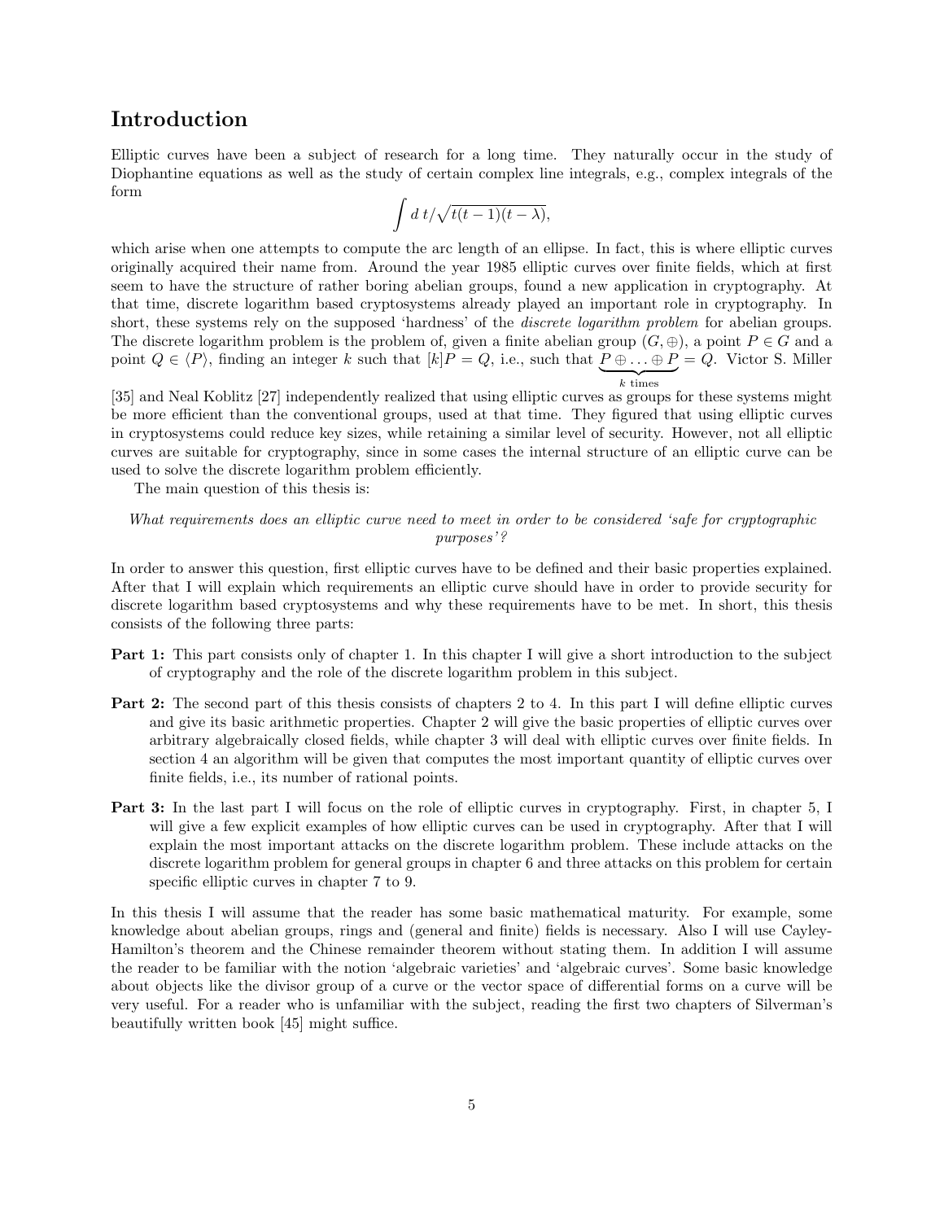# Introduction

Elliptic curves have been a subject of research for a long time. They naturally occur in the study of Diophantine equations as well as the study of certain complex line integrals, e.g., complex integrals of the form

$$\int d\,t/\sqrt{t(t-1)(t-\lambda)},$$

which arise when one attempts to compute the arc length of an ellipse. In fact, this is where elliptic curves originally acquired their name from. Around the year 1985 elliptic curves over finite fields, which at first seem to have the structure of rather boring abelian groups, found a new application in cryptography. At that time, discrete logarithm based cryptosystems already played an important role in cryptography. In short, these systems rely on the supposed 'hardness' of the *discrete logarithm problem* for abelian groups. The discrete logarithm problem is the problem of, given a finite abelian group $(G, \oplus)$, a point $P \in G$ and a point $Q \in \langle P \rangle$, finding an integer $k$ such that $[k]P = Q$, i.e., such that $\underbrace{P \oplus \ldots \oplus P}_{k \text{ times}} = Q$. Victor S. Miller [35] and Neal Koblitz [27] independently realized that using elliptic curves as groups for these systems might be more efficient than the conventional groups, used at that time. They figured that using elliptic curves in cryptosystems could reduce key sizes, while retaining a similar level of security. However, not all elliptic curves are suitable for cryptography, since in some cases the internal structure of an elliptic curve can be used to solve the discrete logarithm problem efficiently.

The main question of this thesis is:

*What requirements does an elliptic curve need to meet in order to be considered 'safe for cryptographic purposes'?*

In order to answer this question, first elliptic curves have to be defined and their basic properties explained. After that I will explain which requirements an elliptic curve should have in order to provide security for discrete logarithm based cryptosystems and why these requirements have to be met. In short, this thesis consists of the following three parts:

**Part 1:** This part consists only of chapter 1. In this chapter I will give a short introduction to the subject of cryptography and the role of the discrete logarithm problem in this subject.

**Part 2:** The second part of this thesis consists of chapters 2 to 4. In this part I will define elliptic curves and give its basic arithmetic properties. Chapter 2 will give the basic properties of elliptic curves over arbitrary algebraically closed fields, while chapter 3 will deal with elliptic curves over finite fields. In section 4 an algorithm will be given that computes the most important quantity of elliptic curves over finite fields, i.e., its number of rational points.

**Part 3:** In the last part I will focus on the role of elliptic curves in cryptography. First, in chapter 5, I will give a few explicit examples of how elliptic curves can be used in cryptography. After that I will explain the most important attacks on the discrete logarithm problem. These include attacks on the discrete logarithm problem for general groups in chapter 6 and three attacks on this problem for certain specific elliptic curves in chapter 7 to 9.

In this thesis I will assume that the reader has some basic mathematical maturity. For example, some knowledge about abelian groups, rings and (general and finite) fields is necessary. Also I will use Cayley-Hamilton's theorem and the Chinese remainder theorem without stating them. In addition I will assume the reader to be familiar with the notion 'algebraic varieties' and 'algebraic curves'. Some basic knowledge about objects like the divisor group of a curve or the vector space of differential forms on a curve will be very useful. For a reader who is unfamiliar with the subject, reading the first two chapters of Silverman's beautifully written book [45] might suffice.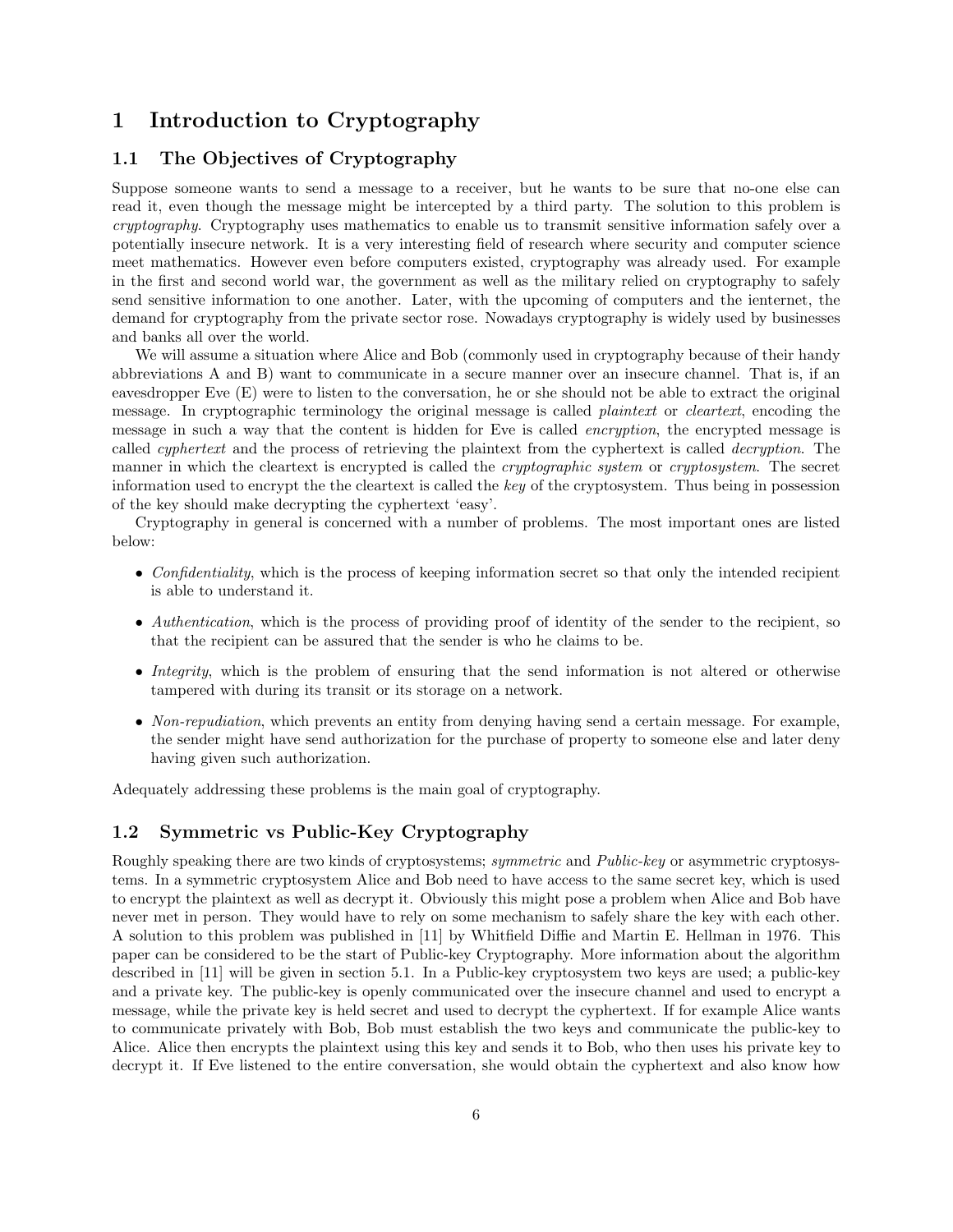# 1 Introduction to Cryptography

## 1.1 The Objectives of Cryptography

Suppose someone wants to send a message to a receiver, but he wants to be sure that no-one else can read it, even though the message might be intercepted by a third party. The solution to this problem is *cryptography*. Cryptography uses mathematics to enable us to transmit sensitive information safely over a potentially insecure network. It is a very interesting field of research where security and computer science meet mathematics. However even before computers existed, cryptography was already used. For example in the first and second world war, the government as well as the military relied on cryptography to safely send sensitive information to one another. Later, with the upcoming of computers and the ienternet, the demand for cryptography from the private sector rose. Nowadays cryptography is widely used by businesses and banks all over the world.

We will assume a situation where Alice and Bob (commonly used in cryptography because of their handy abbreviations A and B) want to communicate in a secure manner over an insecure channel. That is, if an eavesdropper Eve (E) were to listen to the conversation, he or she should not be able to extract the original message. In cryptographic terminology the original message is called *plaintext* or *cleartext*, encoding the message in such a way that the content is hidden for Eve is called *encryption*, the encrypted message is called *cyphertext* and the process of retrieving the plaintext from the cyphertext is called *decryption*. The manner in which the cleartext is encrypted is called the *cryptographic system* or *cryptosystem*. The secret information used to encrypt the the cleartext is called the *key* of the cryptosystem. Thus being in possession of the key should make decrypting the cyphertext 'easy'.

Cryptography in general is concerned with a number of problems. The most important ones are listed below:

- *Confidentiality*, which is the process of keeping information secret so that only the intended recipient is able to understand it.
- *Authentication*, which is the process of providing proof of identity of the sender to the recipient, so that the recipient can be assured that the sender is who he claims to be.
- *Integrity*, which is the problem of ensuring that the send information is not altered or otherwise tampered with during its transit or its storage on a network.
- *Non-repudiation*, which prevents an entity from denying having send a certain message. For example, the sender might have send authorization for the purchase of property to someone else and later deny having given such authorization.

Adequately addressing these problems is the main goal of cryptography.

## 1.2 Symmetric vs Public-Key Cryptography

Roughly speaking there are two kinds of cryptosystems; *symmetric* and *Public-key* or asymmetric cryptosystems. In a symmetric cryptosystem Alice and Bob need to have access to the same secret key, which is used to encrypt the plaintext as well as decrypt it. Obviously this might pose a problem when Alice and Bob have never met in person. They would have to rely on some mechanism to safely share the key with each other. A solution to this problem was published in [11] by Whitfield Diffie and Martin E. Hellman in 1976. This paper can be considered to be the start of Public-key Cryptography. More information about the algorithm described in [11] will be given in section 5.1. In a Public-key cryptosystem two keys are used; a public-key and a private key. The public-key is openly communicated over the insecure channel and used to encrypt a message, while the private key is held secret and used to decrypt the cyphertext. If for example Alice wants to communicate privately with Bob, Bob must establish the two keys and communicate the public-key to Alice. Alice then encrypts the plaintext using this key and sends it to Bob, who then uses his private key to decrypt it. If Eve listened to the entire conversation, she would obtain the cyphertext and also know how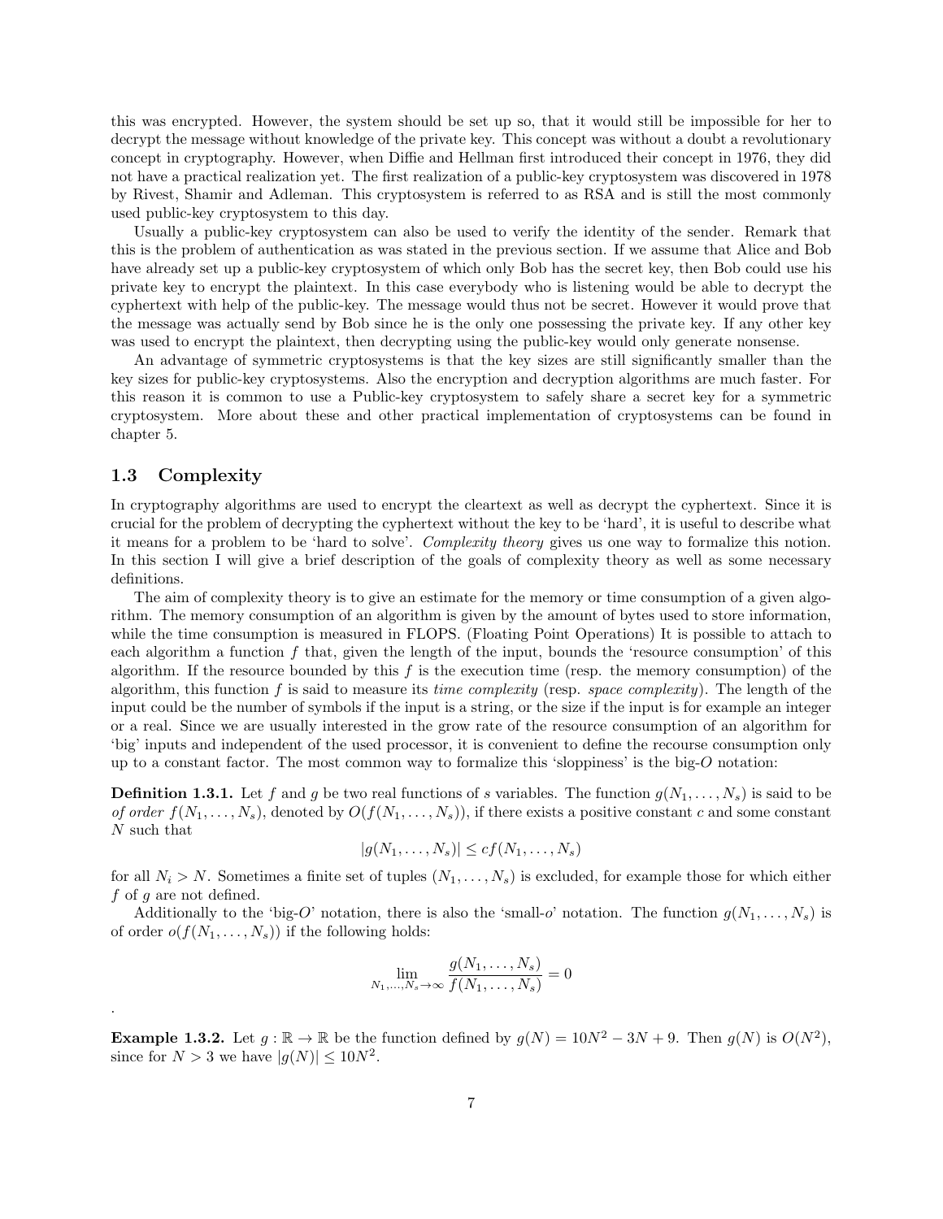this was encrypted. However, the system should be set up so, that it would still be impossible for her to decrypt the message without knowledge of the private key. This concept was without a doubt a revolutionary concept in cryptography. However, when Diffie and Hellman first introduced their concept in 1976, they did not have a practical realization yet. The first realization of a public-key cryptosystem was discovered in 1978 by Rivest, Shamir and Adleman. This cryptosystem is referred to as RSA and is still the most commonly used public-key cryptosystem to this day.

Usually a public-key cryptosystem can also be used to verify the identity of the sender. Remark that this is the problem of authentication as was stated in the previous section. If we assume that Alice and Bob have already set up a public-key cryptosystem of which only Bob has the secret key, then Bob could use his private key to encrypt the plaintext. In this case everybody who is listening would be able to decrypt the cyphertext with help of the public-key. The message would thus not be secret. However it would prove that the message was actually send by Bob since he is the only one possessing the private key. If any other key was used to encrypt the plaintext, then decrypting using the public-key would only generate nonsense.

An advantage of symmetric cryptosystems is that the key sizes are still significantly smaller than the key sizes for public-key cryptosystems. Also the encryption and decryption algorithms are much faster. For this reason it is common to use a Public-key cryptosystem to safely share a secret key for a symmetric cryptosystem. More about these and other practical implementation of cryptosystems can be found in chapter 5.

### 1.3 Complexity

In cryptography algorithms are used to encrypt the cleartext as well as decrypt the cyphertext. Since it is crucial for the problem of decrypting the cyphertext without the key to be 'hard', it is useful to describe what it means for a problem to be 'hard to solve'. *Complexity theory* gives us one way to formalize this notion. In this section I will give a brief description of the goals of complexity theory as well as some necessary definitions.

The aim of complexity theory is to give an estimate for the memory or time consumption of a given algorithm. The memory consumption of an algorithm is given by the amount of bytes used to store information, while the time consumption is measured in FLOPS. (Floating Point Operations) It is possible to attach to each algorithm a function $f$ that, given the length of the input, bounds the 'resource consumption' of this algorithm. If the resource bounded by this $f$ is the execution time (resp. the memory consumption) of the algorithm, this function $f$ is said to measure its *time complexity* (resp. *space complexity*). The length of the input could be the number of symbols if the input is a string, or the size if the input is for example an integer or a real. Since we are usually interested in the grow rate of the resource consumption of an algorithm for 'big' inputs and independent of the used processor, it is convenient to define the recourse consumption only up to a constant factor. The most common way to formalize this 'sloppiness' is the big-$O$ notation:

**Definition 1.3.1.** Let $f$ and $g$ be two real functions of $s$ variables. The function $g(N_1, \ldots, N_s)$ is said to be *of order* $f(N_1, \ldots, N_s)$, denoted by $O(f(N_1, \ldots, N_s))$, if there exists a positive constant $c$ and some constant $N$ such that

$$|g(N_1, \ldots, N_s)| \leq cf(N_1, \ldots, N_s)$$

for all $N_i > N$. Sometimes a finite set of tuples $(N_1, \ldots, N_s)$ is excluded, for example those for which either $f$ of $g$ are not defined.

Additionally to the 'big-$O$' notation, there is also the 'small-$o$' notation. The function $g(N_1, \ldots, N_s)$ is of order $o(f(N_1, \ldots, N_s))$ if the following holds:

$$\lim_{N_1, \ldots, N_s \to \infty} \frac{g(N_1, \ldots, N_s)}{f(N_1, \ldots, N_s)} = 0$$

.

**Example 1.3.2.** Let $g : \mathbb{R} \to \mathbb{R}$ be the function defined by $g(N) = 10N^2 - 3N + 9$. Then $g(N)$ is $O(N^2)$, since for $N > 3$ we have $|g(N)| \leq 10N^2$.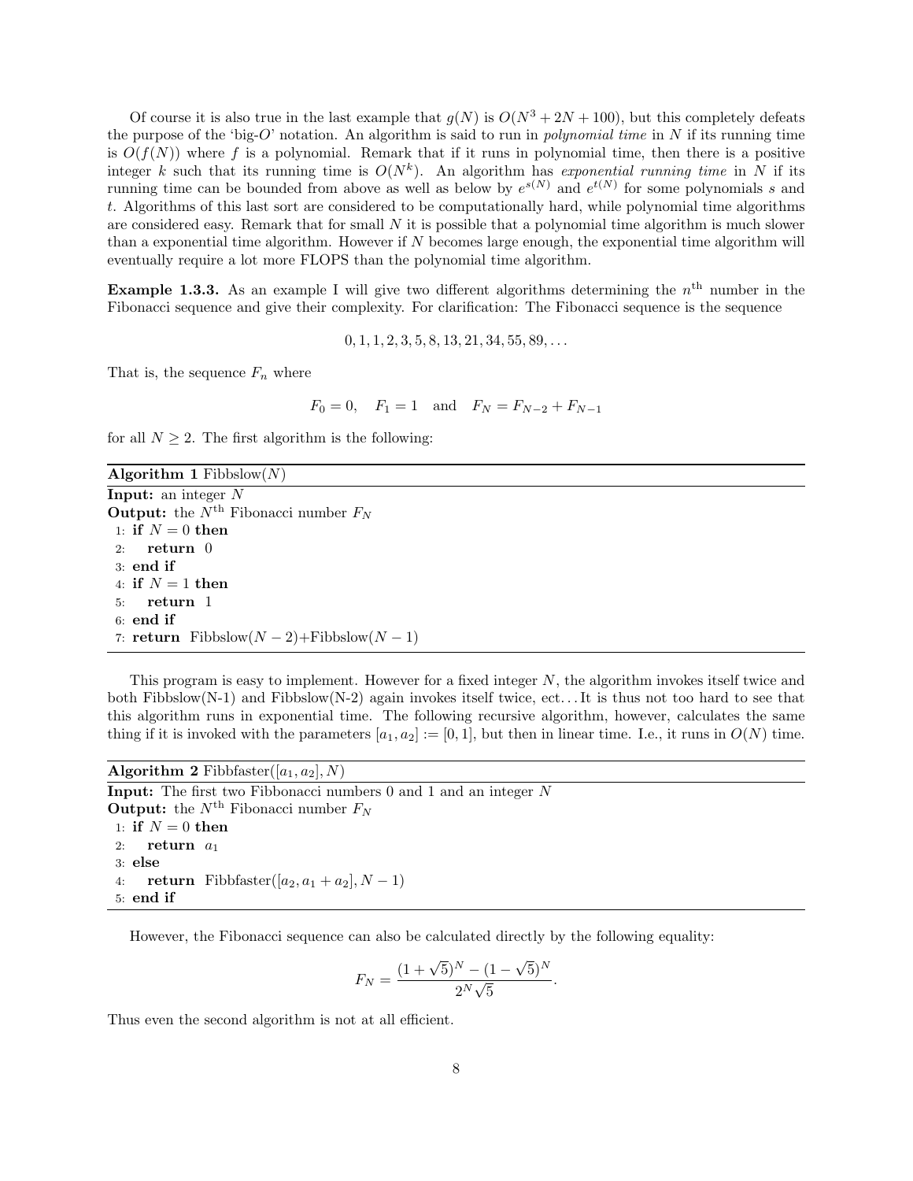Of course it is also true in the last example that $g(N)$ is $O(N^3 + 2N + 100)$, but this completely defeats the purpose of the 'big-$O$' notation. An algorithm is said to run in *polynomial time* in $N$ if its running time is $O(f(N))$ where $f$ is a polynomial. Remark that if it runs in polynomial time, then there is a positive integer $k$ such that its running time is $O(N^k)$. An algorithm has *exponential running time* in $N$ if its running time can be bounded from above as well as below by $e^{s(N)}$ and $e^{t(N)}$ for some polynomials $s$ and $t$. Algorithms of this last sort are considered to be computationally hard, while polynomial time algorithms are considered easy. Remark that for small $N$ it is possible that a polynomial time algorithm is much slower than a exponential time algorithm. However if $N$ becomes large enough, the exponential time algorithm will eventually require a lot more FLOPS than the polynomial time algorithm.

**Example 1.3.3.** As an example I will give two different algorithms determining the $n^{\text{th}}$ number in the Fibonacci sequence and give their complexity. For clarification: The Fibonacci sequence is the sequence

$$0, 1, 1, 2, 3, 5, 8, 13, 21, 34, 55, 89, \ldots$$

That is, the sequence $F_n$ where

$$F_0 = 0, \quad F_1 = 1 \quad \text{and} \quad F_N = F_{N-2} + F_{N-1}$$

for all $N \geq 2$. The first algorithm is the following:

**Algorithm 1** Fibbslow($N$)

**Input:** an integer $N$
**Output:** the $N^{\text{th}}$ Fibonacci number $F_N$

```
1: if N = 0 then
2:     return 0
3: end if
4: if N = 1 then
5:     return 1
6: end if
7: return Fibbslow(N − 2)+Fibbslow(N − 1)
```

This program is easy to implement. However for a fixed integer $N$, the algorithm invokes itself twice and both Fibbslow(N-1) and Fibbslow(N-2) again invokes itself twice, ect... It is thus not too hard to see that this algorithm runs in exponential time. The following recursive algorithm, however, calculates the same thing if it is invoked with the parameters $[a_1, a_2] := [0, 1]$, but then in linear time. I.e., it runs in $O(N)$ time.

**Algorithm 2** Fibbfaster($[a_1, a_2], N$)

**Input:** The first two Fibbonacci numbers 0 and 1 and an integer $N$
**Output:** the $N^{\text{th}}$ Fibonacci number $F_N$

```
1: if N = 0 then
2:     return a1
3: else
4:     return Fibbfaster([a2, a1 + a2], N − 1)
5: end if
```

However, the Fibonacci sequence can also be calculated directly by the following equality:

$$F_N = \frac{(1 + \sqrt{5})^N - (1 - \sqrt{5})^N}{2^N \sqrt{5}}.$$

Thus even the second algorithm is not at all efficient.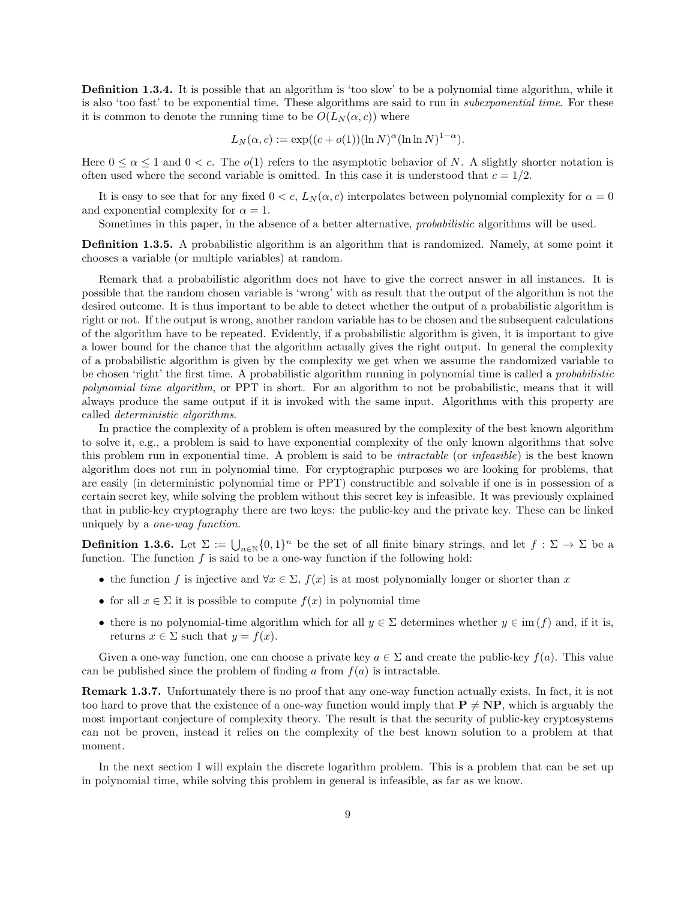**Definition 1.3.4.** It is possible that an algorithm is 'too slow' to be a polynomial time algorithm, while it is also 'too fast' to be exponential time. These algorithms are said to run in *subexponential time*. For these it is common to denote the running time to be $O(L_N(\alpha, c))$ where

$$L_N(\alpha, c) := \exp((c + o(1))(\ln N)^{\alpha}(\ln \ln N)^{1-\alpha}).$$

Here $0 \leq \alpha \leq 1$ and $0 < c$. The $o(1)$ refers to the asymptotic behavior of $N$. A slightly shorter notation is often used where the second variable is omitted. In this case it is understood that $c = 1/2$.

It is easy to see that for any fixed $0 < c$, $L_N(\alpha, c)$ interpolates between polynomial complexity for $\alpha = 0$ and exponential complexity for $\alpha = 1$.

Sometimes in this paper, in the absence of a better alternative, *probabilistic* algorithms will be used.

**Definition 1.3.5.** A probabilistic algorithm is an algorithm that is randomized. Namely, at some point it chooses a variable (or multiple variables) at random.

Remark that a probabilistic algorithm does not have to give the correct answer in all instances. It is possible that the random chosen variable is 'wrong' with as result that the output of the algorithm is not the desired outcome. It is thus important to be able to detect whether the output of a probabilistic algorithm is right or not. If the output is wrong, another random variable has to be chosen and the subsequent calculations of the algorithm have to be repeated. Evidently, if a probabilistic algorithm is given, it is important to give a lower bound for the chance that the algorithm actually gives the right output. In general the complexity of a probabilistic algorithm is given by the complexity we get when we assume the randomized variable to be chosen 'right' the first time. A probabilistic algorithm running in polynomial time is called a *probabilistic polynomial time algorithm*, or PPT in short. For an algorithm to not be probabilistic, means that it will always produce the same output if it is invoked with the same input. Algorithms with this property are called *deterministic algorithms*.

In practice the complexity of a problem is often measured by the complexity of the best known algorithm to solve it, e.g., a problem is said to have exponential complexity of the only known algorithms that solve this problem run in exponential time. A problem is said to be *intractable* (or *infeasible*) is the best known algorithm does not run in polynomial time. For cryptographic purposes we are looking for problems, that are easily (in deterministic polynomial time or PPT) constructible and solvable if one is in possession of a certain secret key, while solving the problem without this secret key is infeasible. It was previously explained that in public-key cryptography there are two keys: the public-key and the private key. These can be linked uniquely by a *one-way function*.

**Definition 1.3.6.** Let $\Sigma := \bigcup_{n \in \mathbb{N}} \{0, 1\}^n$ be the set of all finite binary strings, and let $f : \Sigma \to \Sigma$ be a function. The function $f$ is said to be a one-way function if the following hold:

- the function $f$ is injective and $\forall x \in \Sigma$, $f(x)$ is at most polynomially longer or shorter than $x$
- for all $x \in \Sigma$ it is possible to compute $f(x)$ in polynomial time
- there is no polynomial-time algorithm which for all $y \in \Sigma$ determines whether $y \in \operatorname{im}(f)$ and, if it is, returns $x \in \Sigma$ such that $y = f(x)$.

Given a one-way function, one can choose a private key $a \in \Sigma$ and create the public-key $f(a)$. This value can be published since the problem of finding $a$ from $f(a)$ is intractable.

**Remark 1.3.7.** Unfortunately there is no proof that any one-way function actually exists. In fact, it is not too hard to prove that the existence of a one-way function would imply that $\mathbf{P} \neq \mathbf{NP}$, which is arguably the most important conjecture of complexity theory. The result is that the security of public-key cryptosystems can not be proven, instead it relies on the complexity of the best known solution to a problem at that moment.

In the next section I will explain the discrete logarithm problem. This is a problem that can be set up in polynomial time, while solving this problem in general is infeasible, as far as we know.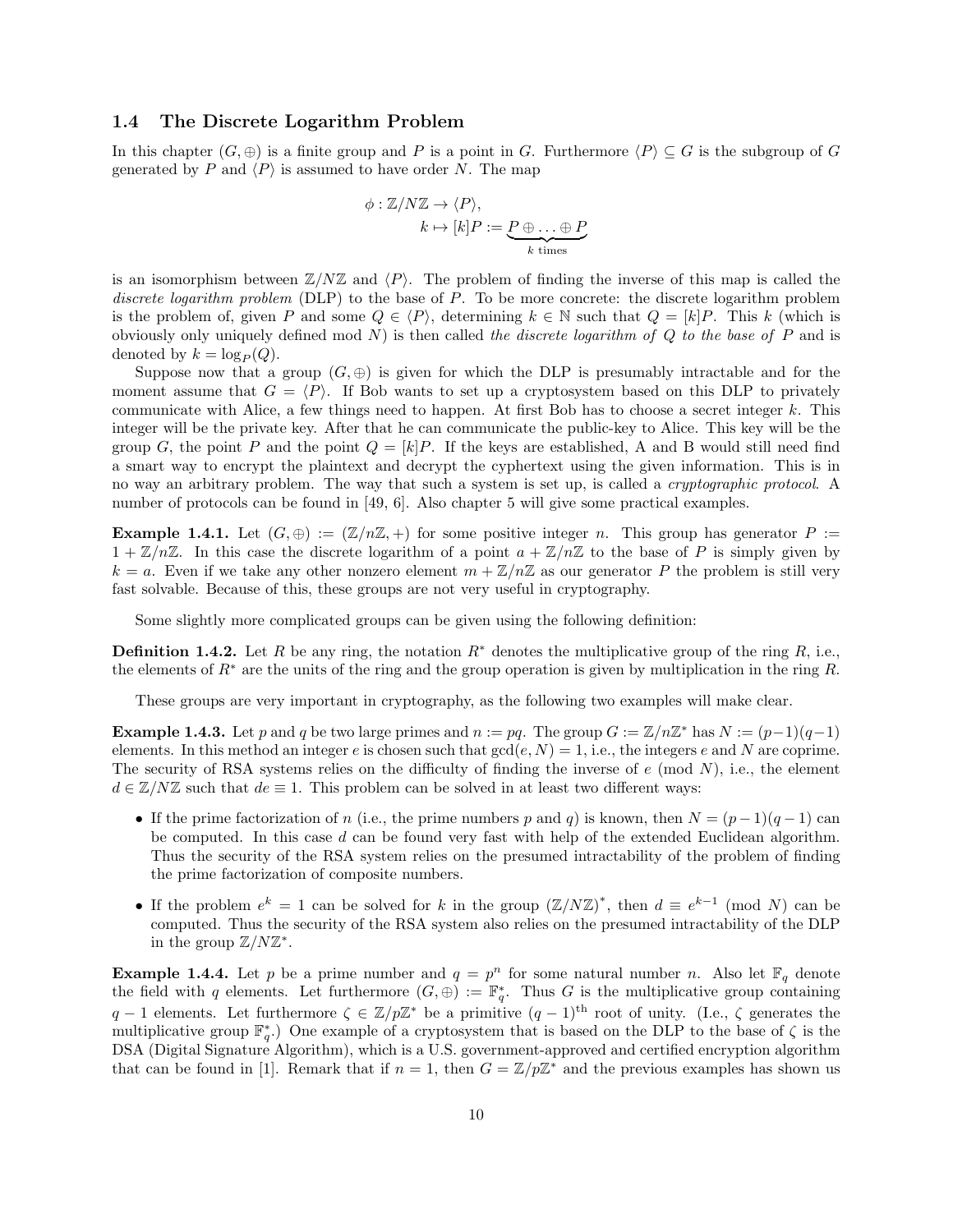### 1.4 The Discrete Logarithm Problem

In this chapter $(G, \oplus)$ is a finite group and $P$ is a point in $G$. Furthermore $\langle P \rangle \subseteq G$ is the subgroup of $G$ generated by $P$ and $\langle P \rangle$ is assumed to have order $N$. The map

$$\begin{aligned}\phi : \mathbb{Z}/N\mathbb{Z} &\to \langle P \rangle, \\ k &\mapsto [k]P := \underbrace{P \oplus \ldots \oplus P}_{k \text{ times}}\end{aligned}$$

is an isomorphism between $\mathbb{Z}/N\mathbb{Z}$ and $\langle P \rangle$. The problem of finding the inverse of this map is called the *discrete logarithm problem* (DLP) to the base of $P$. To be more concrete: the discrete logarithm problem is the problem of, given $P$ and some $Q \in \langle P \rangle$, determining $k \in \mathbb{N}$ such that $Q = [k]P$. This $k$ (which is obviously only uniquely defined mod $N$) is then called *the discrete logarithm of $Q$ to the base of $P$* and is denoted by $k = \log_P(Q)$.

Suppose now that a group $(G, \oplus)$ is given for which the DLP is presumably intractable and for the moment assume that $G = \langle P \rangle$. If Bob wants to set up a cryptosystem based on this DLP to privately communicate with Alice, a few things need to happen. At first Bob has to choose a secret integer $k$. This integer will be the private key. After that he can communicate the public-key to Alice. This key will be the group $G$, the point $P$ and the point $Q = [k]P$. If the keys are established, A and B would still need find a smart way to encrypt the plaintext and decrypt the cyphertext using the given information. This is in no way an arbitrary problem. The way that such a system is set up, is called a *cryptographic protocol*. A number of protocols can be found in [49, 6]. Also chapter 5 will give some practical examples.

**Example 1.4.1.** Let $(G, \oplus) := (\mathbb{Z}/n\mathbb{Z}, +)$ for some positive integer $n$. This group has generator $P := 1 + \mathbb{Z}/n\mathbb{Z}$. In this case the discrete logarithm of a point $a + \mathbb{Z}/n\mathbb{Z}$ to the base of $P$ is simply given by $k = a$. Even if we take any other nonzero element $m + \mathbb{Z}/n\mathbb{Z}$ as our generator $P$ the problem is still very fast solvable. Because of this, these groups are not very useful in cryptography.

Some slightly more complicated groups can be given using the following definition:

**Definition 1.4.2.** Let $R$ be any ring, the notation $R^*$ denotes the multiplicative group of the ring $R$, i.e., the elements of $R^*$ are the units of the ring and the group operation is given by multiplication in the ring $R$.

These groups are very important in cryptography, as the following two examples will make clear.

**Example 1.4.3.** Let $p$ and $q$ be two large primes and $n := pq$. The group $G := \mathbb{Z}/n\mathbb{Z}^*$ has $N := (p-1)(q-1)$ elements. In this method an integer $e$ is chosen such that $\gcd(e, N) = 1$, i.e., the integers $e$ and $N$ are coprime. The security of RSA systems relies on the difficulty of finding the inverse of $e$ (mod $N$), i.e., the element $d \in \mathbb{Z}/N\mathbb{Z}$ such that $de \equiv 1$. This problem can be solved in at least two different ways:

- If the prime factorization of $n$ (i.e., the prime numbers $p$ and $q$) is known, then $N = (p-1)(q-1)$ can be computed. In this case $d$ can be found very fast with help of the extended Euclidean algorithm. Thus the security of the RSA system relies on the presumed intractability of the problem of finding the prime factorization of composite numbers.
- If the problem $e^k = 1$ can be solved for $k$ in the group $(\mathbb{Z}/N\mathbb{Z})^*$, then $d \equiv e^{k-1}$ (mod $N$) can be computed. Thus the security of the RSA system also relies on the presumed intractability of the DLP in the group $\mathbb{Z}/N\mathbb{Z}^*$.

**Example 1.4.4.** Let $p$ be a prime number and $q = p^n$ for some natural number $n$. Also let $\mathbb{F}_q$ denote the field with $q$ elements. Let furthermore $(G, \oplus) := \mathbb{F}_q^*$. Thus $G$ is the multiplicative group containing $q - 1$ elements. Let furthermore $\zeta \in \mathbb{Z}/p\mathbb{Z}^*$ be a primitive $(q-1)^{\text{th}}$ root of unity. (I.e., $\zeta$ generates the multiplicative group $\mathbb{F}_q^*$.) One example of a cryptosystem that is based on the DLP to the base of $\zeta$ is the DSA (Digital Signature Algorithm), which is a U.S. government-approved and certified encryption algorithm that can be found in [1]. Remark that if $n = 1$, then $G = \mathbb{Z}/p\mathbb{Z}^*$ and the previous examples has shown us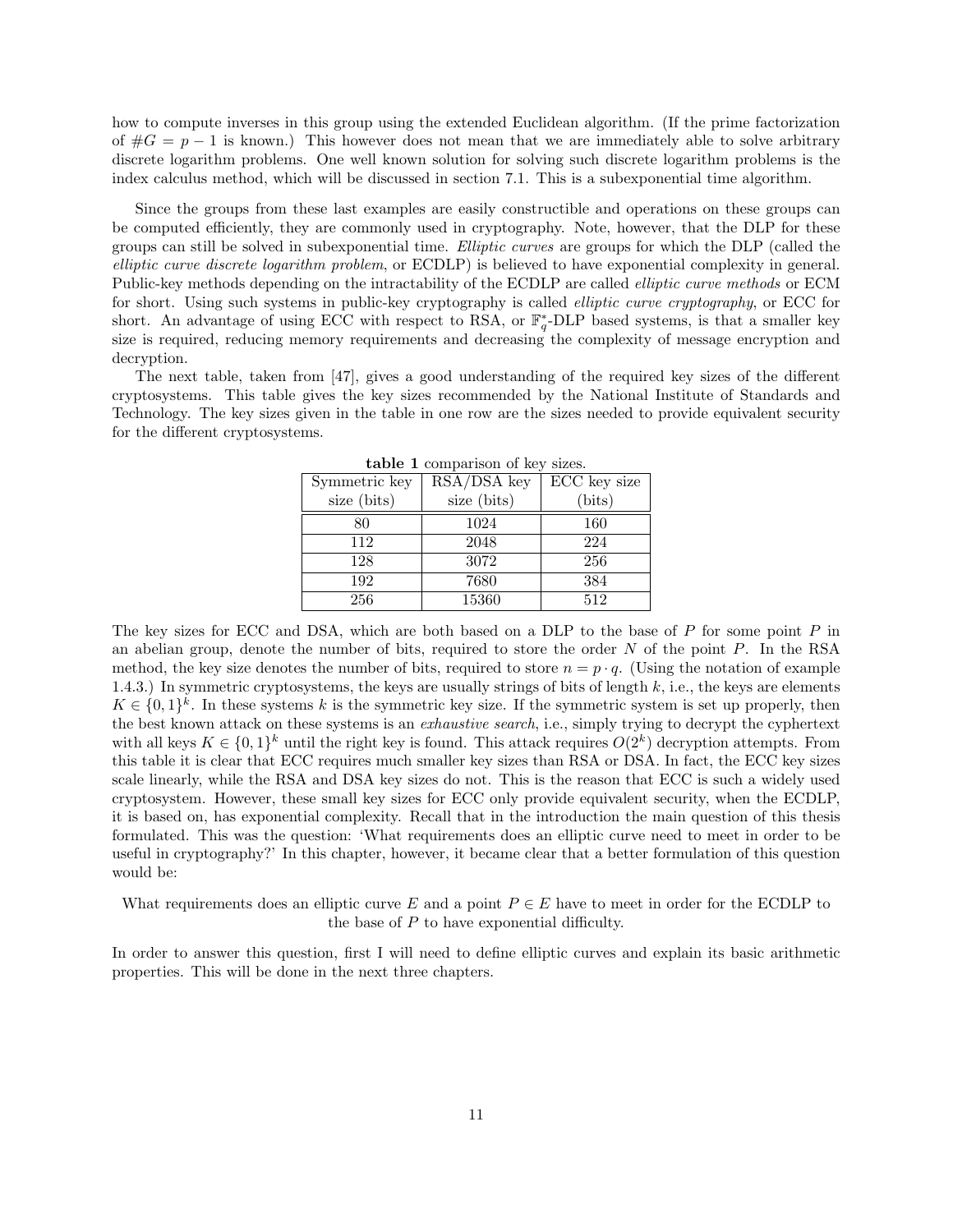how to compute inverses in this group using the extended Euclidean algorithm. (If the prime factorization of $\#G = p - 1$ is known.) This however does not mean that we are immediately able to solve arbitrary discrete logarithm problems. One well known solution for solving such discrete logarithm problems is the index calculus method, which will be discussed in section 7.1. This is a subexponential time algorithm.

Since the groups from these last examples are easily constructible and operations on these groups can be computed efficiently, they are commonly used in cryptography. Note, however, that the DLP for these groups can still be solved in subexponential time. *Elliptic curves* are groups for which the DLP (called the *elliptic curve discrete logarithm problem*, or ECDLP) is believed to have exponential complexity in general. Public-key methods depending on the intractability of the ECDLP are called *elliptic curve methods* or ECM for short. Using such systems in public-key cryptography is called *elliptic curve cryptography*, or ECC for short. An advantage of using ECC with respect to RSA, or $\mathbb{F}_q^*$-DLP based systems, is that a smaller key size is required, reducing memory requirements and decreasing the complexity of message encryption and decryption.

The next table, taken from [47], gives a good understanding of the required key sizes of the different cryptosystems. This table gives the key sizes recommended by the National Institute of Standards and Technology. The key sizes given in the table in one row are the sizes needed to provide equivalent security for the different cryptosystems.

**table 1** comparison of key sizes.

| Symmetric key size (bits) | RSA/DSA key size (bits) | ECC key size (bits) |
|---|---|---|
| 80 | 1024 | 160 |
| 112 | 2048 | 224 |
| 128 | 3072 | 256 |
| 192 | 7680 | 384 |
| 256 | 15360 | 512 |

The key sizes for ECC and DSA, which are both based on a DLP to the base of $P$ for some point $P$ in an abelian group, denote the number of bits, required to store the order $N$ of the point $P$. In the RSA method, the key size denotes the number of bits, required to store $n = p \cdot q$. (Using the notation of example 1.4.3.) In symmetric cryptosystems, the keys are usually strings of bits of length $k$, i.e., the keys are elements $K \in \{0,1\}^k$. In these systems $k$ is the symmetric key size. If the symmetric system is set up properly, then the best known attack on these systems is an *exhaustive search*, i.e., simply trying to decrypt the cyphertext with all keys $K \in \{0,1\}^k$ until the right key is found. This attack requires $O(2^k)$ decryption attempts. From this table it is clear that ECC requires much smaller key sizes than RSA or DSA. In fact, the ECC key sizes scale linearly, while the RSA and DSA key sizes do not. This is the reason that ECC is such a widely used cryptosystem. However, these small key sizes for ECC only provide equivalent security, when the ECDLP, it is based on, has exponential complexity. Recall that in the introduction the main question of this thesis formulated. This was the question: 'What requirements does an elliptic curve need to meet in order to be useful in cryptography?' In this chapter, however, it became clear that a better formulation of this question would be:

What requirements does an elliptic curve $E$ and a point $P \in E$ have to meet in order for the ECDLP to the base of $P$ to have exponential difficulty.

In order to answer this question, first I will need to define elliptic curves and explain its basic arithmetic properties. This will be done in the next three chapters.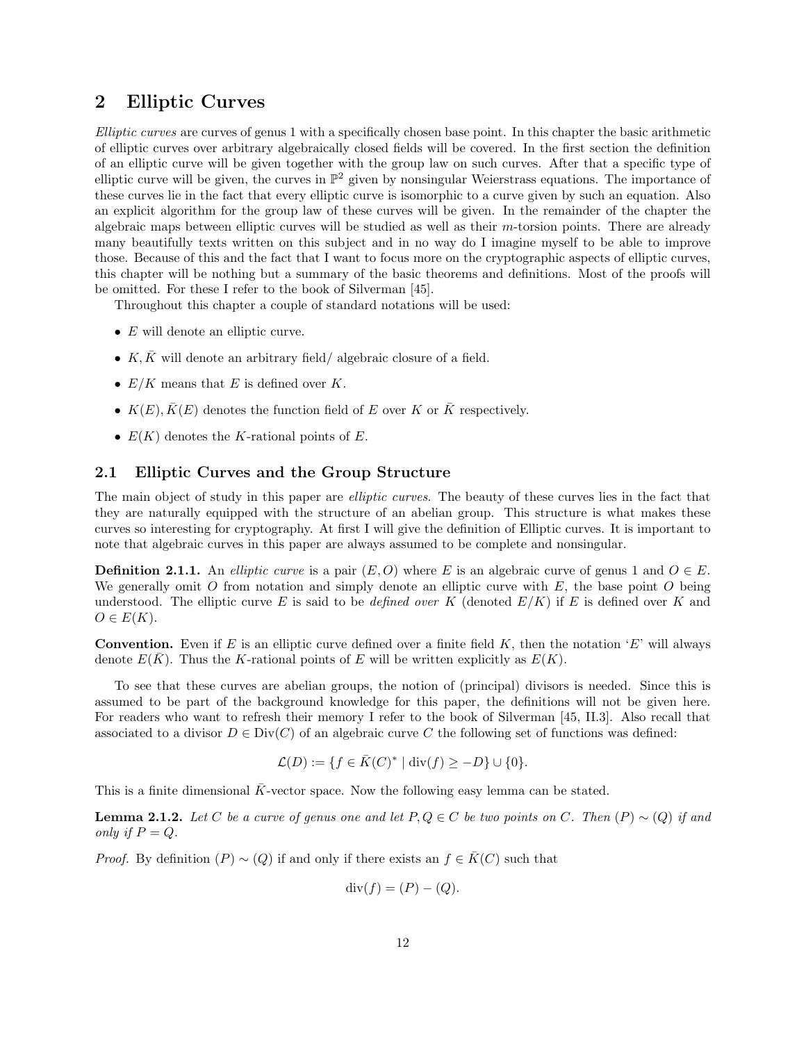# 2 Elliptic Curves

*Elliptic curves* are curves of genus 1 with a specifically chosen base point. In this chapter the basic arithmetic of elliptic curves over arbitrary algebraically closed fields will be covered. In the first section the definition of an elliptic curve will be given together with the group law on such curves. After that a specific type of elliptic curve will be given, the curves in $\mathbb{P}^2$ given by nonsingular Weierstrass equations. The importance of these curves lie in the fact that every elliptic curve is isomorphic to a curve given by such an equation. Also an explicit algorithm for the group law of these curves will be given. In the remainder of the chapter the algebraic maps between elliptic curves will be studied as well as their $m$-torsion points. There are already many beautifully texts written on this subject and in no way do I imagine myself to be able to improve those. Because of this and the fact that I want to focus more on the cryptographic aspects of elliptic curves, this chapter will be nothing but a summary of the basic theorems and definitions. Most of the proofs will be omitted. For these I refer to the book of Silverman [45].

Throughout this chapter a couple of standard notations will be used:

- $E$ will denote an elliptic curve.
- $K, \bar{K}$ will denote an arbitrary field/ algebraic closure of a field.
- $E/K$ means that $E$ is defined over $K$.
- $K(E), \bar{K}(E)$ denotes the function field of $E$ over $K$ or $\bar{K}$ respectively.
- $E(K)$ denotes the $K$-rational points of $E$.

## 2.1 Elliptic Curves and the Group Structure

The main object of study in this paper are *elliptic curves*. The beauty of these curves lies in the fact that they are naturally equipped with the structure of an abelian group. This structure is what makes these curves so interesting for cryptography. At first I will give the definition of Elliptic curves. It is important to note that algebraic curves in this paper are always assumed to be complete and nonsingular.

**Definition 2.1.1.** An *elliptic curve* is a pair $(E, O)$ where $E$ is an algebraic curve of genus 1 and $O \in E$. We generally omit $O$ from notation and simply denote an elliptic curve with $E$, the base point $O$ being understood. The elliptic curve $E$ is said to be *defined over* $K$ (denoted $E/K$) if $E$ is defined over $K$ and $O \in E(K)$.

**Convention.** Even if $E$ is an elliptic curve defined over a finite field $K$, then the notation '$E$' will always denote $E(\bar{K})$. Thus the $K$-rational points of $E$ will be written explicitly as $E(K)$.

To see that these curves are abelian groups, the notion of (principal) divisors is needed. Since this is assumed to be part of the background knowledge for this paper, the definitions will not be given here. For readers who want to refresh their memory I refer to the book of Silverman [45, II.3]. Also recall that associated to a divisor $D \in \text{Div}(C)$ of an algebraic curve $C$ the following set of functions was defined:

$$\mathcal{L}(D) := \{f \in \bar{K}(C)^* \mid \text{div}(f) \geq -D\} \cup \{0\}.$$

This is a finite dimensional $\bar{K}$-vector space. Now the following easy lemma can be stated.

**Lemma 2.1.2.** *Let $C$ be a curve of genus one and let $P, Q \in C$ be two points on $C$. Then $(P) \sim (Q)$ if and only if $P = Q$.*

*Proof.* By definition $(P) \sim (Q)$ if and only if there exists an $f \in \bar{K}(C)$ such that

$$\text{div}(f) = (P) - (Q).$$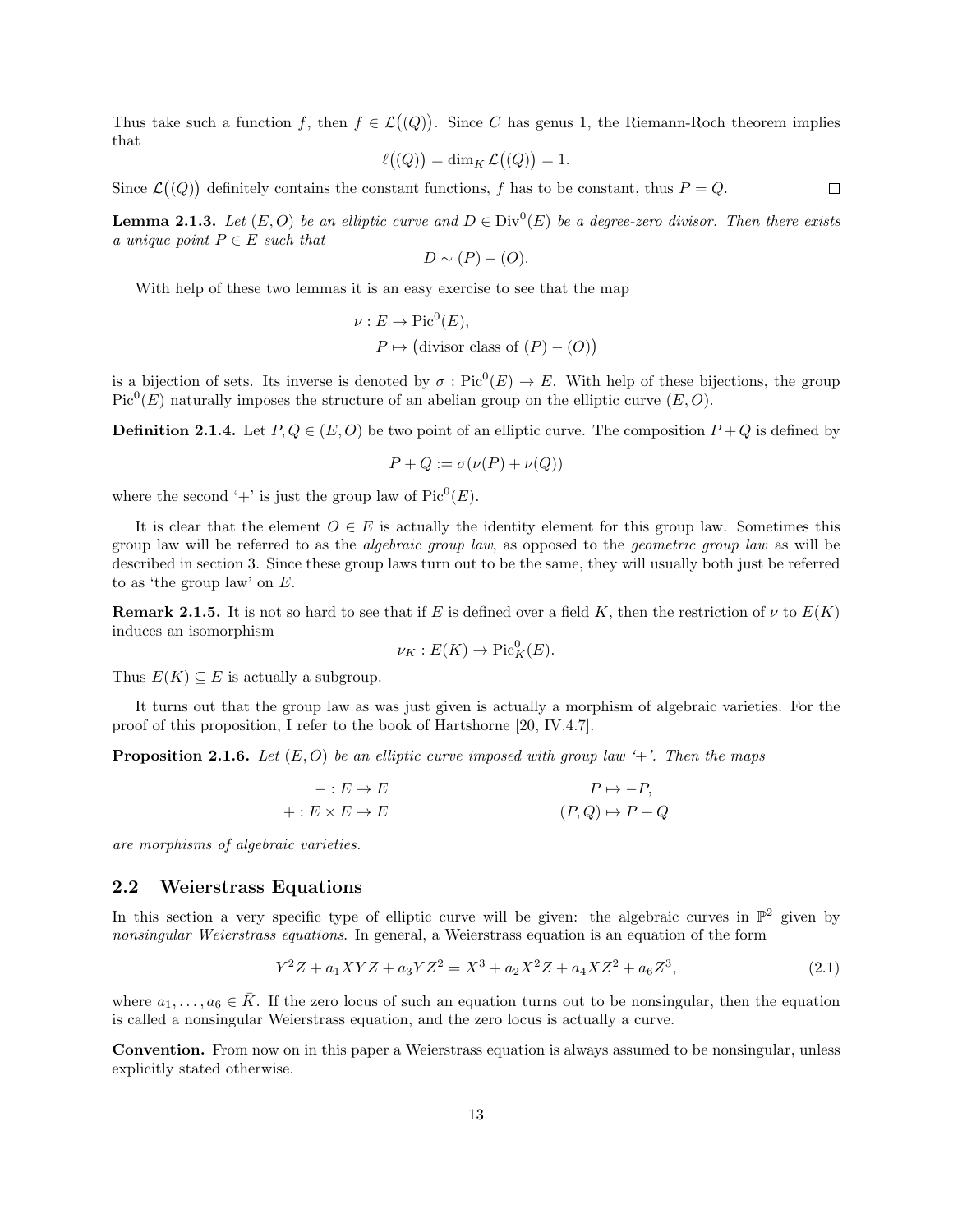Thus take such a function $f$, then $f \in \mathcal{L}\big((Q)\big)$. Since $C$ has genus 1, the Riemann-Roch theorem implies that

$$\ell\big((Q)\big) = \dim_{\bar{K}} \mathcal{L}\big((Q)\big) = 1.$$

Since $\mathcal{L}\big((Q)\big)$ definitely contains the constant functions, $f$ has to be constant, thus $P = Q$. $\square$

**Lemma 2.1.3.** *Let $(E, O)$ be an elliptic curve and $D \in \mathrm{Div}^0(E)$ be a degree-zero divisor. Then there exists a unique point $P \in E$ such that*

$$D \sim (P) - (O).$$

With help of these two lemmas it is an easy exercise to see that the map

$$\begin{aligned} \nu : E &\to \mathrm{Pic}^0(E), \\ P &\mapsto \big(\text{divisor class of } (P) - (O)\big) \end{aligned}$$

is a bijection of sets. Its inverse is denoted by $\sigma : \mathrm{Pic}^0(E) \to E$. With help of these bijections, the group $\mathrm{Pic}^0(E)$ naturally imposes the structure of an abelian group on the elliptic curve $(E, O)$.

**Definition 2.1.4.** Let $P, Q \in (E, O)$ be two point of an elliptic curve. The composition $P + Q$ is defined by

$$P + Q := \sigma(\nu(P) + \nu(Q))$$

where the second '+' is just the group law of $\mathrm{Pic}^0(E)$.

It is clear that the element $O \in E$ is actually the identity element for this group law. Sometimes this group law will be referred to as the *algebraic group law*, as opposed to the *geometric group law* as will be described in section 3. Since these group laws turn out to be the same, they will usually both just be referred to as 'the group law' on $E$.

**Remark 2.1.5.** It is not so hard to see that if $E$ is defined over a field $K$, then the restriction of $\nu$ to $E(K)$ induces an isomorphism

$$\nu_K : E(K) \to \mathrm{Pic}^0_K(E).$$

Thus $E(K) \subseteq E$ is actually a subgroup.

It turns out that the group law as was just given is actually a morphism of algebraic varieties. For the proof of this proposition, I refer to the book of Hartshorne [20, IV.4.7].

**Proposition 2.1.6.** *Let $(E, O)$ be an elliptic curve imposed with group law '+'. Then the maps*

$$\begin{aligned} - : E &\to E & P &\mapsto -P, \\ + : E \times E &\to E & (P, Q) &\mapsto P + Q \end{aligned}$$

*are morphisms of algebraic varieties.*

## 2.2 Weierstrass Equations

In this section a very specific type of elliptic curve will be given: the algebraic curves in $\mathbb{P}^2$ given by *nonsingular Weierstrass equations*. In general, a Weierstrass equation is an equation of the form

$$Y^2Z + a_1XYZ + a_3YZ^2 = X^3 + a_2X^2Z + a_4XZ^2 + a_6Z^3, \tag{2.1}$$

where $a_1, \ldots, a_6 \in \bar{K}$. If the zero locus of such an equation turns out to be nonsingular, then the equation is called a nonsingular Weierstrass equation, and the zero locus is actually a curve.

**Convention.** From now on in this paper a Weierstrass equation is always assumed to be nonsingular, unless explicitly stated otherwise.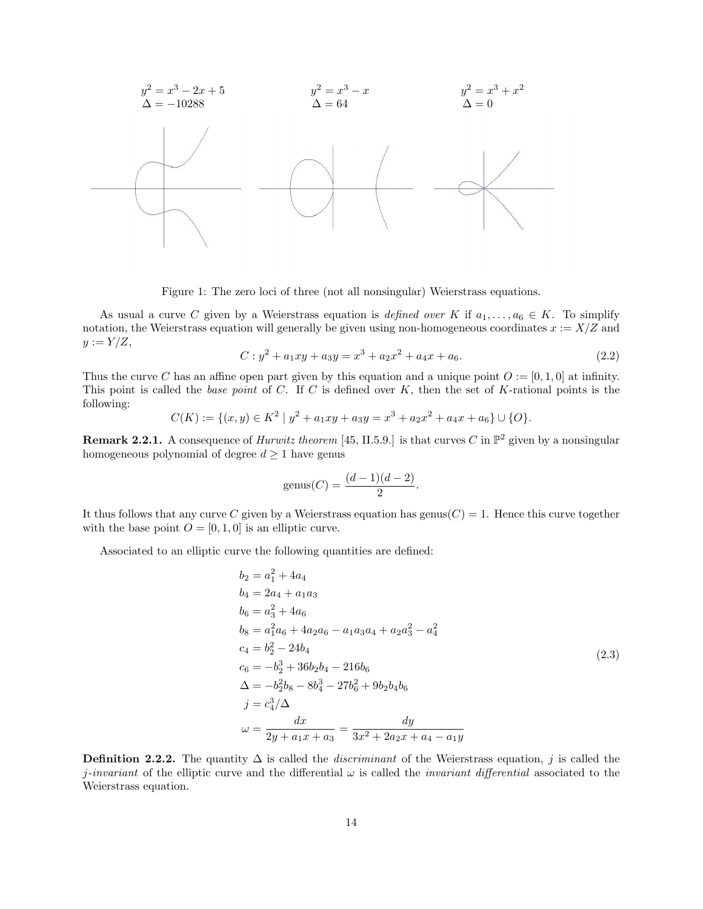$y^2 = x^3 - 2x + 5$
$\Delta = -10288$

$y^2 = x^3 - x$
$\Delta = 64$

$y^2 = x^3 + x^2$
$\Delta = 0$

Figure 1: The zero loci of three (not all nonsingular) Weierstrass equations.

As usual a curve $C$ given by a Weierstrass equation is *defined over* $K$ if $a_1, \ldots, a_6 \in K$. To simplify notation, the Weierstrass equation will generally be given using non-homogeneous coordinates $x := X/Z$ and $y := Y/Z$,

$$C : y^2 + a_1xy + a_3y = x^3 + a_2x^2 + a_4x + a_6. \tag{2.2}$$

Thus the curve $C$ has an affine open part given by this equation and a unique point $O := [0, 1, 0]$ at infinity. This point is called the *base point* of $C$. If $C$ is defined over $K$, then the set of $K$-rational points is the following:

$$C(K) := \{(x, y) \in K^2 \mid y^2 + a_1xy + a_3y = x^3 + a_2x^2 + a_4x + a_6\} \cup \{O\}.$$

**Remark 2.2.1.** A consequence of *Hurwitz theorem* [45, II.5.9.] is that curves $C$ in $\mathbb{P}^2$ given by a nonsingular homogeneous polynomial of degree $d \geq 1$ have genus

$$\text{genus}(C) = \frac{(d-1)(d-2)}{2}.$$

It thus follows that any curve $C$ given by a Weierstrass equation has $\text{genus}(C) = 1$. Hence this curve together with the base point $O = [0, 1, 0]$ is an elliptic curve.

Associated to an elliptic curve the following quantities are defined:

$$\begin{aligned}
b_2 &= a_1^2 + 4a_4 \\
b_4 &= 2a_4 + a_1a_3 \\
b_6 &= a_3^2 + 4a_6 \\
b_8 &= a_1^2a_6 + 4a_2a_6 - a_1a_3a_4 + a_2a_3^2 - a_4^2 \\
c_4 &= b_2^2 - 24b_4 \\
c_6 &= -b_2^3 + 36b_2b_4 - 216b_6 \\
\Delta &= -b_2^2b_8 - 8b_4^3 - 27b_6^2 + 9b_2b_4b_6 \\
j &= c_4^3/\Delta \\
\omega &= \frac{dx}{2y + a_1x + a_3} = \frac{dy}{3x^2 + 2a_2x + a_4 - a_1y}
\end{aligned} \tag{2.3}$$

**Definition 2.2.2.** The quantity $\Delta$ is called the *discriminant* of the Weierstrass equation, $j$ is called the $j$*-invariant* of the elliptic curve and the differential $\omega$ is called the *invariant differential* associated to the Weierstrass equation.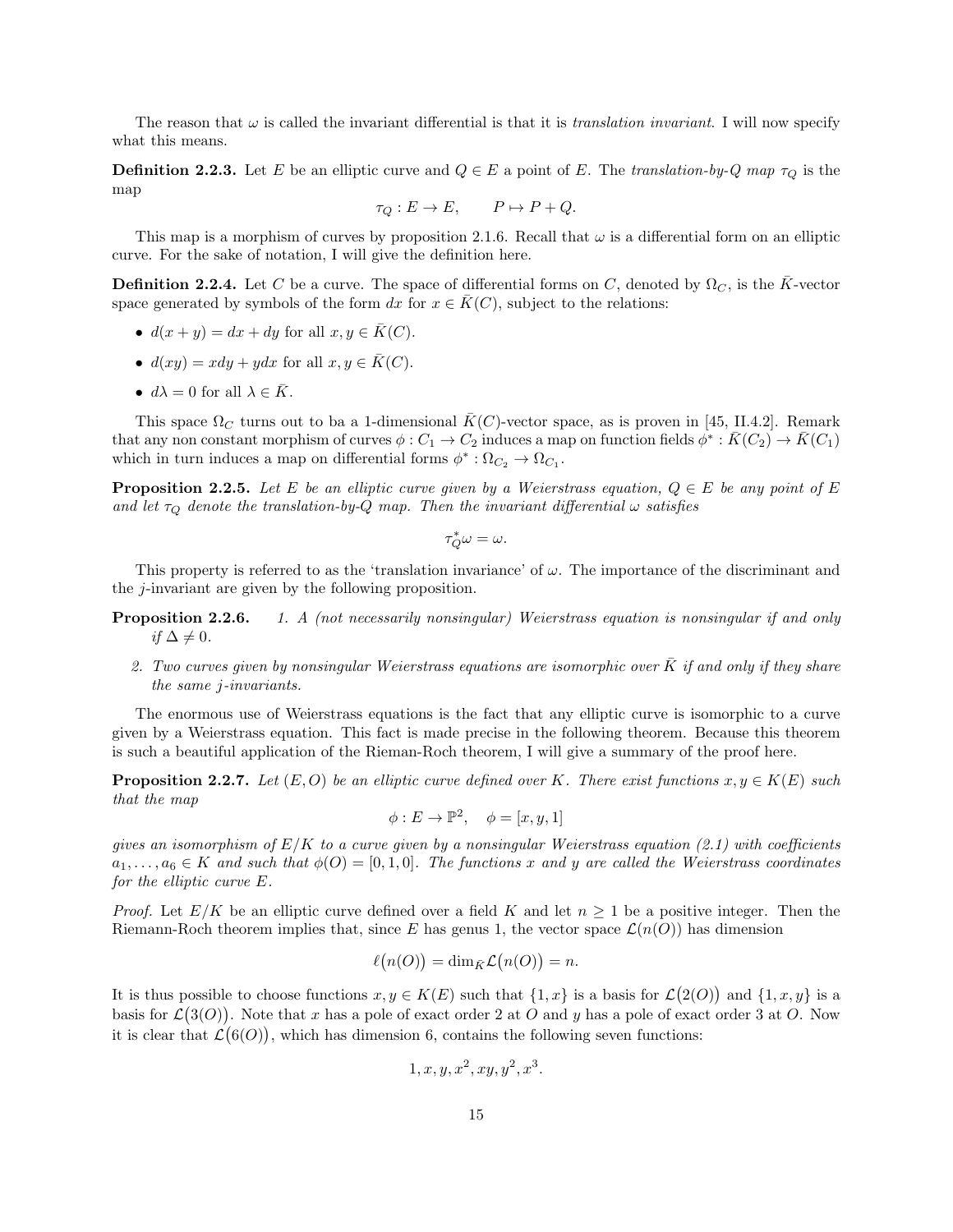The reason that $\omega$ is called the invariant differential is that it is *translation invariant*. I will now specify what this means.

**Definition 2.2.3.** Let $E$ be an elliptic curve and $Q \in E$ a point of $E$. The *translation-by-Q map* $\tau_Q$ is the map

$$\tau_Q : E \to E, \qquad P \mapsto P + Q.$$

This map is a morphism of curves by proposition 2.1.6. Recall that $\omega$ is a differential form on an elliptic curve. For the sake of notation, I will give the definition here.

**Definition 2.2.4.** Let $C$ be a curve. The space of differential forms on $C$, denoted by $\Omega_C$, is the $\bar{K}$-vector space generated by symbols of the form $dx$ for $x \in \bar{K}(C)$, subject to the relations:

- $d(x + y) = dx + dy$ for all $x, y \in \bar{K}(C)$.
- $d(xy) = xdy + ydx$ for all $x, y \in \bar{K}(C)$.
- $d\lambda = 0$ for all $\lambda \in \bar{K}$.

This space $\Omega_C$ turns out to ba a 1-dimensional $\bar{K}(C)$-vector space, as is proven in [45, II.4.2]. Remark that any non constant morphism of curves $\phi : C_1 \to C_2$ induces a map on function fields $\phi^* : \bar{K}(C_2) \to \bar{K}(C_1)$ which in turn induces a map on differential forms $\phi^* : \Omega_{C_2} \to \Omega_{C_1}$.

**Proposition 2.2.5.** *Let $E$ be an elliptic curve given by a Weierstrass equation, $Q \in E$ be any point of $E$ and let $\tau_Q$ denote the translation-by-Q map. Then the invariant differential $\omega$ satisfies*

$$\tau_Q^* \omega = \omega.$$

This property is referred to as the 'translation invariance' of $\omega$. The importance of the discriminant and the $j$-invariant are given by the following proposition.

**Proposition 2.2.6.**
1. *A (not necessarily nonsingular) Weierstrass equation is nonsingular if and only if $\Delta \neq 0$.*
2. *Two curves given by nonsingular Weierstrass equations are isomorphic over $\bar{K}$ if and only if they share the same $j$-invariants.*

The enormous use of Weierstrass equations is the fact that any elliptic curve is isomorphic to a curve given by a Weierstrass equation. This fact is made precise in the following theorem. Because this theorem is such a beautiful application of the Rieman-Roch theorem, I will give a summary of the proof here.

**Proposition 2.2.7.** *Let $(E, O)$ be an elliptic curve defined over $K$. There exist functions $x, y \in K(E)$ such that the map*

$$\phi : E \to \mathbb{P}^2, \quad \phi = [x, y, 1]$$

*gives an isomorphism of $E/K$ to a curve given by a nonsingular Weierstrass equation (2.1) with coefficients $a_1, \ldots, a_6 \in K$ and such that $\phi(O) = [0, 1, 0]$. The functions $x$ and $y$ are called the Weierstrass coordinates for the elliptic curve $E$.*

*Proof.* Let $E/K$ be an elliptic curve defined over a field $K$ and let $n \geq 1$ be a positive integer. Then the Riemann-Roch theorem implies that, since $E$ has genus 1, the vector space $\mathcal{L}(n(O))$ has dimension

$$\ell\big(n(O)\big) = \dim_{\bar{K}} \mathcal{L}\big(n(O)\big) = n.$$

It is thus possible to choose functions $x, y \in K(E)$ such that $\{1, x\}$ is a basis for $\mathcal{L}\big(2(O)\big)$ and $\{1, x, y\}$ is a basis for $\mathcal{L}\big(3(O)\big)$. Note that $x$ has a pole of exact order 2 at $O$ and $y$ has a pole of exact order 3 at $O$. Now it is clear that $\mathcal{L}\big(6(O)\big)$, which has dimension 6, contains the following seven functions:

$$1, x, y, x^2, xy, y^2, x^3.$$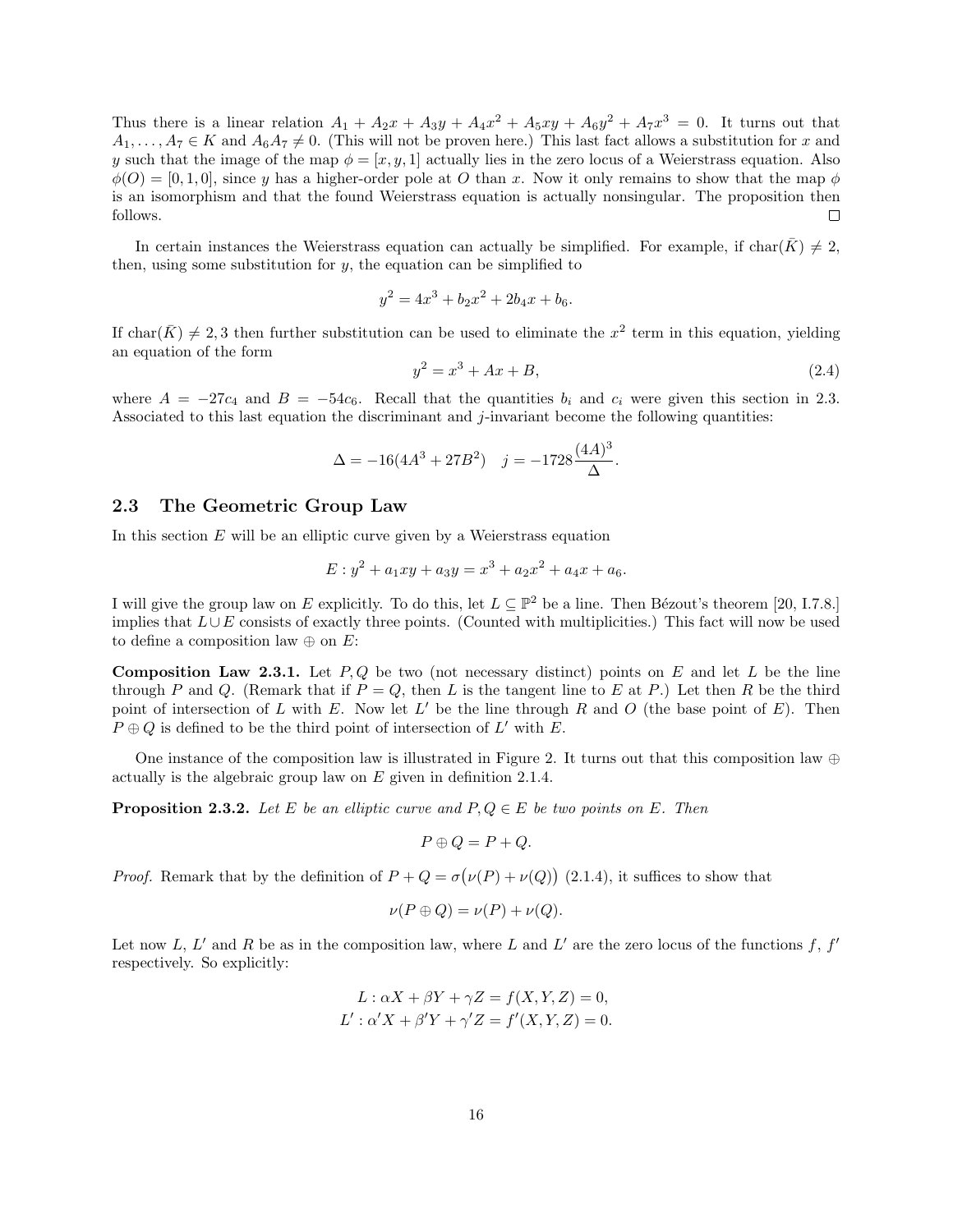Thus there is a linear relation $A_1 + A_2x + A_3y + A_4x^2 + A_5xy + A_6y^2 + A_7x^3 = 0$. It turns out that $A_1, \ldots, A_7 \in K$ and $A_6A_7 \neq 0$. (This will not be proven here.) This last fact allows a substitution for $x$ and $y$ such that the image of the map $\phi = [x, y, 1]$ actually lies in the zero locus of a Weierstrass equation. Also $\phi(O) = [0, 1, 0]$, since $y$ has a higher-order pole at $O$ than $x$. Now it only remains to show that the map $\phi$ is an isomorphism and that the found Weierstrass equation is actually nonsingular. The proposition then follows. $\square$

In certain instances the Weierstrass equation can actually be simplified. For example, if $\text{char}(\bar{K}) \neq 2$, then, using some substitution for $y$, the equation can be simplified to

$$y^2 = 4x^3 + b_2x^2 + 2b_4x + b_6.$$

If $\text{char}(\bar{K}) \neq 2, 3$ then further substitution can be used to eliminate the $x^2$ term in this equation, yielding an equation of the form

$$y^2 = x^3 + Ax + B, \tag{2.4}$$

where $A = -27c_4$ and $B = -54c_6$. Recall that the quantities $b_i$ and $c_i$ were given this section in 2.3. Associated to this last equation the discriminant and $j$-invariant become the following quantities:

$$\Delta = -16(4A^3 + 27B^2) \quad j = -1728\frac{(4A)^3}{\Delta}.$$

## 2.3 The Geometric Group Law

In this section $E$ will be an elliptic curve given by a Weierstrass equation

$$E : y^2 + a_1xy + a_3y = x^3 + a_2x^2 + a_4x + a_6.$$

I will give the group law on $E$ explicitly. To do this, let $L \subseteq \mathbb{P}^2$ be a line. Then Bézout's theorem [20, I.7.8.] implies that $L \cup E$ consists of exactly three points. (Counted with multiplicities.) This fact will now be used to define a composition law $\oplus$ on $E$:

**Composition Law 2.3.1.** Let $P, Q$ be two (not necessary distinct) points on $E$ and let $L$ be the line through $P$ and $Q$. (Remark that if $P = Q$, then $L$ is the tangent line to $E$ at $P$.) Let then $R$ be the third point of intersection of $L$ with $E$. Now let $L'$ be the line through $R$ and $O$ (the base point of $E$). Then $P \oplus Q$ is defined to be the third point of intersection of $L'$ with $E$.

One instance of the composition law is illustrated in Figure 2. It turns out that this composition law $\oplus$ actually is the algebraic group law on $E$ given in definition 2.1.4.

**Proposition 2.3.2.** *Let $E$ be an elliptic curve and $P, Q \in E$ be two points on $E$. Then*

$$P \oplus Q = P + Q.$$

*Proof.* Remark that by the definition of $P + Q = \sigma\big(\nu(P) + \nu(Q)\big)$ (2.1.4), it suffices to show that

$$\nu(P \oplus Q) = \nu(P) + \nu(Q).$$

Let now $L$, $L'$ and $R$ be as in the composition law, where $L$ and $L'$ are the zero locus of the functions $f$, $f'$ respectively. So explicitly:

$$L : \alpha X + \beta Y + \gamma Z = f(X, Y, Z) = 0,$$
$$L' : \alpha' X + \beta' Y + \gamma' Z = f'(X, Y, Z) = 0.$$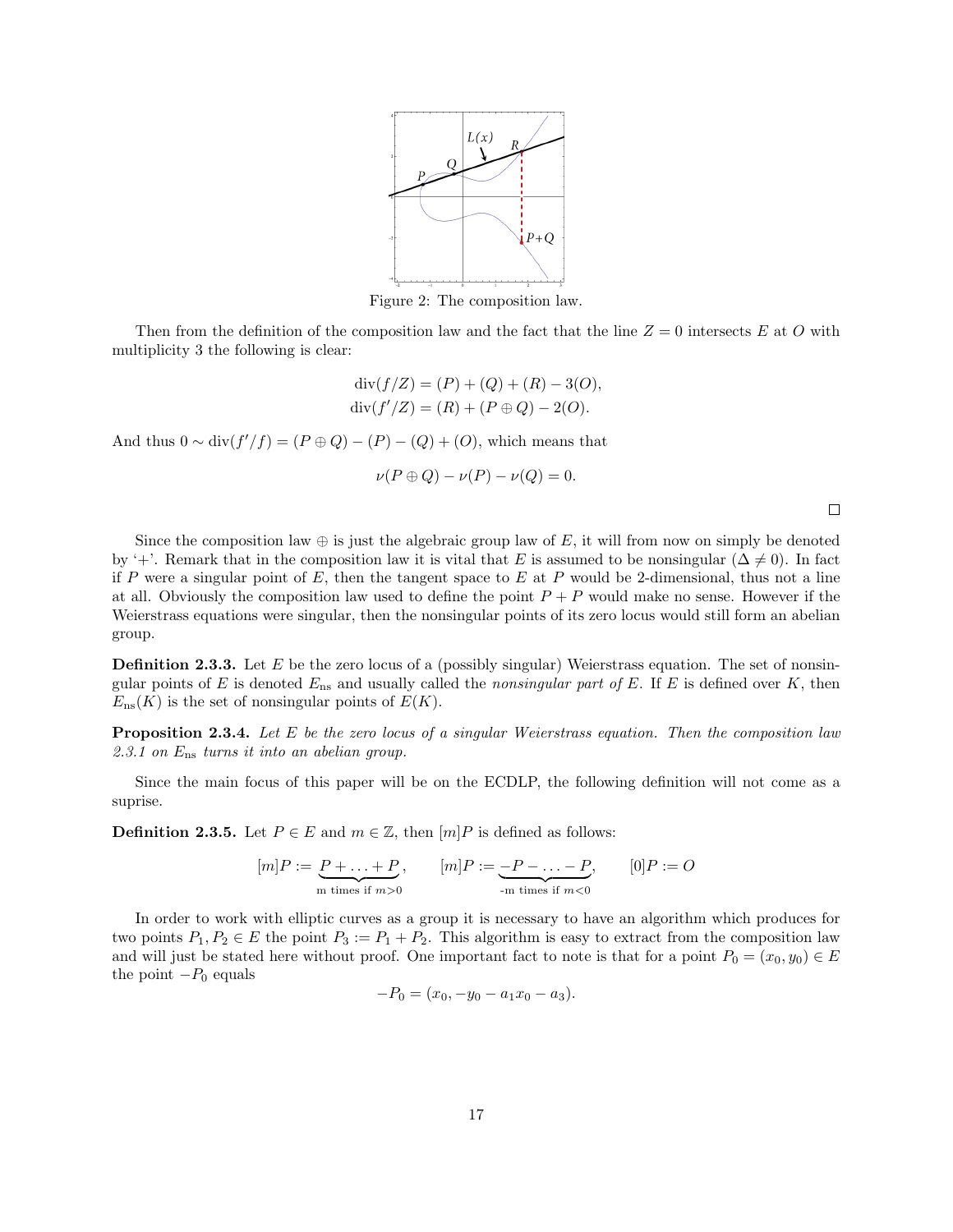Figure 2: The composition law.

Then from the definition of the composition law and the fact that the line $Z = 0$ intersects $E$ at $O$ with multiplicity 3 the following is clear:

$$
\begin{aligned}
\operatorname{div}(f/Z) &= (P) + (Q) + (R) - 3(O), \\
\operatorname{div}(f'/Z) &= (R) + (P \oplus Q) - 2(O).
\end{aligned}
$$

And thus $0 \sim \operatorname{div}(f'/f) = (P \oplus Q) - (P) - (Q) + (O)$, which means that

$$
\nu(P \oplus Q) - \nu(P) - \nu(Q) = 0.
$$

□

Since the composition law $\oplus$ is just the algebraic group law of $E$, it will from now on simply be denoted by '+'. Remark that in the composition law it is vital that $E$ is assumed to be nonsingular ($\Delta \neq 0$). In fact if $P$ were a singular point of $E$, then the tangent space to $E$ at $P$ would be 2-dimensional, thus not a line at all. Obviously the composition law used to define the point $P + P$ would make no sense. However if the Weierstrass equations were singular, then the nonsingular points of its zero locus would still form an abelian group.

**Definition 2.3.3.** Let $E$ be the zero locus of a (possibly singular) Weierstrass equation. The set of nonsingular points of $E$ is denoted $E_{\text{ns}}$ and usually called the *nonsingular part of* $E$. If $E$ is defined over $K$, then $E_{\text{ns}}(K)$ is the set of nonsingular points of $E(K)$.

**Proposition 2.3.4.** *Let $E$ be the zero locus of a singular Weierstrass equation. Then the composition law 2.3.1 on $E_{\text{ns}}$ turns it into an abelian group.*

Since the main focus of this paper will be on the ECDLP, the following definition will not come as a suprise.

**Definition 2.3.5.** Let $P \in E$ and $m \in \mathbb{Z}$, then $[m]P$ is defined as follows:

$$
[m]P := \underbrace{P + \ldots + P}_{\text{m times if } m>0}, \qquad [m]P := \underbrace{-P - \ldots - P}_{\text{-m times if } m<0}, \qquad [0]P := O
$$

In order to work with elliptic curves as a group it is necessary to have an algorithm which produces for two points $P_1, P_2 \in E$ the point $P_3 := P_1 + P_2$. This algorithm is easy to extract from the composition law and will just be stated here without proof. One important fact to note is that for a point $P_0 = (x_0, y_0) \in E$ the point $-P_0$ equals

$$
-P_0 = (x_0, -y_0 - a_1 x_0 - a_3).
$$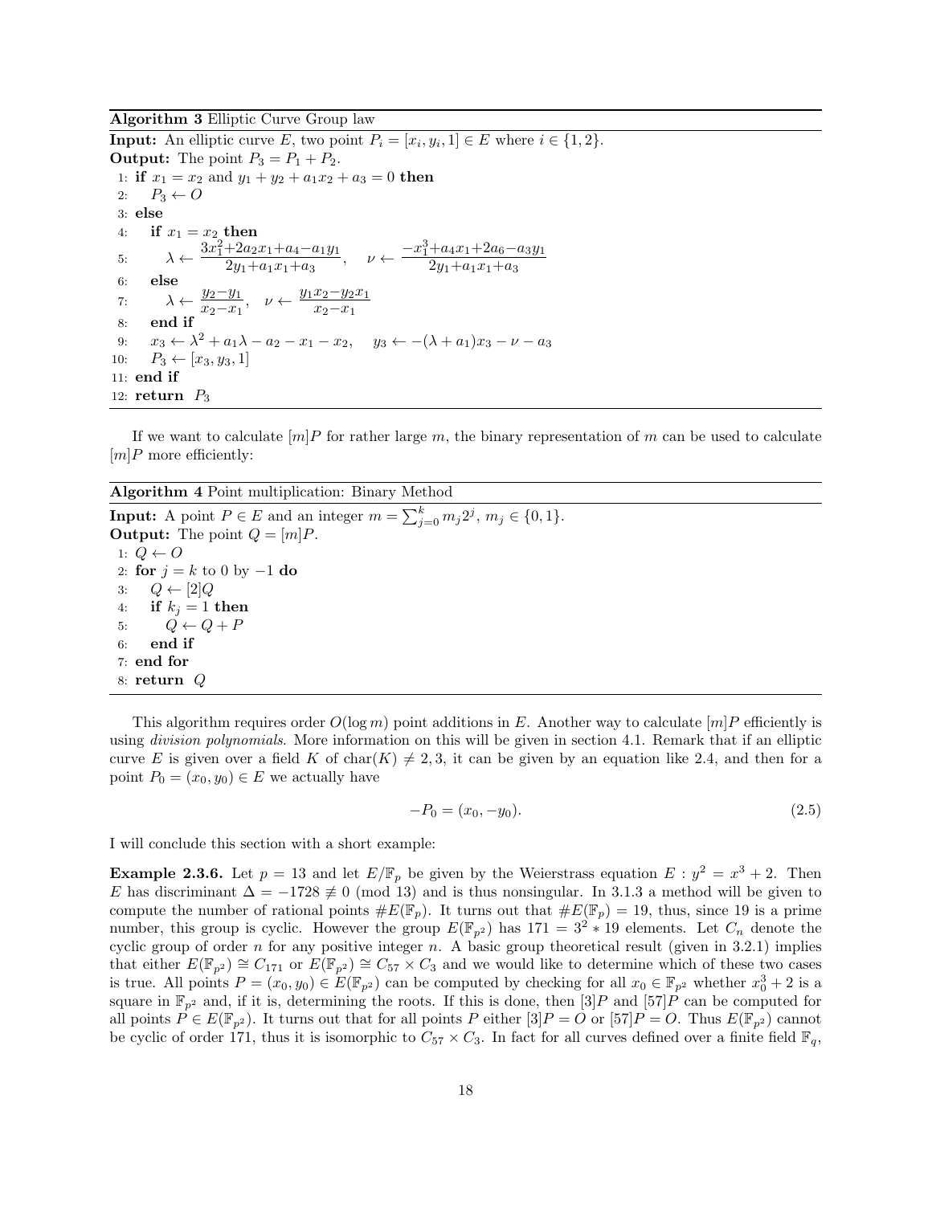**Algorithm 3** Elliptic Curve Group law

**Input:** An elliptic curve $E$, two point $P_i = [x_i, y_i, 1] \in E$ where $i \in \{1, 2\}$.
**Output:** The point $P_3 = P_1 + P_2$.

```
1: if x_1 = x_2 and y_1 + y_2 + a_1 x_2 + a_3 = 0 then
2:     P_3 ← O
3: else
4:     if x_1 = x_2 then
5:         λ ← (3x_1^2 + 2a_2 x_1 + a_4 − a_1 y_1)/(2y_1 + a_1 x_1 + a_3),   ν ← (−x_1^3 + a_4 x_1 + 2a_6 − a_3 y_1)/(2y_1 + a_1 x_1 + a_3)
6:     else
7:         λ ← (y_2 − y_1)/(x_2 − x_1),   ν ← (y_1 x_2 − y_2 x_1)/(x_2 − x_1)
8:     end if
9:     x_3 ← λ^2 + a_1 λ − a_2 − x_1 − x_2,   y_3 ← −(λ + a_1)x_3 − ν − a_3
10:    P_3 ← [x_3, y_3, 1]
11: end if
12: return P_3
```

If we want to calculate $[m]P$ for rather large $m$, the binary representation of $m$ can be used to calculate $[m]P$ more efficiently:

**Algorithm 4** Point multiplication: Binary Method

**Input:** A point $P \in E$ and an integer $m = \sum_{j=0}^{k} m_j 2^j$, $m_j \in \{0, 1\}$.
**Output:** The point $Q = [m]P$.

```
1: Q ← O
2: for j = k to 0 by −1 do
3:     Q ← [2]Q
4:     if k_j = 1 then
5:         Q ← Q + P
6:     end if
7: end for
8: return Q
```

This algorithm requires order $O(\log m)$ point additions in $E$. Another way to calculate $[m]P$ efficiently is using *division polynomials*. More information on this will be given in section 4.1. Remark that if an elliptic curve $E$ is given over a field $K$ of $\mathrm{char}(K) \neq 2, 3$, it can be given by an equation like 2.4, and then for a point $P_0 = (x_0, y_0) \in E$ we actually have

$$-P_0 = (x_0, -y_0). \tag{2.5}$$

I will conclude this section with a short example:

**Example 2.3.6.** Let $p = 13$ and let $E/\mathbb{F}_p$ be given by the Weierstrass equation $E : y^2 = x^3 + 2$. Then $E$ has discriminant $\Delta = -1728 \not\equiv 0 \pmod{13}$ and is thus nonsingular. In 3.1.3 a method will be given to compute the number of rational points $\#E(\mathbb{F}_p)$. It turns out that $\#E(\mathbb{F}_p) = 19$, thus, since 19 is a prime number, this group is cyclic. However the group $E(\mathbb{F}_{p^2})$ has $171 = 3^2 * 19$ elements. Let $C_n$ denote the cyclic group of order $n$ for any positive integer $n$. A basic group theoretical result (given in 3.2.1) implies that either $E(\mathbb{F}_{p^2}) \cong C_{171}$ or $E(\mathbb{F}_{p^2}) \cong C_{57} \times C_3$ and we would like to determine which of these two cases is true. All points $P = (x_0, y_0) \in E(\mathbb{F}_{p^2})$ can be computed by checking for all $x_0 \in \mathbb{F}_{p^2}$ whether $x_0^3 + 2$ is a square in $\mathbb{F}_{p^2}$ and, if it is, determining the roots. If this is done, then $[3]P$ and $[57]P$ can be computed for all points $P \in E(\mathbb{F}_{p^2})$. It turns out that for all points $P$ either $[3]P = O$ or $[57]P = O$. Thus $E(\mathbb{F}_{p^2})$ cannot be cyclic of order 171, thus it is isomorphic to $C_{57} \times C_3$. In fact for all curves defined over a finite field $\mathbb{F}_q$,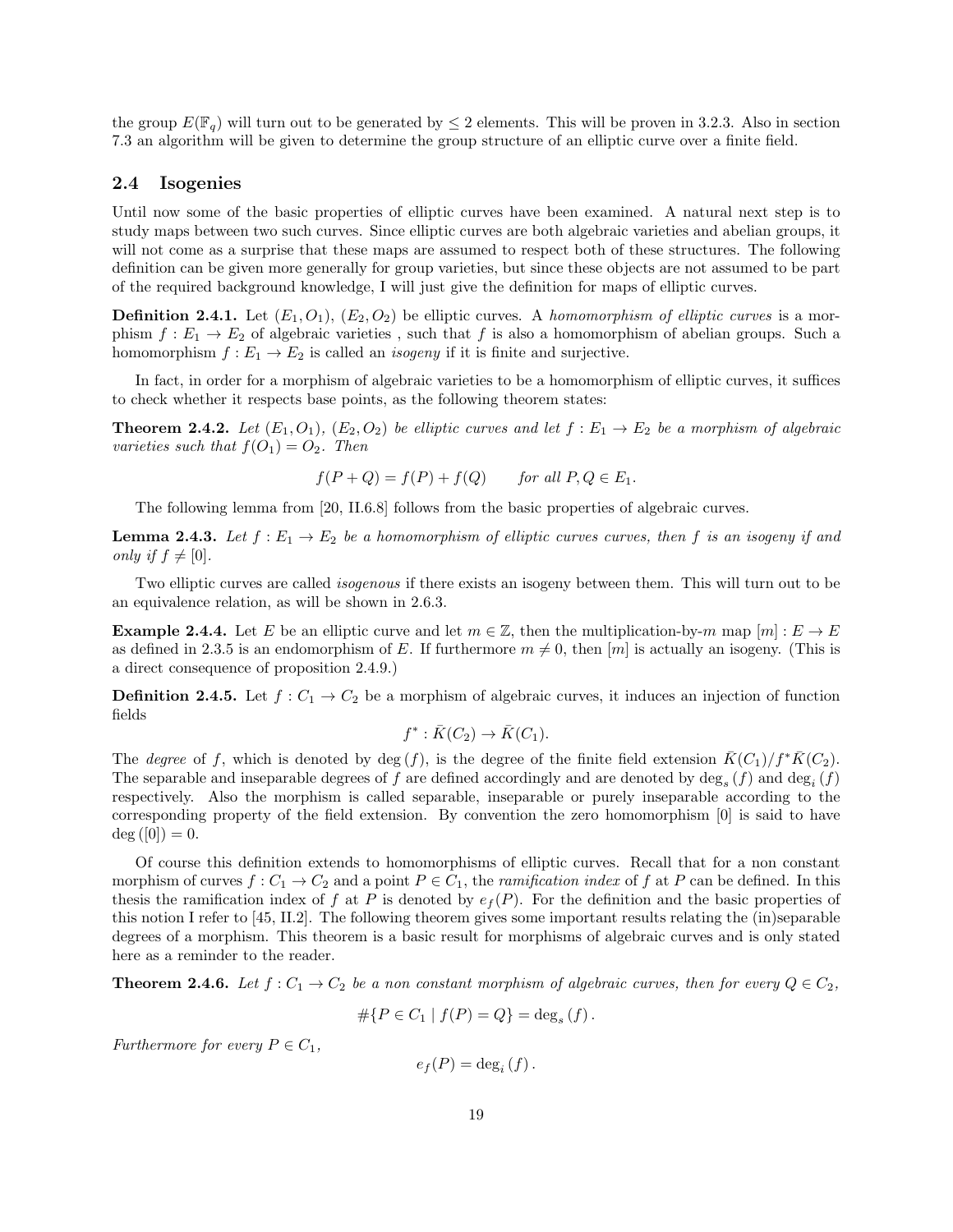the group $E(\mathbb{F}_q)$ will turn out to be generated by $\leq 2$ elements. This will be proven in 3.2.3. Also in section 7.3 an algorithm will be given to determine the group structure of an elliptic curve over a finite field.

## 2.4 Isogenies

Until now some of the basic properties of elliptic curves have been examined. A natural next step is to study maps between two such curves. Since elliptic curves are both algebraic varieties and abelian groups, it will not come as a surprise that these maps are assumed to respect both of these structures. The following definition can be given more generally for group varieties, but since these objects are not assumed to be part of the required background knowledge, I will just give the definition for maps of elliptic curves.

**Definition 2.4.1.** Let $(E_1, O_1)$, $(E_2, O_2)$ be elliptic curves. A *homomorphism of elliptic curves* is a morphism $f : E_1 \to E_2$ of algebraic varieties , such that $f$ is also a homomorphism of abelian groups. Such a homomorphism $f : E_1 \to E_2$ is called an *isogeny* if it is finite and surjective.

In fact, in order for a morphism of algebraic varieties to be a homomorphism of elliptic curves, it suffices to check whether it respects base points, as the following theorem states:

**Theorem 2.4.2.** *Let $(E_1, O_1)$, $(E_2, O_2)$ be elliptic curves and let $f : E_1 \to E_2$ be a morphism of algebraic varieties such that $f(O_1) = O_2$. Then*

$$f(P + Q) = f(P) + f(Q) \qquad \text{for all } P, Q \in E_1.$$

The following lemma from [20, II.6.8] follows from the basic properties of algebraic curves.

**Lemma 2.4.3.** *Let $f : E_1 \to E_2$ be a homomorphism of elliptic curves curves, then $f$ is an isogeny if and only if $f \neq [0]$.*

Two elliptic curves are called *isogenous* if there exists an isogeny between them. This will turn out to be an equivalence relation, as will be shown in 2.6.3.

**Example 2.4.4.** Let $E$ be an elliptic curve and let $m \in \mathbb{Z}$, then the multiplication-by-$m$ map $[m] : E \to E$ as defined in 2.3.5 is an endomorphism of $E$. If furthermore $m \neq 0$, then $[m]$ is actually an isogeny. (This is a direct consequence of proposition 2.4.9.)

**Definition 2.4.5.** Let $f : C_1 \to C_2$ be a morphism of algebraic curves, it induces an injection of function fields

$$f^* : \bar{K}(C_2) \to \bar{K}(C_1).$$

The *degree* of $f$, which is denoted by $\deg(f)$, is the degree of the finite field extension $\bar{K}(C_1)/f^*\bar{K}(C_2)$. The separable and inseparable degrees of $f$ are defined accordingly and are denoted by $\deg_s(f)$ and $\deg_i(f)$ respectively. Also the morphism is called separable, inseparable or purely inseparable according to the corresponding property of the field extension. By convention the zero homomorphism $[0]$ is said to have $\deg([0]) = 0$.

Of course this definition extends to homomorphisms of elliptic curves. Recall that for a non constant morphism of curves $f : C_1 \to C_2$ and a point $P \in C_1$, the *ramification index* of $f$ at $P$ can be defined. In this thesis the ramification index of $f$ at $P$ is denoted by $e_f(P)$. For the definition and the basic properties of this notion I refer to [45, II.2]. The following theorem gives some important results relating the (in)separable degrees of a morphism. This theorem is a basic result for morphisms of algebraic curves and is only stated here as a reminder to the reader.

**Theorem 2.4.6.** *Let $f : C_1 \to C_2$ be a non constant morphism of algebraic curves, then for every $Q \in C_2$,*

$$\#\{P \in C_1 \mid f(P) = Q\} = \deg_s(f).$$

*Furthermore for every $P \in C_1$,*

$$e_f(P) = \deg_i(f).$$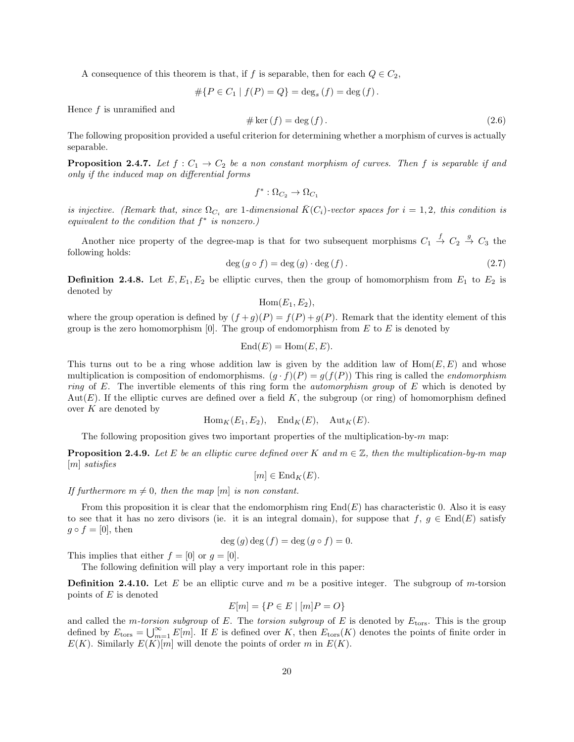A consequence of this theorem is that, if $f$ is separable, then for each $Q \in C_2$,

$$\#\{P \in C_1 \mid f(P) = Q\} = \deg_s(f) = \deg(f).$$

Hence $f$ is unramified and

$$\#\ker(f) = \deg(f). \tag{2.6}$$

The following proposition provided a useful criterion for determining whether a morphism of curves is actually separable.

**Proposition 2.4.7.** *Let $f : C_1 \to C_2$ be a non constant morphism of curves. Then $f$ is separable if and only if the induced map on differential forms*

$$f^* : \Omega_{C_2} \to \Omega_{C_1}$$

*is injective. (Remark that, since $\Omega_{C_i}$ are 1-dimensional $\bar{K}(C_i)$-vector spaces for $i = 1, 2$, this condition is equivalent to the condition that $f^*$ is nonzero.)*

Another nice property of the degree-map is that for two subsequent morphisms $C_1 \xrightarrow{f} C_2 \xrightarrow{g} C_3$ the following holds:

$$\deg(g \circ f) = \deg(g) \cdot \deg(f). \tag{2.7}$$

**Definition 2.4.8.** Let $E, E_1, E_2$ be elliptic curves, then the group of homomorphism from $E_1$ to $E_2$ is denoted by

$$\mathrm{Hom}(E_1, E_2),$$

where the group operation is defined by $(f + g)(P) = f(P) + g(P)$. Remark that the identity element of this group is the zero homomorphism $[0]$. The group of endomorphism from $E$ to $E$ is denoted by

$$\mathrm{End}(E) = \mathrm{Hom}(E, E).$$

This turns out to be a ring whose addition law is given by the addition law of $\mathrm{Hom}(E, E)$ and whose multiplication is composition of endomorphisms. $(g \cdot f)(P) = g(f(P))$ This ring is called the *endomorphism ring* of $E$. The invertible elements of this ring form the *automorphism group* of $E$ which is denoted by $\mathrm{Aut}(E)$. If the elliptic curves are defined over a field $K$, the subgroup (or ring) of homomorphism defined over $K$ are denoted by

$$\mathrm{Hom}_K(E_1, E_2), \quad \mathrm{End}_K(E), \quad \mathrm{Aut}_K(E).$$

The following proposition gives two important properties of the multiplication-by-$m$ map:

**Proposition 2.4.9.** *Let $E$ be an elliptic curve defined over $K$ and $m \in \mathbb{Z}$, then the multiplication-by-$m$ map $[m]$ satisfies*

$$[m] \in \mathrm{End}_K(E).$$

*If furthermore $m \neq 0$, then the map $[m]$ is non constant.*

From this proposition it is clear that the endomorphism ring $\mathrm{End}(E)$ has characteristic 0. Also it is easy to see that it has no zero divisors (ie. it is an integral domain), for suppose that $f, g \in \mathrm{End}(E)$ satisfy $g \circ f = [0]$, then

$$\deg(g)\deg(f) = \deg(g \circ f) = 0.$$

This implies that either $f = [0]$ or $g = [0]$.

The following definition will play a very important role in this paper:

**Definition 2.4.10.** Let $E$ be an elliptic curve and $m$ be a positive integer. The subgroup of $m$-torsion points of $E$ is denoted

$$E[m] = \{P \in E \mid [m]P = O\}$$

and called the *m-torsion subgroup* of $E$. The *torsion subgroup* of $E$ is denoted by $E_{\mathrm{tors}}$. This is the group defined by $E_{\mathrm{tors}} = \bigcup_{m=1}^{\infty} E[m]$. If $E$ is defined over $K$, then $E_{\mathrm{tors}}(K)$ denotes the points of finite order in $E(K)$. Similarly $E(K)[m]$ will denote the points of order $m$ in $E(K)$.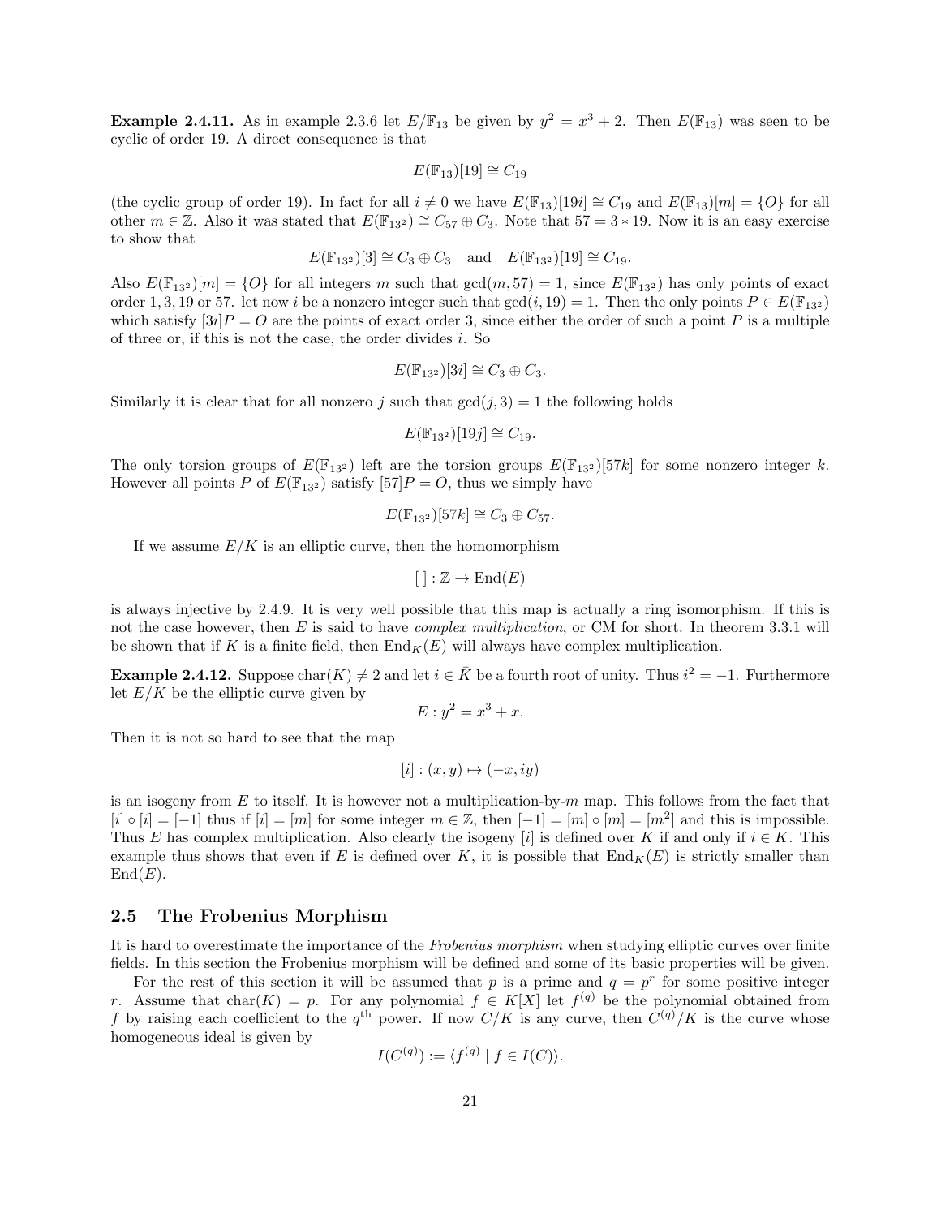**Example 2.4.11.** As in example 2.3.6 let $E/\mathbb{F}_{13}$ be given by $y^2 = x^3 + 2$. Then $E(\mathbb{F}_{13})$ was seen to be cyclic of order 19. A direct consequence is that

$$E(\mathbb{F}_{13})[19] \cong C_{19}$$

(the cyclic group of order 19). In fact for all $i \neq 0$ we have $E(\mathbb{F}_{13})[19i] \cong C_{19}$ and $E(\mathbb{F}_{13})[m] = \{O\}$ for all other $m \in \mathbb{Z}$. Also it was stated that $E(\mathbb{F}_{13^2}) \cong C_{57} \oplus C_3$. Note that $57 = 3 * 19$. Now it is an easy exercise to show that

$$E(\mathbb{F}_{13^2})[3] \cong C_3 \oplus C_3 \quad \text{and} \quad E(\mathbb{F}_{13^2})[19] \cong C_{19}.$$

Also $E(\mathbb{F}_{13^2})[m] = \{O\}$ for all integers $m$ such that $\gcd(m, 57) = 1$, since $E(\mathbb{F}_{13^2})$ has only points of exact order $1, 3, 19$ or $57$. let now $i$ be a nonzero integer such that $\gcd(i, 19) = 1$. Then the only points $P \in E(\mathbb{F}_{13^2})$ which satisfy $[3i]P = O$ are the points of exact order 3, since either the order of such a point $P$ is a multiple of three or, if this is not the case, the order divides $i$. So

$$E(\mathbb{F}_{13^2})[3i] \cong C_3 \oplus C_3.$$

Similarly it is clear that for all nonzero $j$ such that $\gcd(j, 3) = 1$ the following holds

$$E(\mathbb{F}_{13^2})[19j] \cong C_{19}.$$

The only torsion groups of $E(\mathbb{F}_{13^2})$ left are the torsion groups $E(\mathbb{F}_{13^2})[57k]$ for some nonzero integer $k$. However all points $P$ of $E(\mathbb{F}_{13^2})$ satisfy $[57]P = O$, thus we simply have

$$E(\mathbb{F}_{13^2})[57k] \cong C_3 \oplus C_{57}.$$

If we assume $E/K$ is an elliptic curve, then the homomorphism

$$[\,] : \mathbb{Z} \to \mathrm{End}(E)$$

is always injective by 2.4.9. It is very well possible that this map is actually a ring isomorphism. If this is not the case however, then $E$ is said to have *complex multiplication*, or CM for short. In theorem 3.3.1 will be shown that if $K$ is a finite field, then $\mathrm{End}_K(E)$ will always have complex multiplication.

**Example 2.4.12.** Suppose $\mathrm{char}(K) \neq 2$ and let $i \in \bar{K}$ be a fourth root of unity. Thus $i^2 = -1$. Furthermore let $E/K$ be the elliptic curve given by

$$E : y^2 = x^3 + x.$$

Then it is not so hard to see that the map

$$[i] : (x, y) \mapsto (-x, iy)$$

is an isogeny from $E$ to itself. It is however not a multiplication-by-$m$ map. This follows from the fact that $[i] \circ [i] = [-1]$ thus if $[i] = [m]$ for some integer $m \in \mathbb{Z}$, then $[-1] = [m] \circ [m] = [m^2]$ and this is impossible. Thus $E$ has complex multiplication. Also clearly the isogeny $[i]$ is defined over $K$ if and only if $i \in K$. This example thus shows that even if $E$ is defined over $K$, it is possible that $\mathrm{End}_K(E)$ is strictly smaller than $\mathrm{End}(E)$.

## 2.5 The Frobenius Morphism

It is hard to overestimate the importance of the *Frobenius morphism* when studying elliptic curves over finite fields. In this section the Frobenius morphism will be defined and some of its basic properties will be given.

For the rest of this section it will be assumed that $p$ is a prime and $q = p^r$ for some positive integer $r$. Assume that $\mathrm{char}(K) = p$. For any polynomial $f \in K[X]$ let $f^{(q)}$ be the polynomial obtained from $f$ by raising each coefficient to the $q^{\text{th}}$ power. If now $C/K$ is any curve, then $C^{(q)}/K$ is the curve whose homogeneous ideal is given by

$$I(C^{(q)}) := \langle f^{(q)} \mid f \in I(C) \rangle.$$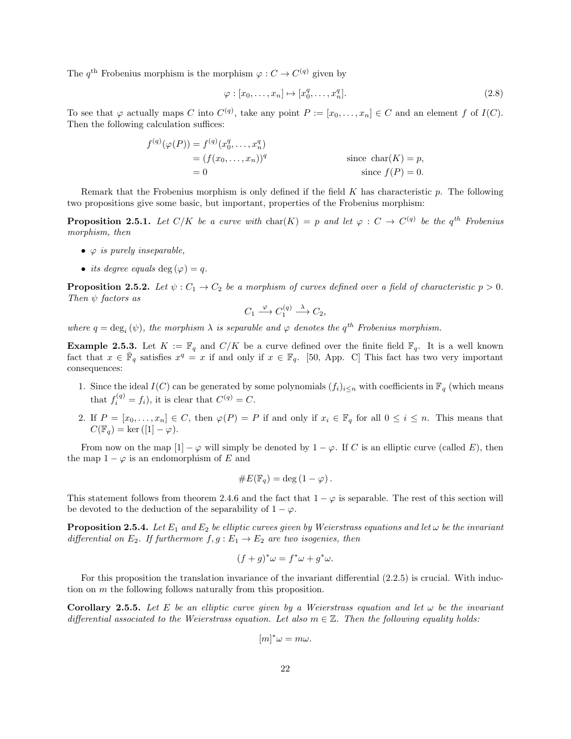The $q^{\text{th}}$ Frobenius morphism is the morphism $\varphi : C \to C^{(q)}$ given by

$$\varphi : [x_0, \ldots, x_n] \mapsto [x_0^q, \ldots, x_n^q]. \tag{2.8}$$

To see that $\varphi$ actually maps $C$ into $C^{(q)}$, take any point $P := [x_0, \ldots, x_n] \in C$ and an element $f$ of $I(C)$. Then the following calculation suffices:

$$\begin{aligned}
f^{(q)}(\varphi(P)) &= f^{(q)}(x_0^q, \ldots, x_n^q) & \\
&= (f(x_0, \ldots, x_n))^q & \text{since } \operatorname{char}(K) = p, \\
&= 0 & \text{since } f(P) = 0.
\end{aligned}$$

Remark that the Frobenius morphism is only defined if the field $K$ has characteristic $p$. The following two propositions give some basic, but important, properties of the Frobenius morphism:

**Proposition 2.5.1.** *Let $C/K$ be a curve with $\operatorname{char}(K) = p$ and let $\varphi : C \to C^{(q)}$ be the $q^{th}$ Frobenius morphism, then*

- *$\varphi$ is purely inseparable,*
- *its degree equals $\deg(\varphi) = q$.*

**Proposition 2.5.2.** *Let $\psi : C_1 \to C_2$ be a morphism of curves defined over a field of characteristic $p > 0$. Then $\psi$ factors as*

$$C_1 \xrightarrow{\varphi} C_1^{(q)} \xrightarrow{\lambda} C_2,$$

*where $q = \deg_i(\psi)$, the morphism $\lambda$ is separable and $\varphi$ denotes the $q^{th}$ Frobenius morphism.*

**Example 2.5.3.** Let $K := \mathbb{F}_q$ and $C/K$ be a curve defined over the finite field $\mathbb{F}_q$. It is a well known fact that $x \in \bar{\mathbb{F}}_q$ satisfies $x^q = x$ if and only if $x \in \mathbb{F}_q$. [50, App. C] This fact has two very important consequences:

1. Since the ideal $I(C)$ can be generated by some polynomials $(f_i)_{i \leq n}$ with coefficients in $\mathbb{F}_q$ (which means that $f_i^{(q)} = f_i$), it is clear that $C^{(q)} = C$.
2. If $P = [x_0, \ldots, x_n] \in C$, then $\varphi(P) = P$ if and only if $x_i \in \mathbb{F}_q$ for all $0 \leq i \leq n$. This means that $C(\mathbb{F}_q) = \ker([1] - \varphi)$.

From now on the map $[1] - \varphi$ will simply be denoted by $1 - \varphi$. If $C$ is an elliptic curve (called $E$), then the map $1 - \varphi$ is an endomorphism of $E$ and

$$\#E(\mathbb{F}_q) = \deg(1 - \varphi).$$

This statement follows from theorem 2.4.6 and the fact that $1 - \varphi$ is separable. The rest of this section will be devoted to the deduction of the separability of $1 - \varphi$.

**Proposition 2.5.4.** *Let $E_1$ and $E_2$ be elliptic curves given by Weierstrass equations and let $\omega$ be the invariant differential on $E_2$. If furthermore $f, g : E_1 \to E_2$ are two isogenies, then*

$$(f + g)^*\omega = f^*\omega + g^*\omega.$$

For this proposition the translation invariance of the invariant differential (2.2.5) is crucial. With induction on $m$ the following follows naturally from this proposition.

**Corollary 2.5.5.** *Let $E$ be an elliptic curve given by a Weierstrass equation and let $\omega$ be the invariant differential associated to the Weierstrass equation. Let also $m \in \mathbb{Z}$. Then the following equality holds:*

$$[m]^*\omega = m\omega.$$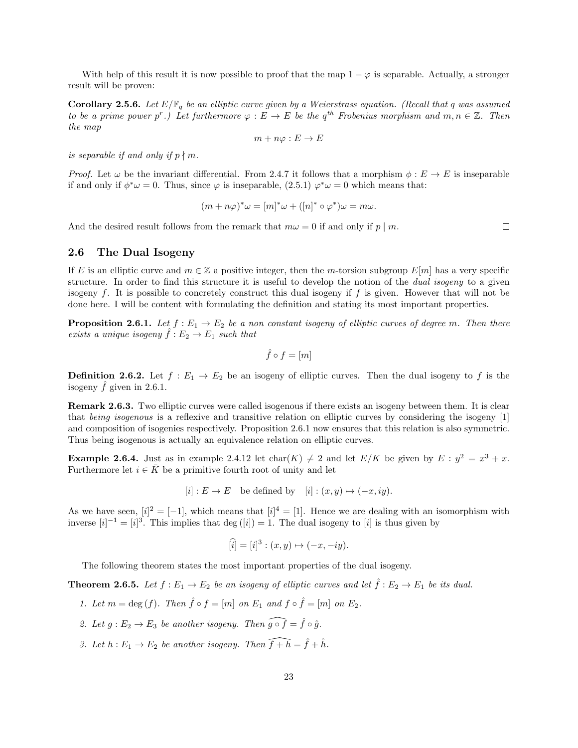With help of this result it is now possible to proof that the map $1 - \varphi$ is separable. Actually, a stronger result will be proven:

**Corollary 2.5.6.** *Let $E/\mathbb{F}_q$ be an elliptic curve given by a Weierstrass equation. (Recall that $q$ was assumed to be a prime power $p^r$.) Let furthermore $\varphi : E \to E$ be the $q^{th}$ Frobenius morphism and $m, n \in \mathbb{Z}$. Then the map*

$$m + n\varphi : E \to E$$

*is separable if and only if $p \nmid m$.*

*Proof.* Let $\omega$ be the invariant differential. From 2.4.7 it follows that a morphism $\phi : E \to E$ is inseparable if and only if $\phi^*\omega = 0$. Thus, since $\varphi$ is inseparable, (2.5.1) $\varphi^*\omega = 0$ which means that:

$$(m + n\varphi)^*\omega = [m]^*\omega + ([n]^* \circ \varphi^*)\omega = m\omega.$$

And the desired result follows from the remark that $m\omega = 0$ if and only if $p \mid m$. □

## 2.6 The Dual Isogeny

If $E$ is an elliptic curve and $m \in \mathbb{Z}$ a positive integer, then the $m$-torsion subgroup $E[m]$ has a very specific structure. In order to find this structure it is useful to develop the notion of the *dual isogeny* to a given isogeny $f$. It is possible to concretely construct this dual isogeny if $f$ is given. However that will not be done here. I will be content with formulating the definition and stating its most important properties.

**Proposition 2.6.1.** *Let $f : E_1 \to E_2$ be a non constant isogeny of elliptic curves of degree $m$. Then there exists a unique isogeny $\hat{f} : E_2 \to E_1$ such that*

$$\hat{f} \circ f = [m]$$

**Definition 2.6.2.** Let $f : E_1 \to E_2$ be an isogeny of elliptic curves. Then the dual isogeny to $f$ is the isogeny $\hat{f}$ given in 2.6.1.

**Remark 2.6.3.** Two elliptic curves were called isogenous if there exists an isogeny between them. It is clear that *being isogenous* is a reflexive and transitive relation on elliptic curves by considering the isogeny [1] and composition of isogenies respectively. Proposition 2.6.1 now ensures that this relation is also symmetric. Thus being isogenous is actually an equivalence relation on elliptic curves.

**Example 2.6.4.** Just as in example 2.4.12 let $\mathrm{char}(K) \neq 2$ and let $E/K$ be given by $E : y^2 = x^3 + x$. Furthermore let $i \in \bar{K}$ be a primitive fourth root of unity and let

$$[i] : E \to E \quad \text{be defined by} \quad [i] : (x, y) \mapsto (-x, iy).$$

As we have seen, $[i]^2 = [-1]$, which means that $[i]^4 = [1]$. Hence we are dealing with an isomorphism with inverse $[i]^{-1} = [i]^3$. This implies that $\deg([i]) = 1$. The dual isogeny to $[i]$ is thus given by

$$\widehat{[i]} = [i]^3 : (x, y) \mapsto (-x, -iy).$$

The following theorem states the most important properties of the dual isogeny.

**Theorem 2.6.5.** *Let $f : E_1 \to E_2$ be an isogeny of elliptic curves and let $\hat{f} : E_2 \to E_1$ be its dual.*

1. *Let $m = \deg(f)$. Then $\hat{f} \circ f = [m]$ on $E_1$ and $f \circ \hat{f} = [m]$ on $E_2$.*
2. *Let $g : E_2 \to E_3$ be another isogeny. Then $\widehat{g \circ f} = \hat{f} \circ \hat{g}$.*
3. *Let $h : E_1 \to E_2$ be another isogeny. Then $\widehat{f + h} = \hat{f} + \hat{h}$.*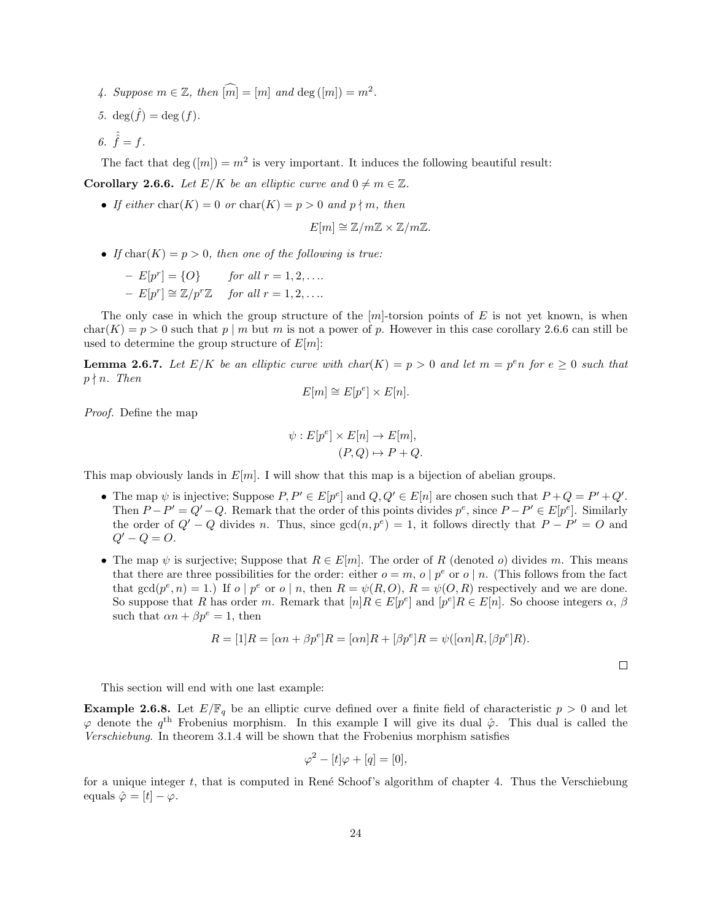4. *Suppose $m \in \mathbb{Z}$, then $\widehat{[m]} = [m]$ and $\deg([m]) = m^2$.*
5. $\deg(\hat{f}) = \deg(f)$.
6. $\hat{\hat{f}} = f$.

The fact that $\deg([m]) = m^2$ is very important. It induces the following beautiful result:

**Corollary 2.6.6.** *Let $E/K$ be an elliptic curve and $0 \neq m \in \mathbb{Z}$.*

- *If either $\text{char}(K) = 0$ or $\text{char}(K) = p > 0$ and $p \nmid m$, then*
$$E[m] \cong \mathbb{Z}/m\mathbb{Z} \times \mathbb{Z}/m\mathbb{Z}.$$
- *If $\text{char}(K) = p > 0$, then one of the following is true:*
  - $E[p^r] = \{O\}$ *for all $r = 1, 2, \ldots$.*
  - $E[p^r] \cong \mathbb{Z}/p^r\mathbb{Z}$ *for all $r = 1, 2, \ldots$.*

The only case in which the group structure of the $[m]$-torsion points of $E$ is not yet known, is when $\text{char}(K) = p > 0$ such that $p \mid m$ but $m$ is not a power of $p$. However in this case corollary 2.6.6 can still be used to determine the group structure of $E[m]$:

**Lemma 2.6.7.** *Let $E/K$ be an elliptic curve with $\text{char}(K) = p > 0$ and let $m = p^e n$ for $e \geq 0$ such that $p \nmid n$. Then*
$$E[m] \cong E[p^e] \times E[n].$$

*Proof.* Define the map
$$\psi : E[p^e] \times E[n] \to E[m],$$
$$(P, Q) \mapsto P + Q.$$

This map obviously lands in $E[m]$. I will show that this map is a bijection of abelian groups.

- The map $\psi$ is injective; Suppose $P, P' \in E[p^e]$ and $Q, Q' \in E[n]$ are chosen such that $P + Q = P' + Q'$. Then $P - P' = Q' - Q$. Remark that the order of this points divides $p^e$, since $P - P' \in E[p^e]$. Similarly the order of $Q' - Q$ divides $n$. Thus, since $\gcd(n, p^e) = 1$, it follows directly that $P - P' = O$ and $Q' - Q = O$.
- The map $\psi$ is surjective; Suppose that $R \in E[m]$. The order of $R$ (denoted $o$) divides $m$. This means that there are three possibilities for the order: either $o = m$, $o \mid p^e$ or $o \mid n$. (This follows from the fact that $\gcd(p^e, n) = 1$.) If $o \mid p^e$ or $o \mid n$, then $R = \psi(R, O)$, $R = \psi(O, R)$ respectively and we are done. So suppose that $R$ has order $m$. Remark that $[n]R \in E[p^e]$ and $[p^e]R \in E[n]$. So choose integers $\alpha$, $\beta$ such that $\alpha n + \beta p^e = 1$, then
$$R = [1]R = [\alpha n + \beta p^e]R = [\alpha n]R + [\beta p^e]R = \psi([\alpha n]R, [\beta p^e]R).$$

∎

This section will end with one last example:

**Example 2.6.8.** Let $E/\mathbb{F}_q$ be an elliptic curve defined over a finite field of characteristic $p > 0$ and let $\varphi$ denote the $q^{\text{th}}$ Frobenius morphism. In this example I will give its dual $\hat{\varphi}$. This dual is called the *Verschiebung*. In theorem 3.1.4 will be shown that the Frobenius morphism satisfies
$$\varphi^2 - [t]\varphi + [q] = [0],$$
for a unique integer $t$, that is computed in René Schoof's algorithm of chapter 4. Thus the Verschiebung equals $\hat{\varphi} = [t] - \varphi$.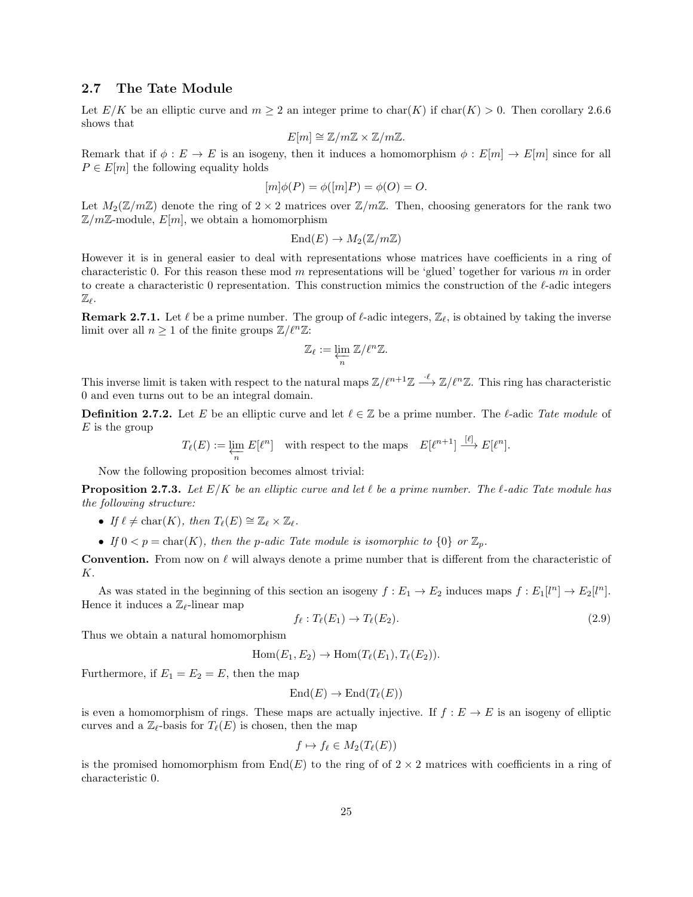## 2.7 The Tate Module

Let $E/K$ be an elliptic curve and $m \geq 2$ an integer prime to $\mathrm{char}(K)$ if $\mathrm{char}(K) > 0$. Then corollary 2.6.6 shows that

$$E[m] \cong \mathbb{Z}/m\mathbb{Z} \times \mathbb{Z}/m\mathbb{Z}.$$

Remark that if $\phi : E \to E$ is an isogeny, then it induces a homomorphism $\phi : E[m] \to E[m]$ since for all $P \in E[m]$ the following equality holds

$$[m]\phi(P) = \phi([m]P) = \phi(O) = O.$$

Let $M_2(\mathbb{Z}/m\mathbb{Z})$ denote the ring of $2 \times 2$ matrices over $\mathbb{Z}/m\mathbb{Z}$. Then, choosing generators for the rank two $\mathbb{Z}/m\mathbb{Z}$-module, $E[m]$, we obtain a homomorphism

$$\mathrm{End}(E) \to M_2(\mathbb{Z}/m\mathbb{Z})$$

However it is in general easier to deal with representations whose matrices have coefficients in a ring of characteristic 0. For this reason these mod $m$ representations will be 'glued' together for various $m$ in order to create a characteristic 0 representation. This construction mimics the construction of the $\ell$-adic integers $\mathbb{Z}_\ell$.

**Remark 2.7.1.** Let $\ell$ be a prime number. The group of $\ell$-adic integers, $\mathbb{Z}_\ell$, is obtained by taking the inverse limit over all $n \geq 1$ of the finite groups $\mathbb{Z}/\ell^n\mathbb{Z}$:

$$\mathbb{Z}_\ell := \varprojlim_n \mathbb{Z}/\ell^n\mathbb{Z}.$$

This inverse limit is taken with respect to the natural maps $\mathbb{Z}/\ell^{n+1}\mathbb{Z} \xrightarrow{\cdot \ell} \mathbb{Z}/\ell^n\mathbb{Z}$. This ring has characteristic 0 and even turns out to be an integral domain.

**Definition 2.7.2.** Let $E$ be an elliptic curve and let $\ell \in \mathbb{Z}$ be a prime number. The $\ell$-adic *Tate module* of $E$ is the group

$$T_\ell(E) := \varprojlim_n E[\ell^n] \quad \text{with respect to the maps} \quad E[\ell^{n+1}] \xrightarrow{[\ell]} E[\ell^n].$$

Now the following proposition becomes almost trivial:

**Proposition 2.7.3.** *Let $E/K$ be an elliptic curve and let $\ell$ be a prime number. The $\ell$-adic Tate module has the following structure:*

- *If $\ell \neq \mathrm{char}(K)$, then $T_\ell(E) \cong \mathbb{Z}_\ell \times \mathbb{Z}_\ell$.*
- *If $0 < p = \mathrm{char}(K)$, then the $p$-adic Tate module is isomorphic to $\{0\}$ or $\mathbb{Z}_p$.*

**Convention.** From now on $\ell$ will always denote a prime number that is different from the characteristic of $K$.

As was stated in the beginning of this section an isogeny $f : E_1 \to E_2$ induces maps $f : E_1[l^n] \to E_2[l^n]$. Hence it induces a $\mathbb{Z}_\ell$-linear map

$$f_\ell : T_\ell(E_1) \to T_\ell(E_2). \tag{2.9}$$

Thus we obtain a natural homomorphism

$$\mathrm{Hom}(E_1, E_2) \to \mathrm{Hom}(T_\ell(E_1), T_\ell(E_2)).$$

Furthermore, if $E_1 = E_2 = E$, then the map

$$\mathrm{End}(E) \to \mathrm{End}(T_\ell(E))$$

is even a homomorphism of rings. These maps are actually injective. If $f : E \to E$ is an isogeny of elliptic curves and a $\mathbb{Z}_\ell$-basis for $T_\ell(E)$ is chosen, then the map

$$f \mapsto f_\ell \in M_2(T_\ell(E))$$

is the promised homomorphism from $\mathrm{End}(E)$ to the ring of of $2 \times 2$ matrices with coefficients in a ring of characteristic 0.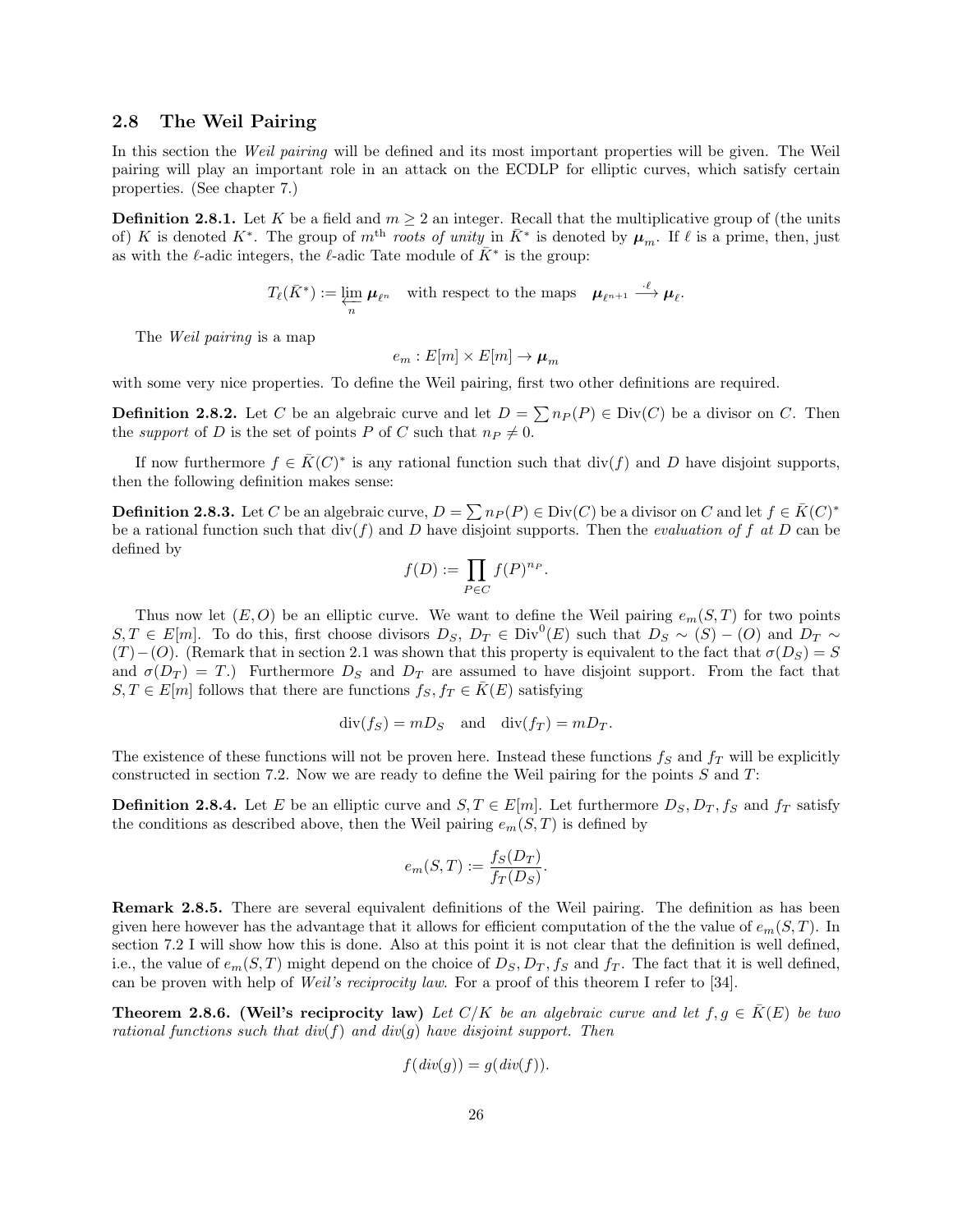## 2.8 The Weil Pairing

In this section the *Weil pairing* will be defined and its most important properties will be given. The Weil pairing will play an important role in an attack on the ECDLP for elliptic curves, which satisfy certain properties. (See chapter 7.)

**Definition 2.8.1.** Let $K$ be a field and $m \geq 2$ an integer. Recall that the multiplicative group of (the units of) $K$ is denoted $K^*$. The group of $m^{\text{th}}$ *roots of unity* in $\bar{K}^*$ is denoted by $\boldsymbol{\mu}_m$. If $\ell$ is a prime, then, just as with the $\ell$-adic integers, the $\ell$-adic Tate module of $\bar{K}^*$ is the group:

$$T_\ell(\bar{K}^*) := \varprojlim_n \boldsymbol{\mu}_{\ell^n} \quad \text{with respect to the maps} \quad \boldsymbol{\mu}_{\ell^{n+1}} \xrightarrow{\cdot \ell} \boldsymbol{\mu}_{\ell}.$$

The *Weil pairing* is a map

$$e_m : E[m] \times E[m] \to \boldsymbol{\mu}_m$$

with some very nice properties. To define the Weil pairing, first two other definitions are required.

**Definition 2.8.2.** Let $C$ be an algebraic curve and let $D = \sum n_P(P) \in \text{Div}(C)$ be a divisor on $C$. Then the *support* of $D$ is the set of points $P$ of $C$ such that $n_P \neq 0$.

If now furthermore $f \in \bar{K}(C)^*$ is any rational function such that $\text{div}(f)$ and $D$ have disjoint supports, then the following definition makes sense:

**Definition 2.8.3.** Let $C$ be an algebraic curve, $D = \sum n_P(P) \in \text{Div}(C)$ be a divisor on $C$ and let $f \in \bar{K}(C)^*$ be a rational function such that $\text{div}(f)$ and $D$ have disjoint supports. Then the *evaluation of* $f$ *at* $D$ can be defined by

$$f(D) := \prod_{P \in C} f(P)^{n_P}.$$

Thus now let $(E, O)$ be an elliptic curve. We want to define the Weil pairing $e_m(S,T)$ for two points $S, T \in E[m]$. To do this, first choose divisors $D_S$, $D_T \in \text{Div}^0(E)$ such that $D_S \sim (S) - (O)$ and $D_T \sim (T) - (O)$. (Remark that in section 2.1 was shown that this property is equivalent to the fact that $\sigma(D_S) = S$ and $\sigma(D_T) = T$.) Furthermore $D_S$ and $D_T$ are assumed to have disjoint support. From the fact that $S, T \in E[m]$ follows that there are functions $f_S, f_T \in \bar{K}(E)$ satisfying

$$\text{div}(f_S) = mD_S \quad \text{and} \quad \text{div}(f_T) = mD_T.$$

The existence of these functions will not be proven here. Instead these functions $f_S$ and $f_T$ will be explicitly constructed in section 7.2. Now we are ready to define the Weil pairing for the points $S$ and $T$:

**Definition 2.8.4.** Let $E$ be an elliptic curve and $S, T \in E[m]$. Let furthermore $D_S, D_T, f_S$ and $f_T$ satisfy the conditions as described above, then the Weil pairing $e_m(S,T)$ is defined by

$$e_m(S,T) := \frac{f_S(D_T)}{f_T(D_S)}.$$

**Remark 2.8.5.** There are several equivalent definitions of the Weil pairing. The definition as has been given here however has the advantage that it allows for efficient computation of the the value of $e_m(S,T)$. In section 7.2 I will show how this is done. Also at this point it is not clear that the definition is well defined, i.e., the value of $e_m(S,T)$ might depend on the choice of $D_S, D_T, f_S$ and $f_T$. The fact that it is well defined, can be proven with help of *Weil's reciprocity law*. For a proof of this theorem I refer to [34].

**Theorem 2.8.6. (Weil's reciprocity law)** *Let $C/K$ be an algebraic curve and let $f, g \in \bar{K}(E)$ be two rational functions such that div(f) and div(g) have disjoint support. Then*

$$f(div(g)) = g(div(f)).$$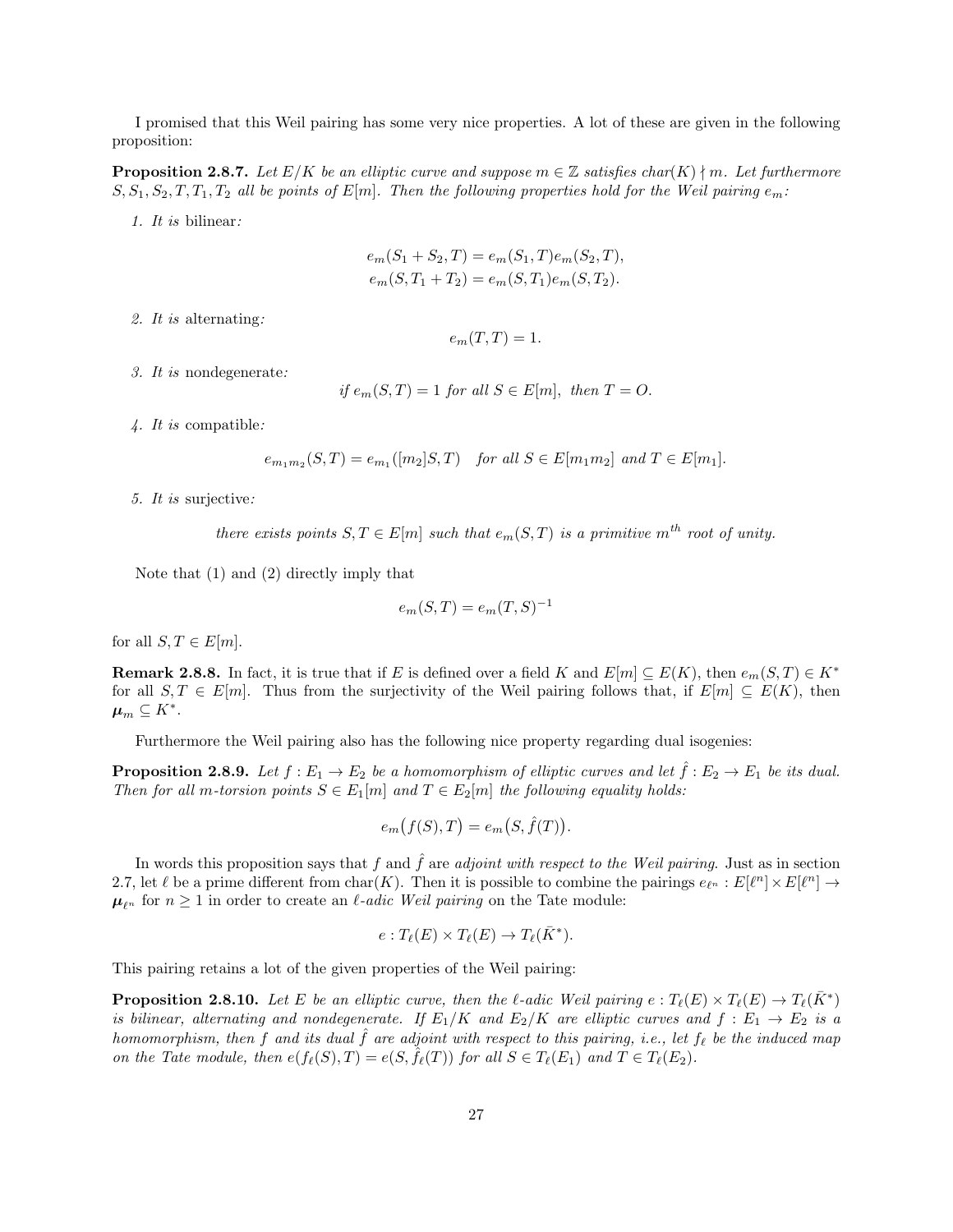I promised that this Weil pairing has some very nice properties. A lot of these are given in the following proposition:

**Proposition 2.8.7.** *Let $E/K$ be an elliptic curve and suppose $m \in \mathbb{Z}$ satisfies $\mathrm{char}(K) \nmid m$. Let furthermore $S, S_1, S_2, T, T_1, T_2$ all be points of $E[m]$. Then the following properties hold for the Weil pairing $e_m$:*

1. *It is* bilinear*:*

$$e_m(S_1 + S_2, T) = e_m(S_1, T)e_m(S_2, T),$$
$$e_m(S, T_1 + T_2) = e_m(S, T_1)e_m(S, T_2).$$

2. *It is* alternating*:*

$$e_m(T, T) = 1.$$

3. *It is* nondegenerate*:*

$$\text{if } e_m(S, T) = 1 \text{ for all } S \in E[m], \text{ then } T = O.$$

4. *It is* compatible*:*

$$e_{m_1 m_2}(S, T) = e_{m_1}([m_2]S, T) \quad \text{for all } S \in E[m_1 m_2] \text{ and } T \in E[m_1].$$

5. *It is* surjective*:*

*there exists points $S, T \in E[m]$ such that $e_m(S, T)$ is a primitive $m^{th}$ root of unity.*

Note that (1) and (2) directly imply that

$$e_m(S, T) = e_m(T, S)^{-1}$$

for all $S, T \in E[m]$.

**Remark 2.8.8.** In fact, it is true that if $E$ is defined over a field $K$ and $E[m] \subseteq E(K)$, then $e_m(S, T) \in K^*$ for all $S, T \in E[m]$. Thus from the surjectivity of the Weil pairing follows that, if $E[m] \subseteq E(K)$, then $\boldsymbol{\mu}_m \subseteq K^*$.

Furthermore the Weil pairing also has the following nice property regarding dual isogenies:

**Proposition 2.8.9.** *Let $f : E_1 \to E_2$ be a homomorphism of elliptic curves and let $\hat{f} : E_2 \to E_1$ be its dual. Then for all $m$-torsion points $S \in E_1[m]$ and $T \in E_2[m]$ the following equality holds:*

$$e_m\big(f(S), T\big) = e_m\big(S, \hat{f}(T)\big).$$

In words this proposition says that $f$ and $\hat{f}$ are *adjoint with respect to the Weil pairing*. Just as in section 2.7, let $\ell$ be a prime different from $\mathrm{char}(K)$. Then it is possible to combine the pairings $e_{\ell^n} : E[\ell^n] \times E[\ell^n] \to \boldsymbol{\mu}_{\ell^n}$ for $n \geq 1$ in order to create an *$\ell$-adic Weil pairing* on the Tate module:

$$e : T_\ell(E) \times T_\ell(E) \to T_\ell(\bar{K}^*).$$

This pairing retains a lot of the given properties of the Weil pairing:

**Proposition 2.8.10.** *Let $E$ be an elliptic curve, then the $\ell$-adic Weil pairing $e : T_\ell(E) \times T_\ell(E) \to T_\ell(\bar{K}^*)$ is bilinear, alternating and nondegenerate. If $E_1/K$ and $E_2/K$ are elliptic curves and $f : E_1 \to E_2$ is a homomorphism, then $f$ and its dual $\hat{f}$ are adjoint with respect to this pairing, i.e., let $f_\ell$ be the induced map on the Tate module, then $e(f_\ell(S), T) = e(S, \hat{f}_\ell(T))$ for all $S \in T_\ell(E_1)$ and $T \in T_\ell(E_2)$.*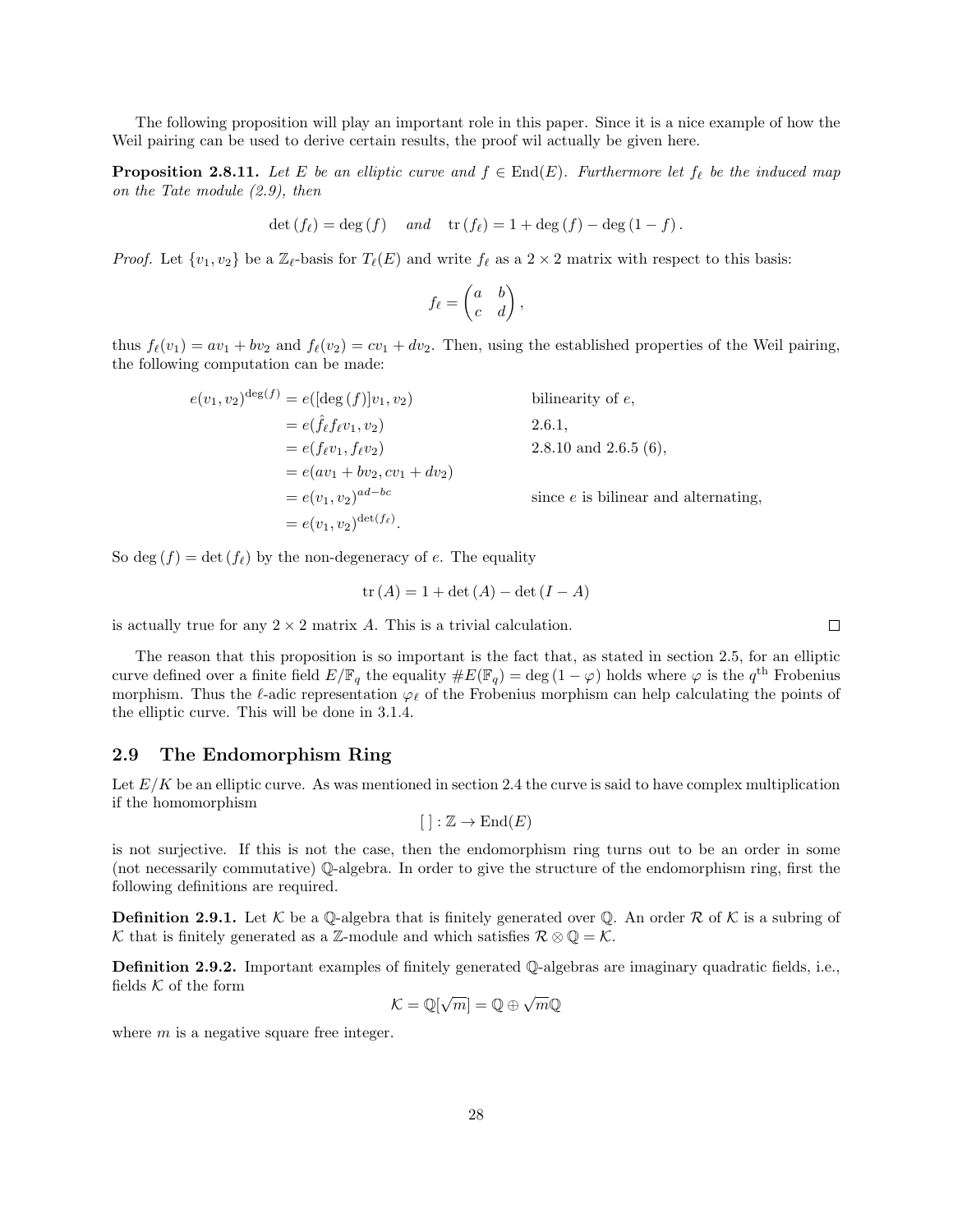The following proposition will play an important role in this paper. Since it is a nice example of how the Weil pairing can be used to derive certain results, the proof wil actually be given here.

**Proposition 2.8.11.** *Let $E$ be an elliptic curve and $f \in \mathrm{End}(E)$. Furthermore let $f_\ell$ be the induced map on the Tate module (2.9), then*

$$\det(f_\ell) = \deg(f) \quad \textit{and} \quad \mathrm{tr}(f_\ell) = 1 + \deg(f) - \deg(1 - f).$$

*Proof.* Let $\{v_1, v_2\}$ be a $\mathbb{Z}_\ell$-basis for $T_\ell(E)$ and write $f_\ell$ as a $2 \times 2$ matrix with respect to this basis:

$$f_\ell = \begin{pmatrix} a & b \\ c & d \end{pmatrix},$$

thus $f_\ell(v_1) = av_1 + bv_2$ and $f_\ell(v_2) = cv_1 + dv_2$. Then, using the established properties of the Weil pairing, the following computation can be made:

$$\begin{aligned}
e(v_1, v_2)^{\deg(f)} &= e([\deg(f)]v_1, v_2) && \text{bilinearity of } e, \\
&= e(\hat{f}_\ell f_\ell v_1, v_2) && 2.6.1, \\
&= e(f_\ell v_1, f_\ell v_2) && 2.8.10 \text{ and } 2.6.5\ (6), \\
&= e(av_1 + bv_2, cv_1 + dv_2) && \\
&= e(v_1, v_2)^{ad-bc} && \text{since } e \text{ is bilinear and alternating}, \\
&= e(v_1, v_2)^{\det(f_\ell)}. &&
\end{aligned}$$

So $\deg(f) = \det(f_\ell)$ by the non-degeneracy of $e$. The equality

$$\mathrm{tr}(A) = 1 + \det(A) - \det(I - A)$$

is actually true for any $2 \times 2$ matrix $A$. This is a trivial calculation. $\square$

The reason that this proposition is so important is the fact that, as stated in section 2.5, for an elliptic curve defined over a finite field $E/\mathbb{F}_q$ the equality $\#E(\mathbb{F}_q) = \deg(1 - \varphi)$ holds where $\varphi$ is the $q^{\text{th}}$ Frobenius morphism. Thus the $\ell$-adic representation $\varphi_\ell$ of the Frobenius morphism can help calculating the points of the elliptic curve. This will be done in 3.1.4.

## 2.9 The Endomorphism Ring

Let $E/K$ be an elliptic curve. As was mentioned in section 2.4 the curve is said to have complex multiplication if the homomorphism

$$[\ ] : \mathbb{Z} \to \mathrm{End}(E)$$

is not surjective. If this is not the case, then the endomorphism ring turns out to be an order in some (not necessarily commutative) $\mathbb{Q}$-algebra. In order to give the structure of the endomorphism ring, first the following definitions are required.

**Definition 2.9.1.** Let $\mathcal{K}$ be a $\mathbb{Q}$-algebra that is finitely generated over $\mathbb{Q}$. An order $\mathcal{R}$ of $\mathcal{K}$ is a subring of $\mathcal{K}$ that is finitely generated as a $\mathbb{Z}$-module and which satisfies $\mathcal{R} \otimes \mathbb{Q} = \mathcal{K}$.

**Definition 2.9.2.** Important examples of finitely generated $\mathbb{Q}$-algebras are imaginary quadratic fields, i.e., fields $\mathcal{K}$ of the form

$$\mathcal{K} = \mathbb{Q}[\sqrt{m}] = \mathbb{Q} \oplus \sqrt{m}\mathbb{Q}$$

where $m$ is a negative square free integer.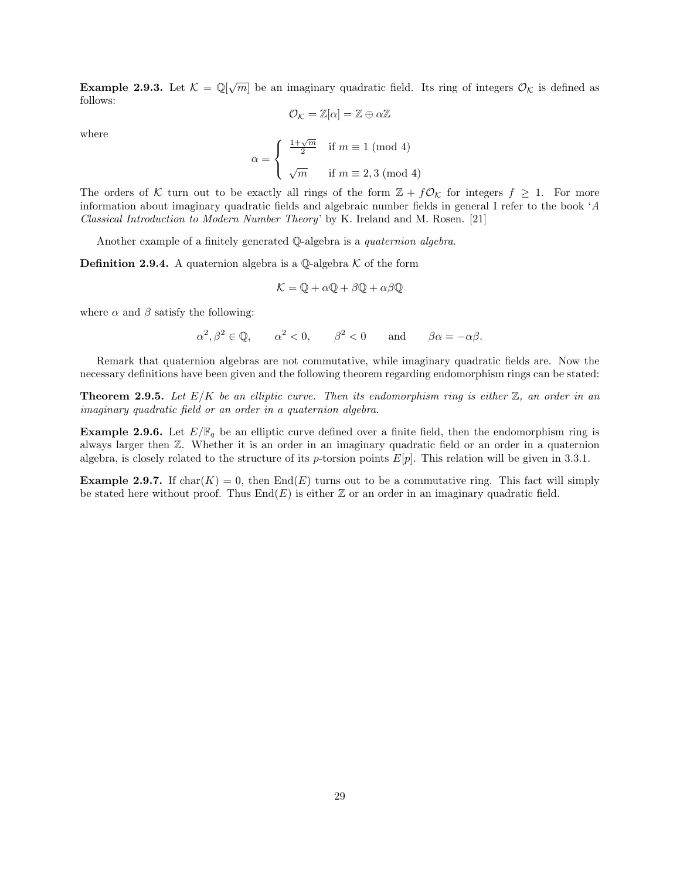**Example 2.9.3.** Let $\mathcal{K} = \mathbb{Q}[\sqrt{m}]$ be an imaginary quadratic field. Its ring of integers $\mathcal{O}_\mathcal{K}$ is defined as follows:

$$\mathcal{O}_\mathcal{K} = \mathbb{Z}[\alpha] = \mathbb{Z} \oplus \alpha\mathbb{Z}$$

where

$$\alpha = \begin{cases} \frac{1+\sqrt{m}}{2} & \text{if } m \equiv 1 \pmod 4 \\ \sqrt{m} & \text{if } m \equiv 2, 3 \pmod 4 \end{cases}$$

The orders of $\mathcal{K}$ turn out to be exactly all rings of the form $\mathbb{Z} + f\mathcal{O}_\mathcal{K}$ for integers $f \geq 1$. For more information about imaginary quadratic fields and algebraic number fields in general I refer to the book '*A Classical Introduction to Modern Number Theory*' by K. Ireland and M. Rosen. [21]

Another example of a finitely generated $\mathbb{Q}$-algebra is a *quaternion algebra*.

**Definition 2.9.4.** A quaternion algebra is a $\mathbb{Q}$-algebra $\mathcal{K}$ of the form

$$\mathcal{K} = \mathbb{Q} + \alpha\mathbb{Q} + \beta\mathbb{Q} + \alpha\beta\mathbb{Q}$$

where $\alpha$ and $\beta$ satisfy the following:

$$\alpha^2, \beta^2 \in \mathbb{Q}, \qquad \alpha^2 < 0, \qquad \beta^2 < 0 \qquad \text{and} \qquad \beta\alpha = -\alpha\beta.$$

Remark that quaternion algebras are not commutative, while imaginary quadratic fields are. Now the necessary definitions have been given and the following theorem regarding endomorphism rings can be stated:

**Theorem 2.9.5.** *Let $E/K$ be an elliptic curve. Then its endomorphism ring is either $\mathbb{Z}$, an order in an imaginary quadratic field or an order in a quaternion algebra.*

**Example 2.9.6.** Let $E/\mathbb{F}_q$ be an elliptic curve defined over a finite field, then the endomorphism ring is always larger then $\mathbb{Z}$. Whether it is an order in an imaginary quadratic field or an order in a quaternion algebra, is closely related to the structure of its $p$-torsion points $E[p]$. This relation will be given in 3.3.1.

**Example 2.9.7.** If $\text{char}(K) = 0$, then $\text{End}(E)$ turns out to be a commutative ring. This fact will simply be stated here without proof. Thus $\text{End}(E)$ is either $\mathbb{Z}$ or an order in an imaginary quadratic field.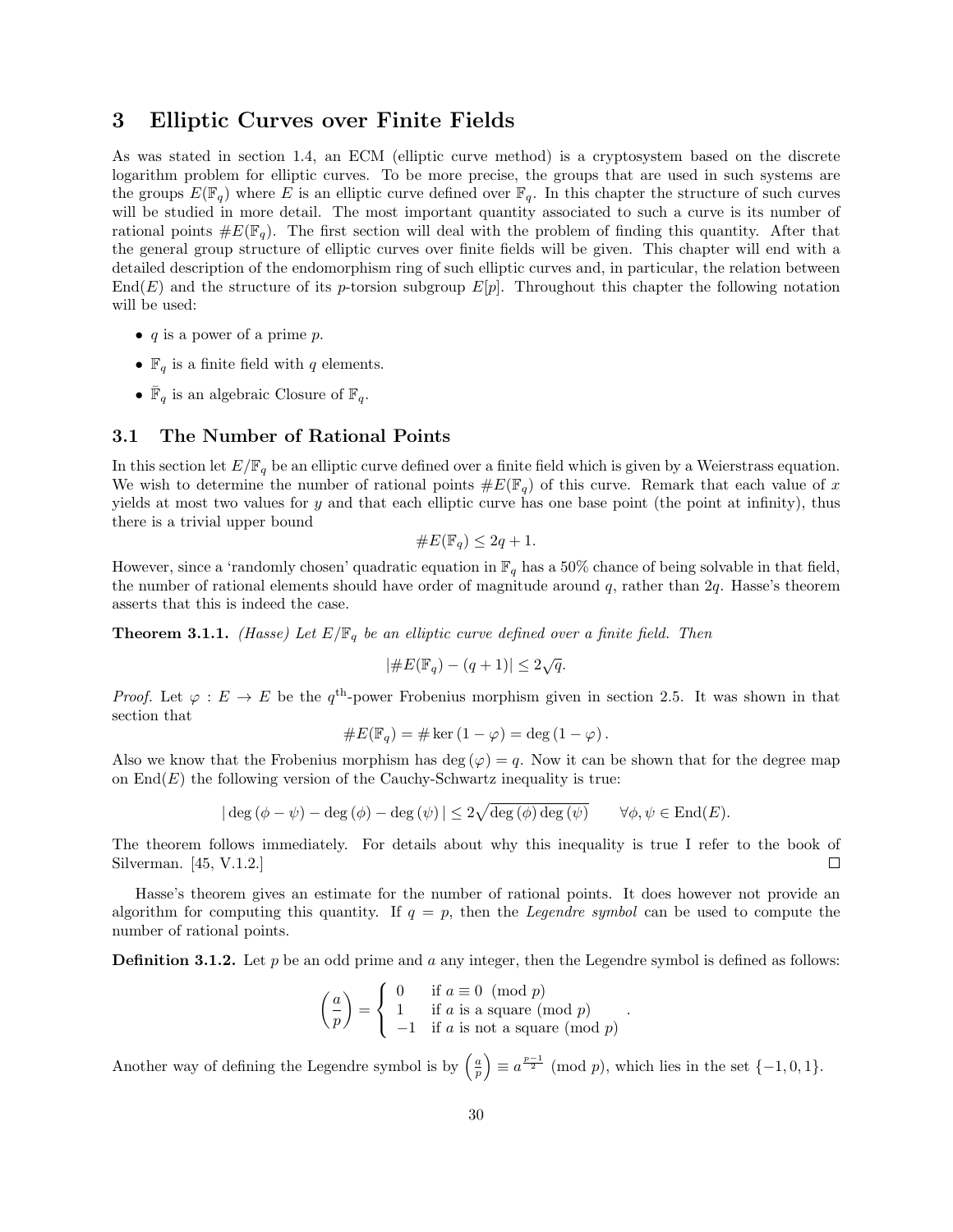# 3 Elliptic Curves over Finite Fields

As was stated in section 1.4, an ECM (elliptic curve method) is a cryptosystem based on the discrete logarithm problem for elliptic curves. To be more precise, the groups that are used in such systems are the groups $E(\mathbb{F}_q)$ where $E$ is an elliptic curve defined over $\mathbb{F}_q$. In this chapter the structure of such curves will be studied in more detail. The most important quantity associated to such a curve is its number of rational points $\#E(\mathbb{F}_q)$. The first section will deal with the problem of finding this quantity. After that the general group structure of elliptic curves over finite fields will be given. This chapter will end with a detailed description of the endomorphism ring of such elliptic curves and, in particular, the relation between $\text{End}(E)$ and the structure of its $p$-torsion subgroup $E[p]$. Throughout this chapter the following notation will be used:

- $q$ is a power of a prime $p$.
- $\mathbb{F}_q$ is a finite field with $q$ elements.
- $\bar{\mathbb{F}}_q$ is an algebraic Closure of $\mathbb{F}_q$.

## 3.1 The Number of Rational Points

In this section let $E/\mathbb{F}_q$ be an elliptic curve defined over a finite field which is given by a Weierstrass equation. We wish to determine the number of rational points $\#E(\mathbb{F}_q)$ of this curve. Remark that each value of $x$ yields at most two values for $y$ and that each elliptic curve has one base point (the point at infinity), thus there is a trivial upper bound

$$\#E(\mathbb{F}_q) \leq 2q + 1.$$

However, since a 'randomly chosen' quadratic equation in $\mathbb{F}_q$ has a 50% chance of being solvable in that field, the number of rational elements should have order of magnitude around $q$, rather than $2q$. Hasse's theorem asserts that this is indeed the case.

**Theorem 3.1.1.** *(Hasse) Let $E/\mathbb{F}_q$ be an elliptic curve defined over a finite field. Then*

$$|\#E(\mathbb{F}_q) - (q+1)| \leq 2\sqrt{q}.$$

*Proof.* Let $\varphi : E \to E$ be the $q^{\text{th}}$-power Frobenius morphism given in section 2.5. It was shown in that section that

$$\#E(\mathbb{F}_q) = \#\ker(1-\varphi) = \deg(1-\varphi).$$

Also we know that the Frobenius morphism has $\deg(\varphi) = q$. Now it can be shown that for the degree map on $\text{End}(E)$ the following version of the Cauchy-Schwartz inequality is true:

$$|\deg(\phi - \psi) - \deg(\phi) - \deg(\psi)| \leq 2\sqrt{\deg(\phi)\deg(\psi)} \qquad \forall \phi, \psi \in \text{End}(E).$$

The theorem follows immediately. For details about why this inequality is true I refer to the book of Silverman. [45, V.1.2.] $\square$

Hasse's theorem gives an estimate for the number of rational points. It does however not provide an algorithm for computing this quantity. If $q = p$, then the *Legendre symbol* can be used to compute the number of rational points.

**Definition 3.1.2.** Let $p$ be an odd prime and $a$ any integer, then the Legendre symbol is defined as follows:

$$\left(\frac{a}{p}\right) = \begin{cases} 0 & \text{if } a \equiv 0 \pmod{p} \\ 1 & \text{if } a \text{ is a square } \pmod{p} \\ -1 & \text{if } a \text{ is not a square } \pmod{p} \end{cases}.$$

Another way of defining the Legendre symbol is by $\left(\frac{a}{p}\right) \equiv a^{\frac{p-1}{2}} \pmod{p}$, which lies in the set $\{-1, 0, 1\}$.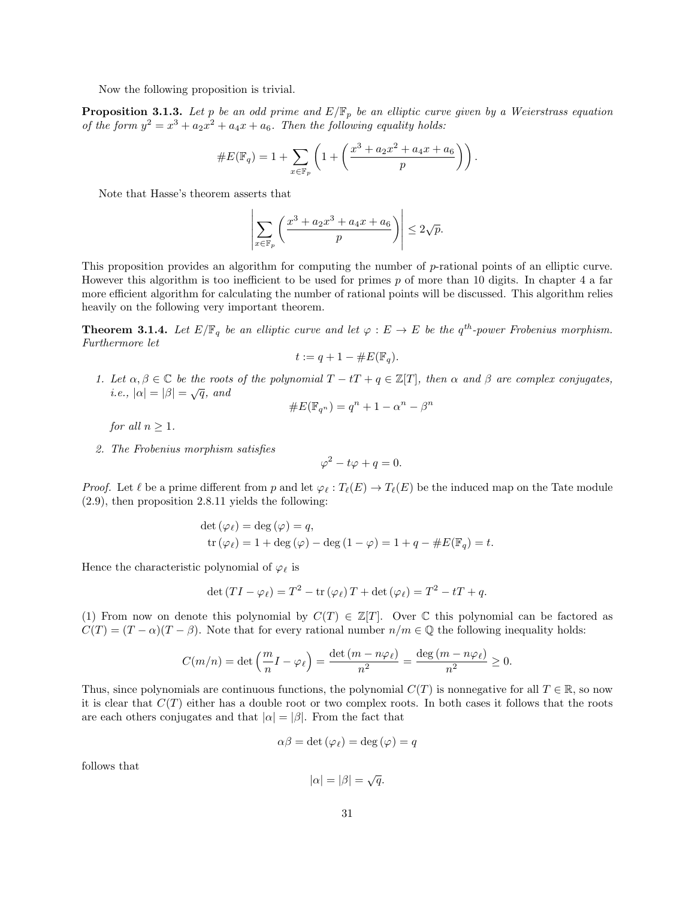Now the following proposition is trivial.

**Proposition 3.1.3.** *Let $p$ be an odd prime and $E/\mathbb{F}_p$ be an elliptic curve given by a Weierstrass equation of the form $y^2 = x^3 + a_2x^2 + a_4x + a_6$. Then the following equality holds:*

$$\#E(\mathbb{F}_q) = 1 + \sum_{x \in \mathbb{F}_p} \left(1 + \left(\frac{x^3 + a_2x^2 + a_4x + a_6}{p}\right)\right).$$

Note that Hasse's theorem asserts that

$$\left|\sum_{x \in \mathbb{F}_p} \left(\frac{x^3 + a_2x^3 + a_4x + a_6}{p}\right)\right| \leq 2\sqrt{p}.$$

This proposition provides an algorithm for computing the number of $p$-rational points of an elliptic curve. However this algorithm is too inefficient to be used for primes $p$ of more than 10 digits. In chapter 4 a far more efficient algorithm for calculating the number of rational points will be discussed. This algorithm relies heavily on the following very important theorem.

**Theorem 3.1.4.** *Let $E/\mathbb{F}_q$ be an elliptic curve and let $\varphi : E \to E$ be the $q^{th}$-power Frobenius morphism. Furthermore let*

$$t := q + 1 - \#E(\mathbb{F}_q).$$

1. *Let $\alpha, \beta \in \mathbb{C}$ be the roots of the polynomial $T - tT + q \in \mathbb{Z}[T]$, then $\alpha$ and $\beta$ are complex conjugates, i.e., $|\alpha| = |\beta| = \sqrt{q}$, and*
$$\#E(\mathbb{F}_{q^n}) = q^n + 1 - \alpha^n - \beta^n$$
*for all $n \geq 1$.*

2. *The Frobenius morphism satisfies*
$$\varphi^2 - t\varphi + q = 0.$$

*Proof.* Let $\ell$ be a prime different from $p$ and let $\varphi_\ell : T_\ell(E) \to T_\ell(E)$ be the induced map on the Tate module (2.9), then proposition 2.8.11 yields the following:

$$\det(\varphi_\ell) = \deg(\varphi) = q,$$
$$\operatorname{tr}(\varphi_\ell) = 1 + \deg(\varphi) - \deg(1 - \varphi) = 1 + q - \#E(\mathbb{F}_q) = t.$$

Hence the characteristic polynomial of $\varphi_\ell$ is

$$\det(TI - \varphi_\ell) = T^2 - \operatorname{tr}(\varphi_\ell)\, T + \det(\varphi_\ell) = T^2 - tT + q.$$

(1) From now on denote this polynomial by $C(T) \in \mathbb{Z}[T]$. Over $\mathbb{C}$ this polynomial can be factored as $C(T) = (T - \alpha)(T - \beta)$. Note that for every rational number $n/m \in \mathbb{Q}$ the following inequality holds:

$$C(m/n) = \det\left(\frac{m}{n}I - \varphi_\ell\right) = \frac{\det(m - n\varphi_\ell)}{n^2} = \frac{\deg(m - n\varphi_\ell)}{n^2} \geq 0.$$

Thus, since polynomials are continuous functions, the polynomial $C(T)$ is nonnegative for all $T \in \mathbb{R}$, so now it is clear that $C(T)$ either has a double root or two complex roots. In both cases it follows that the roots are each others conjugates and that $|\alpha| = |\beta|$. From the fact that

$$\alpha\beta = \det(\varphi_\ell) = \deg(\varphi) = q$$

follows that

$$|\alpha| = |\beta| = \sqrt{q}.$$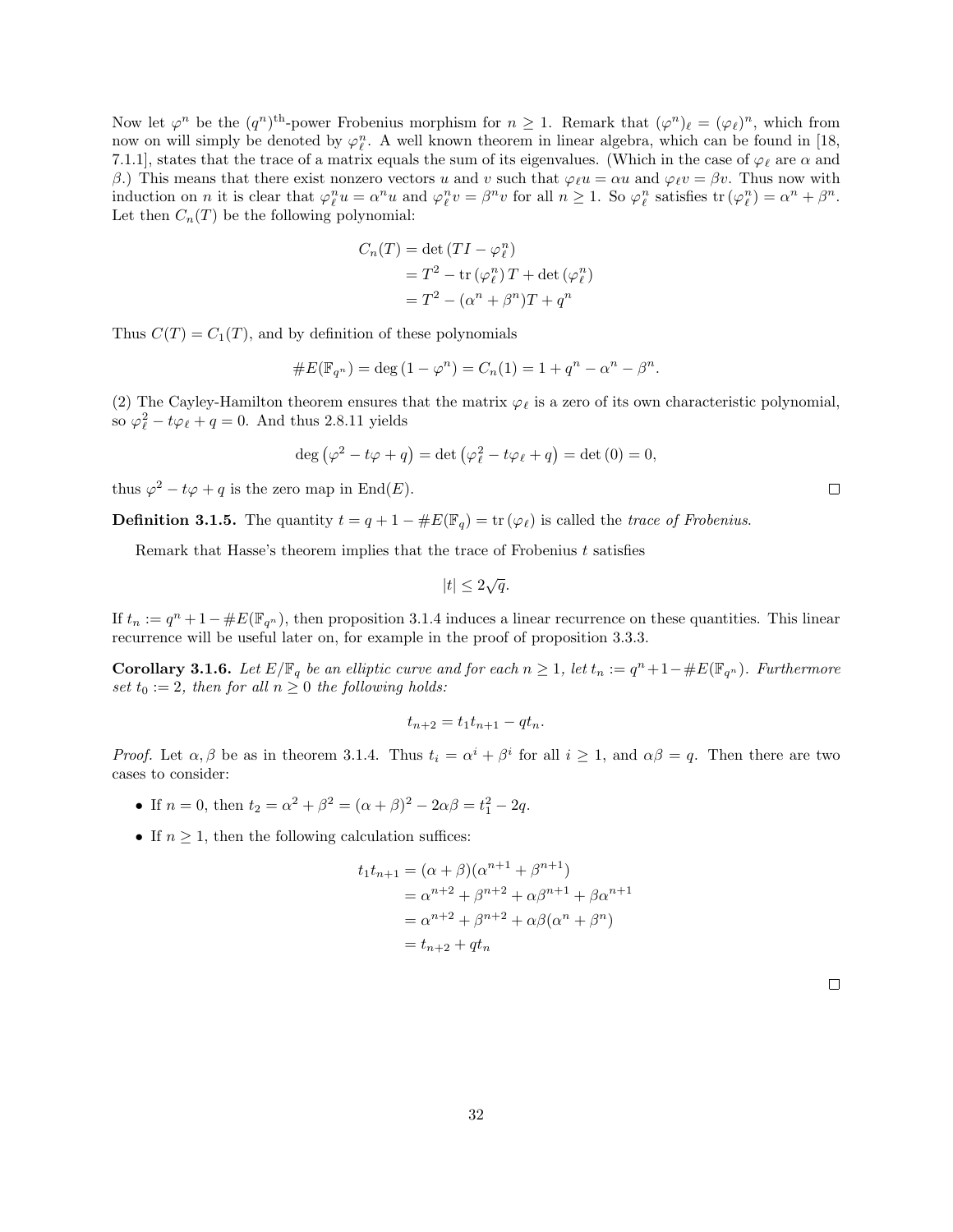Now let $\varphi^n$ be the $(q^n)^{\text{th}}$-power Frobenius morphism for $n \geq 1$. Remark that $(\varphi^n)_\ell = (\varphi_\ell)^n$, which from now on will simply be denoted by $\varphi_\ell^n$. A well known theorem in linear algebra, which can be found in [18, 7.1.1], states that the trace of a matrix equals the sum of its eigenvalues. (Which in the case of $\varphi_\ell$ are $\alpha$ and $\beta$.) This means that there exist nonzero vectors $u$ and $v$ such that $\varphi_\ell u = \alpha u$ and $\varphi_\ell v = \beta v$. Thus now with induction on $n$ it is clear that $\varphi_\ell^n u = \alpha^n u$ and $\varphi_\ell^n v = \beta^n v$ for all $n \geq 1$. So $\varphi_\ell^n$ satisfies $\operatorname{tr}(\varphi_\ell^n) = \alpha^n + \beta^n$. Let then $C_n(T)$ be the following polynomial:

$$
\begin{aligned}
C_n(T) &= \det(TI - \varphi_\ell^n) \\
&= T^2 - \operatorname{tr}(\varphi_\ell^n)\, T + \det(\varphi_\ell^n) \\
&= T^2 - (\alpha^n + \beta^n)T + q^n
\end{aligned}
$$

Thus $C(T) = C_1(T)$, and by definition of these polynomials

$$\#E(\mathbb{F}_{q^n}) = \deg(1 - \varphi^n) = C_n(1) = 1 + q^n - \alpha^n - \beta^n.$$

(2) The Cayley-Hamilton theorem ensures that the matrix $\varphi_\ell$ is a zero of its own characteristic polynomial, so $\varphi_\ell^2 - t\varphi_\ell + q = 0$. And thus 2.8.11 yields

$$\deg\left(\varphi^2 - t\varphi + q\right) = \det\left(\varphi_\ell^2 - t\varphi_\ell + q\right) = \det(0) = 0,$$

thus $\varphi^2 - t\varphi + q$ is the zero map in $\operatorname{End}(E)$. $\square$

**Definition 3.1.5.** The quantity $t = q + 1 - \#E(\mathbb{F}_q) = \operatorname{tr}(\varphi_\ell)$ is called the *trace of Frobenius*.

Remark that Hasse's theorem implies that the trace of Frobenius $t$ satisfies

$$|t| \leq 2\sqrt{q}.$$

If $t_n := q^n + 1 - \#E(\mathbb{F}_{q^n})$, then proposition 3.1.4 induces a linear recurrence on these quantities. This linear recurrence will be useful later on, for example in the proof of proposition 3.3.3.

**Corollary 3.1.6.** *Let $E/\mathbb{F}_q$ be an elliptic curve and for each $n \geq 1$, let $t_n := q^n + 1 - \#E(\mathbb{F}_{q^n})$. Furthermore set $t_0 := 2$, then for all $n \geq 0$ the following holds:*

$$t_{n+2} = t_1 t_{n+1} - q t_n.$$

*Proof.* Let $\alpha, \beta$ be as in theorem 3.1.4. Thus $t_i = \alpha^i + \beta^i$ for all $i \geq 1$, and $\alpha\beta = q$. Then there are two cases to consider:

- If $n = 0$, then $t_2 = \alpha^2 + \beta^2 = (\alpha + \beta)^2 - 2\alpha\beta = t_1^2 - 2q$.
- If $n \geq 1$, then the following calculation suffices:

$$
\begin{aligned}
t_1 t_{n+1} &= (\alpha + \beta)(\alpha^{n+1} + \beta^{n+1}) \\
&= \alpha^{n+2} + \beta^{n+2} + \alpha\beta^{n+1} + \beta\alpha^{n+1} \\
&= \alpha^{n+2} + \beta^{n+2} + \alpha\beta(\alpha^n + \beta^n) \\
&= t_{n+2} + q t_n
\end{aligned}
$$

$\square$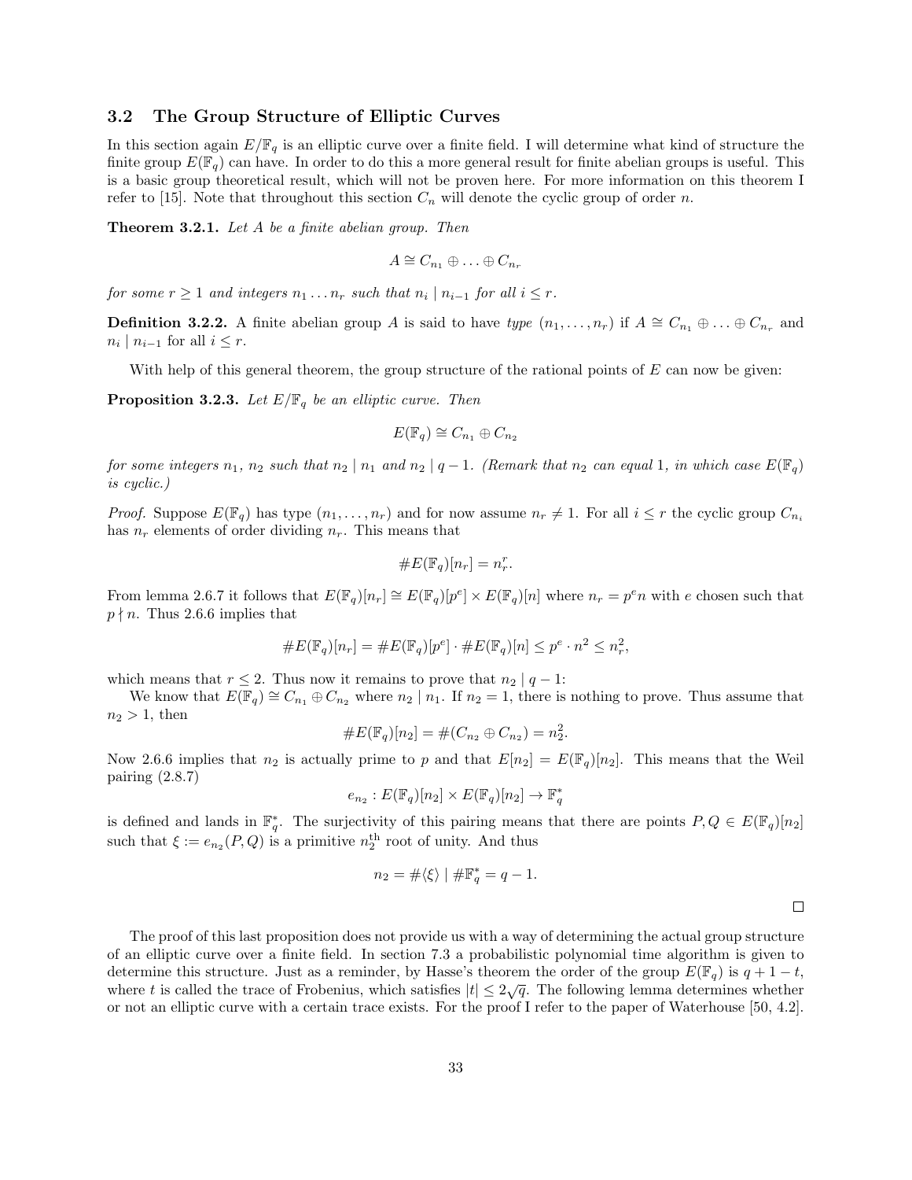### 3.2 The Group Structure of Elliptic Curves

In this section again $E/\mathbb{F}_q$ is an elliptic curve over a finite field. I will determine what kind of structure the finite group $E(\mathbb{F}_q)$ can have. In order to do this a more general result for finite abelian groups is useful. This is a basic group theoretical result, which will not be proven here. For more information on this theorem I refer to [15]. Note that throughout this section $C_n$ will denote the cyclic group of order $n$.

**Theorem 3.2.1.** *Let $A$ be a finite abelian group. Then*

$$A \cong C_{n_1} \oplus \ldots \oplus C_{n_r}$$

*for some $r \geq 1$ and integers $n_1 \ldots n_r$ such that $n_i \mid n_{i-1}$ for all $i \leq r$.*

**Definition 3.2.2.** A finite abelian group $A$ is said to have *type* $(n_1, \ldots, n_r)$ if $A \cong C_{n_1} \oplus \ldots \oplus C_{n_r}$ and $n_i \mid n_{i-1}$ for all $i \leq r$.

With help of this general theorem, the group structure of the rational points of $E$ can now be given:

**Proposition 3.2.3.** *Let $E/\mathbb{F}_q$ be an elliptic curve. Then*

$$E(\mathbb{F}_q) \cong C_{n_1} \oplus C_{n_2}$$

*for some integers $n_1$, $n_2$ such that $n_2 \mid n_1$ and $n_2 \mid q-1$. (Remark that $n_2$ can equal 1, in which case $E(\mathbb{F}_q)$ is cyclic.)*

*Proof.* Suppose $E(\mathbb{F}_q)$ has type $(n_1, \ldots, n_r)$ and for now assume $n_r \neq 1$. For all $i \leq r$ the cyclic group $C_{n_i}$ has $n_r$ elements of order dividing $n_r$. This means that

$$\#E(\mathbb{F}_q)[n_r] = n_r^r.$$

From lemma 2.6.7 it follows that $E(\mathbb{F}_q)[n_r] \cong E(\mathbb{F}_q)[p^e] \times E(\mathbb{F}_q)[n]$ where $n_r = p^e n$ with $e$ chosen such that $p \nmid n$. Thus 2.6.6 implies that

$$\#E(\mathbb{F}_q)[n_r] = \#E(\mathbb{F}_q)[p^e] \cdot \#E(\mathbb{F}_q)[n] \leq p^e \cdot n^2 \leq n_r^2,$$

which means that $r \leq 2$. Thus now it remains to prove that $n_2 \mid q-1$:

We know that $E(\mathbb{F}_q) \cong C_{n_1} \oplus C_{n_2}$ where $n_2 \mid n_1$. If $n_2 = 1$, there is nothing to prove. Thus assume that $n_2 > 1$, then

$$\#E(\mathbb{F}_q)[n_2] = \#(C_{n_2} \oplus C_{n_2}) = n_2^2.$$

Now 2.6.6 implies that $n_2$ is actually prime to $p$ and that $E[n_2] = E(\mathbb{F}_q)[n_2]$. This means that the Weil pairing (2.8.7)

$$e_{n_2} : E(\mathbb{F}_q)[n_2] \times E(\mathbb{F}_q)[n_2] \to \mathbb{F}_q^*$$

is defined and lands in $\mathbb{F}_q^*$. The surjectivity of this pairing means that there are points $P, Q \in E(\mathbb{F}_q)[n_2]$ such that $\xi := e_{n_2}(P, Q)$ is a primitive $n_2^{\text{th}}$ root of unity. And thus

$$n_2 = \#\langle \xi \rangle \mid \#\mathbb{F}_q^* = q - 1.$$

$\square$

The proof of this last proposition does not provide us with a way of determining the actual group structure of an elliptic curve over a finite field. In section 7.3 a probabilistic polynomial time algorithm is given to determine this structure. Just as a reminder, by Hasse's theorem the order of the group $E(\mathbb{F}_q)$ is $q + 1 - t$, where $t$ is called the trace of Frobenius, which satisfies $|t| \leq 2\sqrt{q}$. The following lemma determines whether or not an elliptic curve with a certain trace exists. For the proof I refer to the paper of Waterhouse [50, 4.2].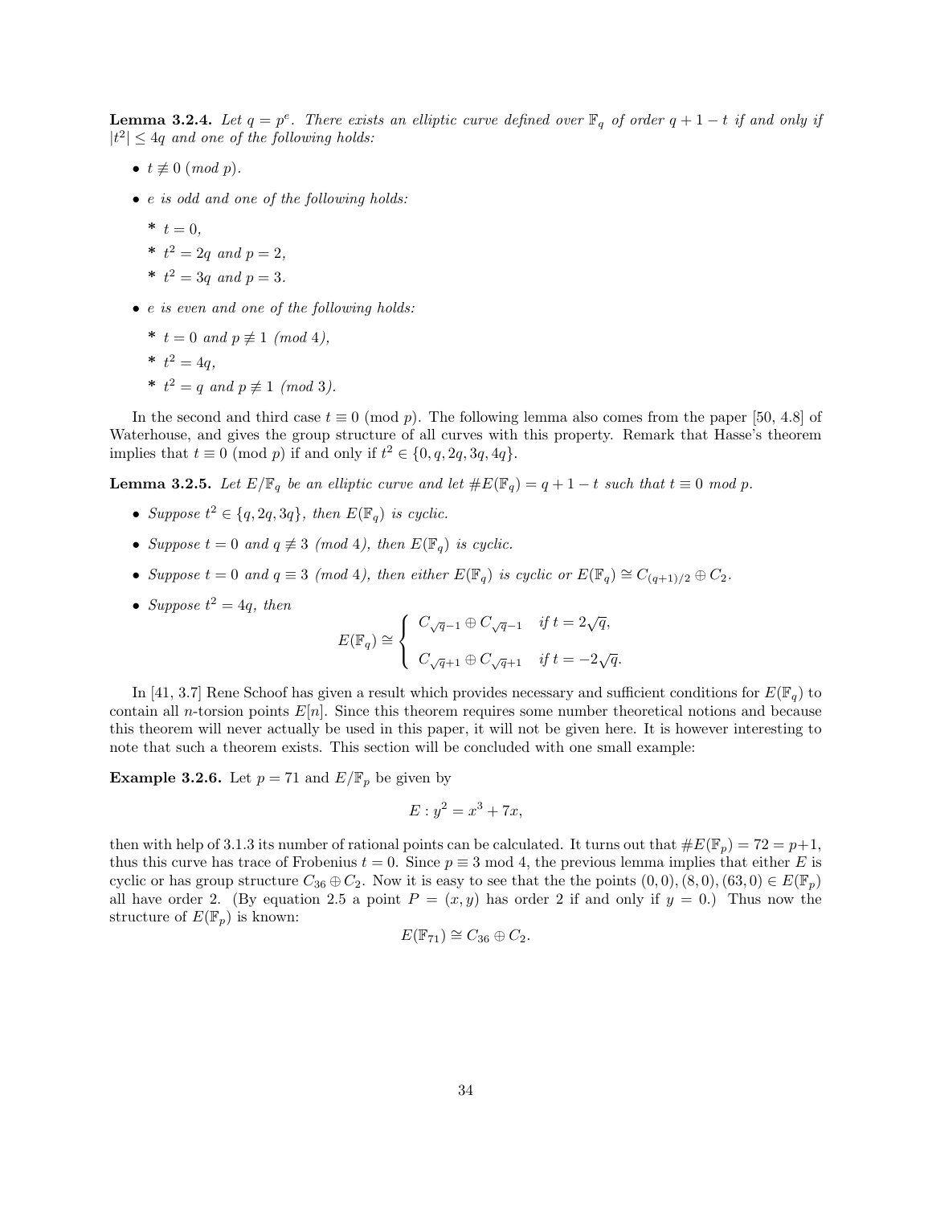**Lemma 3.2.4.** *Let $q = p^e$. There exists an elliptic curve defined over $\mathbb{F}_q$ of order $q + 1 - t$ if and only if $|t^2| \leq 4q$ and one of the following holds:*

- $t \not\equiv 0$ *(mod $p$).*
- *e is odd and one of the following holds:*
  - * $t = 0$,
  - * $t^2 = 2q$ *and* $p = 2$,
  - * $t^2 = 3q$ *and* $p = 3$.
- *e is even and one of the following holds:*
  - * $t = 0$ *and* $p \not\equiv 1$ *(mod 4),*
  - * $t^2 = 4q$,
  - * $t^2 = q$ *and* $p \not\equiv 1$ *(mod 3).*

In the second and third case $t \equiv 0 \pmod p$. The following lemma also comes from the paper [50, 4.8] of Waterhouse, and gives the group structure of all curves with this property. Remark that Hasse's theorem implies that $t \equiv 0 \pmod p$ if and only if $t^2 \in \{0, q, 2q, 3q, 4q\}$.

**Lemma 3.2.5.** *Let $E/\mathbb{F}_q$ be an elliptic curve and let $\#E(\mathbb{F}_q) = q + 1 - t$ such that $t \equiv 0 \bmod p$.*

- *Suppose $t^2 \in \{q, 2q, 3q\}$, then $E(\mathbb{F}_q)$ is cyclic.*
- *Suppose $t = 0$ and $q \not\equiv 3$ (mod 4), then $E(\mathbb{F}_q)$ is cyclic.*
- *Suppose $t = 0$ and $q \equiv 3$ (mod 4), then either $E(\mathbb{F}_q)$ is cyclic or $E(\mathbb{F}_q) \cong C_{(q+1)/2} \oplus C_2$.*
- *Suppose $t^2 = 4q$, then*

$$E(\mathbb{F}_q) \cong \begin{cases} C_{\sqrt{q}-1} \oplus C_{\sqrt{q}-1} & \text{if } t = 2\sqrt{q}, \\ C_{\sqrt{q}+1} \oplus C_{\sqrt{q}+1} & \text{if } t = -2\sqrt{q}. \end{cases}$$

In [41, 3.7] Rene Schoof has given a result which provides necessary and sufficient conditions for $E(\mathbb{F}_q)$ to contain all $n$-torsion points $E[n]$. Since this theorem requires some number theoretical notions and because this theorem will never actually be used in this paper, it will not be given here. It is however interesting to note that such a theorem exists. This section will be concluded with one small example:

**Example 3.2.6.** Let $p = 71$ and $E/\mathbb{F}_p$ be given by

$$E : y^2 = x^3 + 7x,$$

then with help of 3.1.3 its number of rational points can be calculated. It turns out that $\#E(\mathbb{F}_p) = 72 = p+1$, thus this curve has trace of Frobenius $t = 0$. Since $p \equiv 3$ mod 4, the previous lemma implies that either $E$ is cyclic or has group structure $C_{36} \oplus C_2$. Now it is easy to see that the the points $(0, 0), (8, 0), (63, 0) \in E(\mathbb{F}_p)$ all have order 2. (By equation 2.5 a point $P = (x, y)$ has order 2 if and only if $y = 0$.) Thus now the structure of $E(\mathbb{F}_p)$ is known:

$$E(\mathbb{F}_{71}) \cong C_{36} \oplus C_2.$$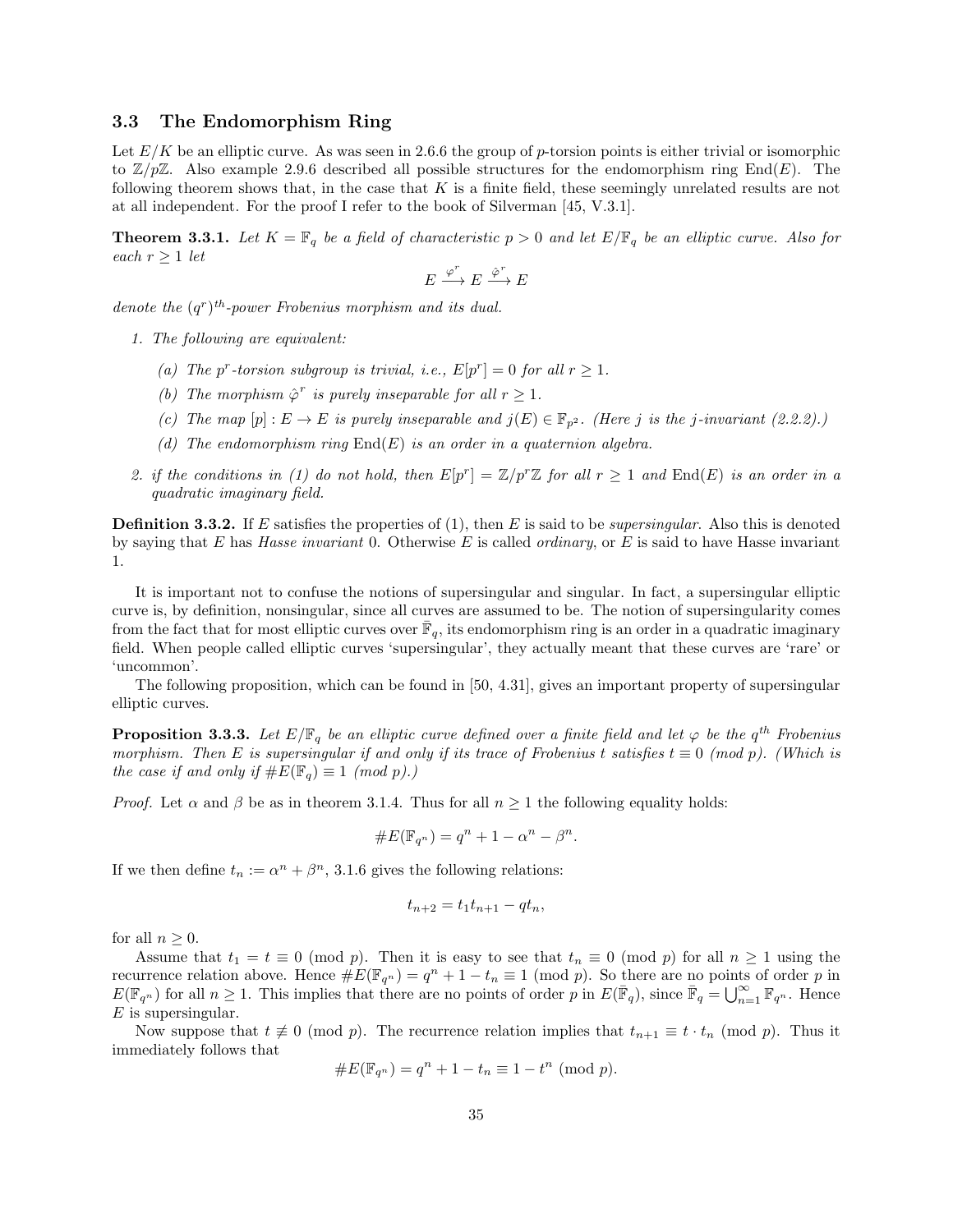## 3.3 The Endomorphism Ring

Let $E/K$ be an elliptic curve. As was seen in 2.6.6 the group of $p$-torsion points is either trivial or isomorphic to $\mathbb{Z}/p\mathbb{Z}$. Also example 2.9.6 described all possible structures for the endomorphism ring $\text{End}(E)$. The following theorem shows that, in the case that $K$ is a finite field, these seemingly unrelated results are not at all independent. For the proof I refer to the book of Silverman [45, V.3.1].

**Theorem 3.3.1.** *Let $K = \mathbb{F}_q$ be a field of characteristic $p > 0$ and let $E/\mathbb{F}_q$ be an elliptic curve. Also for each $r \geq 1$ let*

$$E \xrightarrow{\varphi^r} E \xrightarrow{\hat{\varphi}^r} E$$

*denote the $(q^r)^{th}$-power Frobenius morphism and its dual.*

1. *The following are equivalent:*
   - *(a) The $p^r$-torsion subgroup is trivial, i.e., $E[p^r] = 0$ for all $r \geq 1$.*
   - *(b) The morphism $\hat{\varphi}^r$ is purely inseparable for all $r \geq 1$.*
   - *(c) The map $[p] : E \to E$ is purely inseparable and $j(E) \in \mathbb{F}_{p^2}$. (Here $j$ is the $j$-invariant (2.2.2).)*
   - *(d) The endomorphism ring $\text{End}(E)$ is an order in a quaternion algebra.*
2. *if the conditions in (1) do not hold, then $E[p^r] = \mathbb{Z}/p^r\mathbb{Z}$ for all $r \geq 1$ and $\text{End}(E)$ is an order in a quadratic imaginary field.*

**Definition 3.3.2.** If $E$ satisfies the properties of (1), then $E$ is said to be *supersingular*. Also this is denoted by saying that $E$ has *Hasse invariant* 0. Otherwise $E$ is called *ordinary*, or $E$ is said to have Hasse invariant 1.

It is important not to confuse the notions of supersingular and singular. In fact, a supersingular elliptic curve is, by definition, nonsingular, since all curves are assumed to be. The notion of supersingularity comes from the fact that for most elliptic curves over $\bar{\mathbb{F}}_q$, its endomorphism ring is an order in a quadratic imaginary field. When people called elliptic curves 'supersingular', they actually meant that these curves are 'rare' or 'uncommon'.

The following proposition, which can be found in [50, 4.31], gives an important property of supersingular elliptic curves.

**Proposition 3.3.3.** *Let $E/\mathbb{F}_q$ be an elliptic curve defined over a finite field and let $\varphi$ be the $q^{th}$ Frobenius morphism. Then $E$ is supersingular if and only if its trace of Frobenius $t$ satisfies $t \equiv 0$ (mod $p$). (Which is the case if and only if $\#E(\mathbb{F}_q) \equiv 1$ (mod $p$).)*

*Proof.* Let $\alpha$ and $\beta$ be as in theorem 3.1.4. Thus for all $n \geq 1$ the following equality holds:

$$\#E(\mathbb{F}_{q^n}) = q^n + 1 - \alpha^n - \beta^n.$$

If we then define $t_n := \alpha^n + \beta^n$, 3.1.6 gives the following relations:

$$t_{n+2} = t_1 t_{n+1} - q t_n,$$

for all $n \geq 0$.

Assume that $t_1 = t \equiv 0 \pmod p$. Then it is easy to see that $t_n \equiv 0 \pmod p$ for all $n \geq 1$ using the recurrence relation above. Hence $\#E(\mathbb{F}_{q^n}) = q^n + 1 - t_n \equiv 1 \pmod p$. So there are no points of order $p$ in $E(\mathbb{F}_{q^n})$ for all $n \geq 1$. This implies that there are no points of order $p$ in $E(\bar{\mathbb{F}}_q)$, since $\bar{\mathbb{F}}_q = \bigcup_{n=1}^{\infty} \mathbb{F}_{q^n}$. Hence $E$ is supersingular.

Now suppose that $t \not\equiv 0 \pmod p$. The recurrence relation implies that $t_{n+1} \equiv t \cdot t_n \pmod p$. Thus it immediately follows that

$$\#E(\mathbb{F}_{q^n}) = q^n + 1 - t_n \equiv 1 - t^n \pmod p.$$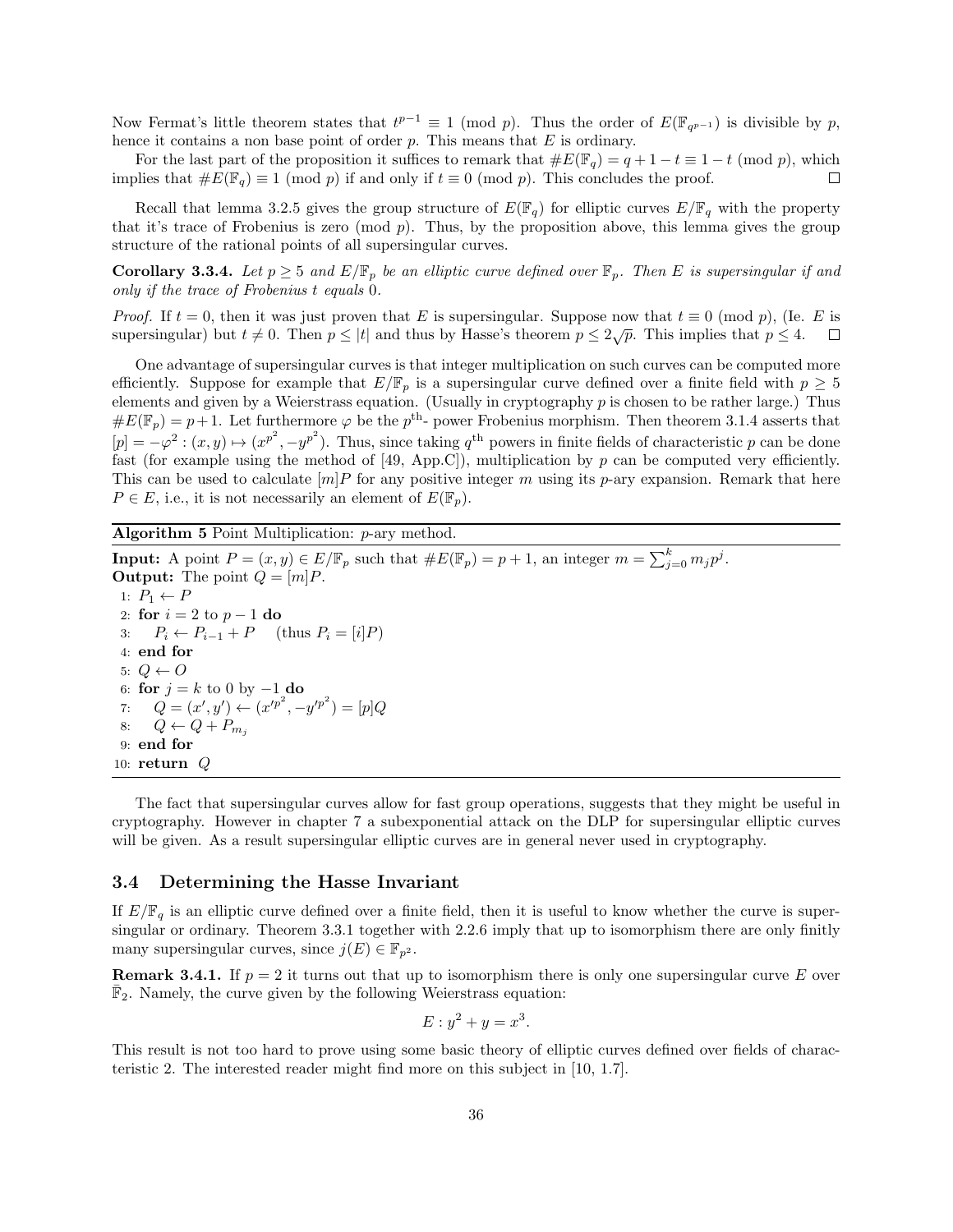Now Fermat's little theorem states that $t^{p-1} \equiv 1 \pmod{p}$. Thus the order of $E(\mathbb{F}_{q^{p-1}})$ is divisible by $p$, hence it contains a non base point of order $p$. This means that $E$ is ordinary.

For the last part of the proposition it suffices to remark that $\#E(\mathbb{F}_q) = q + 1 - t \equiv 1 - t \pmod{p}$, which implies that $\#E(\mathbb{F}_q) \equiv 1 \pmod{p}$ if and only if $t \equiv 0 \pmod{p}$. This concludes the proof. $\square$

Recall that lemma 3.2.5 gives the group structure of $E(\mathbb{F}_q)$ for elliptic curves $E/\mathbb{F}_q$ with the property that it's trace of Frobenius is zero (mod $p$). Thus, by the proposition above, this lemma gives the group structure of the rational points of all supersingular curves.

**Corollary 3.3.4.** *Let $p \geq 5$ and $E/\mathbb{F}_p$ be an elliptic curve defined over $\mathbb{F}_p$. Then $E$ is supersingular if and only if the trace of Frobenius $t$ equals 0.*

*Proof.* If $t = 0$, then it was just proven that $E$ is supersingular. Suppose now that $t \equiv 0 \pmod{p}$, (Ie. $E$ is supersingular) but $t \neq 0$. Then $p \leq |t|$ and thus by Hasse's theorem $p \leq 2\sqrt{p}$. This implies that $p \leq 4$. $\square$

One advantage of supersingular curves is that integer multiplication on such curves can be computed more efficiently. Suppose for example that $E/\mathbb{F}_p$ is a supersingular curve defined over a finite field with $p \geq 5$ elements and given by a Weierstrass equation. (Usually in cryptography $p$ is chosen to be rather large.) Thus $\#E(\mathbb{F}_p) = p+1$. Let furthermore $\varphi$ be the $p^{\text{th}}$- power Frobenius morphism. Then theorem 3.1.4 asserts that $[p] = -\varphi^2 : (x, y) \mapsto (x^{p^2}, -y^{p^2})$. Thus, since taking $q^{\text{th}}$ powers in finite fields of characteristic $p$ can be done fast (for example using the method of [49, App.C]), multiplication by $p$ can be computed very efficiently. This can be used to calculate $[m]P$ for any positive integer $m$ using its $p$-ary expansion. Remark that here $P \in E$, i.e., it is not necessarily an element of $E(\mathbb{F}_p)$.

**Algorithm 5** Point Multiplication: $p$-ary method.

**Input:** A point $P = (x, y) \in E/\mathbb{F}_p$ such that $\#E(\mathbb{F}_p) = p + 1$, an integer $m = \sum_{j=0}^{k} m_j p^j$.
**Output:** The point $Q = [m]P$.

```
1: P_1 ← P
2: for i = 2 to p − 1 do
3:     P_i ← P_{i−1} + P    (thus P_i = [i]P)
4: end for
5: Q ← O
6: for j = k to 0 by −1 do
7:     Q = (x', y') ← (x'^{p^2}, −y'^{p^2}) = [p]Q
8:     Q ← Q + P_{m_j}
9: end for
10: return Q
```

The fact that supersingular curves allow for fast group operations, suggests that they might be useful in cryptography. However in chapter 7 a subexponential attack on the DLP for supersingular elliptic curves will be given. As a result supersingular elliptic curves are in general never used in cryptography.

## 3.4 Determining the Hasse Invariant

If $E/\mathbb{F}_q$ is an elliptic curve defined over a finite field, then it is useful to know whether the curve is supersingular or ordinary. Theorem 3.3.1 together with 2.2.6 imply that up to isomorphism there are only finitly many supersingular curves, since $j(E) \in \mathbb{F}_{p^2}$.

**Remark 3.4.1.** If $p = 2$ it turns out that up to isomorphism there is only one supersingular curve $E$ over $\bar{\mathbb{F}}_2$. Namely, the curve given by the following Weierstrass equation:

$$E : y^2 + y = x^3.$$

This result is not too hard to prove using some basic theory of elliptic curves defined over fields of characteristic 2. The interested reader might find more on this subject in [10, 1.7].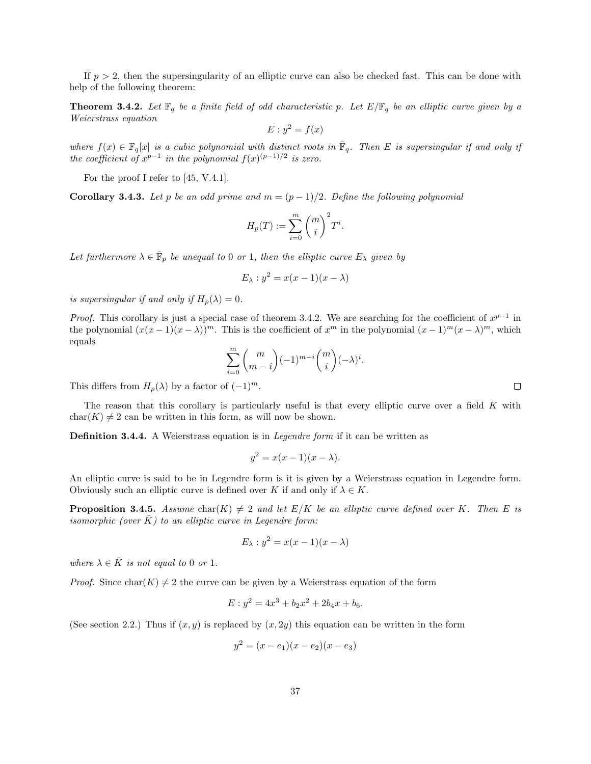If $p > 2$, then the supersingularity of an elliptic curve can also be checked fast. This can be done with help of the following theorem:

**Theorem 3.4.2.** *Let $\mathbb{F}_q$ be a finite field of odd characteristic $p$. Let $E/\mathbb{F}_q$ be an elliptic curve given by a Weierstrass equation*

$$E : y^2 = f(x)$$

*where $f(x) \in \mathbb{F}_q[x]$ is a cubic polynomial with distinct roots in $\bar{\mathbb{F}}_q$. Then $E$ is supersingular if and only if the coefficient of $x^{p-1}$ in the polynomial $f(x)^{(p-1)/2}$ is zero.*

For the proof I refer to [45, V.4.1].

**Corollary 3.4.3.** *Let $p$ be an odd prime and $m = (p-1)/2$. Define the following polynomial*

$$H_p(T) := \sum_{i=0}^{m} \binom{m}{i}^2 T^i.$$

*Let furthermore $\lambda \in \bar{\mathbb{F}}_p$ be unequal to 0 or 1, then the elliptic curve $E_\lambda$ given by*

$$E_\lambda : y^2 = x(x-1)(x-\lambda)$$

*is supersingular if and only if $H_p(\lambda) = 0$.*

*Proof.* This corollary is just a special case of theorem 3.4.2. We are searching for the coefficient of $x^{p-1}$ in the polynomial $(x(x-1)(x-\lambda))^m$. This is the coefficient of $x^m$ in the polynomial $(x-1)^m(x-\lambda)^m$, which equals

$$\sum_{i=0}^{m} \binom{m}{m-i}(-1)^{m-i}\binom{m}{i}(-\lambda)^i.$$

This differs from $H_p(\lambda)$ by a factor of $(-1)^m$. $\square$

The reason that this corollary is particularly useful is that every elliptic curve over a field $K$ with $\mathrm{char}(K) \neq 2$ can be written in this form, as will now be shown.

**Definition 3.4.4.** A Weierstrass equation is in *Legendre form* if it can be written as

$$y^2 = x(x-1)(x-\lambda).$$

An elliptic curve is said to be in Legendre form is it is given by a Weierstrass equation in Legendre form. Obviously such an elliptic curve is defined over $K$ if and only if $\lambda \in K$.

**Proposition 3.4.5.** *Assume $\mathrm{char}(K) \neq 2$ and let $E/K$ be an elliptic curve defined over $K$. Then $E$ is isomorphic (over $\bar{K}$) to an elliptic curve in Legendre form:*

$$E_\lambda : y^2 = x(x-1)(x-\lambda)$$

*where $\lambda \in \bar{K}$ is not equal to 0 or 1.*

*Proof.* Since $\mathrm{char}(K) \neq 2$ the curve can be given by a Weierstrass equation of the form

$$E : y^2 = 4x^3 + b_2x^2 + 2b_4x + b_6.$$

(See section 2.2.) Thus if $(x, y)$ is replaced by $(x, 2y)$ this equation can be written in the form

$$y^2 = (x-e_1)(x-e_2)(x-e_3)$$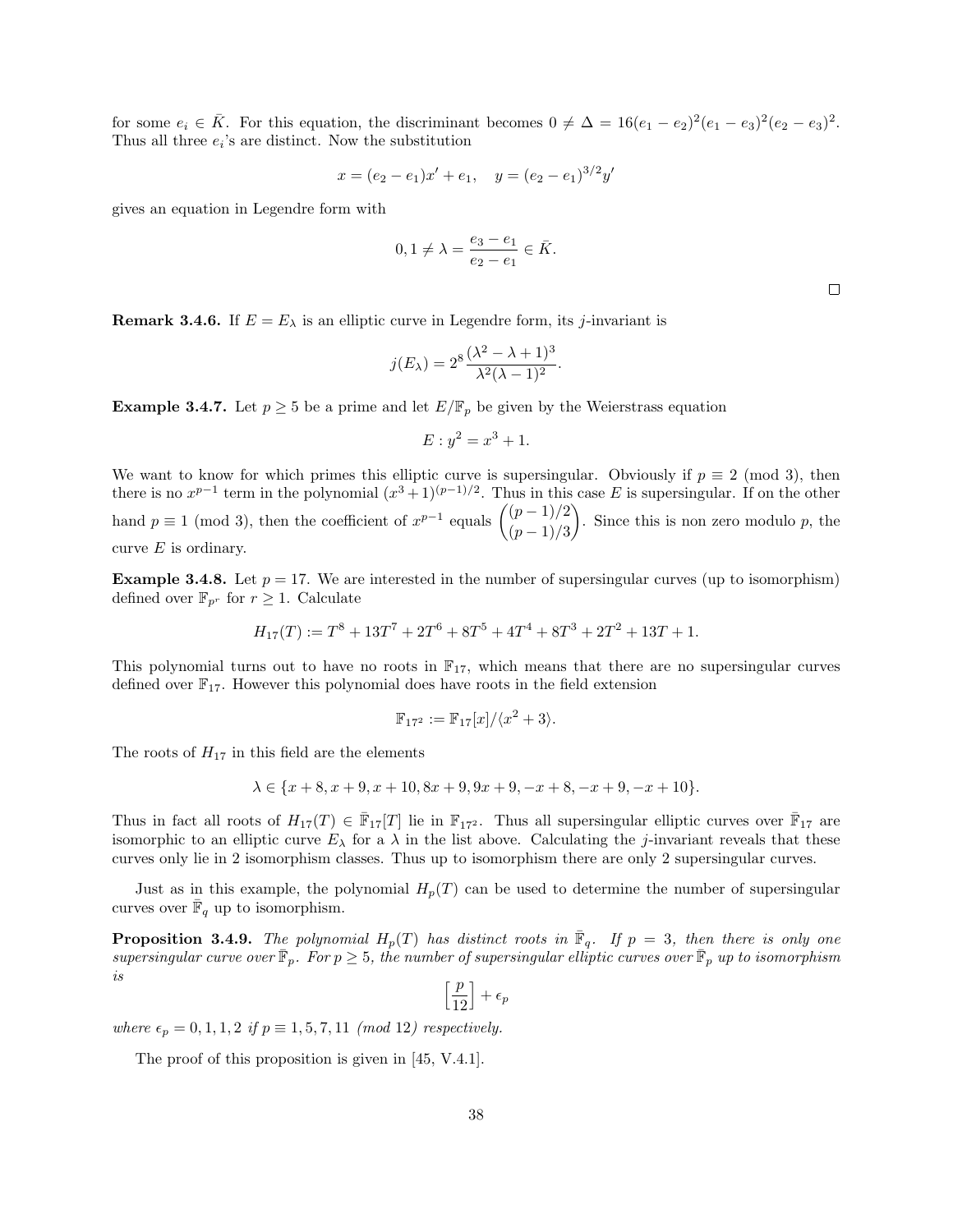for some $e_i \in \bar{K}$. For this equation, the discriminant becomes $0 \neq \Delta = 16(e_1 - e_2)^2(e_1 - e_3)^2(e_2 - e_3)^2$. Thus all three $e_i$'s are distinct. Now the substitution

$$x = (e_2 - e_1)x' + e_1, \quad y = (e_2 - e_1)^{3/2}y'$$

gives an equation in Legendre form with

$$0, 1 \neq \lambda = \frac{e_3 - e_1}{e_2 - e_1} \in \bar{K}.$$

□

**Remark 3.4.6.** If $E = E_\lambda$ is an elliptic curve in Legendre form, its $j$-invariant is

$$j(E_\lambda) = 2^8 \frac{(\lambda^2 - \lambda + 1)^3}{\lambda^2(\lambda - 1)^2}.$$

**Example 3.4.7.** Let $p \geq 5$ be a prime and let $E/\mathbb{F}_p$ be given by the Weierstrass equation

$$E : y^2 = x^3 + 1.$$

We want to know for which primes this elliptic curve is supersingular. Obviously if $p \equiv 2 \pmod 3$, then there is no $x^{p-1}$ term in the polynomial $(x^3+1)^{(p-1)/2}$. Thus in this case $E$ is supersingular. If on the other hand $p \equiv 1 \pmod 3$, then the coefficient of $x^{p-1}$ equals $\binom{(p-1)/2}{(p-1)/3}$. Since this is non zero modulo $p$, the curve $E$ is ordinary.

**Example 3.4.8.** Let $p = 17$. We are interested in the number of supersingular curves (up to isomorphism) defined over $\mathbb{F}_{p^r}$ for $r \geq 1$. Calculate

$$H_{17}(T) := T^8 + 13T^7 + 2T^6 + 8T^5 + 4T^4 + 8T^3 + 2T^2 + 13T + 1.$$

This polynomial turns out to have no roots in $\mathbb{F}_{17}$, which means that there are no supersingular curves defined over $\mathbb{F}_{17}$. However this polynomial does have roots in the field extension

$$\mathbb{F}_{17^2} := \mathbb{F}_{17}[x]/\langle x^2 + 3\rangle.$$

The roots of $H_{17}$ in this field are the elements

$$\lambda \in \{x+8, x+9, x+10, 8x+9, 9x+9, -x+8, -x+9, -x+10\}.$$

Thus in fact all roots of $H_{17}(T) \in \bar{\mathbb{F}}_{17}[T]$ lie in $\mathbb{F}_{17^2}$. Thus all supersingular elliptic curves over $\bar{\mathbb{F}}_{17}$ are isomorphic to an elliptic curve $E_\lambda$ for a $\lambda$ in the list above. Calculating the $j$-invariant reveals that these curves only lie in 2 isomorphism classes. Thus up to isomorphism there are only 2 supersingular curves.

Just as in this example, the polynomial $H_p(T)$ can be used to determine the number of supersingular curves over $\bar{\mathbb{F}}_q$ up to isomorphism.

**Proposition 3.4.9.** *The polynomial $H_p(T)$ has distinct roots in $\bar{\mathbb{F}}_q$. If $p = 3$, then there is only one supersingular curve over $\bar{\mathbb{F}}_p$. For $p \geq 5$, the number of supersingular elliptic curves over $\bar{\mathbb{F}}_p$ up to isomorphism is*

$$\left[\frac{p}{12}\right] + \epsilon_p$$

*where $\epsilon_p = 0, 1, 1, 2$ if $p \equiv 1, 5, 7, 11$ (mod 12) respectively.*

The proof of this proposition is given in [45, V.4.1].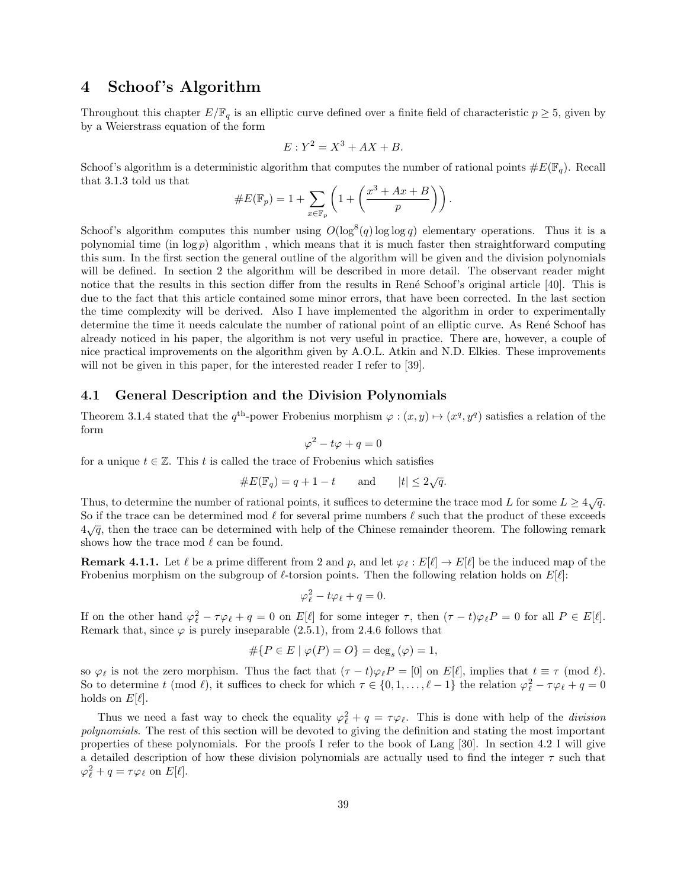# 4 Schoof's Algorithm

Throughout this chapter $E/\mathbb{F}_q$ is an elliptic curve defined over a finite field of characteristic $p \geq 5$, given by by a Weierstrass equation of the form

$$E : Y^2 = X^3 + AX + B.$$

Schoof's algorithm is a deterministic algorithm that computes the number of rational points $\#E(\mathbb{F}_q)$. Recall that 3.1.3 told us that

$$\#E(\mathbb{F}_p) = 1 + \sum_{x \in \mathbb{F}_p} \left( 1 + \left( \frac{x^3 + Ax + B}{p} \right) \right).$$

Schoof's algorithm computes this number using $O(\log^8(q) \log\log q)$ elementary operations. Thus it is a polynomial time (in $\log p$) algorithm , which means that it is much faster then straightforward computing this sum. In the first section the general outline of the algorithm will be given and the division polynomials will be defined. In section 2 the algorithm will be described in more detail. The observant reader might notice that the results in this section differ from the results in René Schoof's original article [40]. This is due to the fact that this article contained some minor errors, that have been corrected. In the last section the time complexity will be derived. Also I have implemented the algorithm in order to experimentally determine the time it needs calculate the number of rational point of an elliptic curve. As René Schoof has already noticed in his paper, the algorithm is not very useful in practice. There are, however, a couple of nice practical improvements on the algorithm given by A.O.L. Atkin and N.D. Elkies. These improvements will not be given in this paper, for the interested reader I refer to [39].

## 4.1 General Description and the Division Polynomials

Theorem 3.1.4 stated that the $q^{\text{th}}$-power Frobenius morphism $\varphi : (x, y) \mapsto (x^q, y^q)$ satisfies a relation of the form

$$\varphi^2 - t\varphi + q = 0$$

for a unique $t \in \mathbb{Z}$. This $t$ is called the trace of Frobenius which satisfies

$$\#E(\mathbb{F}_q) = q + 1 - t \qquad \text{and} \qquad |t| \leq 2\sqrt{q}.$$

Thus, to determine the number of rational points, it suffices to determine the trace mod $L$ for some $L \geq 4\sqrt{q}$. So if the trace can be determined mod $\ell$ for several prime numbers $\ell$ such that the product of these exceeds $4\sqrt{q}$, then the trace can be determined with help of the Chinese remainder theorem. The following remark shows how the trace mod $\ell$ can be found.

**Remark 4.1.1.** Let $\ell$ be a prime different from 2 and $p$, and let $\varphi_\ell : E[\ell] \to E[\ell]$ be the induced map of the Frobenius morphism on the subgroup of $\ell$-torsion points. Then the following relation holds on $E[\ell]$:

$$\varphi_\ell^2 - t\varphi_\ell + q = 0.$$

If on the other hand $\varphi_\ell^2 - \tau\varphi_\ell + q = 0$ on $E[\ell]$ for some integer $\tau$, then $(\tau - t)\varphi_\ell P = 0$ for all $P \in E[\ell]$. Remark that, since $\varphi$ is purely inseparable (2.5.1), from 2.4.6 follows that

$$\#\{P \in E \mid \varphi(P) = O\} = \deg_s(\varphi) = 1,$$

so $\varphi_\ell$ is not the zero morphism. Thus the fact that $(\tau - t)\varphi_\ell P = [0]$ on $E[\ell]$, implies that $t \equiv \tau \pmod{\ell}$. So to determine $t \pmod{\ell}$, it suffices to check for which $\tau \in \{0, 1, \ldots, \ell - 1\}$ the relation $\varphi_\ell^2 - \tau\varphi_\ell + q = 0$ holds on $E[\ell]$.

Thus we need a fast way to check the equality $\varphi_\ell^2 + q = \tau\varphi_\ell$. This is done with help of the *division polynomials*. The rest of this section will be devoted to giving the definition and stating the most important properties of these polynomials. For the proofs I refer to the book of Lang [30]. In section 4.2 I will give a detailed description of how these division polynomials are actually used to find the integer $\tau$ such that $\varphi_\ell^2 + q = \tau\varphi_\ell$ on $E[\ell]$.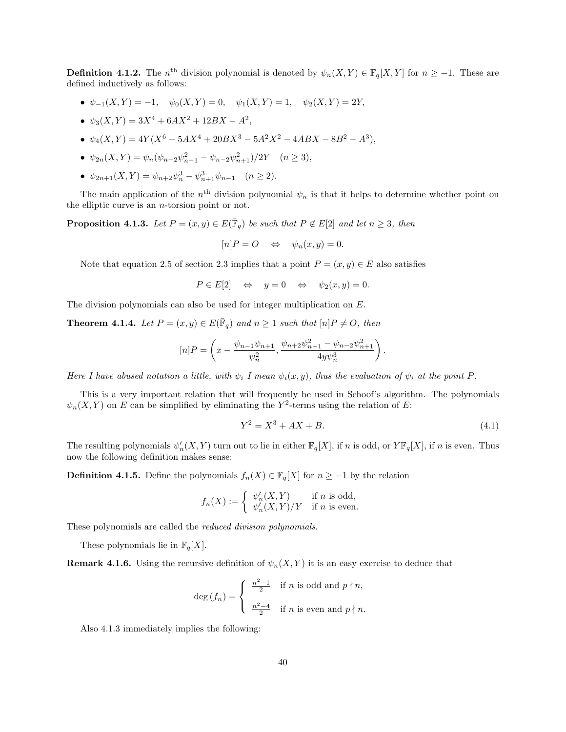**Definition 4.1.2.** The $n^{\text{th}}$ division polynomial is denoted by $\psi_n(X,Y) \in \mathbb{F}_q[X,Y]$ for $n \geq -1$. These are defined inductively as follows:

- $\psi_{-1}(X,Y) = -1, \quad \psi_0(X,Y) = 0, \quad \psi_1(X,Y) = 1, \quad \psi_2(X,Y) = 2Y,$
- $\psi_3(X,Y) = 3X^4 + 6AX^2 + 12BX - A^2,$
- $\psi_4(X,Y) = 4Y(X^6 + 5AX^4 + 20BX^3 - 5A^2X^2 - 4ABX - 8B^2 - A^3),$
- $\psi_{2n}(X,Y) = \psi_n(\psi_{n+2}\psi_{n-1}^2 - \psi_{n-2}\psi_{n+1}^2)/2Y \quad (n \geq 3),$
- $\psi_{2n+1}(X,Y) = \psi_{n+2}\psi_n^3 - \psi_{n+1}^3\psi_{n-1} \quad (n \geq 2).$

The main application of the $n^{\text{th}}$ division polynomial $\psi_n$ is that it helps to determine whether point on the elliptic curve is an $n$-torsion point or not.

**Proposition 4.1.3.** *Let $P = (x,y) \in E(\bar{\mathbb{F}}_q)$ be such that $P \notin E[2]$ and let $n \geq 3$, then*

$$[n]P = O \quad \Leftrightarrow \quad \psi_n(x,y) = 0.$$

Note that equation 2.5 of section 2.3 implies that a point $P = (x,y) \in E$ also satisfies

$$P \in E[2] \quad \Leftrightarrow \quad y = 0 \quad \Leftrightarrow \quad \psi_2(x,y) = 0.$$

The division polynomials can also be used for integer multiplication on $E$.

**Theorem 4.1.4.** *Let $P = (x,y) \in E(\bar{\mathbb{F}}_q)$ and $n \geq 1$ such that $[n]P \neq O$, then*

$$[n]P = \left( x - \frac{\psi_{n-1}\psi_{n+1}}{\psi_n^2}, \frac{\psi_{n+2}\psi_{n-1}^2 - \psi_{n-2}\psi_{n+1}^2}{4y\psi_n^3} \right).$$

*Here I have abused notation a little, with $\psi_i$ I mean $\psi_i(x,y)$, thus the evaluation of $\psi_i$ at the point $P$.*

This is a very important relation that will frequently be used in Schoof's algorithm. The polynomials $\psi_n(X,Y)$ on $E$ can be simplified by eliminating the $Y^2$-terms using the relation of $E$:

$$Y^2 = X^3 + AX + B. \tag{4.1}$$

The resulting polynomials $\psi'_n(X,Y)$ turn out to lie in either $\mathbb{F}_q[X]$, if $n$ is odd, or $Y\mathbb{F}_q[X]$, if $n$ is even. Thus now the following definition makes sense:

**Definition 4.1.5.** Define the polynomials $f_n(X) \in \mathbb{F}_q[X]$ for $n \geq -1$ by the relation

$$f_n(X) := \begin{cases} \psi'_n(X,Y) & \text{if } n \text{ is odd,} \\ \psi'_n(X,Y)/Y & \text{if } n \text{ is even.} \end{cases}$$

These polynomials are called the *reduced division polynomials*.

These polynomials lie in $\mathbb{F}_q[X]$.

**Remark 4.1.6.** Using the recursive definition of $\psi_n(X,Y)$ it is an easy exercise to deduce that

$$\deg(f_n) = \begin{cases} \frac{n^2-1}{2} & \text{if } n \text{ is odd and } p \nmid n, \\ \\ \frac{n^2-4}{2} & \text{if } n \text{ is even and } p \nmid n. \end{cases}$$

Also 4.1.3 immediately implies the following: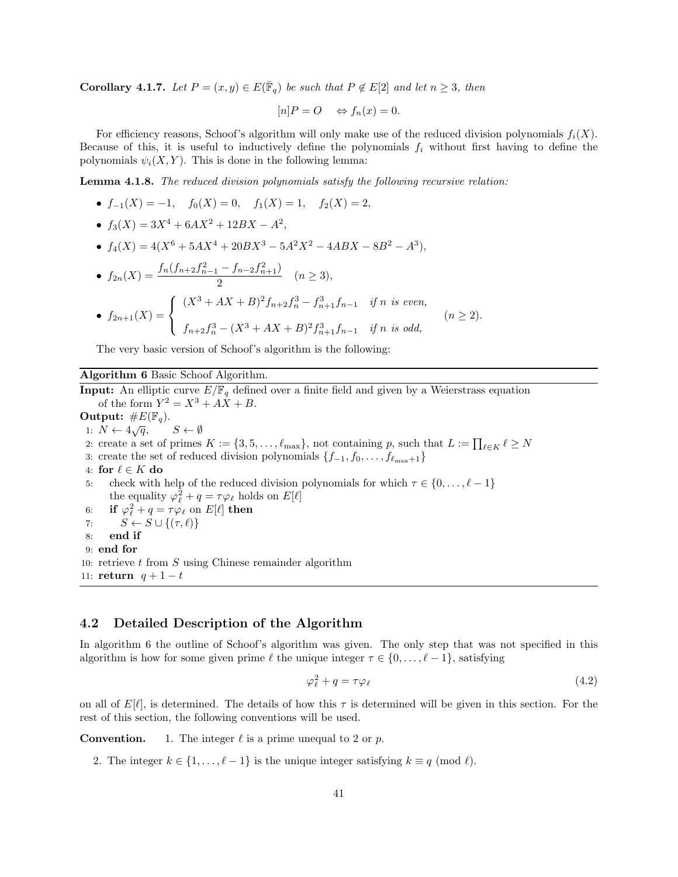**Corollary 4.1.7.** *Let $P = (x, y) \in E(\bar{\mathbb{F}}_q)$ be such that $P \notin E[2]$ and let $n \geq 3$, then*

$$[n]P = O \quad \Leftrightarrow f_n(x) = 0.$$

For efficiency reasons, Schoof's algorithm will only make use of the reduced division polynomials $f_i(X)$. Because of this, it is useful to inductively define the polynomials $f_i$ without first having to define the polynomials $\psi_i(X, Y)$. This is done in the following lemma:

**Lemma 4.1.8.** *The reduced division polynomials satisfy the following recursive relation:*

- $f_{-1}(X) = -1, \quad f_0(X) = 0, \quad f_1(X) = 1, \quad f_2(X) = 2,$
- $f_3(X) = 3X^4 + 6AX^2 + 12BX - A^2,$
- $f_4(X) = 4(X^6 + 5AX^4 + 20BX^3 - 5A^2X^2 - 4ABX - 8B^2 - A^3),$
- $f_{2n}(X) = \dfrac{f_n(f_{n+2}f_{n-1}^2 - f_{n-2}f_{n+1}^2)}{2} \quad (n \geq 3),$
- $f_{2n+1}(X) = \begin{cases} (X^3 + AX + B)^2 f_{n+2} f_n^3 - f_{n+1}^3 f_{n-1} & \text{if } n \text{ is even,} \\ f_{n+2} f_n^3 - (X^3 + AX + B)^2 f_{n+1}^3 f_{n-1} & \text{if } n \text{ is odd,} \end{cases} \quad (n \geq 2).$

The very basic version of Schoof's algorithm is the following:

**Algorithm 6** Basic Schoof Algorithm.

**Input:** An elliptic curve $E/\mathbb{F}_q$ defined over a finite field and given by a Weierstrass equation of the form $Y^2 = X^3 + AX + B$.

**Output:** $\#E(\mathbb{F}_q)$.

1: $N \leftarrow 4\sqrt{q}, \quad S \leftarrow \emptyset$
2: create a set of primes $K := \{3, 5, \ldots, \ell_{\max}\}$, not containing $p$, such that $L := \prod_{\ell \in K} \ell \geq N$
3: create the set of reduced division polynomials $\{f_{-1}, f_0, \ldots, f_{\ell_{\max}+1}\}$
4: **for** $\ell \in K$ **do**
5: &nbsp;&nbsp;&nbsp;&nbsp;check with help of the reduced division polynomials for which $\tau \in \{0, \ldots, \ell - 1\}$ the equality $\varphi_\ell^2 + q = \tau \varphi_\ell$ holds on $E[\ell]$
6: &nbsp;&nbsp;&nbsp;&nbsp;**if** $\varphi_\ell^2 + q = \tau \varphi_\ell$ on $E[\ell]$ **then**
7: &nbsp;&nbsp;&nbsp;&nbsp;&nbsp;&nbsp;&nbsp;&nbsp;$S \leftarrow S \cup \{(\tau, \ell)\}$
8: &nbsp;&nbsp;&nbsp;&nbsp;**end if**
9: **end for**
10: retrieve $t$ from $S$ using Chinese remainder algorithm
11: **return** $q + 1 - t$

## 4.2 Detailed Description of the Algorithm

In algorithm 6 the outline of Schoof's algorithm was given. The only step that was not specified in this algorithm is how for some given prime $\ell$ the unique integer $\tau \in \{0, \ldots, \ell - 1\}$, satisfying

$$\varphi_\ell^2 + q = \tau \varphi_\ell \tag{4.2}$$

on all of $E[\ell]$, is determined. The details of how this $\tau$ is determined will be given in this section. For the rest of this section, the following conventions will be used.

**Convention.**

1. The integer $\ell$ is a prime unequal to 2 or $p$.
2. The integer $k \in \{1, \ldots, \ell - 1\}$ is the unique integer satisfying $k \equiv q \pmod{\ell}$.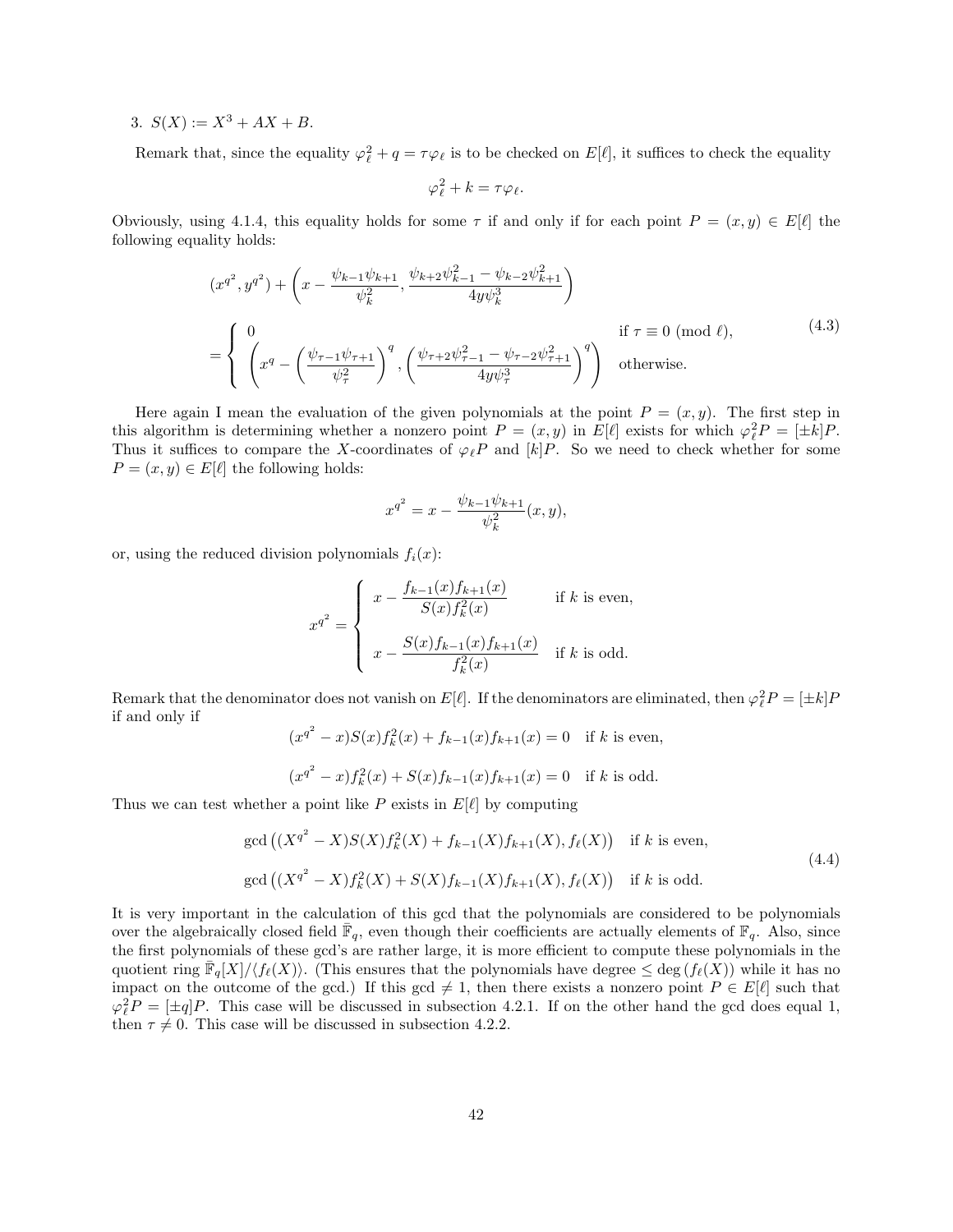3. $S(X) := X^3 + AX + B$.

Remark that, since the equality $\varphi_\ell^2 + q = \tau\varphi_\ell$ is to be checked on $E[\ell]$, it suffices to check the equality

$$\varphi_\ell^2 + k = \tau\varphi_\ell.$$

Obviously, using 4.1.4, this equality holds for some $\tau$ if and only if for each point $P = (x, y) \in E[\ell]$ the following equality holds:

$$(x^{q^2}, y^{q^2}) + \left( x - \frac{\psi_{k-1}\psi_{k+1}}{\psi_k^2}, \frac{\psi_{k+2}\psi_{k-1}^2 - \psi_{k-2}\psi_{k+1}^2}{4y\psi_k^3} \right)$$

$$= \begin{cases} 0 & \text{if } \tau \equiv 0 \pmod{\ell}, \\ \left( x^q - \left( \frac{\psi_{\tau-1}\psi_{\tau+1}}{\psi_\tau^2} \right)^q, \left( \frac{\psi_{\tau+2}\psi_{\tau-1}^2 - \psi_{\tau-2}\psi_{\tau+1}^2}{4y\psi_\tau^3} \right)^q \right) & \text{otherwise.} \end{cases} \tag{4.3}$$

Here again I mean the evaluation of the given polynomials at the point $P = (x, y)$. The first step in this algorithm is determining whether a nonzero point $P = (x, y)$ in $E[\ell]$ exists for which $\varphi_\ell^2 P = [\pm k]P$. Thus it suffices to compare the $X$-coordinates of $\varphi_\ell P$ and $[k]P$. So we need to check whether for some $P = (x, y) \in E[\ell]$ the following holds:

$$x^{q^2} = x - \frac{\psi_{k-1}\psi_{k+1}}{\psi_k^2}(x, y),$$

or, using the reduced division polynomials $f_i(x)$:

$$x^{q^2} = \begin{cases} x - \dfrac{f_{k-1}(x)f_{k+1}(x)}{S(x)f_k^2(x)} & \text{if } k \text{ is even,} \\[2ex] x - \dfrac{S(x)f_{k-1}(x)f_{k+1}(x)}{f_k^2(x)} & \text{if } k \text{ is odd.} \end{cases}$$

Remark that the denominator does not vanish on $E[\ell]$. If the denominators are eliminated, then $\varphi_\ell^2 P = [\pm k]P$ if and only if

$$(x^{q^2} - x)S(x)f_k^2(x) + f_{k-1}(x)f_{k+1}(x) = 0 \quad \text{if } k \text{ is even,}$$

$$(x^{q^2} - x)f_k^2(x) + S(x)f_{k-1}(x)f_{k+1}(x) = 0 \quad \text{if } k \text{ is odd.}$$

Thus we can test whether a point like $P$ exists in $E[\ell]$ by computing

$$\begin{aligned} &\gcd\left((X^{q^2} - X)S(X)f_k^2(X) + f_{k-1}(X)f_{k+1}(X), f_\ell(X)\right) \quad \text{if } k \text{ is even,} \\ &\gcd\left((X^{q^2} - X)f_k^2(X) + S(X)f_{k-1}(X)f_{k+1}(X), f_\ell(X)\right) \quad \text{if } k \text{ is odd.} \end{aligned} \tag{4.4}$$

It is very important in the calculation of this gcd that the polynomials are considered to be polynomials over the algebraically closed field $\bar{\mathbb{F}}_q$, even though their coefficients are actually elements of $\mathbb{F}_q$. Also, since the first polynomials of these gcd's are rather large, it is more efficient to compute these polynomials in the quotient ring $\bar{\mathbb{F}}_q[X]/\langle f_\ell(X) \rangle$. (This ensures that the polynomials have degree $\leq \deg(f_\ell(X))$ while it has no impact on the outcome of the gcd.) If this gcd $\neq 1$, then there exists a nonzero point $P \in E[\ell]$ such that $\varphi_\ell^2 P = [\pm q]P$. This case will be discussed in subsection 4.2.1. If on the other hand the gcd does equal 1, then $\tau \neq 0$. This case will be discussed in subsection 4.2.2.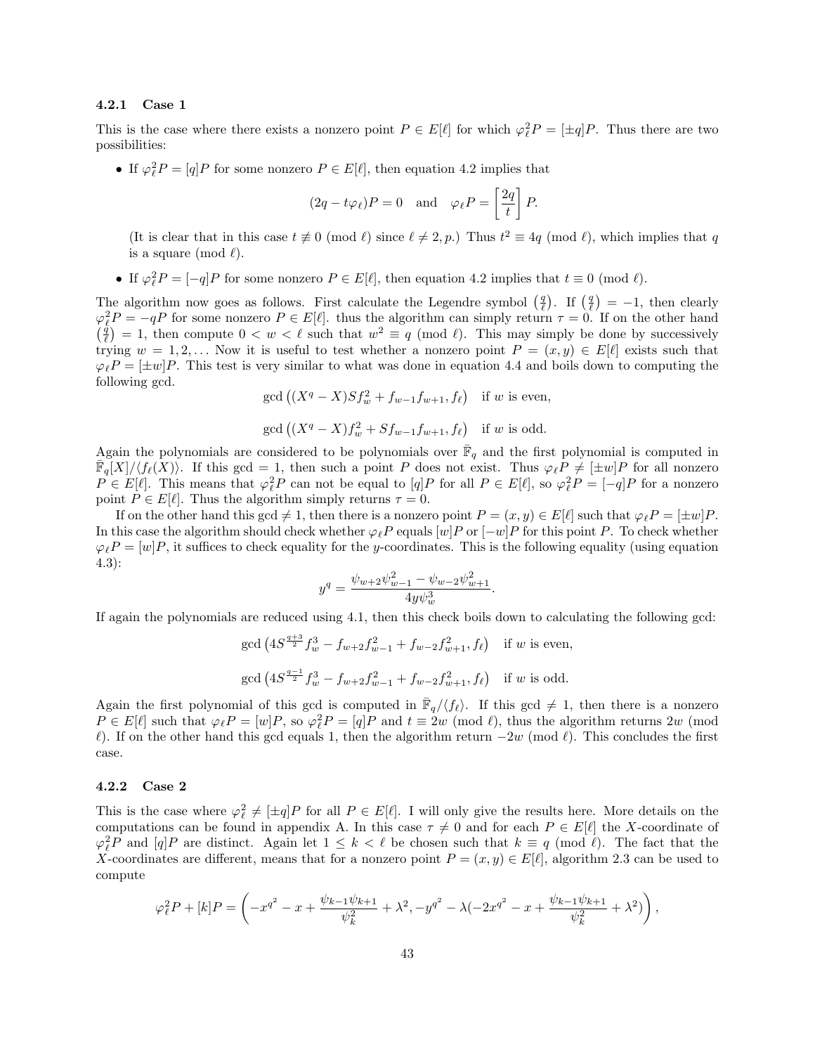### 4.2.1 Case 1

This is the case where there exists a nonzero point $P \in E[\ell]$ for which $\varphi_\ell^2 P = [\pm q]P$. Thus there are two possibilities:

- If $\varphi_\ell^2 P = [q]P$ for some nonzero $P \in E[\ell]$, then equation 4.2 implies that

$$(2q - t\varphi_\ell)P = 0 \quad \text{and} \quad \varphi_\ell P = \left[\frac{2q}{t}\right] P.$$

  (It is clear that in this case $t \not\equiv 0 \pmod{\ell}$ since $\ell \neq 2, p$.) Thus $t^2 \equiv 4q \pmod{\ell}$, which implies that $q$ is a square (mod $\ell$).

- If $\varphi_\ell^2 P = [-q]P$ for some nonzero $P \in E[\ell]$, then equation 4.2 implies that $t \equiv 0 \pmod{\ell}$.

The algorithm now goes as follows. First calculate the Legendre symbol $\left(\frac{q}{\ell}\right)$. If $\left(\frac{q}{\ell}\right) = -1$, then clearly $\varphi_\ell^2 P = -qP$ for some nonzero $P \in E[\ell]$. thus the algorithm can simply return $\tau = 0$. If on the other hand $\left(\frac{q}{\ell}\right) = 1$, then compute $0 < w < \ell$ such that $w^2 \equiv q \pmod{\ell}$. This may simply be done by successively trying $w = 1, 2, \ldots$ Now it is useful to test whether a nonzero point $P = (x, y) \in E[\ell]$ exists such that $\varphi_\ell P = [\pm w]P$. This test is very similar to what was done in equation 4.4 and boils down to computing the following gcd.

$$\gcd\left((X^q - X)Sf_w^2 + f_{w-1}f_{w+1}, f_\ell\right) \quad \text{if } w \text{ is even},$$

$$\gcd\left((X^q - X)f_w^2 + Sf_{w-1}f_{w+1}, f_\ell\right) \quad \text{if } w \text{ is odd}.$$

Again the polynomials are considered to be polynomials over $\bar{\mathbb{F}}_q$ and the first polynomial is computed in $\mathbb{F}_q[X]/\langle f_\ell(X)\rangle$. If this gcd $= 1$, then such a point $P$ does not exist. Thus $\varphi_\ell P \neq [\pm w]P$ for all nonzero $P \in E[\ell]$. This means that $\varphi_\ell^2 P$ can not be equal to $[q]P$ for all $P \in E[\ell]$, so $\varphi_\ell^2 P = [-q]P$ for a nonzero point $P \in E[\ell]$. Thus the algorithm simply returns $\tau = 0$.

If on the other hand this gcd $\neq 1$, then there is a nonzero point $P = (x, y) \in E[\ell]$ such that $\varphi_\ell P = [\pm w]P$. In this case the algorithm should check whether $\varphi_\ell P$ equals $[w]P$ or $[-w]P$ for this point $P$. To check whether $\varphi_\ell P = [w]P$, it suffices to check equality for the $y$-coordinates. This is the following equality (using equation 4.3):

$$y^q = \frac{\psi_{w+2}\psi_{w-1}^2 - \psi_{w-2}\psi_{w+1}^2}{4y\psi_w^3}.$$

If again the polynomials are reduced using 4.1, then this check boils down to calculating the following gcd:

$$\gcd\left(4S^{\frac{q+3}{2}}f_w^3 - f_{w+2}f_{w-1}^2 + f_{w-2}f_{w+1}^2, f_\ell\right) \quad \text{if } w \text{ is even},$$

$$\gcd\left(4S^{\frac{q-1}{2}}f_w^3 - f_{w+2}f_{w-1}^2 + f_{w-2}f_{w+1}^2, f_\ell\right) \quad \text{if } w \text{ is odd}.$$

Again the first polynomial of this gcd is computed in $\bar{\mathbb{F}}_q/\langle f_\ell\rangle$. If this gcd $\neq 1$, then there is a nonzero $P \in E[\ell]$ such that $\varphi_\ell P = [w]P$, so $\varphi_\ell^2 P = [q]P$ and $t \equiv 2w \pmod{\ell}$, thus the algorithm returns $2w \pmod{\ell}$. If on the other hand this gcd equals 1, then the algorithm return $-2w \pmod{\ell}$. This concludes the first case.

### 4.2.2 Case 2

This is the case where $\varphi_\ell^2 \neq [\pm q]P$ for all $P \in E[\ell]$. I will only give the results here. More details on the computations can be found in appendix A. In this case $\tau \neq 0$ and for each $P \in E[\ell]$ the $X$-coordinate of $\varphi_\ell^2 P$ and $[q]P$ are distinct. Again let $1 \leq k < \ell$ be chosen such that $k \equiv q \pmod{\ell}$. The fact that the $X$-coordinates are different, means that for a nonzero point $P = (x, y) \in E[\ell]$, algorithm 2.3 can be used to compute

$$\varphi_\ell^2 P + [k]P = \left(-x^{q^2} - x + \frac{\psi_{k-1}\psi_{k+1}}{\psi_k^2} + \lambda^2, -y^{q^2} - \lambda(-2x^{q^2} - x + \frac{\psi_{k-1}\psi_{k+1}}{\psi_k^2} + \lambda^2)\right),$$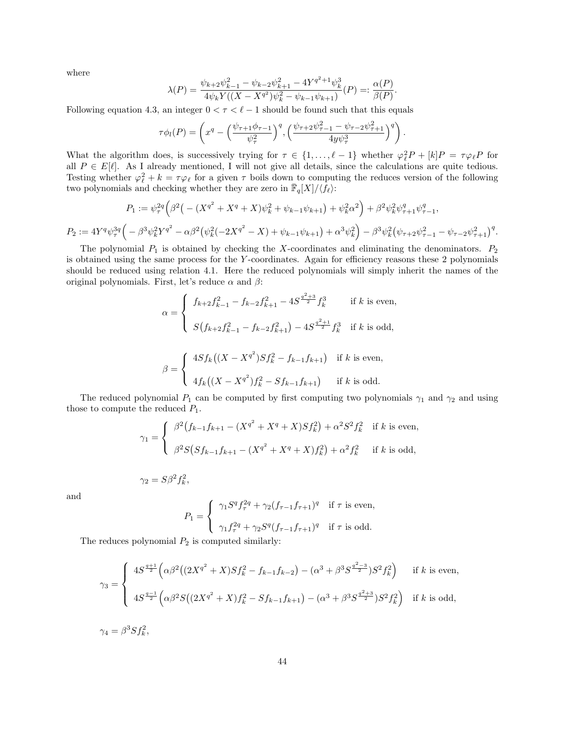where

$$\lambda(P) = \frac{\psi_{k+2}\psi_{k-1}^2 - \psi_{k-2}\psi_{k+1}^2 - 4Y^{q^2+1}\psi_k^3}{4\psi_k Y((X - X^{q^2})\psi_k^2 - \psi_{k-1}\psi_{k+1})}(P) =: \frac{\alpha(P)}{\beta(P)}.$$

Following equation 4.3, an integer $0 < \tau < \ell - 1$ should be found such that this equals

$$\tau\phi_l(P) = \left(x^q - \left(\frac{\psi_{\tau+1}\phi_{\tau-1}}{\psi_\tau^2}\right)^q, \left(\frac{\psi_{\tau+2}\psi_{\tau-1}^2 - \psi_{\tau-2}\psi_{\tau+1}^2}{4y\psi_\tau^3}\right)^q\right).$$

What the algorithm does, is successively trying for $\tau \in \{1, \ldots, \ell - 1\}$ whether $\varphi_\ell^2 P + [k]P = \tau\varphi_\ell P$ for all $P \in E[\ell]$. As I already mentioned, I will not give all details, since the calculations are quite tedious. Testing whether $\varphi_\ell^2 + k = \tau\varphi_\ell$ for a given $\tau$ boils down to computing the reduces version of the following two polynomials and checking whether they are zero in $\mathbb{F}_q[X]/\langle f_\ell \rangle$:

$$P_1 := \psi_\tau^{2q}\Big(\beta^2\big(-(X^{q^2} + X^q + X)\psi_k^2 + \psi_{k-1}\psi_{k+1}\big) + \psi_k^2\alpha^2\Big) + \beta^2\psi_k^2\psi_{\tau+1}^q\psi_{\tau-1}^q,$$

$$P_2 := 4Y^q\psi_\tau^{3q}\Big(-\beta^3\psi_k^2 Y^{q^2} - \alpha\beta^2\big(\psi_k^2(-2X^{q^2} - X) + \psi_{k-1}\psi_{k+1}\big) + \alpha^3\psi_k^2\Big) - \beta^3\psi_k^2\big(\psi_{\tau+2}\psi_{\tau-1}^2 - \psi_{\tau-2}\psi_{\tau+1}^2\big)^q.$$

The polynomial $P_1$ is obtained by checking the $X$-coordinates and eliminating the denominators. $P_2$ is obtained using the same process for the $Y$-coordinates. Again for efficiency reasons these 2 polynomials should be reduced using relation 4.1. Here the reduced polynomials will simply inherit the names of the original polynomials. First, let's reduce $\alpha$ and $\beta$:

$$\alpha = \begin{cases} f_{k+2}f_{k-1}^2 - f_{k-2}f_{k+1}^2 - 4S^{\frac{q^2+3}{2}}f_k^3 & \text{if } k \text{ is even,} \\ S\big(f_{k+2}f_{k-1}^2 - f_{k-2}f_{k+1}^2\big) - 4S^{\frac{q^2+1}{2}}f_k^3 & \text{if } k \text{ is odd,} \end{cases}$$

$$\beta = \begin{cases} 4Sf_k\big((X - X^{q^2})Sf_k^2 - f_{k-1}f_{k+1}\big) & \text{if } k \text{ is even,} \\ 4f_k\big((X - X^{q^2})f_k^2 - Sf_{k-1}f_{k+1}\big) & \text{if } k \text{ is odd.} \end{cases}$$

The reduced polynomial $P_1$ can be computed by first computing two polynomials $\gamma_1$ and $\gamma_2$ and using those to compute the reduced $P_1$.

$$\gamma_1 = \begin{cases} \beta^2\big(f_{k-1}f_{k+1} - (X^{q^2} + X^q + X)Sf_k^2\big) + \alpha^2 S^2 f_k^2 & \text{if } k \text{ is even,} \\ \beta^2 S\big(Sf_{k-1}f_{k+1} - (X^{q^2} + X^q + X)f_k^2\big) + \alpha^2 f_k^2 & \text{if } k \text{ is odd,} \end{cases}$$

$$\gamma_2 = S\beta^2 f_k^2,$$

and

$$P_1 = \begin{cases} \gamma_1 S^q f_\tau^{2q} + \gamma_2(f_{\tau-1}f_{\tau+1})^q & \text{if } \tau \text{ is even,} \\ \gamma_1 f_\tau^{2q} + \gamma_2 S^q(f_{\tau-1}f_{\tau+1})^q & \text{if } \tau \text{ is odd.} \end{cases}$$

The reduces polynomial $P_2$ is computed similarly:

$$\gamma_3 = \begin{cases} 4S^{\frac{q+1}{2}}\Big(\alpha\beta^2\big((2X^{q^2} + X)Sf_k^2 - f_{k-1}f_{k-2}\big) - (\alpha^3 + \beta^3 S^{\frac{q^2-3}{2}})S^2 f_k^2\Big) & \text{if } k \text{ is even,} \\ 4S^{\frac{q-1}{2}}\Big(\alpha\beta^2 S\big((2X^{q^2} + X)f_k^2 - Sf_{k-1}f_{k+1}\big) - (\alpha^3 + \beta^3 S^{\frac{q^2+3}{2}})S^2 f_k^2\Big) & \text{if } k \text{ is odd,} \end{cases}$$

$$\gamma_4 = \beta^3 S f_k^2,$$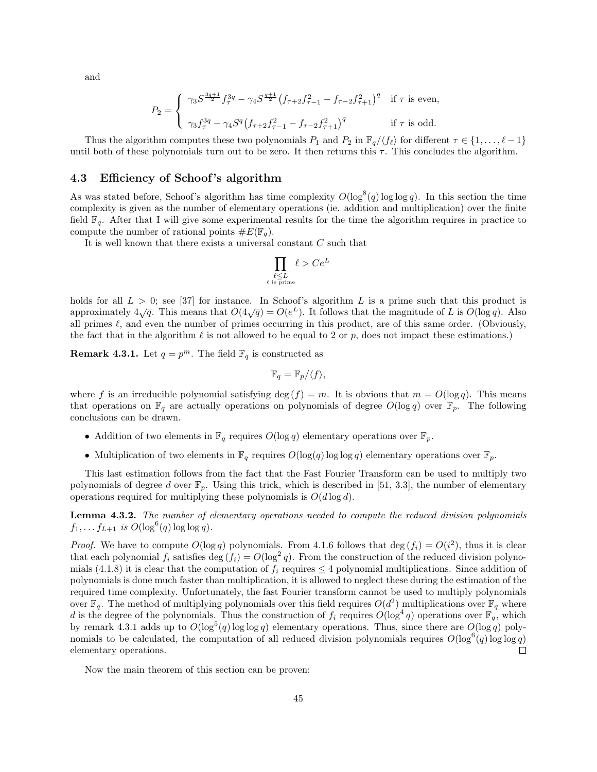and

$$P_2 = \begin{cases} \gamma_3 S^{\frac{3q+1}{2}} f_\tau^{3q} - \gamma_4 S^{\frac{q+1}{2}} \left(f_{\tau+2} f_{\tau-1}^2 - f_{\tau-2} f_{\tau+1}^2\right)^q & \text{if } \tau \text{ is even,} \\ \gamma_3 f_\tau^{3q} - \gamma_4 S^q \left(f_{\tau+2} f_{\tau-1}^2 - f_{\tau-2} f_{\tau+1}^2\right)^q & \text{if } \tau \text{ is odd.} \end{cases}$$

Thus the algorithm computes these two polynomials $P_1$ and $P_2$ in $\mathbb{F}_q/\langle f_\ell \rangle$ for different $\tau \in \{1, \ldots, \ell - 1\}$ until both of these polynomials turn out to be zero. It then returns this $\tau$. This concludes the algorithm.

## 4.3 Efficiency of Schoof's algorithm

As was stated before, Schoof's algorithm has time complexity $O(\log^8(q) \log \log q)$. In this section the time complexity is given as the number of elementary operations (ie. addition and multiplication) over the finite field $\mathbb{F}_q$. After that I will give some experimental results for the time the algorithm requires in practice to compute the number of rational points $\#E(\mathbb{F}_q)$.

It is well known that there exists a universal constant $C$ such that

$$\prod_{\substack{\ell \leq L \\ \ell \text{ is prime}}} \ell > Ce^L$$

holds for all $L > 0$; see [37] for instance. In Schoof's algorithm $L$ is a prime such that this product is approximately $4\sqrt{q}$. This means that $O(4\sqrt{q}) = O(e^L)$. It follows that the magnitude of $L$ is $O(\log q)$. Also all primes $\ell$, and even the number of primes occurring in this product, are of this same order. (Obviously, the fact that in the algorithm $\ell$ is not allowed to be equal to 2 or $p$, does not impact these estimations.)

**Remark 4.3.1.** Let $q = p^m$. The field $\mathbb{F}_q$ is constructed as

$$\mathbb{F}_q = \mathbb{F}_p/\langle f \rangle,$$

where $f$ is an irreducible polynomial satisfying $\deg(f) = m$. It is obvious that $m = O(\log q)$. This means that operations on $\mathbb{F}_q$ are actually operations on polynomials of degree $O(\log q)$ over $\mathbb{F}_p$. The following conclusions can be drawn.

- Addition of two elements in $\mathbb{F}_q$ requires $O(\log q)$ elementary operations over $\mathbb{F}_p$.
- Multiplication of two elements in $\mathbb{F}_q$ requires $O(\log(q) \log \log q)$ elementary operations over $\mathbb{F}_p$.

This last estimation follows from the fact that the Fast Fourier Transform can be used to multiply two polynomials of degree $d$ over $\mathbb{F}_p$. Using this trick, which is described in [51, 3.3], the number of elementary operations required for multiplying these polynomials is $O(d \log d)$.

**Lemma 4.3.2.** *The number of elementary operations needed to compute the reduced division polynomials $f_1, \ldots f_{L+1}$ is $O(\log^6(q) \log \log q)$.*

*Proof.* We have to compute $O(\log q)$ polynomials. From 4.1.6 follows that $\deg(f_i) = O(i^2)$, thus it is clear that each polynomial $f_i$ satisfies $\deg(f_i) = O(\log^2 q)$. From the construction of the reduced division polynomials (4.1.8) it is clear that the computation of $f_i$ requires $\leq 4$ polynomial multiplications. Since addition of polynomials is done much faster than multiplication, it is allowed to neglect these during the estimation of the required time complexity. Unfortunately, the fast Fourier transform cannot be used to multiply polynomials over $\mathbb{F}_q$. The method of multiplying polynomials over this field requires $O(d^2)$ multiplications over $\mathbb{F}_q$ where $d$ is the degree of the polynomials. Thus the construction of $f_i$ requires $O(\log^4 q)$ operations over $\mathbb{F}_q$, which by remark 4.3.1 adds up to $O(\log^5(q) \log \log q)$ elementary operations. Thus, since there are $O(\log q)$ polynomials to be calculated, the computation of all reduced division polynomials requires $O(\log^6(q) \log \log q)$ elementary operations. $\square$

Now the main theorem of this section can be proven: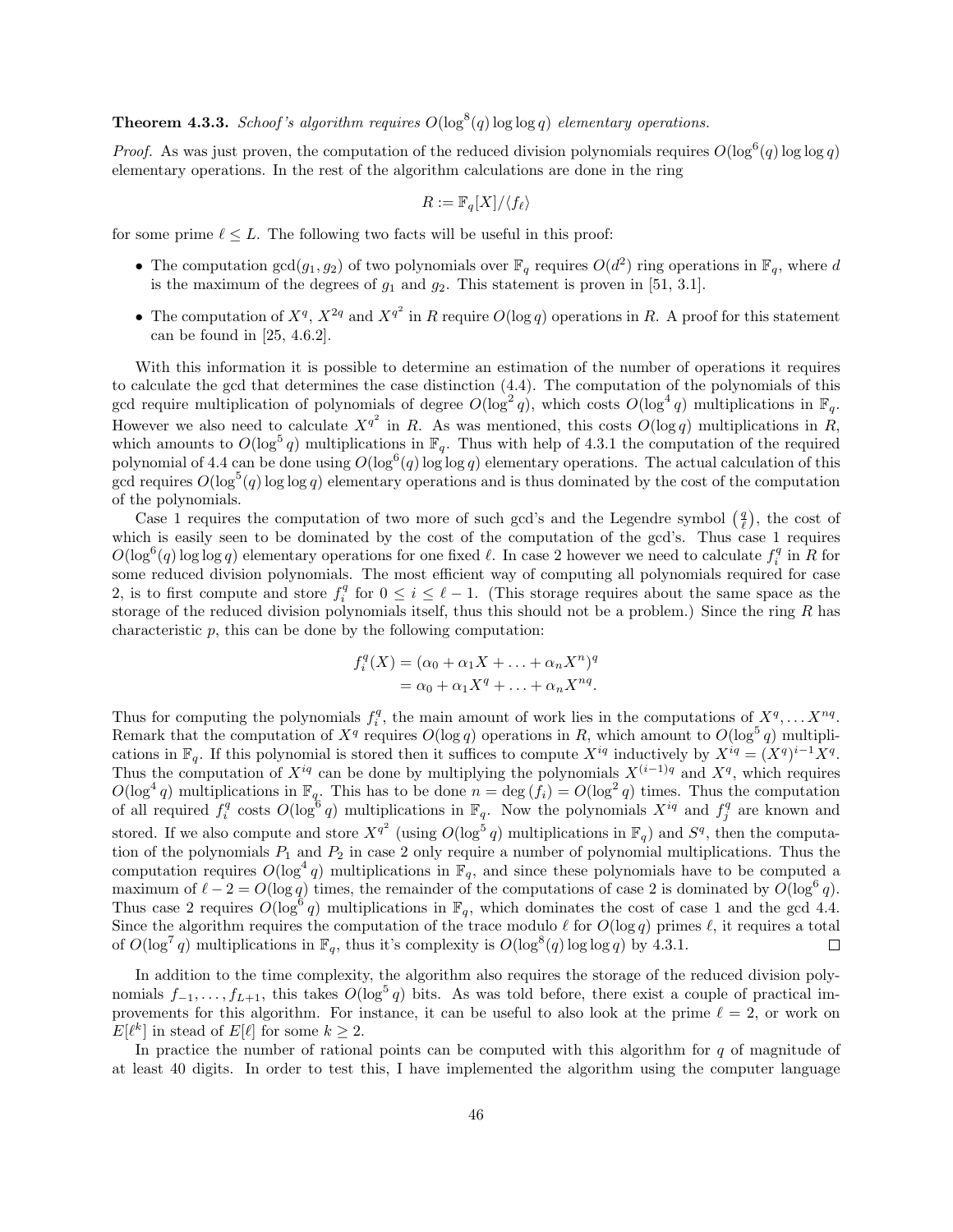**Theorem 4.3.3.** *Schoof's algorithm requires $O(\log^8(q) \log\log q)$ elementary operations.*

*Proof.* As was just proven, the computation of the reduced division polynomials requires $O(\log^6(q) \log\log q)$ elementary operations. In the rest of the algorithm calculations are done in the ring

$$R := \mathbb{F}_q[X]/\langle f_\ell \rangle$$

for some prime $\ell \leq L$. The following two facts will be useful in this proof:

- The computation $\gcd(g_1, g_2)$ of two polynomials over $\mathbb{F}_q$ requires $O(d^2)$ ring operations in $\mathbb{F}_q$, where $d$ is the maximum of the degrees of $g_1$ and $g_2$. This statement is proven in [51, 3.1].
- The computation of $X^q$, $X^{2q}$ and $X^{q^2}$ in $R$ require $O(\log q)$ operations in $R$. A proof for this statement can be found in [25, 4.6.2].

With this information it is possible to determine an estimation of the number of operations it requires to calculate the gcd that determines the case distinction (4.4). The computation of the polynomials of this gcd require multiplication of polynomials of degree $O(\log^2 q)$, which costs $O(\log^4 q)$ multiplications in $\mathbb{F}_q$. However we also need to calculate $X^{q^2}$ in $R$. As was mentioned, this costs $O(\log q)$ multiplications in $R$, which amounts to $O(\log^5 q)$ multiplications in $\mathbb{F}_q$. Thus with help of 4.3.1 the computation of the required polynomial of 4.4 can be done using $O(\log^6(q) \log\log q)$ elementary operations. The actual calculation of this gcd requires $O(\log^5(q) \log\log q)$ elementary operations and is thus dominated by the cost of the computation of the polynomials.

Case 1 requires the computation of two more of such gcd's and the Legendre symbol $\left(\frac{q}{\ell}\right)$, the cost of which is easily seen to be dominated by the cost of the computation of the gcd's. Thus case 1 requires $O(\log^6(q) \log\log q)$ elementary operations for one fixed $\ell$. In case 2 however we need to calculate $f_i^q$ in $R$ for some reduced division polynomials. The most efficient way of computing all polynomials required for case 2, is to first compute and store $f_i^q$ for $0 \leq i \leq \ell - 1$. (This storage requires about the same space as the storage of the reduced division polynomials itself, thus this should not be a problem.) Since the ring $R$ has characteristic $p$, this can be done by the following computation:

$$\begin{aligned} f_i^q(X) &= (\alpha_0 + \alpha_1 X + \ldots + \alpha_n X^n)^q \\ &= \alpha_0 + \alpha_1 X^q + \ldots + \alpha_n X^{nq}. \end{aligned}$$

Thus for computing the polynomials $f_i^q$, the main amount of work lies in the computations of $X^q, \ldots X^{nq}$. Remark that the computation of $X^q$ requires $O(\log q)$ operations in $R$, which amount to $O(\log^5 q)$ multiplications in $\mathbb{F}_q$. If this polynomial is stored then it suffices to compute $X^{iq}$ inductively by $X^{iq} = (X^q)^{i-1} X^q$. Thus the computation of $X^{iq}$ can be done by multiplying the polynomials $X^{(i-1)q}$ and $X^q$, which requires $O(\log^4 q)$ multiplications in $\mathbb{F}_q$. This has to be done $n = \deg(f_i) = O(\log^2 q)$ times. Thus the computation of all required $f_i^q$ costs $O(\log^6 q)$ multiplications in $\mathbb{F}_q$. Now the polynomials $X^{iq}$ and $f_j^q$ are known and stored. If we also compute and store $X^{q^2}$ (using $O(\log^5 q)$ multiplications in $\mathbb{F}_q$) and $S^q$, then the computation of the polynomials $P_1$ and $P_2$ in case 2 only require a number of polynomial multiplications. Thus the computation requires $O(\log^4 q)$ multiplications in $\mathbb{F}_q$, and since these polynomials have to be computed a maximum of $\ell - 2 = O(\log q)$ times, the remainder of the computations of case 2 is dominated by $O(\log^6 q)$. Thus case 2 requires $O(\log^6 q)$ multiplications in $\mathbb{F}_q$, which dominates the cost of case 1 and the gcd 4.4. Since the algorithm requires the computation of the trace modulo $\ell$ for $O(\log q)$ primes $\ell$, it requires a total of $O(\log^7 q)$ multiplications in $\mathbb{F}_q$, thus it's complexity is $O(\log^8(q) \log\log q)$ by 4.3.1. □

In addition to the time complexity, the algorithm also requires the storage of the reduced division polynomials $f_{-1}, \ldots, f_{L+1}$, this takes $O(\log^5 q)$ bits. As was told before, there exist a couple of practical improvements for this algorithm. For instance, it can be useful to also look at the prime $\ell = 2$, or work on $E[\ell^k]$ in stead of $E[\ell]$ for some $k \geq 2$.

In practice the number of rational points can be computed with this algorithm for $q$ of magnitude of at least 40 digits. In order to test this, I have implemented the algorithm using the computer language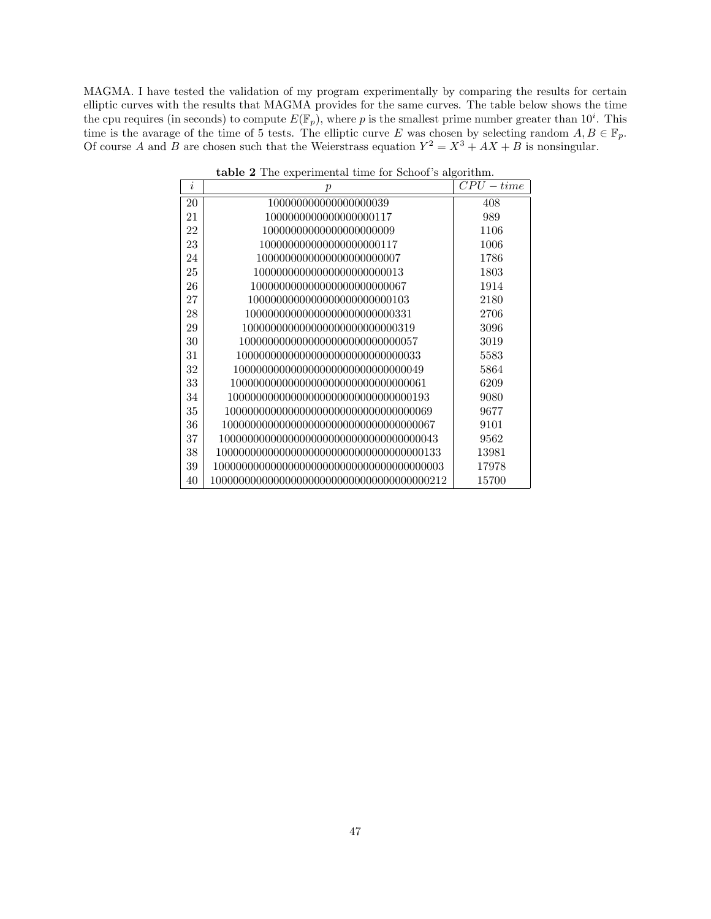MAGMA. I have tested the validation of my program experimentally by comparing the results for certain elliptic curves with the results that MAGMA provides for the same curves. The table below shows the time the cpu requires (in seconds) to compute $E(\mathbb{F}_p)$, where $p$ is the smallest prime number greater than $10^i$. This time is the avarage of the time of 5 tests. The elliptic curve $E$ was chosen by selecting random $A, B \in \mathbb{F}_p$. Of course $A$ and $B$ are chosen such that the Weierstrass equation $Y^2 = X^3 + AX + B$ is nonsingular.

**table 2** The experimental time for Schoof's algorithm.

| $i$ | $p$ | $CPU - time$ |
|---|---|---|
| 20 | 100000000000000000039 | 408 |
| 21 | 1000000000000000000117 | 989 |
| 22 | 10000000000000000000009 | 1106 |
| 23 | 100000000000000000000117 | 1006 |
| 24 | 1000000000000000000000007 | 1786 |
| 25 | 10000000000000000000000013 | 1803 |
| 26 | 100000000000000000000000067 | 1914 |
| 27 | 1000000000000000000000000103 | 2180 |
| 28 | 10000000000000000000000000331 | 2706 |
| 29 | 100000000000000000000000000319 | 3096 |
| 30 | 1000000000000000000000000000057 | 3019 |
| 31 | 10000000000000000000000000000033 | 5583 |
| 32 | 100000000000000000000000000000049 | 5864 |
| 33 | 1000000000000000000000000000000061 | 6209 |
| 34 | 10000000000000000000000000000000193 | 9080 |
| 35 | 100000000000000000000000000000000069 | 9677 |
| 36 | 1000000000000000000000000000000000067 | 9101 |
| 37 | 10000000000000000000000000000000000043 | 9562 |
| 38 | 100000000000000000000000000000000000133 | 13981 |
| 39 | 1000000000000000000000000000000000000003 | 17978 |
| 40 | 10000000000000000000000000000000000000212 | 15700 |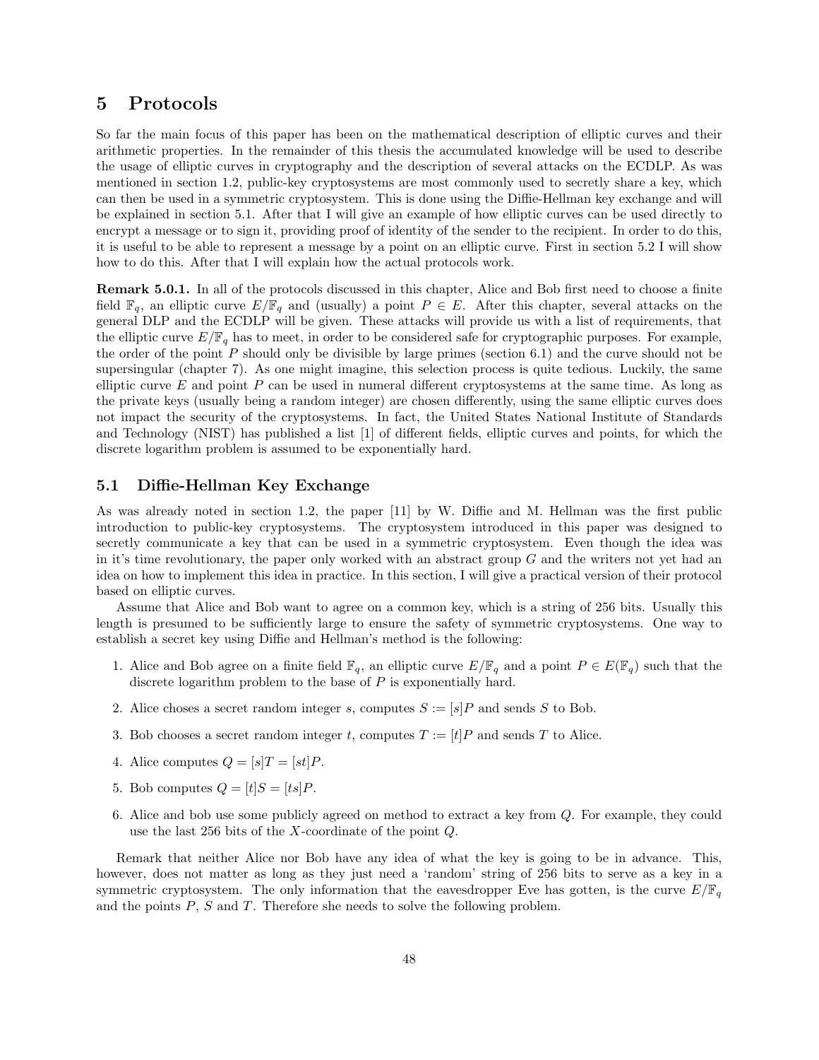# 5 Protocols

So far the main focus of this paper has been on the mathematical description of elliptic curves and their arithmetic properties. In the remainder of this thesis the accumulated knowledge will be used to describe the usage of elliptic curves in cryptography and the description of several attacks on the ECDLP. As was mentioned in section 1.2, public-key cryptosystems are most commonly used to secretly share a key, which can then be used in a symmetric cryptosystem. This is done using the Diffie-Hellman key exchange and will be explained in section 5.1. After that I will give an example of how elliptic curves can be used directly to encrypt a message or to sign it, providing proof of identity of the sender to the recipient. In order to do this, it is useful to be able to represent a message by a point on an elliptic curve. First in section 5.2 I will show how to do this. After that I will explain how the actual protocols work.

**Remark 5.0.1.** In all of the protocols discussed in this chapter, Alice and Bob first need to choose a finite field $\mathbb{F}_q$, an elliptic curve $E/\mathbb{F}_q$ and (usually) a point $P \in E$. After this chapter, several attacks on the general DLP and the ECDLP will be given. These attacks will provide us with a list of requirements, that the elliptic curve $E/\mathbb{F}_q$ has to meet, in order to be considered safe for cryptographic purposes. For example, the order of the point $P$ should only be divisible by large primes (section 6.1) and the curve should not be supersingular (chapter 7). As one might imagine, this selection process is quite tedious. Luckily, the same elliptic curve $E$ and point $P$ can be used in numeral different cryptosystems at the same time. As long as the private keys (usually being a random integer) are chosen differently, using the same elliptic curves does not impact the security of the cryptosystems. In fact, the United States National Institute of Standards and Technology (NIST) has published a list [1] of different fields, elliptic curves and points, for which the discrete logarithm problem is assumed to be exponentially hard.

## 5.1 Diffie-Hellman Key Exchange

As was already noted in section 1.2, the paper [11] by W. Diffie and M. Hellman was the first public introduction to public-key cryptosystems. The cryptosystem introduced in this paper was designed to secretly communicate a key that can be used in a symmetric cryptosystem. Even though the idea was in it's time revolutionary, the paper only worked with an abstract group $G$ and the writers not yet had an idea on how to implement this idea in practice. In this section, I will give a practical version of their protocol based on elliptic curves.

Assume that Alice and Bob want to agree on a common key, which is a string of 256 bits. Usually this length is presumed to be sufficiently large to ensure the safety of symmetric cryptosystems. One way to establish a secret key using Diffie and Hellman's method is the following:

1. Alice and Bob agree on a finite field $\mathbb{F}_q$, an elliptic curve $E/\mathbb{F}_q$ and a point $P \in E(\mathbb{F}_q)$ such that the discrete logarithm problem to the base of $P$ is exponentially hard.
2. Alice choses a secret random integer $s$, computes $S := [s]P$ and sends $S$ to Bob.
3. Bob chooses a secret random integer $t$, computes $T := [t]P$ and sends $T$ to Alice.
4. Alice computes $Q = [s]T = [st]P$.
5. Bob computes $Q = [t]S = [ts]P$.
6. Alice and bob use some publicly agreed on method to extract a key from $Q$. For example, they could use the last 256 bits of the $X$-coordinate of the point $Q$.

Remark that neither Alice nor Bob have any idea of what the key is going to be in advance. This, however, does not matter as long as they just need a 'random' string of 256 bits to serve as a key in a symmetric cryptosystem. The only information that the eavesdropper Eve has gotten, is the curve $E/\mathbb{F}_q$ and the points $P$, $S$ and $T$. Therefore she needs to solve the following problem.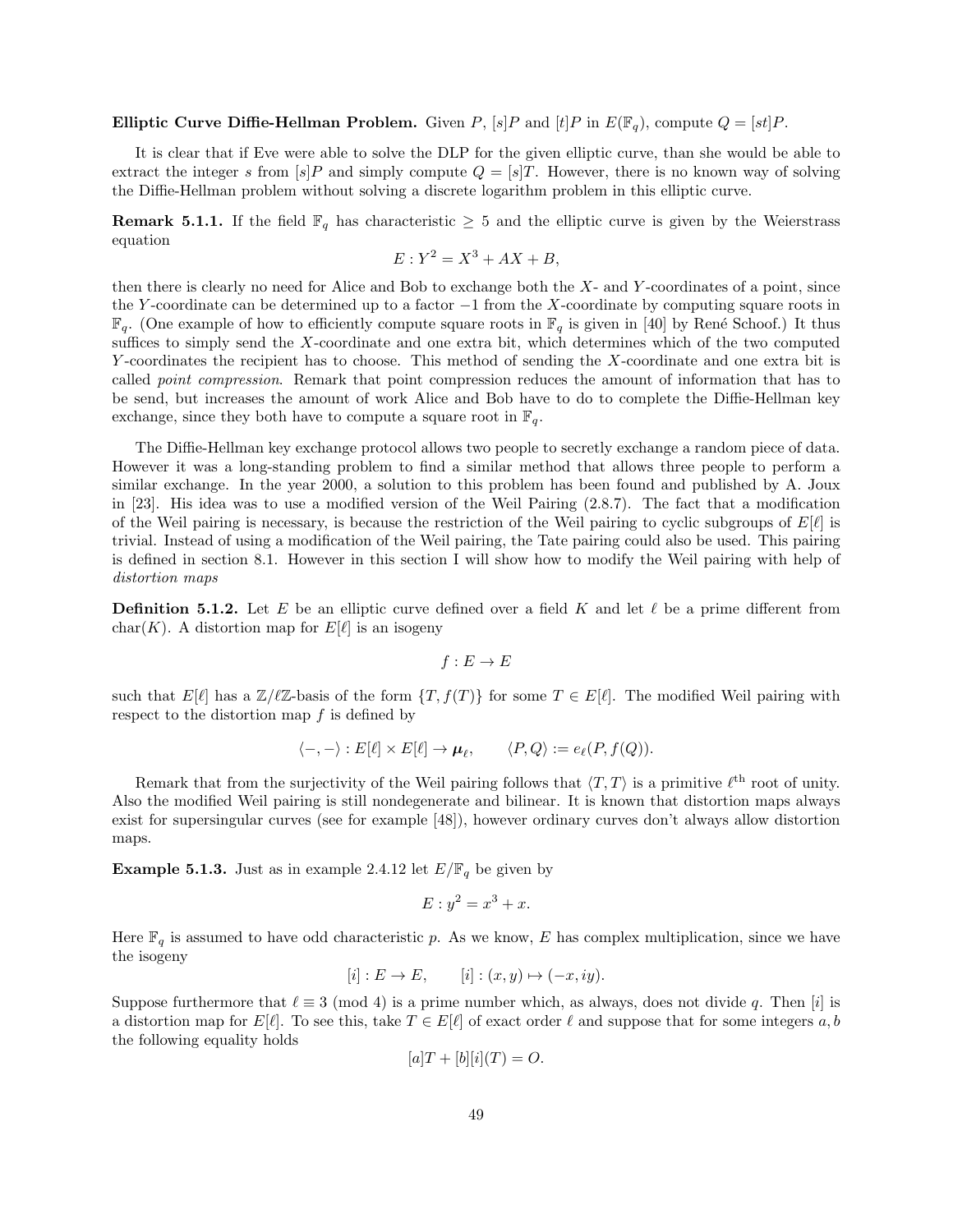**Elliptic Curve Diffie-Hellman Problem.** Given $P$, $[s]P$ and $[t]P$ in $E(\mathbb{F}_q)$, compute $Q = [st]P$.

It is clear that if Eve were able to solve the DLP for the given elliptic curve, than she would be able to extract the integer $s$ from $[s]P$ and simply compute $Q = [s]T$. However, there is no known way of solving the Diffie-Hellman problem without solving a discrete logarithm problem in this elliptic curve.

**Remark 5.1.1.** If the field $\mathbb{F}_q$ has characteristic $\geq 5$ and the elliptic curve is given by the Weierstrass equation

$$E : Y^2 = X^3 + AX + B,$$

then there is clearly no need for Alice and Bob to exchange both the $X$- and $Y$-coordinates of a point, since the $Y$-coordinate can be determined up to a factor $-1$ from the $X$-coordinate by computing square roots in $\mathbb{F}_q$. (One example of how to efficiently compute square roots in $\mathbb{F}_q$ is given in [40] by René Schoof.) It thus suffices to simply send the $X$-coordinate and one extra bit, which determines which of the two computed $Y$-coordinates the recipient has to choose. This method of sending the $X$-coordinate and one extra bit is called *point compression*. Remark that point compression reduces the amount of information that has to be send, but increases the amount of work Alice and Bob have to do to complete the Diffie-Hellman key exchange, since they both have to compute a square root in $\mathbb{F}_q$.

The Diffie-Hellman key exchange protocol allows two people to secretly exchange a random piece of data. However it was a long-standing problem to find a similar method that allows three people to perform a similar exchange. In the year 2000, a solution to this problem has been found and published by A. Joux in [23]. His idea was to use a modified version of the Weil Pairing (2.8.7). The fact that a modification of the Weil pairing is necessary, is because the restriction of the Weil pairing to cyclic subgroups of $E[\ell]$ is trivial. Instead of using a modification of the Weil pairing, the Tate pairing could also be used. This pairing is defined in section 8.1. However in this section I will show how to modify the Weil pairing with help of *distortion maps*

**Definition 5.1.2.** Let $E$ be an elliptic curve defined over a field $K$ and let $\ell$ be a prime different from $\text{char}(K)$. A distortion map for $E[\ell]$ is an isogeny

$$f : E \to E$$

such that $E[\ell]$ has a $\mathbb{Z}/\ell\mathbb{Z}$-basis of the form $\{T, f(T)\}$ for some $T \in E[\ell]$. The modified Weil pairing with respect to the distortion map $f$ is defined by

$$\langle -, - \rangle : E[\ell] \times E[\ell] \to \boldsymbol{\mu}_\ell, \qquad \langle P, Q \rangle := e_\ell(P, f(Q)).$$

Remark that from the surjectivity of the Weil pairing follows that $\langle T, T \rangle$ is a primitive $\ell^{\text{th}}$ root of unity. Also the modified Weil pairing is still nondegenerate and bilinear. It is known that distortion maps always exist for supersingular curves (see for example [48]), however ordinary curves don't always allow distortion maps.

**Example 5.1.3.** Just as in example 2.4.12 let $E/\mathbb{F}_q$ be given by

$$E : y^2 = x^3 + x.$$

Here $\mathbb{F}_q$ is assumed to have odd characteristic $p$. As we know, $E$ has complex multiplication, since we have the isogeny

$$[i] : E \to E, \qquad [i] : (x, y) \mapsto (-x, iy).$$

Suppose furthermore that $\ell \equiv 3 \pmod 4$ is a prime number which, as always, does not divide $q$. Then $[i]$ is a distortion map for $E[\ell]$. To see this, take $T \in E[\ell]$ of exact order $\ell$ and suppose that for some integers $a, b$ the following equality holds

$$[a]T + [b][i](T) = O.$$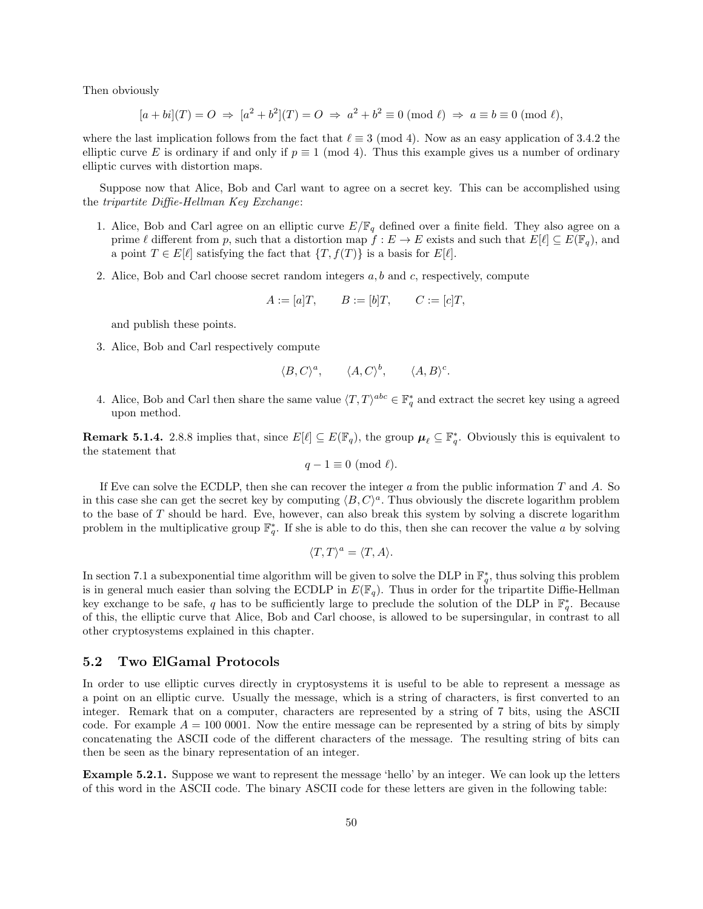Then obviously

$$[a + bi](T) = O \;\Rightarrow\; [a^2 + b^2](T) = O \;\Rightarrow\; a^2 + b^2 \equiv 0 \pmod{\ell} \;\Rightarrow\; a \equiv b \equiv 0 \pmod{\ell},$$

where the last implication follows from the fact that $\ell \equiv 3 \pmod 4$. Now as an easy application of 3.4.2 the elliptic curve $E$ is ordinary if and only if $p \equiv 1 \pmod 4$. Thus this example gives us a number of ordinary elliptic curves with distortion maps.

Suppose now that Alice, Bob and Carl want to agree on a secret key. This can be accomplished using the *tripartite Diffie-Hellman Key Exchange*:

1. Alice, Bob and Carl agree on an elliptic curve $E/\mathbb{F}_q$ defined over a finite field. They also agree on a prime $\ell$ different from $p$, such that a distortion map $f : E \to E$ exists and such that $E[\ell] \subseteq E(\mathbb{F}_q)$, and a point $T \in E[\ell]$ satisfying the fact that $\{T, f(T)\}$ is a basis for $E[\ell]$.

2. Alice, Bob and Carl choose secret random integers $a, b$ and $c$, respectively, compute

$$A := [a]T, \qquad B := [b]T, \qquad C := [c]T,$$

   and publish these points.

3. Alice, Bob and Carl respectively compute

$$\langle B, C\rangle^a, \qquad \langle A, C\rangle^b, \qquad \langle A, B\rangle^c.$$

4. Alice, Bob and Carl then share the same value $\langle T, T\rangle^{abc} \in \mathbb{F}_q^*$ and extract the secret key using a agreed upon method.

**Remark 5.1.4.** 2.8.8 implies that, since $E[\ell] \subseteq E(\mathbb{F}_q)$, the group $\boldsymbol{\mu}_\ell \subseteq \mathbb{F}_q^*$. Obviously this is equivalent to the statement that

$$q - 1 \equiv 0 \pmod{\ell}.$$

If Eve can solve the ECDLP, then she can recover the integer $a$ from the public information $T$ and $A$. So in this case she can get the secret key by computing $\langle B, C\rangle^a$. Thus obviously the discrete logarithm problem to the base of $T$ should be hard. Eve, however, can also break this system by solving a discrete logarithm problem in the multiplicative group $\mathbb{F}_q^*$. If she is able to do this, then she can recover the value $a$ by solving

$$\langle T, T\rangle^a = \langle T, A\rangle.$$

In section 7.1 a subexponential time algorithm will be given to solve the DLP in $\mathbb{F}_q^*$, thus solving this problem is in general much easier than solving the ECDLP in $E(\mathbb{F}_q)$. Thus in order for the tripartite Diffie-Hellman key exchange to be safe, $q$ has to be sufficiently large to preclude the solution of the DLP in $\mathbb{F}_q^*$. Because of this, the elliptic curve that Alice, Bob and Carl choose, is allowed to be supersingular, in contrast to all other cryptosystems explained in this chapter.

## 5.2 Two ElGamal Protocols

In order to use elliptic curves directly in cryptosystems it is useful to be able to represent a message as a point on an elliptic curve. Usually the message, which is a string of characters, is first converted to an integer. Remark that on a computer, characters are represented by a string of 7 bits, using the ASCII code. For example $A = 100\ 0001$. Now the entire message can be represented by a string of bits by simply concatenating the ASCII code of the different characters of the message. The resulting string of bits can then be seen as the binary representation of an integer.

**Example 5.2.1.** Suppose we want to represent the message 'hello' by an integer. We can look up the letters of this word in the ASCII code. The binary ASCII code for these letters are given in the following table: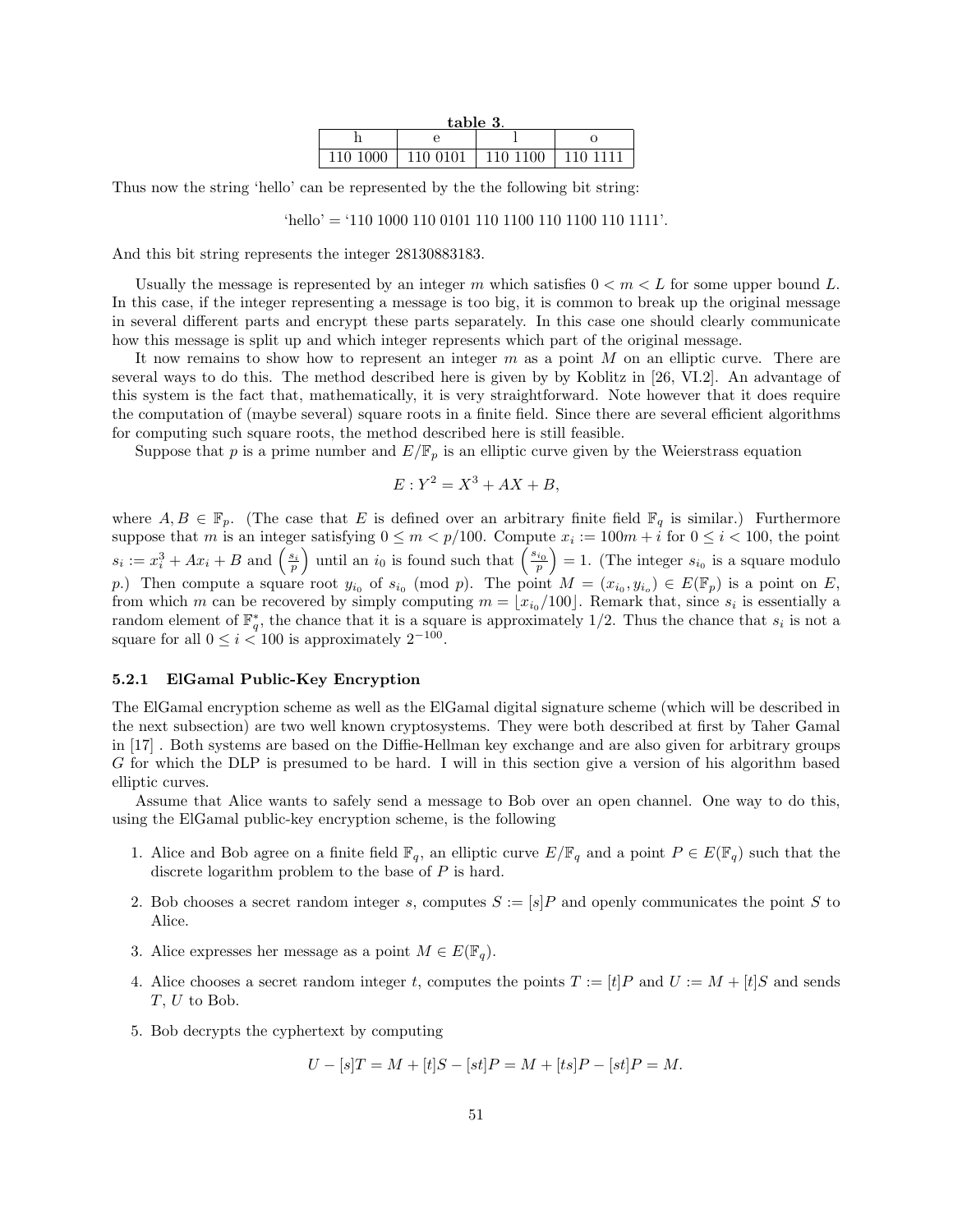**table 3.**

| h | e | l | o |
|---|---|---|---|
| 110 1000 | 110 0101 | 110 1100 | 110 1111 |

Thus now the string 'hello' can be represented by the the following bit string:

'hello' = '110 1000 110 0101 110 1100 110 1100 110 1111'.

And this bit string represents the integer 28130883183.

Usually the message is represented by an integer $m$ which satisfies $0 < m < L$ for some upper bound $L$. In this case, if the integer representing a message is too big, it is common to break up the original message in several different parts and encrypt these parts separately. In this case one should clearly communicate how this message is split up and which integer represents which part of the original message.

It now remains to show how to represent an integer $m$ as a point $M$ on an elliptic curve. There are several ways to do this. The method described here is given by by Koblitz in [26, VI.2]. An advantage of this system is the fact that, mathematically, it is very straightforward. Note however that it does require the computation of (maybe several) square roots in a finite field. Since there are several efficient algorithms for computing such square roots, the method described here is still feasible.

Suppose that $p$ is a prime number and $E/\mathbb{F}_p$ is an elliptic curve given by the Weierstrass equation

$$E : Y^2 = X^3 + AX + B,$$

where $A, B \in \mathbb{F}_p$. (The case that $E$ is defined over an arbitrary finite field $\mathbb{F}_q$ is similar.) Furthermore suppose that $m$ is an integer satisfying $0 \leq m < p/100$. Compute $x_i := 100m + i$ for $0 \leq i < 100$, the point $s_i := x_i^3 + Ax_i + B$ and $\left(\frac{s_i}{p}\right)$ until an $i_0$ is found such that $\left(\frac{s_{i_0}}{p}\right) = 1$. (The integer $s_{i_0}$ is a square modulo $p$.) Then compute a square root $y_{i_0}$ of $s_{i_0} \pmod{p}$. The point $M = (x_{i_0}, y_{i_o}) \in E(\mathbb{F}_p)$ is a point on $E$, from which $m$ can be recovered by simply computing $m = \lfloor x_{i_0}/100 \rfloor$. Remark that, since $s_i$ is essentially a random element of $\mathbb{F}_q^*$, the chance that it is a square is approximately $1/2$. Thus the chance that $s_i$ is not a square for all $0 \leq i < 100$ is approximately $2^{-100}$.

### 5.2.1 ElGamal Public-Key Encryption

The ElGamal encryption scheme as well as the ElGamal digital signature scheme (which will be described in the next subsection) are two well known cryptosystems. They were both described at first by Taher Gamal in [17] . Both systems are based on the Diffie-Hellman key exchange and are also given for arbitrary groups $G$ for which the DLP is presumed to be hard. I will in this section give a version of his algorithm based elliptic curves.

Assume that Alice wants to safely send a message to Bob over an open channel. One way to do this, using the ElGamal public-key encryption scheme, is the following

1. Alice and Bob agree on a finite field $\mathbb{F}_q$, an elliptic curve $E/\mathbb{F}_q$ and a point $P \in E(\mathbb{F}_q)$ such that the discrete logarithm problem to the base of $P$ is hard.
2. Bob chooses a secret random integer $s$, computes $S := [s]P$ and openly communicates the point $S$ to Alice.
3. Alice expresses her message as a point $M \in E(\mathbb{F}_q)$.
4. Alice chooses a secret random integer $t$, computes the points $T := [t]P$ and $U := M + [t]S$ and sends $T$, $U$ to Bob.
5. Bob decrypts the cyphertext by computing

$$U - [s]T = M + [t]S - [st]P = M + [ts]P - [st]P = M.$$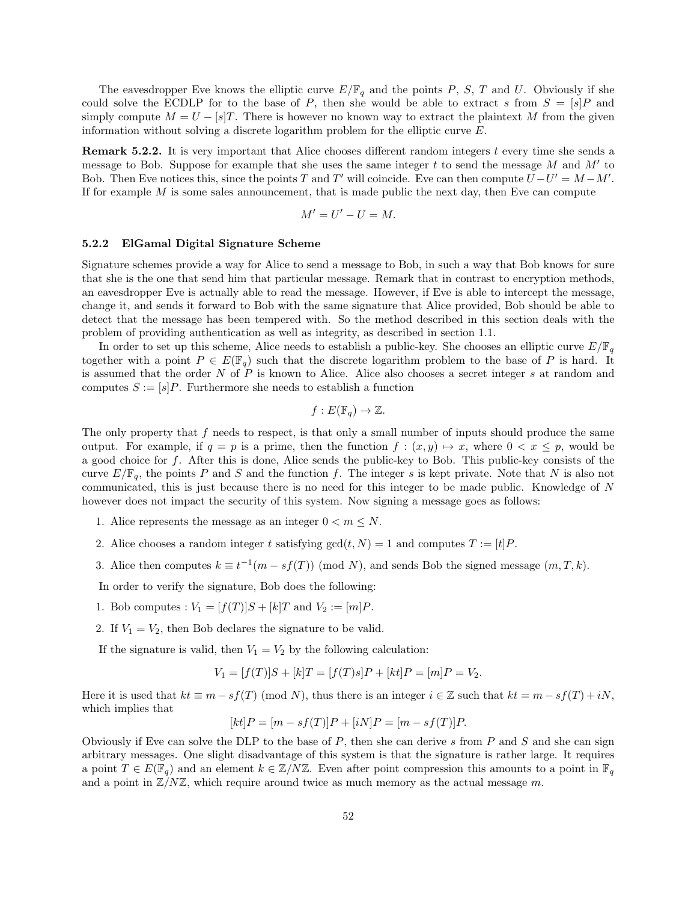The eavesdropper Eve knows the elliptic curve $E/\mathbb{F}_q$ and the points $P$, $S$, $T$ and $U$. Obviously if she could solve the ECDLP for to the base of $P$, then she would be able to extract $s$ from $S = [s]P$ and simply compute $M = U - [s]T$. There is however no known way to extract the plaintext $M$ from the given information without solving a discrete logarithm problem for the elliptic curve $E$.

**Remark 5.2.2.** It is very important that Alice chooses different random integers $t$ every time she sends a message to Bob. Suppose for example that she uses the same integer $t$ to send the message $M$ and $M'$ to Bob. Then Eve notices this, since the points $T$ and $T'$ will coincide. Eve can then compute $U - U' = M - M'$. If for example $M$ is some sales announcement, that is made public the next day, then Eve can compute

$$M' = U' - U = M.$$

### 5.2.2 ElGamal Digital Signature Scheme

Signature schemes provide a way for Alice to send a message to Bob, in such a way that Bob knows for sure that she is the one that send him that particular message. Remark that in contrast to encryption methods, an eavesdropper Eve is actually able to read the message. However, if Eve is able to intercept the message, change it, and sends it forward to Bob with the same signature that Alice provided, Bob should be able to detect that the message has been tempered with. So the method described in this section deals with the problem of providing authentication as well as integrity, as described in section 1.1.

In order to set up this scheme, Alice needs to establish a public-key. She chooses an elliptic curve $E/\mathbb{F}_q$ together with a point $P \in E(\mathbb{F}_q)$ such that the discrete logarithm problem to the base of $P$ is hard. It is assumed that the order $N$ of $P$ is known to Alice. Alice also chooses a secret integer $s$ at random and computes $S := [s]P$. Furthermore she needs to establish a function

$$f : E(\mathbb{F}_q) \to \mathbb{Z}.$$

The only property that $f$ needs to respect, is that only a small number of inputs should produce the same output. For example, if $q = p$ is a prime, then the function $f : (x, y) \mapsto x$, where $0 < x \leq p$, would be a good choice for $f$. After this is done, Alice sends the public-key to Bob. This public-key consists of the curve $E/\mathbb{F}_q$, the points $P$ and $S$ and the function $f$. The integer $s$ is kept private. Note that $N$ is also not communicated, this is just because there is no need for this integer to be made public. Knowledge of $N$ however does not impact the security of this system. Now signing a message goes as follows:

1. Alice represents the message as an integer $0 < m \leq N$.
2. Alice chooses a random integer $t$ satisfying $\gcd(t, N) = 1$ and computes $T := [t]P$.
3. Alice then computes $k \equiv t^{-1}(m - sf(T)) \pmod N$, and sends Bob the signed message $(m, T, k)$.

In order to verify the signature, Bob does the following:

1. Bob computes : $V_1 = [f(T)]S + [k]T$ and $V_2 := [m]P$.
2. If $V_1 = V_2$, then Bob declares the signature to be valid.

If the signature is valid, then $V_1 = V_2$ by the following calculation:

$$V_1 = [f(T)]S + [k]T = [f(T)s]P + [kt]P = [m]P = V_2.$$

Here it is used that $kt \equiv m - sf(T) \pmod N$, thus there is an integer $i \in \mathbb{Z}$ such that $kt = m - sf(T) + iN$, which implies that

$$[kt]P = [m - sf(T)]P + [iN]P = [m - sf(T)]P.$$

Obviously if Eve can solve the DLP to the base of $P$, then she can derive $s$ from $P$ and $S$ and she can sign arbitrary messages. One slight disadvantage of this system is that the signature is rather large. It requires a point $T \in E(\mathbb{F}_q)$ and an element $k \in \mathbb{Z}/N\mathbb{Z}$. Even after point compression this amounts to a point in $\mathbb{F}_q$ and a point in $\mathbb{Z}/N\mathbb{Z}$, which require around twice as much memory as the actual message $m$.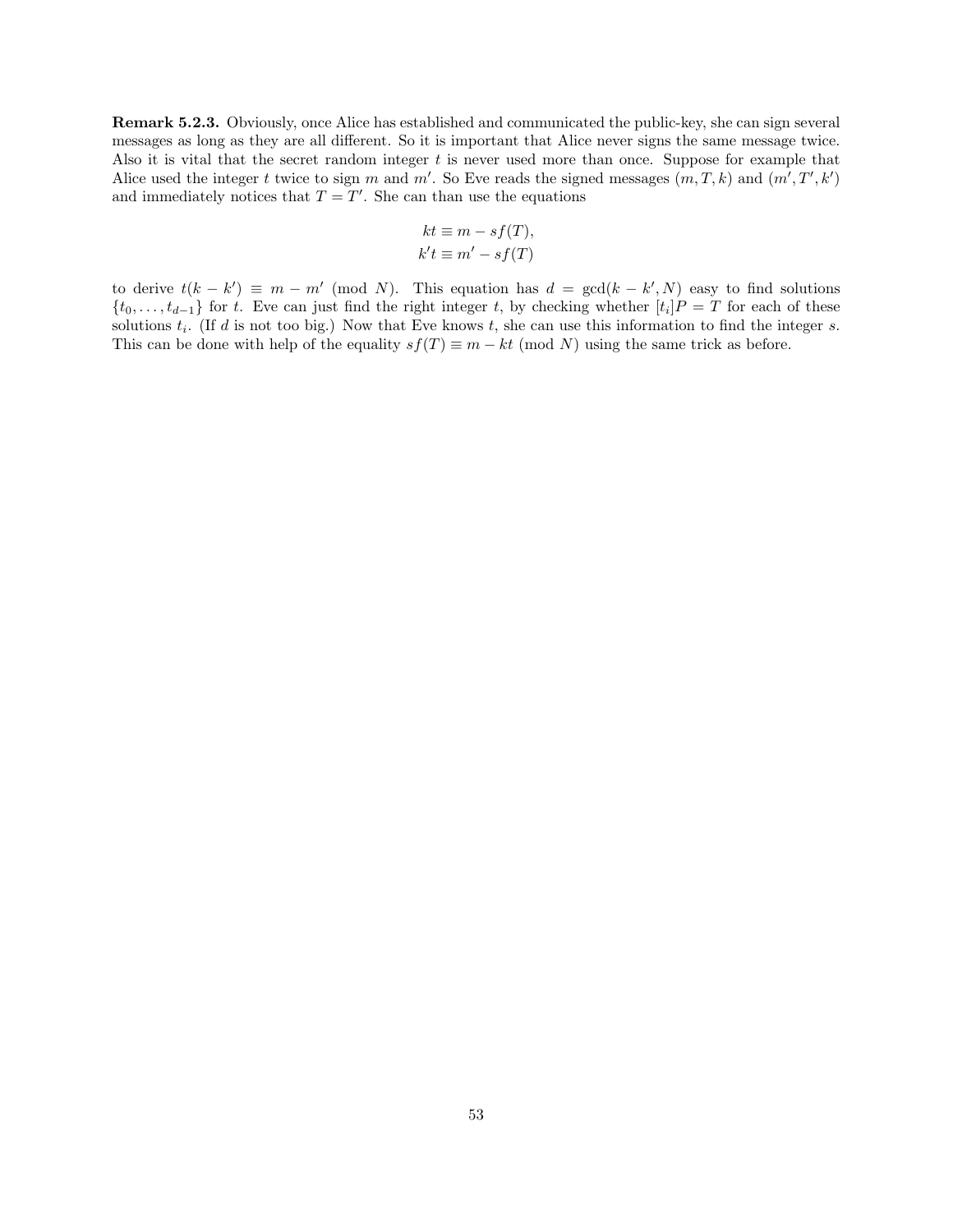**Remark 5.2.3.** Obviously, once Alice has established and communicated the public-key, she can sign several messages as long as they are all different. So it is important that Alice never signs the same message twice. Also it is vital that the secret random integer $t$ is never used more than once. Suppose for example that Alice used the integer $t$ twice to sign $m$ and $m'$. So Eve reads the signed messages $(m, T, k)$ and $(m', T', k')$ and immediately notices that $T = T'$. She can than use the equations

$$kt \equiv m - sf(T),$$
$$k't \equiv m' - sf(T)$$

to derive $t(k - k') \equiv m - m' \pmod{N}$. This equation has $d = \gcd(k - k', N)$ easy to find solutions $\{t_0, \ldots, t_{d-1}\}$ for $t$. Eve can just find the right integer $t$, by checking whether $[t_i]P = T$ for each of these solutions $t_i$. (If $d$ is not too big.) Now that Eve knows $t$, she can use this information to find the integer $s$. This can be done with help of the equality $sf(T) \equiv m - kt \pmod{N}$ using the same trick as before.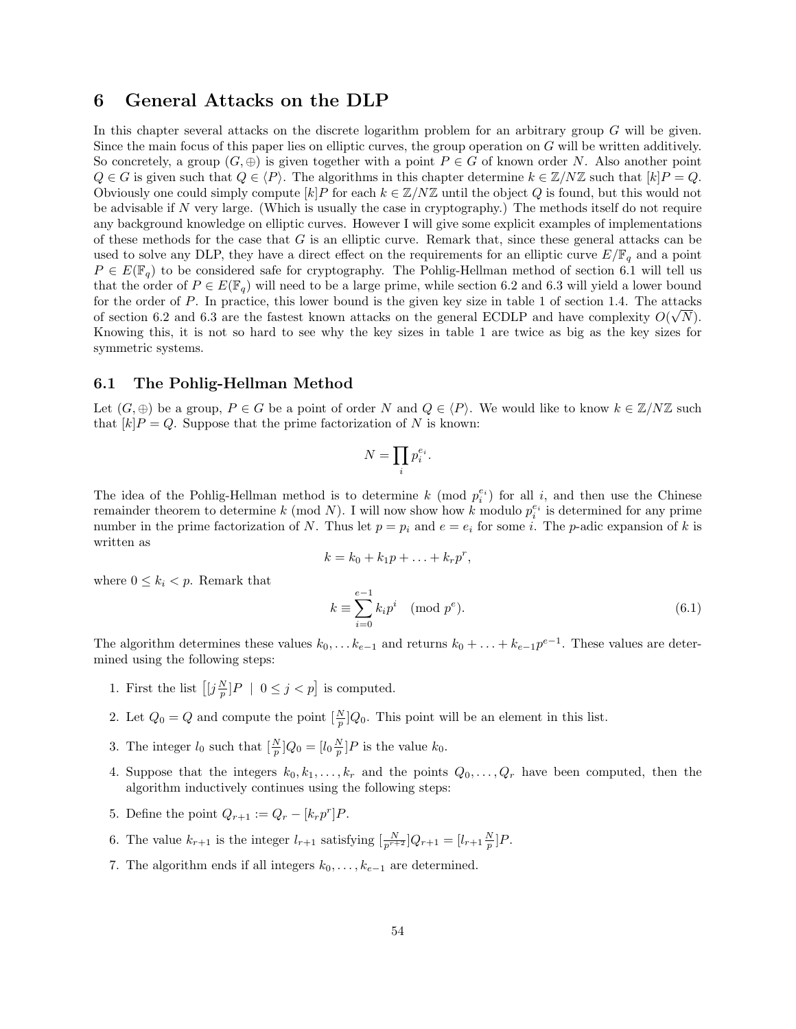# 6 General Attacks on the DLP

In this chapter several attacks on the discrete logarithm problem for an arbitrary group $G$ will be given. Since the main focus of this paper lies on elliptic curves, the group operation on $G$ will be written additively. So concretely, a group $(G, \oplus)$ is given together with a point $P \in G$ of known order $N$. Also another point $Q \in G$ is given such that $Q \in \langle P \rangle$. The algorithms in this chapter determine $k \in \mathbb{Z}/N\mathbb{Z}$ such that $[k]P = Q$. Obviously one could simply compute $[k]P$ for each $k \in \mathbb{Z}/N\mathbb{Z}$ until the object $Q$ is found, but this would not be advisable if $N$ very large. (Which is usually the case in cryptography.) The methods itself do not require any background knowledge on elliptic curves. However I will give some explicit examples of implementations of these methods for the case that $G$ is an elliptic curve. Remark that, since these general attacks can be used to solve any DLP, they have a direct effect on the requirements for an elliptic curve $E/\mathbb{F}_q$ and a point $P \in E(\mathbb{F}_q)$ to be considered safe for cryptography. The Pohlig-Hellman method of section 6.1 will tell us that the order of $P \in E(\mathbb{F}_q)$ will need to be a large prime, while section 6.2 and 6.3 will yield a lower bound for the order of $P$. In practice, this lower bound is the given key size in table 1 of section 1.4. The attacks of section 6.2 and 6.3 are the fastest known attacks on the general ECDLP and have complexity $O(\sqrt{N})$. Knowing this, it is not so hard to see why the key sizes in table 1 are twice as big as the key sizes for symmetric systems.

## 6.1 The Pohlig-Hellman Method

Let $(G, \oplus)$ be a group, $P \in G$ be a point of order $N$ and $Q \in \langle P \rangle$. We would like to know $k \in \mathbb{Z}/N\mathbb{Z}$ such that $[k]P = Q$. Suppose that the prime factorization of $N$ is known:

$$N = \prod_i p_i^{e_i}.$$

The idea of the Pohlig-Hellman method is to determine $k \pmod{p_i^{e_i}}$ for all $i$, and then use the Chinese remainder theorem to determine $k \pmod{N}$. I will now show how $k$ modulo $p_i^{e_i}$ is determined for any prime number in the prime factorization of $N$. Thus let $p = p_i$ and $e = e_i$ for some $i$. The $p$-adic expansion of $k$ is written as

$$k = k_0 + k_1 p + \ldots + k_r p^r,$$

where $0 \leq k_i < p$. Remark that

$$k \equiv \sum_{i=0}^{e-1} k_i p^i \pmod{p^e}. \tag{6.1}$$

The algorithm determines these values $k_0, \ldots k_{e-1}$ and returns $k_0 + \ldots + k_{e-1}p^{e-1}$. These values are determined using the following steps:

1. First the list $\left[ [j\frac{N}{p}]P \mid 0 \leq j < p \right]$ is computed.
2. Let $Q_0 = Q$ and compute the point $[\frac{N}{p}]Q_0$. This point will be an element in this list.
3. The integer $l_0$ such that $[\frac{N}{p}]Q_0 = [l_0 \frac{N}{p}]P$ is the value $k_0$.
4. Suppose that the integers $k_0, k_1, \ldots, k_r$ and the points $Q_0, \ldots, Q_r$ have been computed, then the algorithm inductively continues using the following steps:
5. Define the point $Q_{r+1} := Q_r - [k_r p^r]P$.
6. The value $k_{r+1}$ is the integer $l_{r+1}$ satisfying $[\frac{N}{p^{r+2}}]Q_{r+1} = [l_{r+1}\frac{N}{p}]P$.
7. The algorithm ends if all integers $k_0, \ldots, k_{e-1}$ are determined.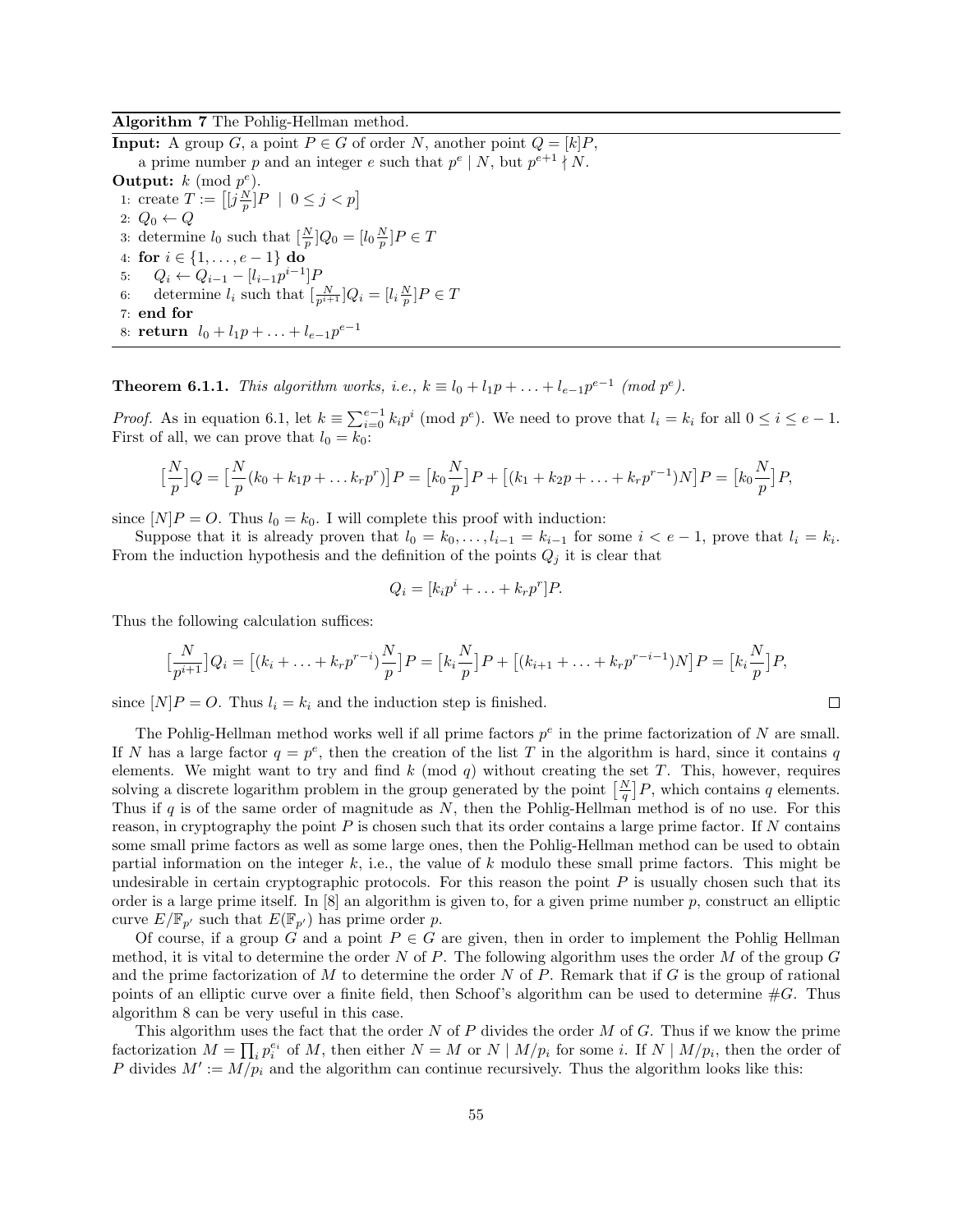**Algorithm 7** The Pohlig-Hellman method.

**Input:** A group $G$, a point $P \in G$ of order $N$, another point $Q = [k]P$,
  a prime number $p$ and an integer $e$ such that $p^e \mid N$, but $p^{e+1} \nmid N$.

**Output:** $k \pmod{p^e}$.

1: create $T := \left[ [j\frac{N}{p}]P \mid 0 \le j < p \right]$
2: $Q_0 \leftarrow Q$
3: determine $l_0$ such that $[\frac{N}{p}]Q_0 = [l_0\frac{N}{p}]P \in T$
4: **for** $i \in \{1, \ldots, e-1\}$ **do**
5:   $Q_i \leftarrow Q_{i-1} - [l_{i-1}p^{i-1}]P$
6:   determine $l_i$ such that $[\frac{N}{p^{i+1}}]Q_i = [l_i\frac{N}{p}]P \in T$
7: **end for**
8: **return** $l_0 + l_1 p + \ldots + l_{e-1}p^{e-1}$

**Theorem 6.1.1.** *This algorithm works, i.e., $k \equiv l_0 + l_1 p + \ldots + l_{e-1}p^{e-1} \pmod{p^e}$.*

*Proof.* As in equation 6.1, let $k \equiv \sum_{i=0}^{e-1} k_i p^i \pmod{p^e}$. We need to prove that $l_i = k_i$ for all $0 \le i \le e-1$. First of all, we can prove that $l_0 = k_0$:

$$\big[\frac{N}{p}\big]Q = \big[\frac{N}{p}(k_0 + k_1 p + \ldots k_r p^r)\big]P = \big[k_0\frac{N}{p}\big]P + \big[(k_1 + k_2 p + \ldots + k_r p^{r-1})N\big]P = \big[k_0\frac{N}{p}\big]P,$$

since $[N]P = O$. Thus $l_0 = k_0$. I will complete this proof with induction:

Suppose that it is already proven that $l_0 = k_0, \ldots, l_{i-1} = k_{i-1}$ for some $i < e-1$, prove that $l_i = k_i$. From the induction hypothesis and the definition of the points $Q_j$ it is clear that

$$Q_i = [k_i p^i + \ldots + k_r p^r]P.$$

Thus the following calculation suffices:

$$\big[\frac{N}{p^{i+1}}\big]Q_i = \big[(k_i + \ldots + k_r p^{r-i})\frac{N}{p}\big]P = \big[k_i\frac{N}{p}\big]P + \big[(k_{i+1} + \ldots + k_r p^{r-i-1})N\big]P = \big[k_i\frac{N}{p}\big]P,$$

since $[N]P = O$. Thus $l_i = k_i$ and the induction step is finished. □

The Pohlig-Hellman method works well if all prime factors $p^e$ in the prime factorization of $N$ are small. If $N$ has a large factor $q = p^e$, then the creation of the list $T$ in the algorithm is hard, since it contains $q$ elements. We might want to try and find $k \pmod q$ without creating the set $T$. This, however, requires solving a discrete logarithm problem in the group generated by the point $\left[\frac{N}{q}\right]P$, which contains $q$ elements. Thus if $q$ is of the same order of magnitude as $N$, then the Pohlig-Hellman method is of no use. For this reason, in cryptography the point $P$ is chosen such that its order contains a large prime factor. If $N$ contains some small prime factors as well as some large ones, then the Pohlig-Hellman method can be used to obtain partial information on the integer $k$, i.e., the value of $k$ modulo these small prime factors. This might be undesirable in certain cryptographic protocols. For this reason the point $P$ is usually chosen such that its order is a large prime itself. In [8] an algorithm is given to, for a given prime number $p$, construct an elliptic curve $E/\mathbb{F}_{p'}$ such that $E(\mathbb{F}_{p'})$ has prime order $p$.

Of course, if a group $G$ and a point $P \in G$ are given, then in order to implement the Pohlig Hellman method, it is vital to determine the order $N$ of $P$. The following algorithm uses the order $M$ of the group $G$ and the prime factorization of $M$ to determine the order $N$ of $P$. Remark that if $G$ is the group of rational points of an elliptic curve over a finite field, then Schoof's algorithm can be used to determine $\#G$. Thus algorithm 8 can be very useful in this case.

This algorithm uses the fact that the order $N$ of $P$ divides the order $M$ of $G$. Thus if we know the prime factorization $M = \prod_i p_i^{e_i}$ of $M$, then either $N = M$ or $N \mid M/p_i$ for some $i$. If $N \mid M/p_i$, then the order of $P$ divides $M' := M/p_i$ and the algorithm can continue recursively. Thus the algorithm looks like this: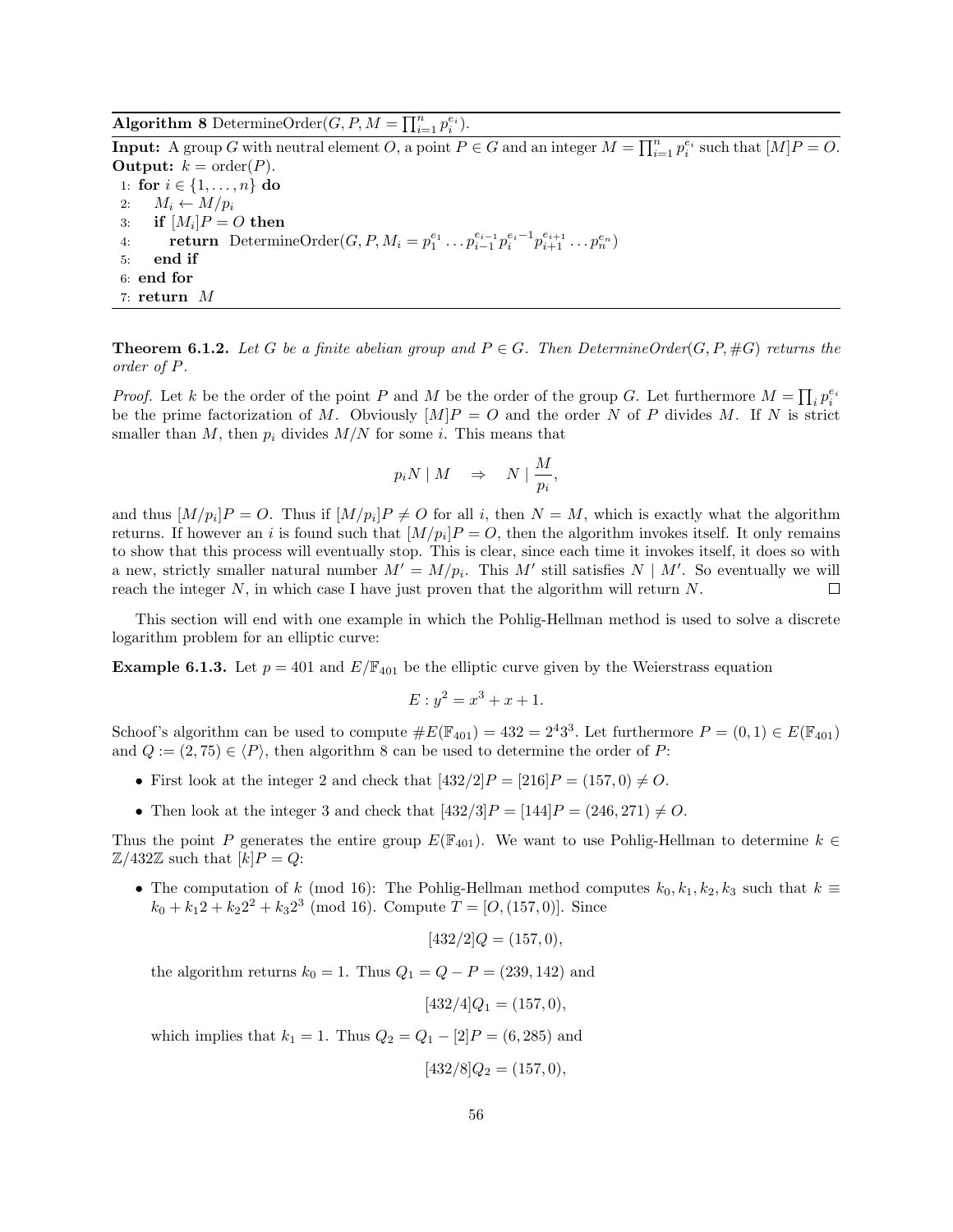**Algorithm 8** DetermineOrder($G, P, M = \prod_{i=1}^n p_i^{e_i}$).

**Input:** A group $G$ with neutral element $O$, a point $P \in G$ and an integer $M = \prod_{i=1}^n p_i^{e_i}$ such that $[M]P = O$.
**Output:** $k = \text{order}(P)$.

```
1: for i ∈ {1, ..., n} do
2:    M_i ← M/p_i
3:    if [M_i]P = O then
4:       return DetermineOrder(G, P, M_i = p_1^{e_1} ... p_{i-1}^{e_{i-1}} p_i^{e_i - 1} p_{i+1}^{e_{i+1}} ... p_n^{e_n})
5:    end if
6: end for
7: return M
```

**Theorem 6.1.2.** *Let $G$ be a finite abelian group and $P \in G$. Then DetermineOrder($G, P, \#G$) returns the order of $P$.*

*Proof.* Let $k$ be the order of the point $P$ and $M$ be the order of the group $G$. Let furthermore $M = \prod_i p_i^{e_i}$ be the prime factorization of $M$. Obviously $[M]P = O$ and the order $N$ of $P$ divides $M$. If $N$ is strict smaller than $M$, then $p_i$ divides $M/N$ for some $i$. This means that

$$p_i N \mid M \quad \Rightarrow \quad N \mid \frac{M}{p_i},$$

and thus $[M/p_i]P = O$. Thus if $[M/p_i]P \neq O$ for all $i$, then $N = M$, which is exactly what the algorithm returns. If however an $i$ is found such that $[M/p_i]P = O$, then the algorithm invokes itself. It only remains to show that this process will eventually stop. This is clear, since each time it invokes itself, it does so with a new, strictly smaller natural number $M' = M/p_i$. This $M'$ still satisfies $N \mid M'$. So eventually we will reach the integer $N$, in which case I have just proven that the algorithm will return $N$. $\square$

This section will end with one example in which the Pohlig-Hellman method is used to solve a discrete logarithm problem for an elliptic curve:

**Example 6.1.3.** Let $p = 401$ and $E/\mathbb{F}_{401}$ be the elliptic curve given by the Weierstrass equation

$$E : y^2 = x^3 + x + 1.$$

Schoof's algorithm can be used to compute $\#E(\mathbb{F}_{401}) = 432 = 2^4 3^3$. Let furthermore $P = (0, 1) \in E(\mathbb{F}_{401})$ and $Q := (2, 75) \in \langle P \rangle$, then algorithm 8 can be used to determine the order of $P$:

- First look at the integer 2 and check that $[432/2]P = [216]P = (157, 0) \neq O$.
- Then look at the integer 3 and check that $[432/3]P = [144]P = (246, 271) \neq O$.

Thus the point $P$ generates the entire group $E(\mathbb{F}_{401})$. We want to use Pohlig-Hellman to determine $k \in \mathbb{Z}/432\mathbb{Z}$ such that $[k]P = Q$:

- The computation of $k \pmod{16}$: The Pohlig-Hellman method computes $k_0, k_1, k_2, k_3$ such that $k \equiv k_0 + k_1 2 + k_2 2^2 + k_3 2^3 \pmod{16}$. Compute $T = [O, (157, 0)]$. Since

  $$[432/2]Q = (157, 0),$$

  the algorithm returns $k_0 = 1$. Thus $Q_1 = Q - P = (239, 142)$ and

  $$[432/4]Q_1 = (157, 0),$$

  which implies that $k_1 = 1$. Thus $Q_2 = Q_1 - [2]P = (6, 285)$ and

  $$[432/8]Q_2 = (157, 0),$$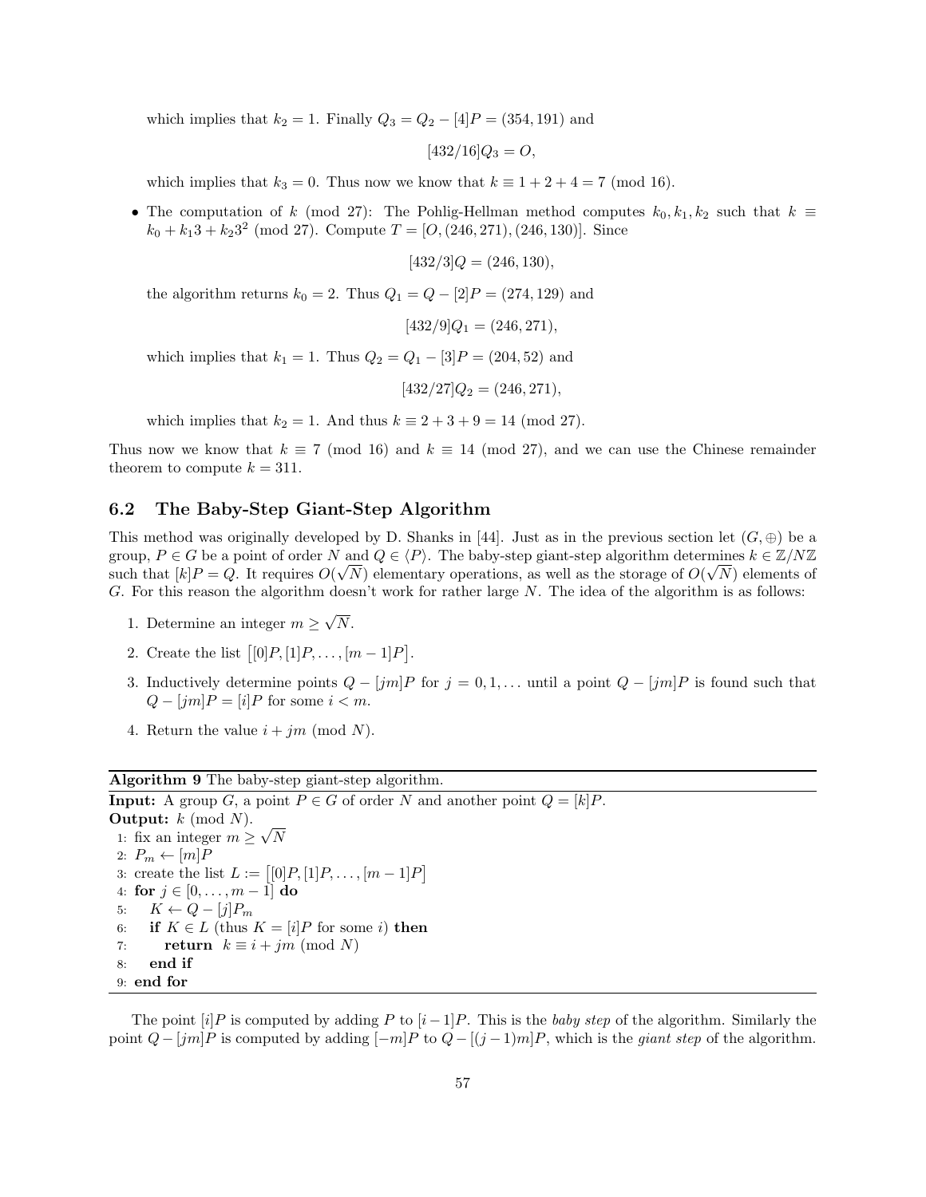which implies that $k_2 = 1$. Finally $Q_3 = Q_2 - [4]P = (354, 191)$ and

$$[432/16]Q_3 = O,$$

which implies that $k_3 = 0$. Thus now we know that $k \equiv 1 + 2 + 4 = 7 \pmod{16}$.

- The computation of $k \pmod{27}$: The Pohlig-Hellman method computes $k_0, k_1, k_2$ such that $k \equiv k_0 + k_1 3 + k_2 3^2 \pmod{27}$. Compute $T = [O, (246, 271), (246, 130)]$. Since

  $$[432/3]Q = (246, 130),$$

  the algorithm returns $k_0 = 2$. Thus $Q_1 = Q - [2]P = (274, 129)$ and

  $$[432/9]Q_1 = (246, 271),$$

  which implies that $k_1 = 1$. Thus $Q_2 = Q_1 - [3]P = (204, 52)$ and

  $$[432/27]Q_2 = (246, 271),$$

  which implies that $k_2 = 1$. And thus $k \equiv 2 + 3 + 9 = 14 \pmod{27}$.

Thus now we know that $k \equiv 7 \pmod{16}$ and $k \equiv 14 \pmod{27}$, and we can use the Chinese remainder theorem to compute $k = 311$.

## 6.2 The Baby-Step Giant-Step Algorithm

This method was originally developed by D. Shanks in [44]. Just as in the previous section let $(G, \oplus)$ be a group, $P \in G$ be a point of order $N$ and $Q \in \langle P \rangle$. The baby-step giant-step algorithm determines $k \in \mathbb{Z}/N\mathbb{Z}$ such that $[k]P = Q$. It requires $O(\sqrt{N})$ elementary operations, as well as the storage of $O(\sqrt{N})$ elements of $G$. For this reason the algorithm doesn't work for rather large $N$. The idea of the algorithm is as follows:

1. Determine an integer $m \geq \sqrt{N}$.
2. Create the list $\big[[0]P, [1]P, \ldots, [m-1]P\big]$.
3. Inductively determine points $Q - [jm]P$ for $j = 0, 1, \ldots$ until a point $Q - [jm]P$ is found such that $Q - [jm]P = [i]P$ for some $i < m$.
4. Return the value $i + jm \pmod{N}$.

**Algorithm 9** The baby-step giant-step algorithm.

**Input:** A group $G$, a point $P \in G$ of order $N$ and another point $Q = [k]P$.
**Output:** $k \pmod{N}$.

```
1: fix an integer m ≥ √N
2: P_m ← [m]P
3: create the list L := [[0]P, [1]P, ..., [m−1]P]
4: for j ∈ [0, ..., m−1] do
5:     K ← Q − [j]P_m
6:     if K ∈ L (thus K = [i]P for some i) then
7:         return k ≡ i + jm (mod N)
8:     end if
9: end for
```

The point $[i]P$ is computed by adding $P$ to $[i-1]P$. This is the *baby step* of the algorithm. Similarly the point $Q - [jm]P$ is computed by adding $[-m]P$ to $Q - [(j-1)m]P$, which is the *giant step* of the algorithm.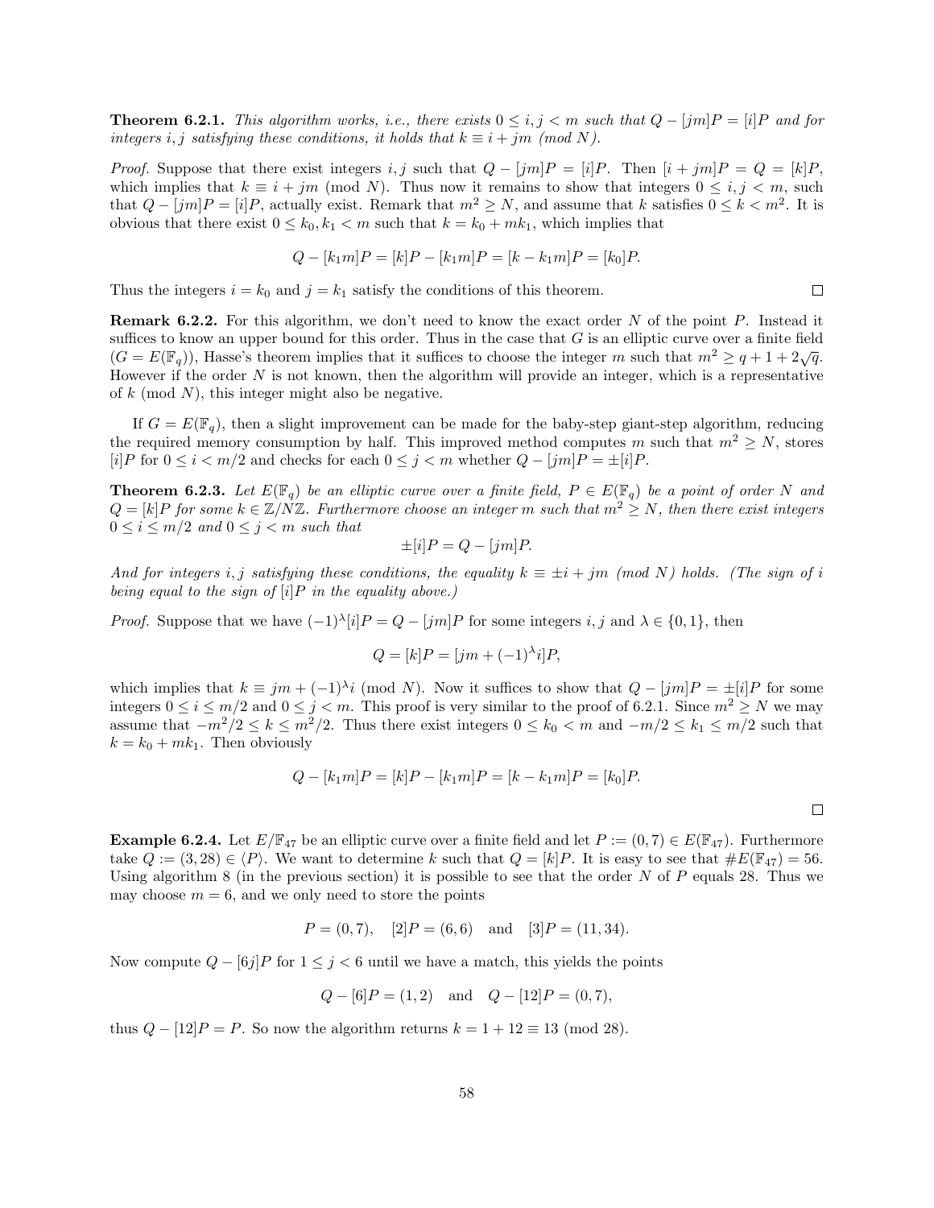**Theorem 6.2.1.** *This algorithm works, i.e., there exists $0 \leq i, j < m$ such that $Q - [jm]P = [i]P$ and for integers $i, j$ satisfying these conditions, it holds that $k \equiv i + jm$ (mod $N$).*

*Proof.* Suppose that there exist integers $i, j$ such that $Q - [jm]P = [i]P$. Then $[i + jm]P = Q = [k]P$, which implies that $k \equiv i + jm \pmod{N}$. Thus now it remains to show that integers $0 \leq i, j < m$, such that $Q - [jm]P = [i]P$, actually exist. Remark that $m^2 \geq N$, and assume that $k$ satisfies $0 \leq k < m^2$. It is obvious that there exist $0 \leq k_0, k_1 < m$ such that $k = k_0 + mk_1$, which implies that

$$Q - [k_1 m]P = [k]P - [k_1 m]P = [k - k_1 m]P = [k_0]P.$$

Thus the integers $i = k_0$ and $j = k_1$ satisfy the conditions of this theorem. □

**Remark 6.2.2.** For this algorithm, we don't need to know the exact order $N$ of the point $P$. Instead it suffices to know an upper bound for this order. Thus in the case that $G$ is an elliptic curve over a finite field ($G = E(\mathbb{F}_q)$), Hasse's theorem implies that it suffices to choose the integer $m$ such that $m^2 \geq q + 1 + 2\sqrt{q}$. However if the order $N$ is not known, then the algorithm will provide an integer, which is a representative of $k \pmod{N}$, this integer might also be negative.

If $G = E(\mathbb{F}_q)$, then a slight improvement can be made for the baby-step giant-step algorithm, reducing the required memory consumption by half. This improved method computes $m$ such that $m^2 \geq N$, stores $[i]P$ for $0 \leq i < m/2$ and checks for each $0 \leq j < m$ whether $Q - [jm]P = \pm[i]P$.

**Theorem 6.2.3.** *Let $E(\mathbb{F}_q)$ be an elliptic curve over a finite field, $P \in E(\mathbb{F}_q)$ be a point of order $N$ and $Q = [k]P$ for some $k \in \mathbb{Z}/N\mathbb{Z}$. Furthermore choose an integer $m$ such that $m^2 \geq N$, then there exist integers $0 \leq i \leq m/2$ and $0 \leq j < m$ such that*

$$\pm[i]P = Q - [jm]P.$$

*And for integers $i, j$ satisfying these conditions, the equality $k \equiv \pm i + jm$ (mod $N$) holds. (The sign of $i$ being equal to the sign of $[i]P$ in the equality above.)*

*Proof.* Suppose that we have $(-1)^\lambda [i]P = Q - [jm]P$ for some integers $i, j$ and $\lambda \in \{0, 1\}$, then

$$Q = [k]P = [jm + (-1)^\lambda i]P,$$

which implies that $k \equiv jm + (-1)^\lambda i \pmod{N}$. Now it suffices to show that $Q - [jm]P = \pm[i]P$ for some integers $0 \leq i \leq m/2$ and $0 \leq j < m$. This proof is very similar to the proof of 6.2.1. Since $m^2 \geq N$ we may assume that $-m^2/2 \leq k \leq m^2/2$. Thus there exist integers $0 \leq k_0 < m$ and $-m/2 \leq k_1 \leq m/2$ such that $k = k_0 + mk_1$. Then obviously

$$Q - [k_1 m]P = [k]P - [k_1 m]P = [k - k_1 m]P = [k_0]P.$$

□

**Example 6.2.4.** Let $E/\mathbb{F}_{47}$ be an elliptic curve over a finite field and let $P := (0, 7) \in E(\mathbb{F}_{47})$. Furthermore take $Q := (3, 28) \in \langle P \rangle$. We want to determine $k$ such that $Q = [k]P$. It is easy to see that $\#E(\mathbb{F}_{47}) = 56$. Using algorithm 8 (in the previous section) it is possible to see that the order $N$ of $P$ equals 28. Thus we may choose $m = 6$, and we only need to store the points

$$P = (0, 7), \quad [2]P = (6, 6) \quad \text{and} \quad [3]P = (11, 34).$$

Now compute $Q - [6j]P$ for $1 \leq j < 6$ until we have a match, this yields the points

$$Q - [6]P = (1, 2) \quad \text{and} \quad Q - [12]P = (0, 7),$$

thus $Q - [12]P = P$. So now the algorithm returns $k = 1 + 12 \equiv 13 \pmod{28}$.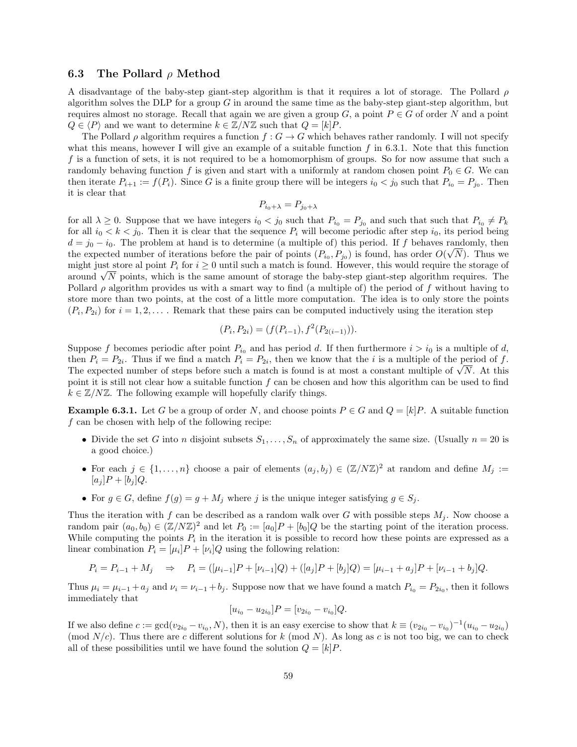### 6.3 The Pollard $\rho$ Method

A disadvantage of the baby-step giant-step algorithm is that it requires a lot of storage. The Pollard $\rho$ algorithm solves the DLP for a group $G$ in around the same time as the baby-step giant-step algorithm, but requires almost no storage. Recall that again we are given a group $G$, a point $P \in G$ of order $N$ and a point $Q \in \langle P \rangle$ and we want to determine $k \in \mathbb{Z}/N\mathbb{Z}$ such that $Q = [k]P$.

The Pollard $\rho$ algorithm requires a function $f : G \to G$ which behaves rather randomly. I will not specify what this means, however I will give an example of a suitable function $f$ in 6.3.1. Note that this function $f$ is a function of sets, it is not required to be a homomorphism of groups. So for now assume that such a randomly behaving function $f$ is given and start with a uniformly at random chosen point $P_0 \in G$. We can then iterate $P_{i+1} := f(P_i)$. Since $G$ is a finite group there will be integers $i_0 < j_0$ such that $P_{i_0} = P_{j_0}$. Then it is clear that

$$P_{i_0+\lambda} = P_{j_0+\lambda}$$

for all $\lambda \geq 0$. Suppose that we have integers $i_0 < j_0$ such that $P_{i_0} = P_{j_0}$ and such that such that $P_{i_0} \neq P_k$ for all $i_0 < k < j_0$. Then it is clear that the sequence $P_i$ will become periodic after step $i_0$, its period being $d = j_0 - i_0$. The problem at hand is to determine (a multiple of) this period. If $f$ behaves randomly, then the expected number of iterations before the pair of points $(P_{i_0}, P_{j_0})$ is found, has order $O(\sqrt{N})$. Thus we might just store al point $P_i$ for $i \geq 0$ until such a match is found. However, this would require the storage of around $\sqrt{N}$ points, which is the same amount of storage the baby-step giant-step algorithm requires. The Pollard $\rho$ algorithm provides us with a smart way to find (a multiple of) the period of $f$ without having to store more than two points, at the cost of a little more computation. The idea is to only store the points $(P_i, P_{2i})$ for $i = 1, 2, \ldots$ . Remark that these pairs can be computed inductively using the iteration step

$$(P_i, P_{2i}) = (f(P_{i-1}), f^2(P_{2(i-1)})).$$

Suppose $f$ becomes periodic after point $P_{i_0}$ and has period $d$. If then furthermore $i > i_0$ is a multiple of $d$, then $P_i = P_{2i}$. Thus if we find a match $P_i = P_{2i}$, then we know that the $i$ is a multiple of the period of $f$. The expected number of steps before such a match is found is at most a constant multiple of $\sqrt{N}$. At this point it is still not clear how a suitable function $f$ can be chosen and how this algorithm can be used to find $k \in \mathbb{Z}/N\mathbb{Z}$. The following example will hopefully clarify things.

**Example 6.3.1.** Let $G$ be a group of order $N$, and choose points $P \in G$ and $Q = [k]P$. A suitable function $f$ can be chosen with help of the following recipe:

- Divide the set $G$ into $n$ disjoint subsets $S_1, \ldots, S_n$ of approximately the same size. (Usually $n = 20$ is a good choice.)
- For each $j \in \{1, \ldots, n\}$ choose a pair of elements $(a_j, b_j) \in (\mathbb{Z}/N\mathbb{Z})^2$ at random and define $M_j := [a_j]P + [b_j]Q$.
- For $g \in G$, define $f(g) = g + M_j$ where $j$ is the unique integer satisfying $g \in S_j$.

Thus the iteration with $f$ can be described as a random walk over $G$ with possible steps $M_j$. Now choose a random pair $(a_0, b_0) \in (\mathbb{Z}/N\mathbb{Z})^2$ and let $P_0 := [a_0]P + [b_0]Q$ be the starting point of the iteration process. While computing the points $P_i$ in the iteration it is possible to record how these points are expressed as a linear combination $P_i = [\mu_i]P + [\nu_i]Q$ using the following relation:

$$P_i = P_{i-1} + M_j \quad \Rightarrow \quad P_i = ([\mu_{i-1}]P + [\nu_{i-1}]Q) + ([a_j]P + [b_j]Q) = [\mu_{i-1} + a_j]P + [\nu_{i-1} + b_j]Q.$$

Thus $\mu_i = \mu_{i-1} + a_j$ and $\nu_i = \nu_{i-1} + b_j$. Suppose now that we have found a match $P_{i_0} = P_{2i_0}$, then it follows immediately that

$$[u_{i_0} - u_{2i_0}]P = [v_{2i_0} - v_{i_0}]Q.$$

If we also define $c := \gcd(v_{2i_0} - v_{i_0}, N)$, then it is an easy exercise to show that $k \equiv (v_{2i_0} - v_{i_0})^{-1}(u_{i_0} - u_{2i_0})$ (mod $N/c$). Thus there are $c$ different solutions for $k$ (mod $N$). As long as $c$ is not too big, we can to check all of these possibilities until we have found the solution $Q = [k]P$.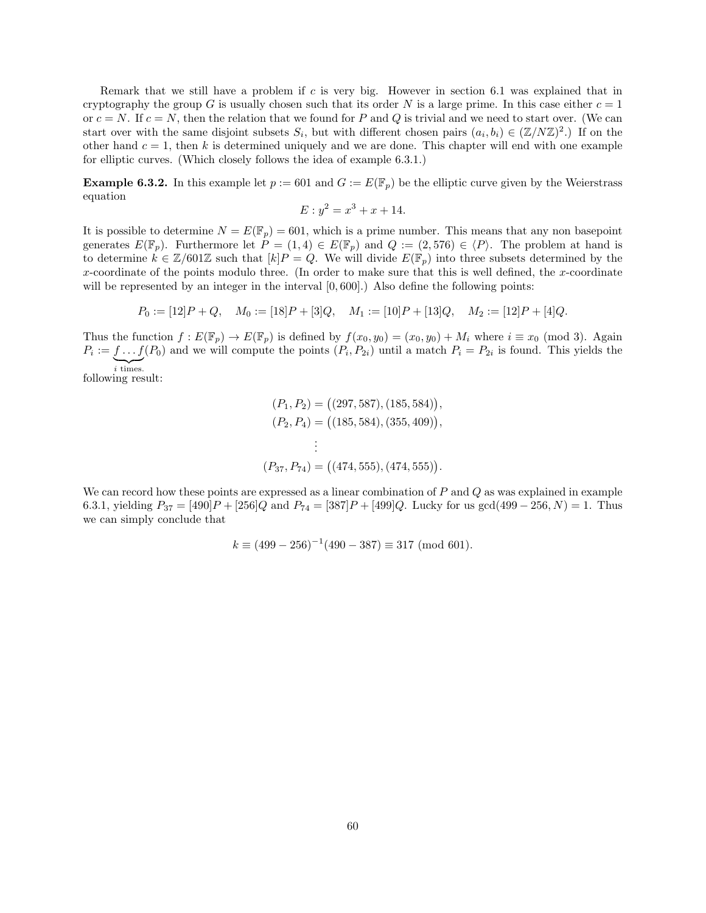Remark that we still have a problem if $c$ is very big. However in section 6.1 was explained that in cryptography the group $G$ is usually chosen such that its order $N$ is a large prime. In this case either $c = 1$ or $c = N$. If $c = N$, then the relation that we found for $P$ and $Q$ is trivial and we need to start over. (We can start over with the same disjoint subsets $S_i$, but with different chosen pairs $(a_i, b_i) \in (\mathbb{Z}/N\mathbb{Z})^2$.) If on the other hand $c = 1$, then $k$ is determined uniquely and we are done. This chapter will end with one example for elliptic curves. (Which closely follows the idea of example 6.3.1.)

**Example 6.3.2.** In this example let $p := 601$ and $G := E(\mathbb{F}_p)$ be the elliptic curve given by the Weierstrass equation

$$E : y^2 = x^3 + x + 14.$$

It is possible to determine $N = E(\mathbb{F}_p) = 601$, which is a prime number. This means that any non basepoint generates $E(\mathbb{F}_p)$. Furthermore let $P = (1, 4) \in E(\mathbb{F}_p)$ and $Q := (2, 576) \in \langle P \rangle$. The problem at hand is to determine $k \in \mathbb{Z}/601\mathbb{Z}$ such that $[k]P = Q$. We will divide $E(\mathbb{F}_p)$ into three subsets determined by the $x$-coordinate of the points modulo three. (In order to make sure that this is well defined, the $x$-coordinate will be represented by an integer in the interval $[0, 600]$.) Also define the following points:

$$P_0 := [12]P + Q, \quad M_0 := [18]P + [3]Q, \quad M_1 := [10]P + [13]Q, \quad M_2 := [12]P + [4]Q.$$

Thus the function $f : E(\mathbb{F}_p) \to E(\mathbb{F}_p)$ is defined by $f(x_0, y_0) = (x_0, y_0) + M_i$ where $i \equiv x_0 \pmod 3$. Again $P_i := \underbrace{f \dots f}_{i \text{ times.}}(P_0)$ and we will compute the points $(P_i, P_{2i})$ until a match $P_i = P_{2i}$ is found. This yields the following result:

$$\begin{aligned}
(P_1, P_2) &= \big((297, 587), (185, 584)\big), \\
(P_2, P_4) &= \big((185, 584), (355, 409)\big), \\
&\vdots \\
(P_{37}, P_{74}) &= \big((474, 555), (474, 555)\big).
\end{aligned}$$

We can record how these points are expressed as a linear combination of $P$ and $Q$ as was explained in example 6.3.1, yielding $P_{37} = [490]P + [256]Q$ and $P_{74} = [387]P + [499]Q$. Lucky for us $\gcd(499 - 256, N) = 1$. Thus we can simply conclude that

$$k \equiv (499 - 256)^{-1}(490 - 387) \equiv 317 \pmod{601}.$$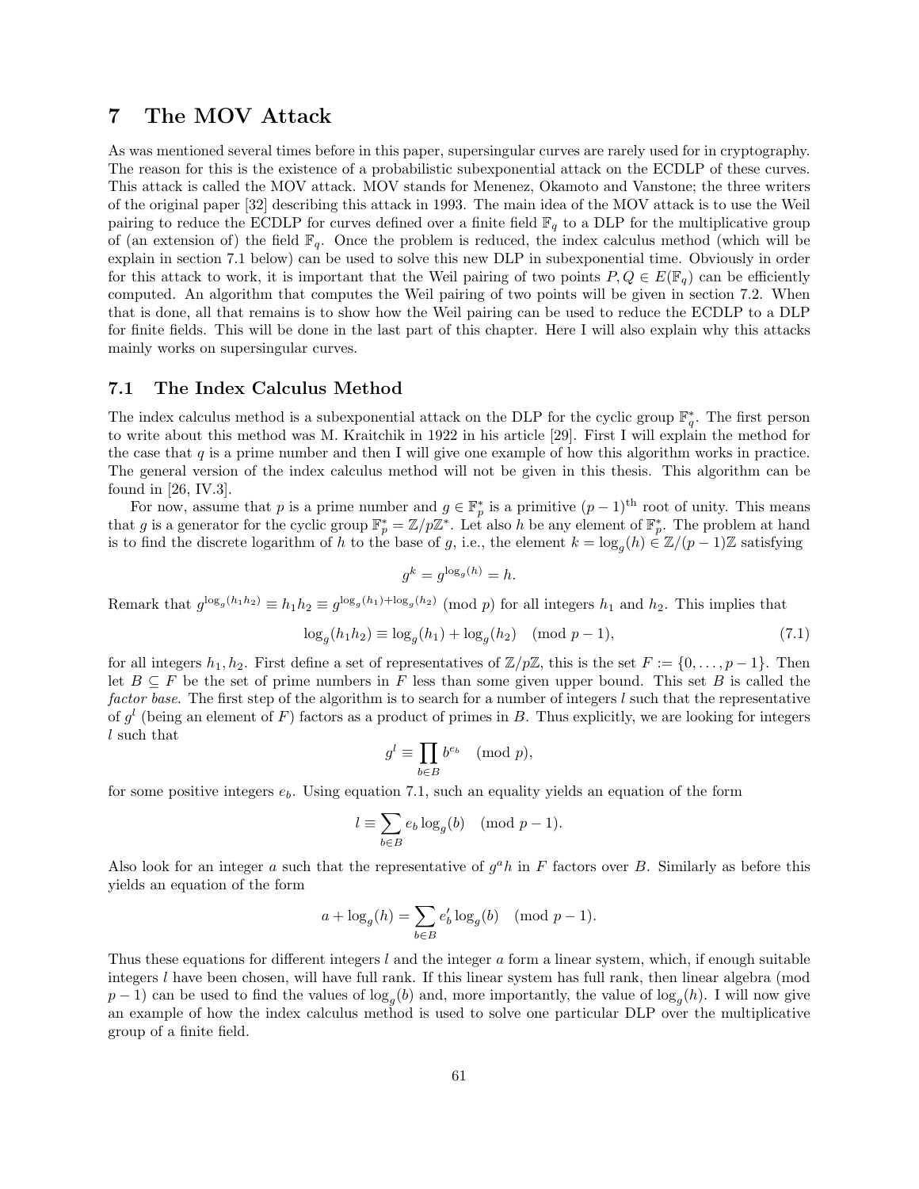## 7 The MOV Attack

As was mentioned several times before in this paper, supersingular curves are rarely used for in cryptography. The reason for this is the existence of a probabilistic subexponential attack on the ECDLP of these curves. This attack is called the MOV attack. MOV stands for Menenez, Okamoto and Vanstone; the three writers of the original paper [32] describing this attack in 1993. The main idea of the MOV attack is to use the Weil pairing to reduce the ECDLP for curves defined over a finite field $\mathbb{F}_q$ to a DLP for the multiplicative group of (an extension of) the field $\mathbb{F}_q$. Once the problem is reduced, the index calculus method (which will be explain in section 7.1 below) can be used to solve this new DLP in subexponential time. Obviously in order for this attack to work, it is important that the Weil pairing of two points $P, Q \in E(\mathbb{F}_q)$ can be efficiently computed. An algorithm that computes the Weil pairing of two points will be given in section 7.2. When that is done, all that remains is to show how the Weil pairing can be used to reduce the ECDLP to a DLP for finite fields. This will be done in the last part of this chapter. Here I will also explain why this attacks mainly works on supersingular curves.

### 7.1 The Index Calculus Method

The index calculus method is a subexponential attack on the DLP for the cyclic group $\mathbb{F}_q^*$. The first person to write about this method was M. Kraitchik in 1922 in his article [29]. First I will explain the method for the case that $q$ is a prime number and then I will give one example of how this algorithm works in practice. The general version of the index calculus method will not be given in this thesis. This algorithm can be found in [26, IV.3].

For now, assume that $p$ is a prime number and $g \in \mathbb{F}_p^*$ is a primitive $(p-1)^{\text{th}}$ root of unity. This means that $g$ is a generator for the cyclic group $\mathbb{F}_p^* = \mathbb{Z}/p\mathbb{Z}^*$. Let also $h$ be any element of $\mathbb{F}_p^*$. The problem at hand is to find the discrete logarithm of $h$ to the base of $g$, i.e., the element $k = \log_g(h) \in \mathbb{Z}/(p-1)\mathbb{Z}$ satisfying

$$g^k = g^{\log_g(h)} = h.$$

Remark that $g^{\log_g(h_1 h_2)} \equiv h_1 h_2 \equiv g^{\log_g(h_1)+\log_g(h_2)} \pmod{p}$ for all integers $h_1$ and $h_2$. This implies that

$$\log_g(h_1 h_2) \equiv \log_g(h_1) + \log_g(h_2) \pmod{p-1}, \tag{7.1}$$

for all integers $h_1, h_2$. First define a set of representatives of $\mathbb{Z}/p\mathbb{Z}$, this is the set $F := \{0, \ldots, p-1\}$. Then let $B \subseteq F$ be the set of prime numbers in $F$ less than some given upper bound. This set $B$ is called the *factor base*. The first step of the algorithm is to search for a number of integers $l$ such that the representative of $g^l$ (being an element of $F$) factors as a product of primes in $B$. Thus explicitly, we are looking for integers $l$ such that

$$g^l \equiv \prod_{b \in B} b^{e_b} \pmod{p},$$

for some positive integers $e_b$. Using equation 7.1, such an equality yields an equation of the form

$$l \equiv \sum_{b \in B} e_b \log_g(b) \pmod{p-1}.$$

Also look for an integer $a$ such that the representative of $g^a h$ in $F$ factors over $B$. Similarly as before this yields an equation of the form

$$a + \log_g(h) = \sum_{b \in B} e'_b \log_g(b) \pmod{p-1}.$$

Thus these equations for different integers $l$ and the integer $a$ form a linear system, which, if enough suitable integers $l$ have been chosen, will have full rank. If this linear system has full rank, then linear algebra (mod $p-1$) can be used to find the values of $\log_g(b)$ and, more importantly, the value of $\log_g(h)$. I will now give an example of how the index calculus method is used to solve one particular DLP over the multiplicative group of a finite field.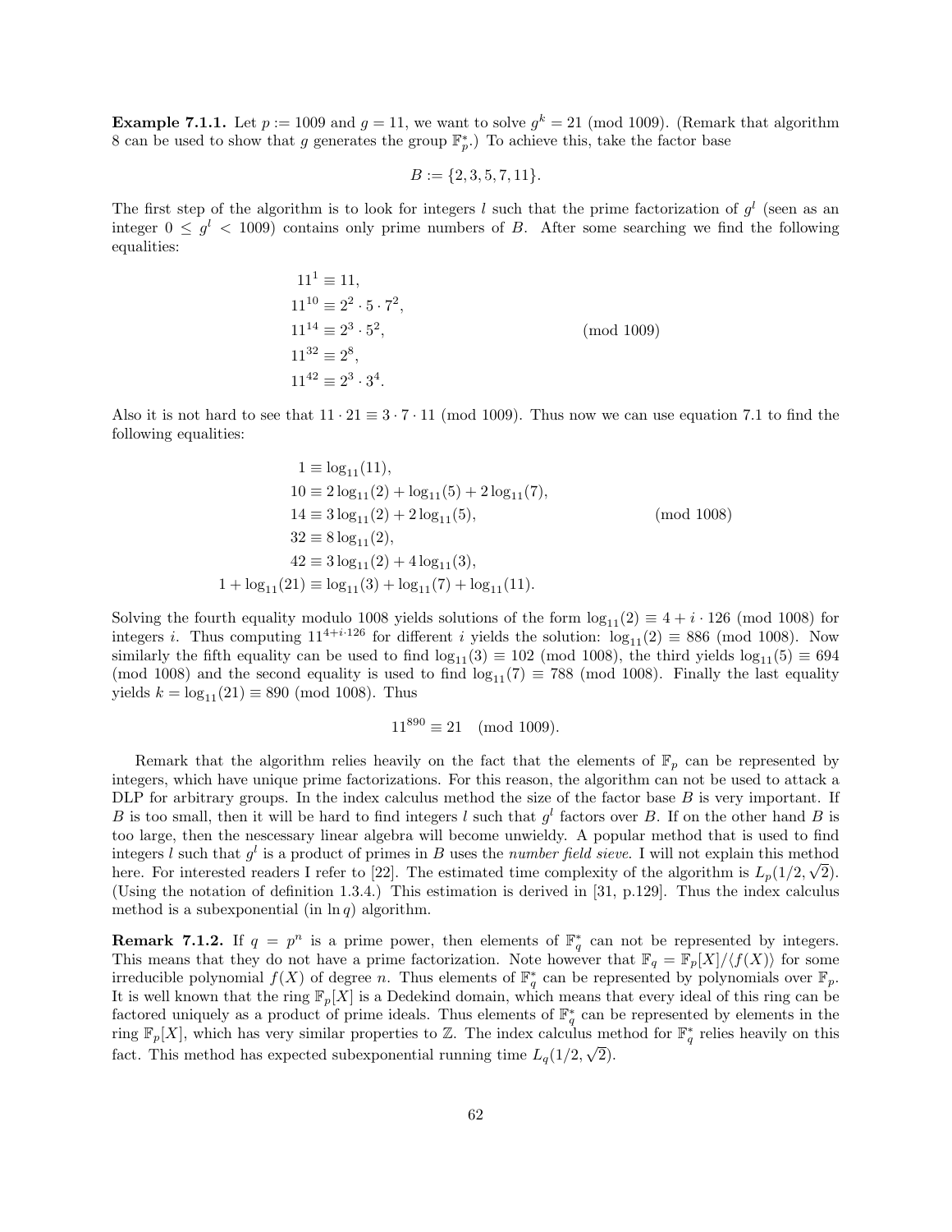**Example 7.1.1.** Let $p := 1009$ and $g = 11$, we want to solve $g^k = 21 \pmod{1009}$. (Remark that algorithm 8 can be used to show that $g$ generates the group $\mathbb{F}_p^*$.) To achieve this, take the factor base

$$B := \{2, 3, 5, 7, 11\}.$$

The first step of the algorithm is to look for integers $l$ such that the prime factorization of $g^l$ (seen as an integer $0 \le g^l < 1009$) contains only prime numbers of $B$. After some searching we find the following equalities:

$$\begin{aligned}
11^1 &\equiv 11, \\
11^{10} &\equiv 2^2 \cdot 5 \cdot 7^2, \\
11^{14} &\equiv 2^3 \cdot 5^2, \\
11^{32} &\equiv 2^8, \\
11^{42} &\equiv 2^3 \cdot 3^4.
\end{aligned} \qquad \pmod{1009}$$

Also it is not hard to see that $11 \cdot 21 \equiv 3 \cdot 7 \cdot 11 \pmod{1009}$. Thus now we can use equation 7.1 to find the following equalities:

$$\begin{aligned}
1 &\equiv \log_{11}(11), \\
10 &\equiv 2\log_{11}(2) + \log_{11}(5) + 2\log_{11}(7), \\
14 &\equiv 3\log_{11}(2) + 2\log_{11}(5), \\
32 &\equiv 8\log_{11}(2), \\
42 &\equiv 3\log_{11}(2) + 4\log_{11}(3), \\
1 + \log_{11}(21) &\equiv \log_{11}(3) + \log_{11}(7) + \log_{11}(11).
\end{aligned} \qquad \pmod{1008}$$

Solving the fourth equality modulo 1008 yields solutions of the form $\log_{11}(2) \equiv 4 + i \cdot 126 \pmod{1008}$ for integers $i$. Thus computing $11^{4+i \cdot 126}$ for different $i$ yields the solution: $\log_{11}(2) \equiv 886 \pmod{1008}$. Now similarly the fifth equality can be used to find $\log_{11}(3) \equiv 102 \pmod{1008}$, the third yields $\log_{11}(5) \equiv 694 \pmod{1008}$ and the second equality is used to find $\log_{11}(7) \equiv 788 \pmod{1008}$. Finally the last equality yields $k = \log_{11}(21) \equiv 890 \pmod{1008}$. Thus

$$11^{890} \equiv 21 \pmod{1009}.$$

Remark that the algorithm relies heavily on the fact that the elements of $\mathbb{F}_p$ can be represented by integers, which have unique prime factorizations. For this reason, the algorithm can not be used to attack a DLP for arbitrary groups. In the index calculus method the size of the factor base $B$ is very important. If $B$ is too small, then it will be hard to find integers $l$ such that $g^l$ factors over $B$. If on the other hand $B$ is too large, then the nescessary linear algebra will become unwieldy. A popular method that is used to find integers $l$ such that $g^l$ is a product of primes in $B$ uses the *number field sieve*. I will not explain this method here. For interested readers I refer to [22]. The estimated time complexity of the algorithm is $L_p(1/2, \sqrt{2})$. (Using the notation of definition 1.3.4.) This estimation is derived in [31, p.129]. Thus the index calculus method is a subexponential (in $\ln q$) algorithm.

**Remark 7.1.2.** If $q = p^n$ is a prime power, then elements of $\mathbb{F}_q^*$ can not be represented by integers. This means that they do not have a prime factorization. Note however that $\mathbb{F}_q = \mathbb{F}_p[X]/\langle f(X) \rangle$ for some irreducible polynomial $f(X)$ of degree $n$. Thus elements of $\mathbb{F}_q^*$ can be represented by polynomials over $\mathbb{F}_p$. It is well known that the ring $\mathbb{F}_p[X]$ is a Dedekind domain, which means that every ideal of this ring can be factored uniquely as a product of prime ideals. Thus elements of $\mathbb{F}_q^*$ can be represented by elements in the ring $\mathbb{F}_p[X]$, which has very similar properties to $\mathbb{Z}$. The index calculus method for $\mathbb{F}_q^*$ relies heavily on this fact. This method has expected subexponential running time $L_q(1/2, \sqrt{2})$.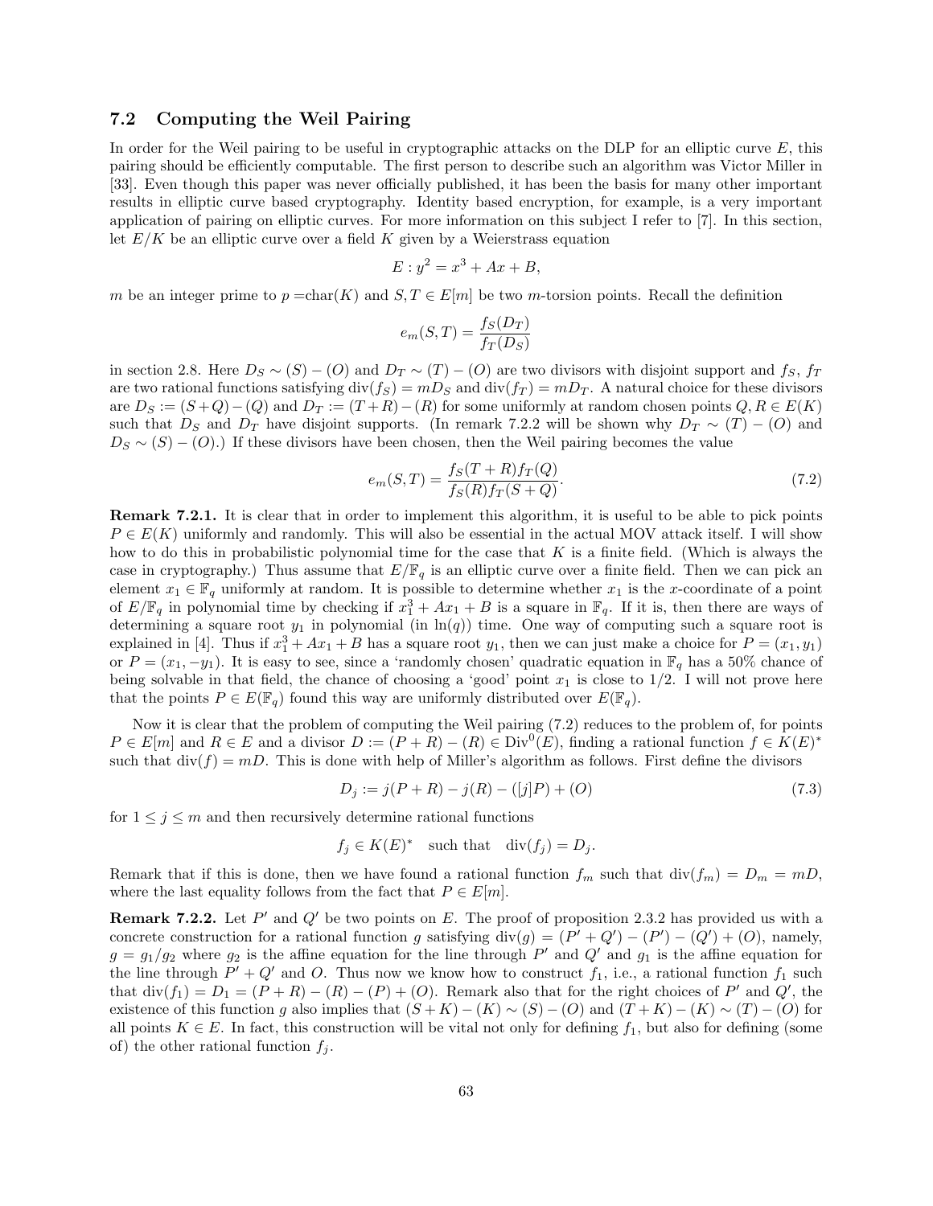### 7.2 Computing the Weil Pairing

In order for the Weil pairing to be useful in cryptographic attacks on the DLP for an elliptic curve $E$, this pairing should be efficiently computable. The first person to describe such an algorithm was Victor Miller in [33]. Even though this paper was never officially published, it has been the basis for many other important results in elliptic curve based cryptography. Identity based encryption, for example, is a very important application of pairing on elliptic curves. For more information on this subject I refer to [7]. In this section, let $E/K$ be an elliptic curve over a field $K$ given by a Weierstrass equation

$$E : y^2 = x^3 + Ax + B,$$

$m$ be an integer prime to $p = \mathrm{char}(K)$ and $S, T \in E[m]$ be two $m$-torsion points. Recall the definition

$$e_m(S, T) = \frac{f_S(D_T)}{f_T(D_S)}$$

in section 2.8. Here $D_S \sim (S) - (O)$ and $D_T \sim (T) - (O)$ are two divisors with disjoint support and $f_S$, $f_T$ are two rational functions satisfying $\mathrm{div}(f_S) = mD_S$ and $\mathrm{div}(f_T) = mD_T$. A natural choice for these divisors are $D_S := (S + Q) - (Q)$ and $D_T := (T + R) - (R)$ for some uniformly at random chosen points $Q, R \in E(K)$ such that $D_S$ and $D_T$ have disjoint supports. (In remark 7.2.2 will be shown why $D_T \sim (T) - (O)$ and $D_S \sim (S) - (O)$.) If these divisors have been chosen, then the Weil pairing becomes the value

$$e_m(S, T) = \frac{f_S(T + R) f_T(Q)}{f_S(R) f_T(S + Q)}. \tag{7.2}$$

**Remark 7.2.1.** It is clear that in order to implement this algorithm, it is useful to be able to pick points $P \in E(K)$ uniformly and randomly. This will also be essential in the actual MOV attack itself. I will show how to do this in probabilistic polynomial time for the case that $K$ is a finite field. (Which is always the case in cryptography.) Thus assume that $E/\mathbb{F}_q$ is an elliptic curve over a finite field. Then we can pick an element $x_1 \in \mathbb{F}_q$ uniformly at random. It is possible to determine whether $x_1$ is the $x$-coordinate of a point of $E/\mathbb{F}_q$ in polynomial time by checking if $x_1^3 + Ax_1 + B$ is a square in $\mathbb{F}_q$. If it is, then there are ways of determining a square root $y_1$ in polynomial (in $\ln(q)$) time. One way of computing such a square root is explained in [4]. Thus if $x_1^3 + Ax_1 + B$ has a square root $y_1$, then we can just make a choice for $P = (x_1, y_1)$ or $P = (x_1, -y_1)$. It is easy to see, since a 'randomly chosen' quadratic equation in $\mathbb{F}_q$ has a 50% chance of being solvable in that field, the chance of choosing a 'good' point $x_1$ is close to 1/2. I will not prove here that the points $P \in E(\mathbb{F}_q)$ found this way are uniformly distributed over $E(\mathbb{F}_q)$.

Now it is clear that the problem of computing the Weil pairing (7.2) reduces to the problem of, for points $P \in E[m]$ and $R \in E$ and a divisor $D := (P + R) - (R) \in \mathrm{Div}^0(E)$, finding a rational function $f \in K(E)^*$ such that $\mathrm{div}(f) = mD$. This is done with help of Miller's algorithm as follows. First define the divisors

$$D_j := j(P + R) - j(R) - ([j]P) + (O) \tag{7.3}$$

for $1 \leq j \leq m$ and then recursively determine rational functions

$$f_j \in K(E)^* \quad \text{such that} \quad \mathrm{div}(f_j) = D_j.$$

Remark that if this is done, then we have found a rational function $f_m$ such that $\mathrm{div}(f_m) = D_m = mD$, where the last equality follows from the fact that $P \in E[m]$.

**Remark 7.2.2.** Let $P'$ and $Q'$ be two points on $E$. The proof of proposition 2.3.2 has provided us with a concrete construction for a rational function $g$ satisfying $\mathrm{div}(g) = (P' + Q') - (P') - (Q') + (O)$, namely, $g = g_1/g_2$ where $g_2$ is the affine equation for the line through $P'$ and $Q'$ and $g_1$ is the affine equation for the line through $P' + Q'$ and $O$. Thus now we know how to construct $f_1$, i.e., a rational function $f_1$ such that $\mathrm{div}(f_1) = D_1 = (P + R) - (R) - (P) + (O)$. Remark also that for the right choices of $P'$ and $Q'$, the existence of this function $g$ also implies that $(S + K) - (K) \sim (S) - (O)$ and $(T + K) - (K) \sim (T) - (O)$ for all points $K \in E$. In fact, this construction will be vital not only for defining $f_1$, but also for defining (some of) the other rational function $f_j$.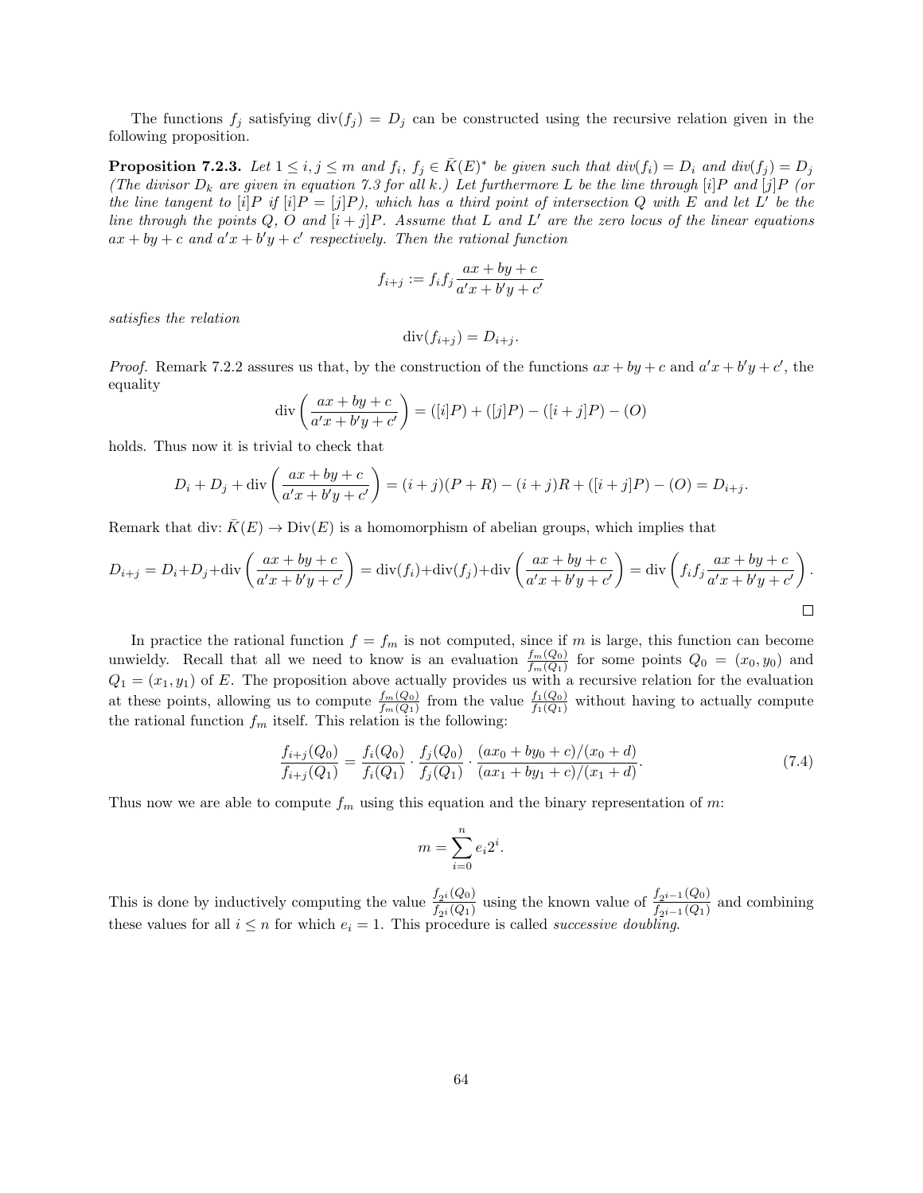The functions $f_j$ satisfying $\text{div}(f_j) = D_j$ can be constructed using the recursive relation given in the following proposition.

**Proposition 7.2.3.** *Let $1 \leq i, j \leq m$ and $f_i$, $f_j \in \bar{K}(E)^*$ be given such that $div(f_i) = D_i$ and $div(f_j) = D_j$ (The divisor $D_k$ are given in equation 7.3 for all $k$.) Let furthermore $L$ be the line through $[i]P$ and $[j]P$ (or the line tangent to $[i]P$ if $[i]P = [j]P$), which has a third point of intersection $Q$ with $E$ and let $L'$ be the line through the points $Q$, $O$ and $[i+j]P$. Assume that $L$ and $L'$ are the zero locus of the linear equations $ax + by + c$ and $a'x + b'y + c'$ respectively. Then the rational function*

$$f_{i+j} := f_i f_j \frac{ax + by + c}{a'x + b'y + c'}$$

*satisfies the relation*

$$\text{div}(f_{i+j}) = D_{i+j}.$$

*Proof.* Remark 7.2.2 assures us that, by the construction of the functions $ax + by + c$ and $a'x + b'y + c'$, the equality

$$\text{div}\left(\frac{ax + by + c}{a'x + b'y + c'}\right) = ([i]P) + ([j]P) - ([i+j]P) - (O)$$

holds. Thus now it is trivial to check that

$$D_i + D_j + \text{div}\left(\frac{ax + by + c}{a'x + b'y + c'}\right) = (i+j)(P+R) - (i+j)R + ([i+j]P) - (O) = D_{i+j}.$$

Remark that div: $\bar{K}(E) \to \text{Div}(E)$ is a homomorphism of abelian groups, which implies that

$$D_{i+j} = D_i + D_j + \text{div}\left(\frac{ax + by + c}{a'x + b'y + c'}\right) = \text{div}(f_i) + \text{div}(f_j) + \text{div}\left(\frac{ax + by + c}{a'x + b'y + c'}\right) = \text{div}\left(f_i f_j \frac{ax + by + c}{a'x + b'y + c'}\right).$$

□

In practice the rational function $f = f_m$ is not computed, since if $m$ is large, this function can become unwieldy. Recall that all we need to know is an evaluation $\frac{f_m(Q_0)}{f_m(Q_1)}$ for some points $Q_0 = (x_0, y_0)$ and $Q_1 = (x_1, y_1)$ of $E$. The proposition above actually provides us with a recursive relation for the evaluation at these points, allowing us to compute $\frac{f_m(Q_0)}{f_m(Q_1)}$ from the value $\frac{f_1(Q_0)}{f_1(Q_1)}$ without having to actually compute the rational function $f_m$ itself. This relation is the following:

$$\frac{f_{i+j}(Q_0)}{f_{i+j}(Q_1)} = \frac{f_i(Q_0)}{f_i(Q_1)} \cdot \frac{f_j(Q_0)}{f_j(Q_1)} \cdot \frac{(ax_0 + by_0 + c)/(x_0 + d)}{(ax_1 + by_1 + c)/(x_1 + d)}. \tag{7.4}$$

Thus now we are able to compute $f_m$ using this equation and the binary representation of $m$:

$$m = \sum_{i=0}^{n} e_i 2^i.$$

This is done by inductively computing the value $\frac{f_{2^i}(Q_0)}{f_{2^i}(Q_1)}$ using the known value of $\frac{f_{2^{i-1}}(Q_0)}{f_{2^{i-1}}(Q_1)}$ and combining these values for all $i \leq n$ for which $e_i = 1$. This procedure is called *successive doubling*.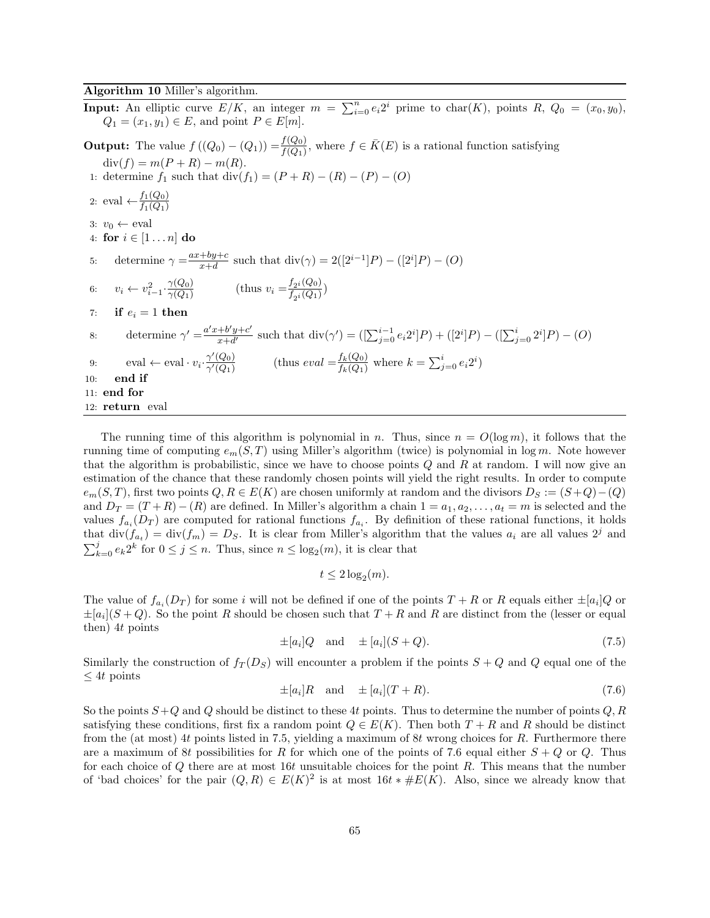**Algorithm 10** Miller's algorithm.

**Input:** An elliptic curve $E/K$, an integer $m = \sum_{i=0}^{n} e_i 2^i$ prime to $\text{char}(K)$, points $R$, $Q_0 = (x_0, y_0)$, $Q_1 = (x_1, y_1) \in E$, and point $P \in E[m]$.

**Output:** The value $f((Q_0) - (Q_1)) = \frac{f(Q_0)}{f(Q_1)}$, where $f \in \bar{K}(E)$ is a rational function satisfying $\text{div}(f) = m(P + R) - m(R)$.

1: determine $f_1$ such that $\text{div}(f_1) = (P + R) - (R) - (P) - (O)$

2: eval $\leftarrow \frac{f_1(Q_0)}{f_1(Q_1)}$

3: $v_0 \leftarrow$ eval

4: **for** $i \in [1 \dots n]$ **do**

5: determine $\gamma = \frac{ax+by+c}{x+d}$ such that $\text{div}(\gamma) = 2([2^{i-1}]P) - ([2^i]P) - (O)$

6: $v_i \leftarrow v_{i-1}^2 \cdot \frac{\gamma(Q_0)}{\gamma(Q_1)}$ (thus $v_i = \frac{f_{2^i}(Q_0)}{f_{2^i}(Q_1)}$)

7: **if** $e_i = 1$ **then**

8: determine $\gamma' = \frac{a'x+b'y+c'}{x+d'}$ such that $\text{div}(\gamma') = ([\sum_{j=0}^{i-1} e_i 2^i]P) + ([2^i]P) - ([\sum_{j=0}^{i} 2^i]P) - (O)$

9: eval $\leftarrow$ eval $\cdot v_i \cdot \frac{\gamma'(Q_0)}{\gamma'(Q_1)}$ (thus $eval = \frac{f_k(Q_0)}{f_k(Q_1)}$ where $k = \sum_{j=0}^{i} e_i 2^i$)

10: **end if**

11: **end for**

12: **return** eval

The running time of this algorithm is polynomial in $n$. Thus, since $n = O(\log m)$, it follows that the running time of computing $e_m(S, T)$ using Miller's algorithm (twice) is polynomial in $\log m$. Note however that the algorithm is probabilistic, since we have to choose points $Q$ and $R$ at random. I will now give an estimation of the chance that these randomly chosen points will yield the right results. In order to compute $e_m(S, T)$, first two points $Q, R \in E(K)$ are chosen uniformly at random and the divisors $D_S := (S+Q)-(Q)$ and $D_T = (T + R) - (R)$ are defined. In Miller's algorithm a chain $1 = a_1, a_2, \dots, a_t = m$ is selected and the values $f_{a_i}(D_T)$ are computed for rational functions $f_{a_i}$. By definition of these rational functions, it holds that $\text{div}(f_{a_t}) = \text{div}(f_m) = D_S$. It is clear from Miller's algorithm that the values $a_i$ are all values $2^j$ and $\sum_{k=0}^{j} e_k 2^k$ for $0 \leq j \leq n$. Thus, since $n \leq \log_2(m)$, it is clear that

$$t \leq 2\log_2(m).$$

The value of $f_{a_i}(D_T)$ for some $i$ will not be defined if one of the points $T + R$ or $R$ equals either $\pm[a_i]Q$ or $\pm[a_i](S + Q)$. So the point $R$ should be chosen such that $T + R$ and $R$ are distinct from the (lesser or equal then) $4t$ points

$$\pm[a_i]Q \quad \text{and} \quad \pm[a_i](S + Q). \tag{7.5}$$

Similarly the construction of $f_T(D_S)$ will encounter a problem if the points $S + Q$ and $Q$ equal one of the $\leq 4t$ points

$$\pm[a_i]R \quad \text{and} \quad \pm[a_i](T + R). \tag{7.6}$$

So the points $S+Q$ and $Q$ should be distinct to these $4t$ points. Thus to determine the number of points $Q, R$ satisfying these conditions, first fix a random point $Q \in E(K)$. Then both $T + R$ and $R$ should be distinct from the (at most) $4t$ points listed in 7.5, yielding a maximum of $8t$ wrong choices for $R$. Furthermore there are a maximum of $8t$ possibilities for $R$ for which one of the points of 7.6 equal either $S + Q$ or $Q$. Thus for each choice of $Q$ there are at most $16t$ unsuitable choices for the point $R$. This means that the number of 'bad choices' for the pair $(Q, R) \in E(K)^2$ is at most $16t * \#E(K)$. Also, since we already know that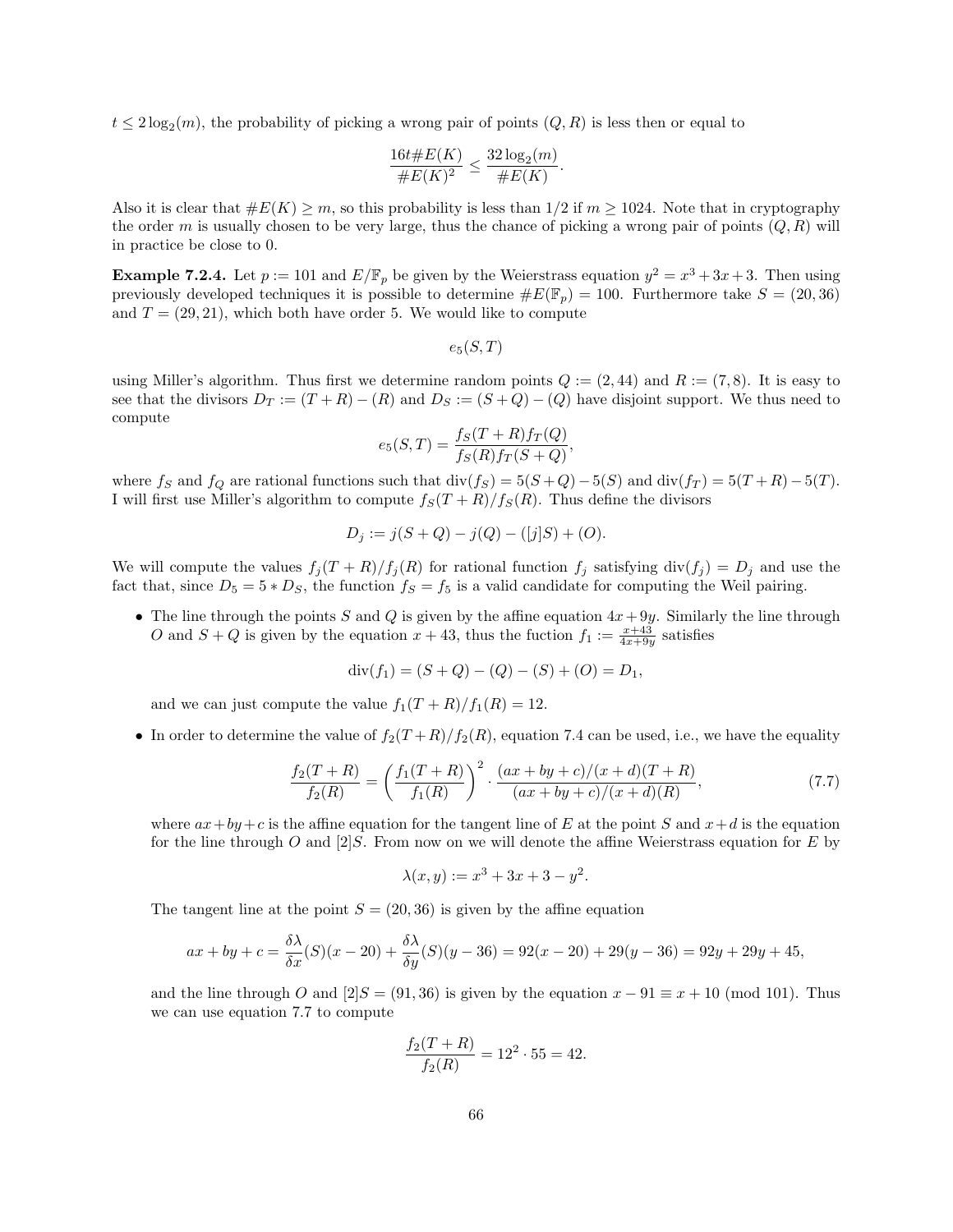$t \leq 2\log_2(m)$, the probability of picking a wrong pair of points $(Q, R)$ is less then or equal to

$$\frac{16t\#E(K)}{\#E(K)^2} \leq \frac{32\log_2(m)}{\#E(K)}.$$

Also it is clear that $\#E(K) \geq m$, so this probability is less than 1/2 if $m \geq 1024$. Note that in cryptography the order $m$ is usually chosen to be very large, thus the chance of picking a wrong pair of points $(Q, R)$ will in practice be close to 0.

**Example 7.2.4.** Let $p := 101$ and $E/\mathbb{F}_p$ be given by the Weierstrass equation $y^2 = x^3 + 3x + 3$. Then using previously developed techniques it is possible to determine $\#E(\mathbb{F}_p) = 100$. Furthermore take $S = (20, 36)$ and $T = (29, 21)$, which both have order 5. We would like to compute

$$e_5(S, T)$$

using Miller's algorithm. Thus first we determine random points $Q := (2, 44)$ and $R := (7, 8)$. It is easy to see that the divisors $D_T := (T + R) - (R)$ and $D_S := (S + Q) - (Q)$ have disjoint support. We thus need to compute

$$e_5(S, T) = \frac{f_S(T + R)f_T(Q)}{f_S(R)f_T(S + Q)},$$

where $f_S$ and $f_Q$ are rational functions such that $\text{div}(f_S) = 5(S + Q) - 5(S)$ and $\text{div}(f_T) = 5(T + R) - 5(T)$. I will first use Miller's algorithm to compute $f_S(T + R)/f_S(R)$. Thus define the divisors

$$D_j := j(S + Q) - j(Q) - ([j]S) + (O).$$

We will compute the values $f_j(T + R)/f_j(R)$ for rational function $f_j$ satisfying $\text{div}(f_j) = D_j$ and use the fact that, since $D_5 = 5 * D_S$, the function $f_S = f_5$ is a valid candidate for computing the Weil pairing.

- The line through the points $S$ and $Q$ is given by the affine equation $4x + 9y$. Similarly the line through $O$ and $S + Q$ is given by the equation $x + 43$, thus the fuction $f_1 := \frac{x+43}{4x+9y}$ satisfies

  $$\text{div}(f_1) = (S + Q) - (Q) - (S) + (O) = D_1,$$

  and we can just compute the value $f_1(T + R)/f_1(R) = 12$.

- In order to determine the value of $f_2(T + R)/f_2(R)$, equation 7.4 can be used, i.e., we have the equality

  $$\frac{f_2(T + R)}{f_2(R)} = \left(\frac{f_1(T + R)}{f_1(R)}\right)^2 \cdot \frac{(ax + by + c)/(x + d)(T + R)}{(ax + by + c)/(x + d)(R)}, \tag{7.7}$$

  where $ax + by + c$ is the affine equation for the tangent line of $E$ at the point $S$ and $x + d$ is the equation for the line through $O$ and $[2]S$. From now on we will denote the affine Weierstrass equation for $E$ by

  $$\lambda(x, y) := x^3 + 3x + 3 - y^2.$$

  The tangent line at the point $S = (20, 36)$ is given by the affine equation

  $$ax + by + c = \frac{\delta\lambda}{\delta x}(S)(x - 20) + \frac{\delta\lambda}{\delta y}(S)(y - 36) = 92(x - 20) + 29(y - 36) = 92y + 29y + 45,$$

  and the line through $O$ and $[2]S = (91, 36)$ is given by the equation $x - 91 \equiv x + 10 \pmod{101}$. Thus we can use equation 7.7 to compute

  $$\frac{f_2(T + R)}{f_2(R)} = 12^2 \cdot 55 = 42.$$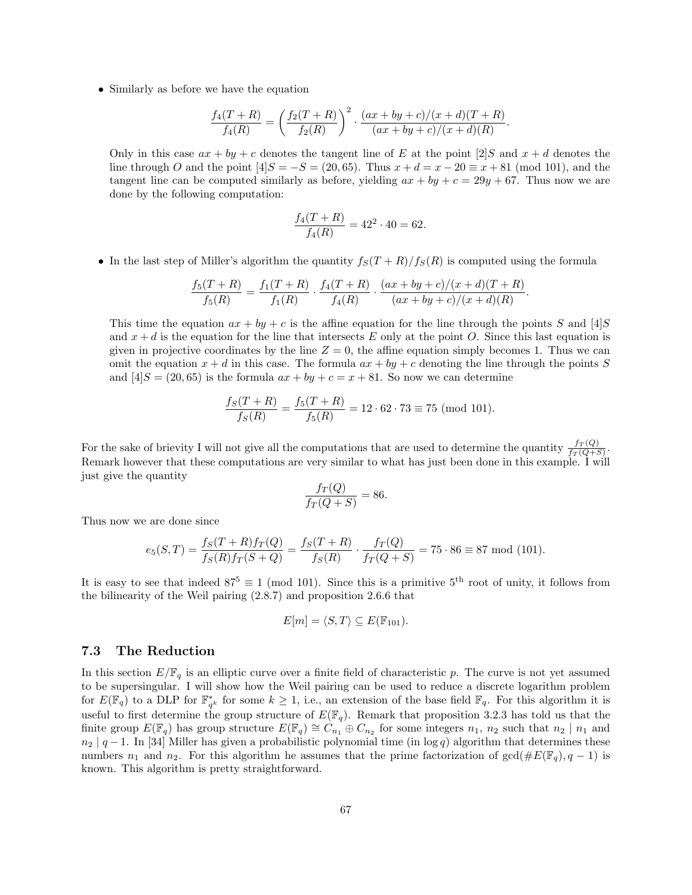- Similarly as before we have the equation

$$\frac{f_4(T+R)}{f_4(R)} = \left(\frac{f_2(T+R)}{f_2(R)}\right)^2 \cdot \frac{(ax+by+c)/(x+d)(T+R)}{(ax+by+c)/(x+d)(R)}.$$

Only in this case $ax+by+c$ denotes the tangent line of $E$ at the point $[2]S$ and $x+d$ denotes the line through $O$ and the point $[4]S = -S = (20, 65)$. Thus $x + d = x - 20 \equiv x + 81 \pmod{101}$, and the tangent line can be computed similarly as before, yielding $ax + by + c = 29y + 67$. Thus now we are done by the following computation:

$$\frac{f_4(T+R)}{f_4(R)} = 42^2 \cdot 40 = 62.$$

- In the last step of Miller's algorithm the quantity $f_S(T+R)/f_S(R)$ is computed using the formula

$$\frac{f_5(T+R)}{f_5(R)} = \frac{f_1(T+R)}{f_1(R)} \cdot \frac{f_4(T+R)}{f_4(R)} \cdot \frac{(ax+by+c)/(x+d)(T+R)}{(ax+by+c)/(x+d)(R)}.$$

This time the equation $ax + by + c$ is the affine equation for the line through the points $S$ and $[4]S$ and $x + d$ is the equation for the line that intersects $E$ only at the point $O$. Since this last equation is given in projective coordinates by the line $Z = 0$, the affine equation simply becomes 1. Thus we can omit the equation $x + d$ in this case. The formula $ax + by + c$ denoting the line through the points $S$ and $[4]S = (20, 65)$ is the formula $ax + by + c = x + 81$. So now we can determine

$$\frac{f_S(T+R)}{f_S(R)} = \frac{f_5(T+R)}{f_5(R)} = 12 \cdot 62 \cdot 73 \equiv 75 \pmod{101}.$$

For the sake of brievity I will not give all the computations that are used to determine the quantity $\frac{f_T(Q)}{f_T(Q+S)}$. Remark however that these computations are very similar to what has just been done in this example. I will just give the quantity

$$\frac{f_T(Q)}{f_T(Q+S)} = 86.$$

Thus now we are done since

$$e_5(S,T) = \frac{f_S(T+R)f_T(Q)}{f_S(R)f_T(S+Q)} = \frac{f_S(T+R)}{f_S(R)} \cdot \frac{f_T(Q)}{f_T(Q+S)} = 75 \cdot 86 \equiv 87 \bmod (101).$$

It is easy to see that indeed $87^5 \equiv 1 \pmod{101}$. Since this is a primitive $5^{\text{th}}$ root of unity, it follows from the bilinearity of the Weil pairing (2.8.7) and proposition 2.6.6 that

$$E[m] = \langle S, T \rangle \subseteq E(\mathbb{F}_{101}).$$

## 7.3 The Reduction

In this section $E/\mathbb{F}_q$ is an elliptic curve over a finite field of characteristic $p$. The curve is not yet assumed to be supersingular. I will show how the Weil pairing can be used to reduce a discrete logarithm problem for $E(\mathbb{F}_q)$ to a DLP for $\mathbb{F}_{q^k}^*$ for some $k \geq 1$, i.e., an extension of the base field $\mathbb{F}_q$. For this algorithm it is useful to first determine the group structure of $E(\mathbb{F}_q)$. Remark that proposition 3.2.3 has told us that the finite group $E(\mathbb{F}_q)$ has group structure $E(\mathbb{F}_q) \cong C_{n_1} \oplus C_{n_2}$ for some integers $n_1$, $n_2$ such that $n_2 \mid n_1$ and $n_2 \mid q-1$. In [34] Miller has given a probabilistic polynomial time (in $\log q$) algorithm that determines these numbers $n_1$ and $n_2$. For this algorithm he assumes that the prime factorization of $\gcd(\#E(\mathbb{F}_q), q-1)$ is known. This algorithm is pretty straightforward.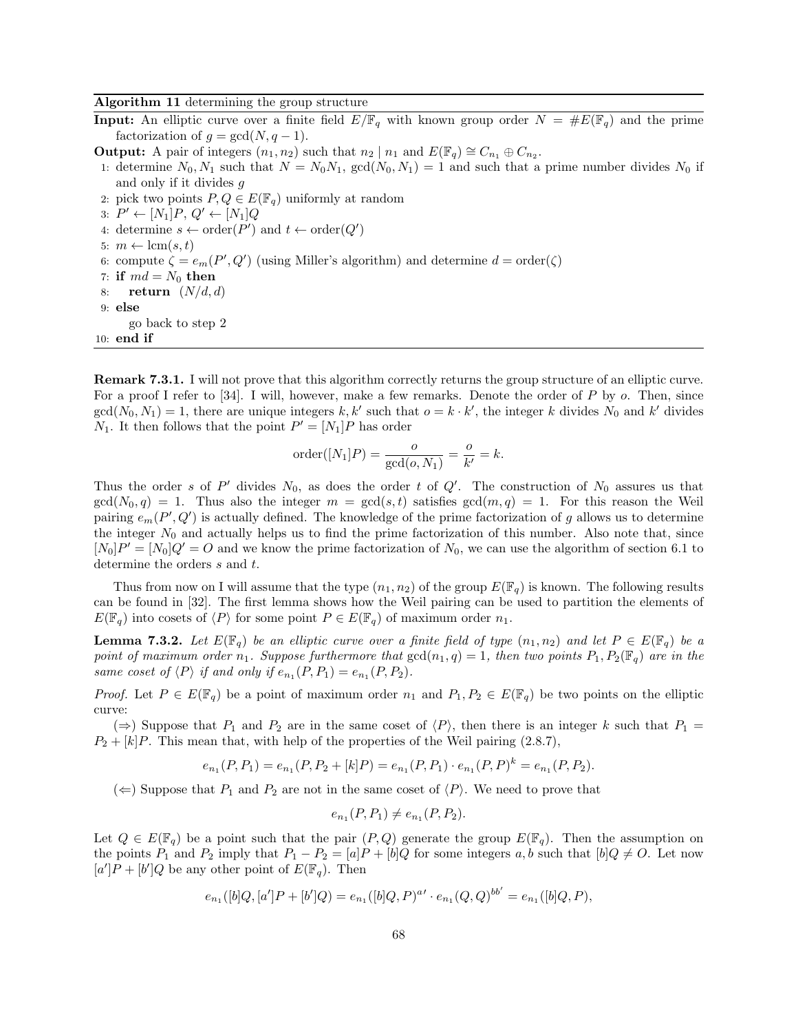**Algorithm 11** determining the group structure

**Input:** An elliptic curve over a finite field $E/\mathbb{F}_q$ with known group order $N = \#E(\mathbb{F}_q)$ and the prime factorization of $g = \gcd(N, q-1)$.

**Output:** A pair of integers $(n_1, n_2)$ such that $n_2 \mid n_1$ and $E(\mathbb{F}_q) \cong C_{n_1} \oplus C_{n_2}$.

1: determine $N_0, N_1$ such that $N = N_0 N_1$, $\gcd(N_0, N_1) = 1$ and such that a prime number divides $N_0$ if and only if it divides $g$
2: pick two points $P, Q \in E(\mathbb{F}_q)$ uniformly at random
3: $P' \leftarrow [N_1]P$, $Q' \leftarrow [N_1]Q$
4: determine $s \leftarrow \text{order}(P')$ and $t \leftarrow \text{order}(Q')$
5: $m \leftarrow \text{lcm}(s, t)$
6: compute $\zeta = e_m(P', Q')$ (using Miller's algorithm) and determine $d = \text{order}(\zeta)$
7: **if** $md = N_0$ **then**
8: **return** $(N/d, d)$
9: **else**
go back to step 2
10: **end if**

**Remark 7.3.1.** I will not prove that this algorithm correctly returns the group structure of an elliptic curve. For a proof I refer to [34]. I will, however, make a few remarks. Denote the order of $P$ by $o$. Then, since $\gcd(N_0, N_1) = 1$, there are unique integers $k, k'$ such that $o = k \cdot k'$, the integer $k$ divides $N_0$ and $k'$ divides $N_1$. It then follows that the point $P' = [N_1]P$ has order

$$\text{order}([N_1]P) = \frac{o}{\gcd(o, N_1)} = \frac{o}{k'} = k.$$

Thus the order $s$ of $P'$ divides $N_0$, as does the order $t$ of $Q'$. The construction of $N_0$ assures us that $\gcd(N_0, q) = 1$. Thus also the integer $m = \gcd(s, t)$ satisfies $\gcd(m, q) = 1$. For this reason the Weil pairing $e_m(P', Q')$ is actually defined. The knowledge of the prime factorization of $g$ allows us to determine the integer $N_0$ and actually helps us to find the prime factorization of this number. Also note that, since $[N_0]P' = [N_0]Q' = O$ and we know the prime factorization of $N_0$, we can use the algorithm of section 6.1 to determine the orders $s$ and $t$.

Thus from now on I will assume that the type $(n_1, n_2)$ of the group $E(\mathbb{F}_q)$ is known. The following results can be found in [32]. The first lemma shows how the Weil pairing can be used to partition the elements of $E(\mathbb{F}_q)$ into cosets of $\langle P \rangle$ for some point $P \in E(\mathbb{F}_q)$ of maximum order $n_1$.

**Lemma 7.3.2.** *Let $E(\mathbb{F}_q)$ be an elliptic curve over a finite field of type $(n_1, n_2)$ and let $P \in E(\mathbb{F}_q)$ be a point of maximum order $n_1$. Suppose furthermore that $\gcd(n_1, q) = 1$, then two points $P_1, P_2(\mathbb{F}_q)$ are in the same coset of $\langle P \rangle$ if and only if $e_{n_1}(P, P_1) = e_{n_1}(P, P_2)$.*

*Proof.* Let $P \in E(\mathbb{F}_q)$ be a point of maximum order $n_1$ and $P_1, P_2 \in E(\mathbb{F}_q)$ be two points on the elliptic curve:

($\Rightarrow$) Suppose that $P_1$ and $P_2$ are in the same coset of $\langle P \rangle$, then there is an integer $k$ such that $P_1 = P_2 + [k]P$. This mean that, with help of the properties of the Weil pairing (2.8.7),

$$e_{n_1}(P, P_1) = e_{n_1}(P, P_2 + [k]P) = e_{n_1}(P, P_1) \cdot e_{n_1}(P, P)^k = e_{n_1}(P, P_2).$$

($\Leftarrow$) Suppose that $P_1$ and $P_2$ are not in the same coset of $\langle P \rangle$. We need to prove that

$$e_{n_1}(P, P_1) \neq e_{n_1}(P, P_2).$$

Let $Q \in E(\mathbb{F}_q)$ be a point such that the pair $(P, Q)$ generate the group $E(\mathbb{F}_q)$. Then the assumption on the points $P_1$ and $P_2$ imply that $P_1 - P_2 = [a]P + [b]Q$ for some integers $a, b$ such that $[b]Q \neq O$. Let now $[a']P + [b']Q$ be any other point of $E(\mathbb{F}_q)$. Then

$$e_{n_1}([b]Q, [a']P + [b']Q) = e_{n_1}([b]Q, P)^{a'} \cdot e_{n_1}(Q, Q)^{bb'} = e_{n_1}([b]Q, P),$$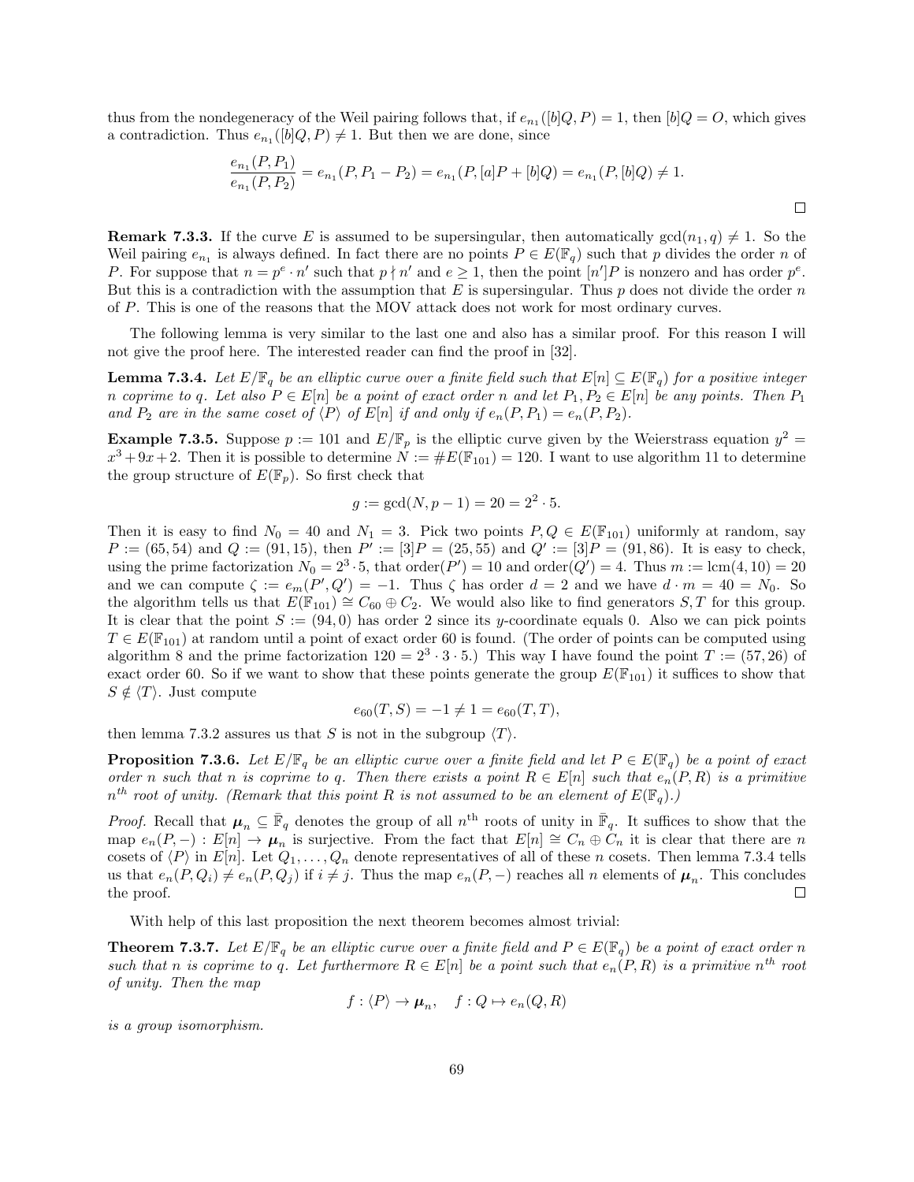thus from the nondegeneracy of the Weil pairing follows that, if $e_{n_1}([b]Q, P) = 1$, then $[b]Q = O$, which gives a contradiction. Thus $e_{n_1}([b]Q, P) \neq 1$. But then we are done, since

$$\frac{e_{n_1}(P, P_1)}{e_{n_1}(P, P_2)} = e_{n_1}(P, P_1 - P_2) = e_{n_1}(P, [a]P + [b]Q) = e_{n_1}(P, [b]Q) \neq 1.$$

□

**Remark 7.3.3.** If the curve $E$ is assumed to be supersingular, then automatically $\gcd(n_1, q) \neq 1$. So the Weil pairing $e_{n_1}$ is always defined. In fact there are no points $P \in E(\mathbb{F}_q)$ such that $p$ divides the order $n$ of $P$. For suppose that $n = p^e \cdot n'$ such that $p \nmid n'$ and $e \geq 1$, then the point $[n']P$ is nonzero and has order $p^e$. But this is a contradiction with the assumption that $E$ is supersingular. Thus $p$ does not divide the order $n$ of $P$. This is one of the reasons that the MOV attack does not work for most ordinary curves.

The following lemma is very similar to the last one and also has a similar proof. For this reason I will not give the proof here. The interested reader can find the proof in [32].

**Lemma 7.3.4.** *Let $E/\mathbb{F}_q$ be an elliptic curve over a finite field such that $E[n] \subseteq E(\mathbb{F}_q)$ for a positive integer $n$ coprime to $q$. Let also $P \in E[n]$ be a point of exact order $n$ and let $P_1, P_2 \in E[n]$ be any points. Then $P_1$ and $P_2$ are in the same coset of $\langle P \rangle$ of $E[n]$ if and only if $e_n(P, P_1) = e_n(P, P_2)$.*

**Example 7.3.5.** Suppose $p := 101$ and $E/\mathbb{F}_p$ is the elliptic curve given by the Weierstrass equation $y^2 = x^3 + 9x + 2$. Then it is possible to determine $N := \#E(\mathbb{F}_{101}) = 120$. I want to use algorithm 11 to determine the group structure of $E(\mathbb{F}_p)$. So first check that

$$g := \gcd(N, p - 1) = 20 = 2^2 \cdot 5.$$

Then it is easy to find $N_0 = 40$ and $N_1 = 3$. Pick two points $P, Q \in E(\mathbb{F}_{101})$ uniformly at random, say $P := (65, 54)$ and $Q := (91, 15)$, then $P' := [3]P = (25, 55)$ and $Q' := [3]P = (91, 86)$. It is easy to check, using the prime factorization $N_0 = 2^3 \cdot 5$, that $\text{order}(P') = 10$ and $\text{order}(Q') = 4$. Thus $m := \text{lcm}(4, 10) = 20$ and we can compute $\zeta := e_m(P', Q') = -1$. Thus $\zeta$ has order $d = 2$ and we have $d \cdot m = 40 = N_0$. So the algorithm tells us that $E(\mathbb{F}_{101}) \cong C_{60} \oplus C_2$. We would also like to find generators $S, T$ for this group. It is clear that the point $S := (94, 0)$ has order 2 since its $y$-coordinate equals 0. Also we can pick points $T \in E(\mathbb{F}_{101})$ at random until a point of exact order 60 is found. (The order of points can be computed using algorithm 8 and the prime factorization $120 = 2^3 \cdot 3 \cdot 5$.) This way I have found the point $T := (57, 26)$ of exact order 60. So if we want to show that these points generate the group $E(\mathbb{F}_{101})$ it suffices to show that $S \notin \langle T \rangle$. Just compute

$$e_{60}(T, S) = -1 \neq 1 = e_{60}(T, T),$$

then lemma 7.3.2 assures us that $S$ is not in the subgroup $\langle T \rangle$.

**Proposition 7.3.6.** *Let $E/\mathbb{F}_q$ be an elliptic curve over a finite field and let $P \in E(\mathbb{F}_q)$ be a point of exact order $n$ such that $n$ is coprime to $q$. Then there exists a point $R \in E[n]$ such that $e_n(P, R)$ is a primitive $n^{th}$ root of unity. (Remark that this point $R$ is not assumed to be an element of $E(\mathbb{F}_q)$.)*

*Proof.* Recall that $\boldsymbol{\mu}_n \subseteq \bar{\mathbb{F}}_q$ denotes the group of all $n^{\text{th}}$ roots of unity in $\bar{\mathbb{F}}_q$. It suffices to show that the map $e_n(P, -) : E[n] \to \boldsymbol{\mu}_n$ is surjective. From the fact that $E[n] \cong C_n \oplus C_n$ it is clear that there are $n$ cosets of $\langle P \rangle$ in $E[n]$. Let $Q_1, \ldots, Q_n$ denote representatives of all of these $n$ cosets. Then lemma 7.3.4 tells us that $e_n(P, Q_i) \neq e_n(P, Q_j)$ if $i \neq j$. Thus the map $e_n(P, -)$ reaches all $n$ elements of $\boldsymbol{\mu}_n$. This concludes the proof. □

With help of this last proposition the next theorem becomes almost trivial:

**Theorem 7.3.7.** *Let $E/\mathbb{F}_q$ be an elliptic curve over a finite field and $P \in E(\mathbb{F}_q)$ be a point of exact order $n$ such that $n$ is coprime to $q$. Let furthermore $R \in E[n]$ be a point such that $e_n(P, R)$ is a primitive $n^{th}$ root of unity. Then the map*

$$f : \langle P \rangle \to \boldsymbol{\mu}_n, \quad f : Q \mapsto e_n(Q, R)$$

*is a group isomorphism.*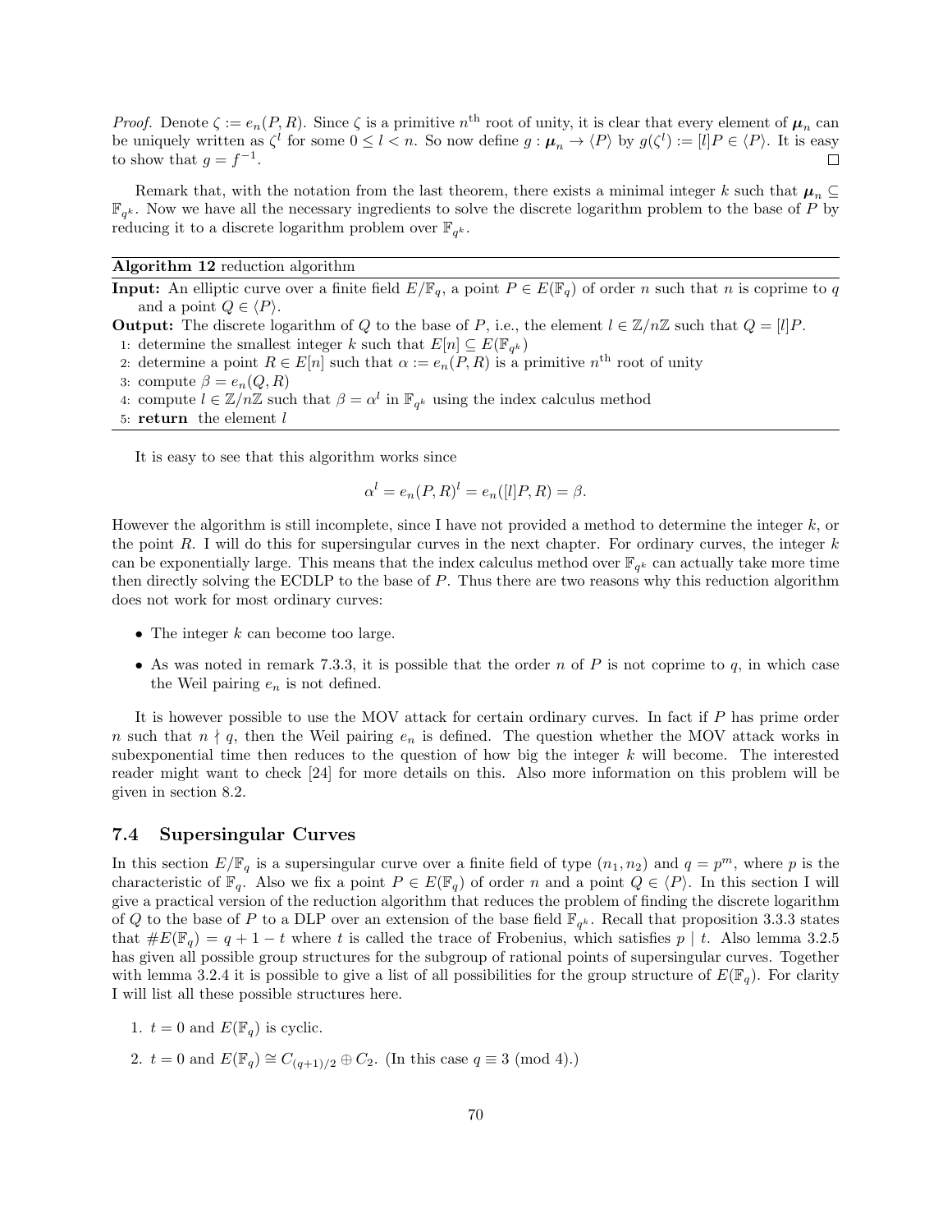*Proof.* Denote $\zeta := e_n(P, R)$. Since $\zeta$ is a primitive $n^{\text{th}}$ root of unity, it is clear that every element of $\boldsymbol{\mu}_n$ can be uniquely written as $\zeta^l$ for some $0 \leq l < n$. So now define $g : \boldsymbol{\mu}_n \to \langle P \rangle$ by $g(\zeta^l) := [l]P \in \langle P \rangle$. It is easy to show that $g = f^{-1}$. $\square$

Remark that, with the notation from the last theorem, there exists a minimal integer $k$ such that $\boldsymbol{\mu}_n \subseteq \mathbb{F}_{q^k}$. Now we have all the necessary ingredients to solve the discrete logarithm problem to the base of $P$ by reducing it to a discrete logarithm problem over $\mathbb{F}_{q^k}$.

---

**Algorithm 12** reduction algorithm

---

**Input:** An elliptic curve over a finite field $E/\mathbb{F}_q$, a point $P \in E(\mathbb{F}_q)$ of order $n$ such that $n$ is coprime to $q$ and a point $Q \in \langle P \rangle$.

**Output:** The discrete logarithm of $Q$ to the base of $P$, i.e., the element $l \in \mathbb{Z}/n\mathbb{Z}$ such that $Q = [l]P$.

1: determine the smallest integer $k$ such that $E[n] \subseteq E(\mathbb{F}_{q^k})$
2: determine a point $R \in E[n]$ such that $\alpha := e_n(P, R)$ is a primitive $n^{\text{th}}$ root of unity
3: compute $\beta = e_n(Q, R)$
4: compute $l \in \mathbb{Z}/n\mathbb{Z}$ such that $\beta = \alpha^l$ in $\mathbb{F}_{q^k}$ using the index calculus method
5: **return** the element $l$

---

It is easy to see that this algorithm works since

$$\alpha^l = e_n(P, R)^l = e_n([l]P, R) = \beta.$$

However the algorithm is still incomplete, since I have not provided a method to determine the integer $k$, or the point $R$. I will do this for supersingular curves in the next chapter. For ordinary curves, the integer $k$ can be exponentially large. This means that the index calculus method over $\mathbb{F}_{q^k}$ can actually take more time then directly solving the ECDLP to the base of $P$. Thus there are two reasons why this reduction algorithm does not work for most ordinary curves:

- The integer $k$ can become too large.
- As was noted in remark 7.3.3, it is possible that the order $n$ of $P$ is not coprime to $q$, in which case the Weil pairing $e_n$ is not defined.

It is however possible to use the MOV attack for certain ordinary curves. In fact if $P$ has prime order $n$ such that $n \nmid q$, then the Weil pairing $e_n$ is defined. The question whether the MOV attack works in subexponential time then reduces to the question of how big the integer $k$ will become. The interested reader might want to check [24] for more details on this. Also more information on this problem will be given in section 8.2.

## 7.4 Supersingular Curves

In this section $E/\mathbb{F}_q$ is a supersingular curve over a finite field of type $(n_1, n_2)$ and $q = p^m$, where $p$ is the characteristic of $\mathbb{F}_q$. Also we fix a point $P \in E(\mathbb{F}_q)$ of order $n$ and a point $Q \in \langle P \rangle$. In this section I will give a practical version of the reduction algorithm that reduces the problem of finding the discrete logarithm of $Q$ to the base of $P$ to a DLP over an extension of the base field $\mathbb{F}_{q^k}$. Recall that proposition 3.3.3 states that $\#E(\mathbb{F}_q) = q + 1 - t$ where $t$ is called the trace of Frobenius, which satisfies $p \mid t$. Also lemma 3.2.5 has given all possible group structures for the subgroup of rational points of supersingular curves. Together with lemma 3.2.4 it is possible to give a list of all possibilities for the group structure of $E(\mathbb{F}_q)$. For clarity I will list all these possible structures here.

1. $t = 0$ and $E(\mathbb{F}_q)$ is cyclic.
2. $t = 0$ and $E(\mathbb{F}_q) \cong C_{(q+1)/2} \oplus C_2$. (In this case $q \equiv 3 \pmod 4$.)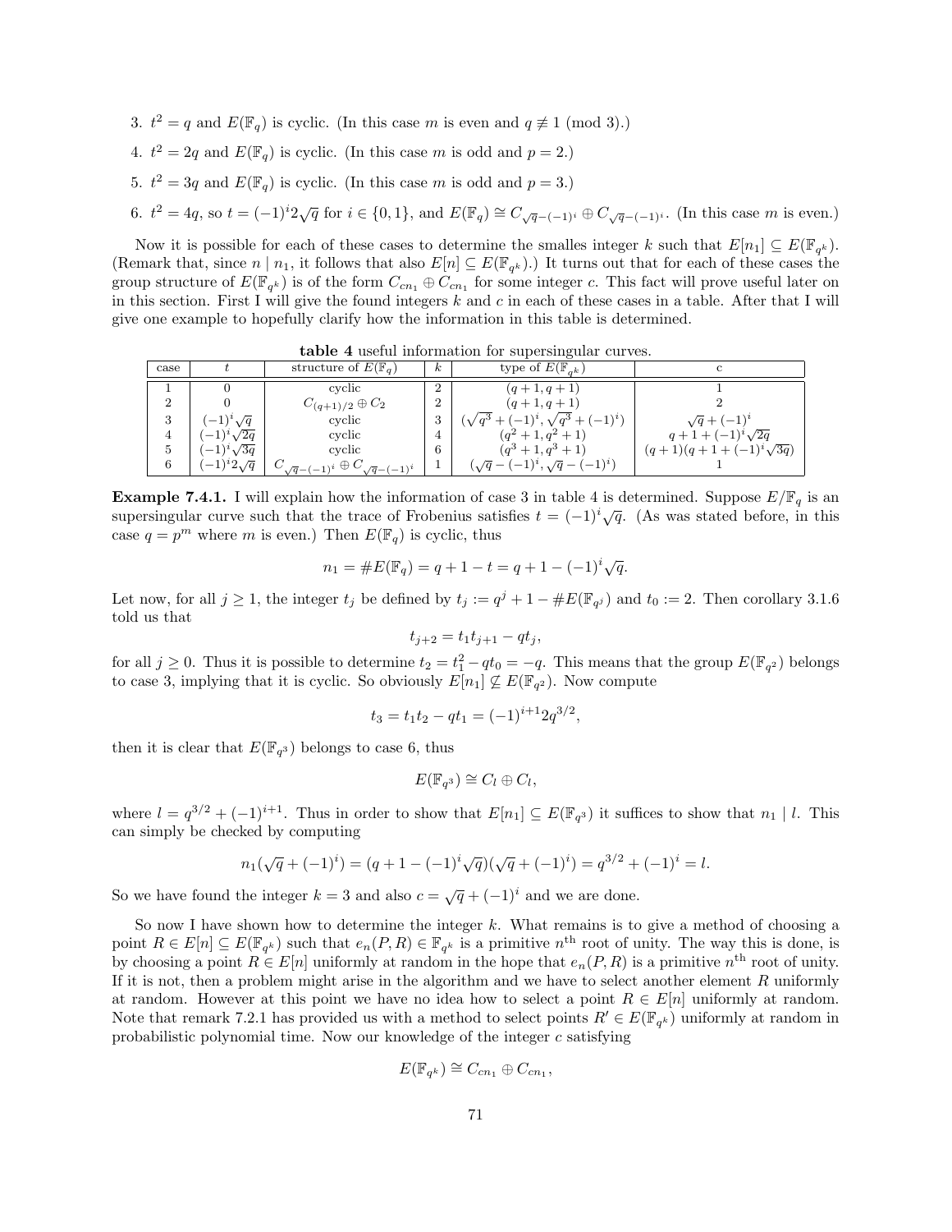3. $t^2 = q$ and $E(\mathbb{F}_q)$ is cyclic. (In this case $m$ is even and $q \not\equiv 1 \pmod 3$.)

4. $t^2 = 2q$ and $E(\mathbb{F}_q)$ is cyclic. (In this case $m$ is odd and $p = 2$.)

5. $t^2 = 3q$ and $E(\mathbb{F}_q)$ is cyclic. (In this case $m$ is odd and $p = 3$.)

6. $t^2 = 4q$, so $t = (-1)^i 2\sqrt{q}$ for $i \in \{0, 1\}$, and $E(\mathbb{F}_q) \cong C_{\sqrt{q}-(-1)^i} \oplus C_{\sqrt{q}-(-1)^i}$. (In this case $m$ is even.)

Now it is possible for each of these cases to determine the smalles integer $k$ such that $E[n_1] \subseteq E(\mathbb{F}_{q^k})$. (Remark that, since $n \mid n_1$, it follows that also $E[n] \subseteq E(\mathbb{F}_{q^k})$.) It turns out that for each of these cases the group structure of $E(\mathbb{F}_{q^k})$ is of the form $C_{cn_1} \oplus C_{cn_1}$ for some integer $c$. This fact will prove useful later on in this section. First I will give the found integers $k$ and $c$ in each of these cases in a table. After that I will give one example to hopefully clarify how the information in this table is determined.

**table 4** useful information for supersingular curves.

| case | $t$ | structure of $E(\mathbb{F}_q)$ | $k$ | type of $E(\mathbb{F}_{q^k})$ | c |
|---|---|---|---|---|---|
| 1 | 0 | cyclic | 2 | $(q+1, q+1)$ | 1 |
| 2 | 0 | $C_{(q+1)/2} \oplus C_2$ | 2 | $(q+1, q+1)$ | 2 |
| 3 | $(-1)^i\sqrt{q}$ | cyclic | 3 | $(\sqrt{q^3}+(-1)^i, \sqrt{q^3}+(-1)^i)$ | $\sqrt{q}+(-1)^i$ |
| 4 | $(-1)^i\sqrt{2q}$ | cyclic | 4 | $(q^2+1, q^2+1)$ | $q+1+(-1)^i\sqrt{2q}$ |
| 5 | $(-1)^i\sqrt{3q}$ | cyclic | 6 | $(q^3+1, q^3+1)$ | $(q+1)(q+1+(-1)^i\sqrt{3q})$ |
| 6 | $(-1)^i 2\sqrt{q}$ | $C_{\sqrt{q}-(-1)^i} \oplus C_{\sqrt{q}-(-1)^i}$ | 1 | $(\sqrt{q}-(-1)^i, \sqrt{q}-(-1)^i)$ | 1 |

**Example 7.4.1.** I will explain how the information of case 3 in table 4 is determined. Suppose $E/\mathbb{F}_q$ is an supersingular curve such that the trace of Frobenius satisfies $t = (-1)^i\sqrt{q}$. (As was stated before, in this case $q = p^m$ where $m$ is even.) Then $E(\mathbb{F}_q)$ is cyclic, thus

$$n_1 = \#E(\mathbb{F}_q) = q + 1 - t = q + 1 - (-1)^i\sqrt{q}.$$

Let now, for all $j \geq 1$, the integer $t_j$ be defined by $t_j := q^j + 1 - \#E(\mathbb{F}_{q^j})$ and $t_0 := 2$. Then corollary 3.1.6 told us that

$$t_{j+2} = t_1 t_{j+1} - q t_j,$$

for all $j \geq 0$. Thus it is possible to determine $t_2 = t_1^2 - q t_0 = -q$. This means that the group $E(\mathbb{F}_{q^2})$ belongs to case 3, implying that it is cyclic. So obviously $E[n_1] \not\subseteq E(\mathbb{F}_{q^2})$. Now compute

$$t_3 = t_1 t_2 - q t_1 = (-1)^{i+1} 2q^{3/2},$$

then it is clear that $E(\mathbb{F}_{q^3})$ belongs to case 6, thus

$$E(\mathbb{F}_{q^3}) \cong C_l \oplus C_l,$$

where $l = q^{3/2} + (-1)^{i+1}$. Thus in order to show that $E[n_1] \subseteq E(\mathbb{F}_{q^3})$ it suffices to show that $n_1 \mid l$. This can simply be checked by computing

$$n_1(\sqrt{q} + (-1)^i) = (q + 1 - (-1)^i\sqrt{q})(\sqrt{q} + (-1)^i) = q^{3/2} + (-1)^i = l.$$

So we have found the integer $k = 3$ and also $c = \sqrt{q} + (-1)^i$ and we are done.

So now I have shown how to determine the integer $k$. What remains is to give a method of choosing a point $R \in E[n] \subseteq E(\mathbb{F}_{q^k})$ such that $e_n(P, R) \in \mathbb{F}_{q^k}$ is a primitive $n^{\text{th}}$ root of unity. The way this is done, is by choosing a point $R \in E[n]$ uniformly at random in the hope that $e_n(P, R)$ is a primitive $n^{\text{th}}$ root of unity. If it is not, then a problem might arise in the algorithm and we have to select another element $R$ uniformly at random. However at this point we have no idea how to select a point $R \in E[n]$ uniformly at random. Note that remark 7.2.1 has provided us with a method to select points $R' \in E(\mathbb{F}_{q^k})$ uniformly at random in probabilistic polynomial time. Now our knowledge of the integer $c$ satisfying

$$E(\mathbb{F}_{q^k}) \cong C_{cn_1} \oplus C_{cn_1},$$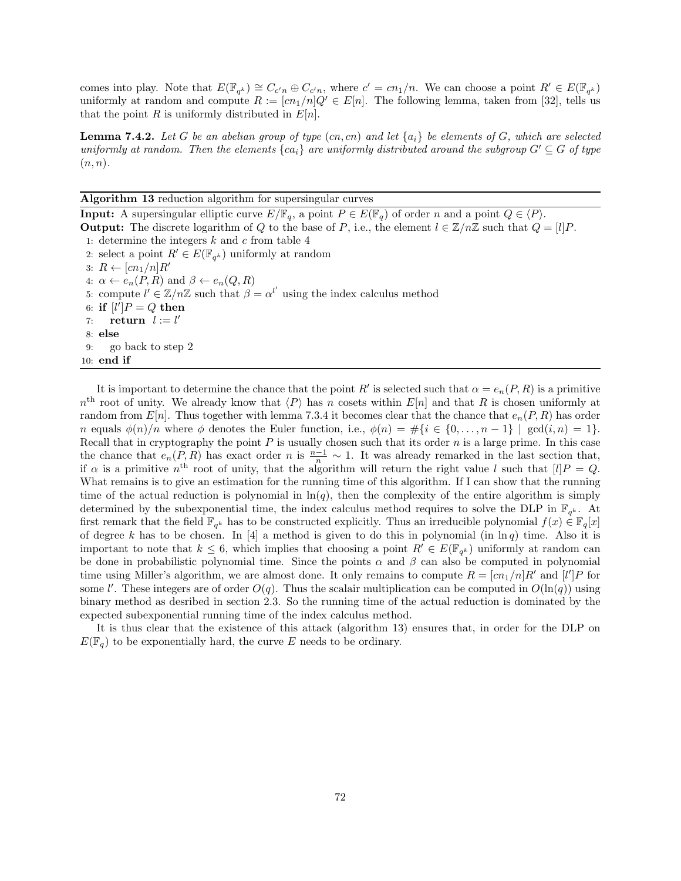comes into play. Note that $E(\mathbb{F}_{q^k}) \cong C_{c'n} \oplus C_{c'n}$, where $c' = cn_1/n$. We can choose a point $R' \in E(\mathbb{F}_{q^k})$ uniformly at random and compute $R := [cn_1/n]Q' \in E[n]$. The following lemma, taken from [32], tells us that the point $R$ is uniformly distributed in $E[n]$.

**Lemma 7.4.2.** *Let $G$ be an abelian group of type $(cn, cn)$ and let $\{a_i\}$ be elements of $G$, which are selected uniformly at random. Then the elements $\{ca_i\}$ are uniformly distributed around the subgroup $G' \subseteq G$ of type $(n, n)$.*

---

**Algorithm 13** reduction algorithm for supersingular curves

---

**Input:** A supersingular elliptic curve $E/\mathbb{F}_q$, a point $P \in E(\mathbb{F}_q)$ of order $n$ and a point $Q \in \langle P \rangle$.
**Output:** The discrete logarithm of $Q$ to the base of $P$, i.e., the element $l \in \mathbb{Z}/n\mathbb{Z}$ such that $Q = [l]P$.

1: determine the integers $k$ and $c$ from table 4
2: select a point $R' \in E(\mathbb{F}_{q^k})$ uniformly at random
3: $R \leftarrow [cn_1/n]R'$
4: $\alpha \leftarrow e_n(P, R)$ and $\beta \leftarrow e_n(Q, R)$
5: compute $l' \in \mathbb{Z}/n\mathbb{Z}$ such that $\beta = \alpha^{l'}$ using the index calculus method
6: **if** $[l']P = Q$ **then**
7: &nbsp;&nbsp;&nbsp;&nbsp;**return** $l := l'$
8: **else**
9: &nbsp;&nbsp;&nbsp;&nbsp;go back to step 2
10: **end if**

---

It is important to determine the chance that the point $R'$ is selected such that $\alpha = e_n(P, R)$ is a primitive $n^{\text{th}}$ root of unity. We already know that $\langle P \rangle$ has $n$ cosets within $E[n]$ and that $R$ is chosen uniformly at random from $E[n]$. Thus together with lemma 7.3.4 it becomes clear that the chance that $e_n(P, R)$ has order $n$ equals $\phi(n)/n$ where $\phi$ denotes the Euler function, i.e., $\phi(n) = \#\{i \in \{0, \ldots, n-1\} \mid \gcd(i, n) = 1\}$. Recall that in cryptography the point $P$ is usually chosen such that its order $n$ is a large prime. In this case the chance that $e_n(P, R)$ has exact order $n$ is $\frac{n-1}{n} \sim 1$. It was already remarked in the last section that, if $\alpha$ is a primitive $n^{\text{th}}$ root of unity, that the algorithm will return the right value $l$ such that $[l]P = Q$. What remains is to give an estimation for the running time of this algorithm. If I can show that the running time of the actual reduction is polynomial in $\ln(q)$, then the complexity of the entire algorithm is simply determined by the subexponential time, the index calculus method requires to solve the DLP in $\mathbb{F}_{q^k}$. At first remark that the field $\mathbb{F}_{q^k}$ has to be constructed explicitly. Thus an irreducible polynomial $f(x) \in \mathbb{F}_q[x]$ of degree $k$ has to be chosen. In [4] a method is given to do this in polynomial (in $\ln q$) time. Also it is important to note that $k \leq 6$, which implies that choosing a point $R' \in E(\mathbb{F}_{q^k})$ uniformly at random can be done in probabilistic polynomial time. Since the points $\alpha$ and $\beta$ can also be computed in polynomial time using Miller's algorithm, we are almost done. It only remains to compute $R = [cn_1/n]R'$ and $[l']P$ for some $l'$. These integers are of order $O(q)$. Thus the scalair multiplication can be computed in $O(\ln(q))$ using binary method as desribed in section 2.3. So the running time of the actual reduction is dominated by the expected subexponential running time of the index calculus method.

It is thus clear that the existence of this attack (algorithm 13) ensures that, in order for the DLP on $E(\mathbb{F}_q)$ to be exponentially hard, the curve $E$ needs to be ordinary.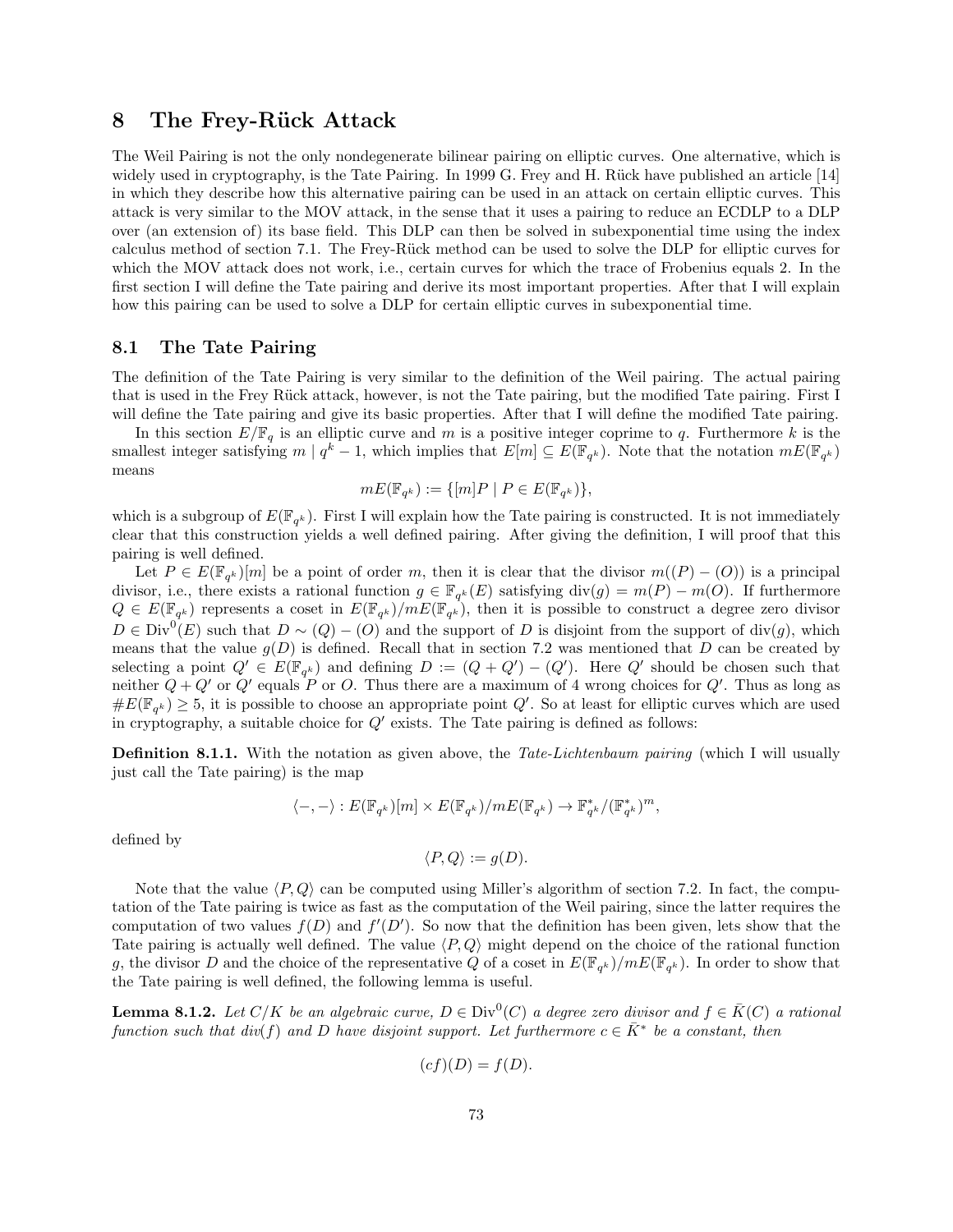# 8 The Frey-Rück Attack

The Weil Pairing is not the only nondegenerate bilinear pairing on elliptic curves. One alternative, which is widely used in cryptography, is the Tate Pairing. In 1999 G. Frey and H. Rück have published an article [14] in which they describe how this alternative pairing can be used in an attack on certain elliptic curves. This attack is very similar to the MOV attack, in the sense that it uses a pairing to reduce an ECDLP to a DLP over (an extension of) its base field. This DLP can then be solved in subexponential time using the index calculus method of section 7.1. The Frey-Rück method can be used to solve the DLP for elliptic curves for which the MOV attack does not work, i.e., certain curves for which the trace of Frobenius equals 2. In the first section I will define the Tate pairing and derive its most important properties. After that I will explain how this pairing can be used to solve a DLP for certain elliptic curves in subexponential time.

## 8.1 The Tate Pairing

The definition of the Tate Pairing is very similar to the definition of the Weil pairing. The actual pairing that is used in the Frey Rück attack, however, is not the Tate pairing, but the modified Tate pairing. First I will define the Tate pairing and give its basic properties. After that I will define the modified Tate pairing.

In this section $E/\mathbb{F}_q$ is an elliptic curve and $m$ is a positive integer coprime to $q$. Furthermore $k$ is the smallest integer satisfying $m \mid q^k - 1$, which implies that $E[m] \subseteq E(\mathbb{F}_{q^k})$. Note that the notation $mE(\mathbb{F}_{q^k})$ means

$$mE(\mathbb{F}_{q^k}) := \{[m]P \mid P \in E(\mathbb{F}_{q^k})\},$$

which is a subgroup of $E(\mathbb{F}_{q^k})$. First I will explain how the Tate pairing is constructed. It is not immediately clear that this construction yields a well defined pairing. After giving the definition, I will proof that this pairing is well defined.

Let $P \in E(\mathbb{F}_{q^k})[m]$ be a point of order $m$, then it is clear that the divisor $m((P) - (O))$ is a principal divisor, i.e., there exists a rational function $g \in \mathbb{F}_{q^k}(E)$ satisfying $\text{div}(g) = m(P) - m(O)$. If furthermore $Q \in E(\mathbb{F}_{q^k})$ represents a coset in $E(\mathbb{F}_{q^k})/mE(\mathbb{F}_{q^k})$, then it is possible to construct a degree zero divisor $D \in \text{Div}^0(E)$ such that $D \sim (Q) - (O)$ and the support of $D$ is disjoint from the support of $\text{div}(g)$, which means that the value $g(D)$ is defined. Recall that in section 7.2 was mentioned that $D$ can be created by selecting a point $Q' \in E(\mathbb{F}_{q^k})$ and defining $D := (Q + Q') - (Q')$. Here $Q'$ should be chosen such that neither $Q + Q'$ or $Q'$ equals $P$ or $O$. Thus there are a maximum of 4 wrong choices for $Q'$. Thus as long as $\#E(\mathbb{F}_{q^k}) \geq 5$, it is possible to choose an appropriate point $Q'$. So at least for elliptic curves which are used in cryptography, a suitable choice for $Q'$ exists. The Tate pairing is defined as follows:

**Definition 8.1.1.** With the notation as given above, the *Tate-Lichtenbaum pairing* (which I will usually just call the Tate pairing) is the map

$$\langle -, - \rangle : E(\mathbb{F}_{q^k})[m] \times E(\mathbb{F}_{q^k})/mE(\mathbb{F}_{q^k}) \to \mathbb{F}_{q^k}^*/(\mathbb{F}_{q^k}^*)^m,$$

defined by

$$\langle P, Q \rangle := g(D).$$

Note that the value $\langle P, Q \rangle$ can be computed using Miller's algorithm of section 7.2. In fact, the computation of the Tate pairing is twice as fast as the computation of the Weil pairing, since the latter requires the computation of two values $f(D)$ and $f'(D')$. So now that the definition has been given, lets show that the Tate pairing is actually well defined. The value $\langle P, Q \rangle$ might depend on the choice of the rational function $g$, the divisor $D$ and the choice of the representative $Q$ of a coset in $E(\mathbb{F}_{q^k})/mE(\mathbb{F}_{q^k})$. In order to show that the Tate pairing is well defined, the following lemma is useful.

**Lemma 8.1.2.** *Let $C/K$ be an algebraic curve, $D \in \text{Div}^0(C)$ a degree zero divisor and $f \in \bar{K}(C)$ a rational function such that $\text{div}(f)$ and $D$ have disjoint support. Let furthermore $c \in \bar{K}^*$ be a constant, then*

$$(cf)(D) = f(D).$$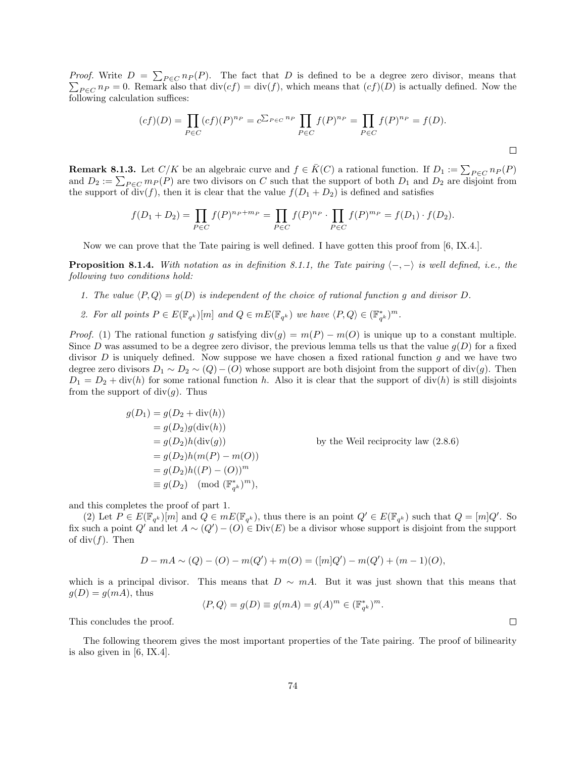*Proof.* Write $D = \sum_{P \in C} n_P(P)$. The fact that $D$ is defined to be a degree zero divisor, means that $\sum_{P \in C} n_P = 0$. Remark also that $\operatorname{div}(cf) = \operatorname{div}(f)$, which means that $(cf)(D)$ is actually defined. Now the following calculation suffices:

$$(cf)(D) = \prod_{P \in C} (cf)(P)^{n_P} = c^{\sum_{P \in C} n_P} \prod_{P \in C} f(P)^{n_P} = \prod_{P \in C} f(P)^{n_P} = f(D).$$

□

**Remark 8.1.3.** Let $C/K$ be an algebraic curve and $f \in \bar{K}(C)$ a rational function. If $D_1 := \sum_{P \in C} n_P(P)$ and $D_2 := \sum_{P \in C} m_P(P)$ are two divisors on $C$ such that the support of both $D_1$ and $D_2$ are disjoint from the support of $\operatorname{div}(f)$, then it is clear that the value $f(D_1 + D_2)$ is defined and satisfies

$$f(D_1 + D_2) = \prod_{P \in C} f(P)^{n_P + m_P} = \prod_{P \in C} f(P)^{n_P} \cdot \prod_{P \in C} f(P)^{m_P} = f(D_1) \cdot f(D_2).$$

Now we can prove that the Tate pairing is well defined. I have gotten this proof from [6, IX.4.].

**Proposition 8.1.4.** *With notation as in definition 8.1.1, the Tate pairing $\langle -, - \rangle$ is well defined, i.e., the following two conditions hold:*

1. *The value $\langle P, Q \rangle = g(D)$ is independent of the choice of rational function $g$ and divisor $D$.*
2. *For all points $P \in E(\mathbb{F}_{q^k})[m]$ and $Q \in mE(\mathbb{F}_{q^k})$ we have $\langle P, Q \rangle \in (\mathbb{F}_{q^k}^*)^m$.*

*Proof.* (1) The rational function $g$ satisfying $\operatorname{div}(g) = m(P) - m(O)$ is unique up to a constant multiple. Since $D$ was assumed to be a degree zero divisor, the previous lemma tells us that the value $g(D)$ for a fixed divisor $D$ is uniquely defined. Now suppose we have chosen a fixed rational function $g$ and we have two degree zero divisors $D_1 \sim D_2 \sim (Q) - (O)$ whose support are both disjoint from the support of $\operatorname{div}(g)$. Then $D_1 = D_2 + \operatorname{div}(h)$ for some rational function $h$. Also it is clear that the support of $\operatorname{div}(h)$ is still disjoints from the support of $\operatorname{div}(g)$. Thus

$$\begin{aligned}
g(D_1) &= g(D_2 + \operatorname{div}(h)) \\
&= g(D_2) g(\operatorname{div}(h)) \\
&= g(D_2) h(\operatorname{div}(g)) && \text{by the Weil reciprocity law (2.8.6)} \\
&= g(D_2) h(m(P) - m(O)) \\
&= g(D_2) h((P) - (O))^m \\
&\equiv g(D_2) \pmod{(\mathbb{F}_{q^k}^*)^m},
\end{aligned}$$

and this completes the proof of part 1.

(2) Let $P \in E(\mathbb{F}_{q^k})[m]$ and $Q \in mE(\mathbb{F}_{q^k})$, thus there is an point $Q' \in E(\mathbb{F}_{q^k})$ such that $Q = [m]Q'$. So fix such a point $Q'$ and let $A \sim (Q') - (O) \in \operatorname{Div}(E)$ be a divisor whose support is disjoint from the support of $\operatorname{div}(f)$. Then

$$D - mA \sim (Q) - (O) - m(Q') + m(O) = ([m]Q') - m(Q') + (m-1)(O),$$

which is a principal divisor. This means that $D \sim mA$. But it was just shown that this means that $g(D) = g(mA)$, thus

$$\langle P, Q \rangle = g(D) \equiv g(mA) = g(A)^m \in (\mathbb{F}_{q^k}^*)^m.$$

This concludes the proof. □

The following theorem gives the most important properties of the Tate pairing. The proof of bilinearity is also given in [6, IX.4].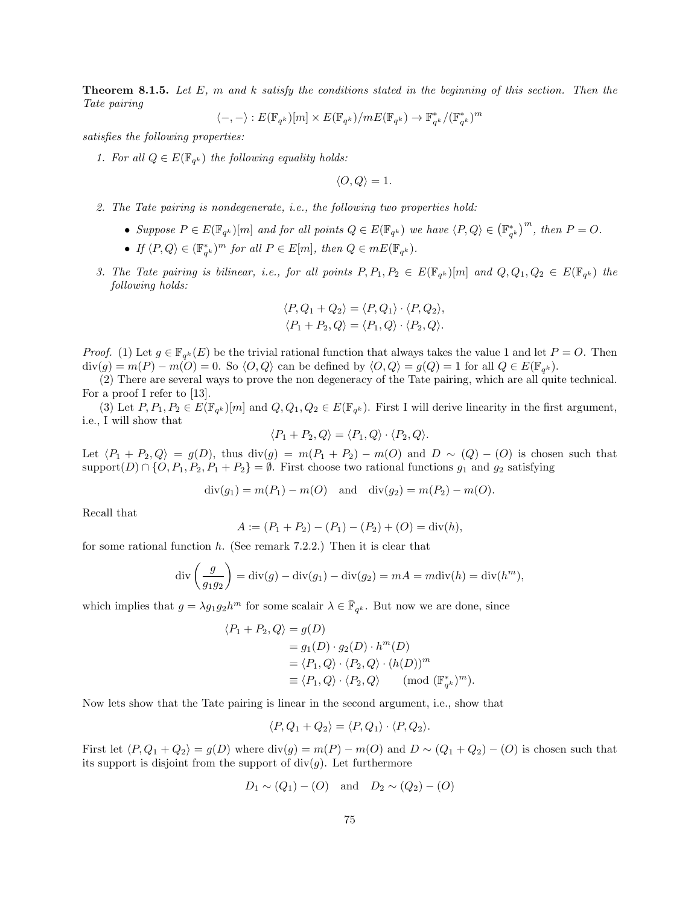**Theorem 8.1.5.** *Let $E$, $m$ and $k$ satisfy the conditions stated in the beginning of this section. Then the Tate pairing*

$$\langle -,- \rangle : E(\mathbb{F}_{q^k})[m] \times E(\mathbb{F}_{q^k})/mE(\mathbb{F}_{q^k}) \to \mathbb{F}_{q^k}^*/(\mathbb{F}_{q^k}^*)^m$$

*satisfies the following properties:*

1. *For all $Q \in E(\mathbb{F}_{q^k})$ the following equality holds:*

$$\langle O, Q \rangle = 1.$$

2. *The Tate pairing is nondegenerate, i.e., the following two properties hold:*
   - *Suppose $P \in E(\mathbb{F}_{q^k})[m]$ and for all points $Q \in E(\mathbb{F}_{q^k})$ we have $\langle P, Q \rangle \in \left(\mathbb{F}_{q^k}^*\right)^m$, then $P = O$.*
   - *If $\langle P, Q \rangle \in (\mathbb{F}_{q^k}^*)^m$ for all $P \in E[m]$, then $Q \in mE(\mathbb{F}_{q^k})$.*

3. *The Tate pairing is bilinear, i.e., for all points $P, P_1, P_2 \in E(\mathbb{F}_{q^k})[m]$ and $Q, Q_1, Q_2 \in E(\mathbb{F}_{q^k})$ the following holds:*

$$\langle P, Q_1 + Q_2 \rangle = \langle P, Q_1 \rangle \cdot \langle P, Q_2 \rangle,$$
$$\langle P_1 + P_2, Q \rangle = \langle P_1, Q \rangle \cdot \langle P_2, Q \rangle.$$

*Proof.* (1) Let $g \in \mathbb{F}_{q^k}(E)$ be the trivial rational function that always takes the value 1 and let $P = O$. Then $\text{div}(g) = m(P) - m(O) = 0$. So $\langle O, Q \rangle$ can be defined by $\langle O, Q \rangle = g(Q) = 1$ for all $Q \in E(\mathbb{F}_{q^k})$.

(2) There are several ways to prove the non degeneracy of the Tate pairing, which are all quite technical. For a proof I refer to [13].

(3) Let $P, P_1, P_2 \in E(\mathbb{F}_{q^k})[m]$ and $Q, Q_1, Q_2 \in E(\mathbb{F}_{q^k})$. First I will derive linearity in the first argument, i.e., I will show that

$$\langle P_1 + P_2, Q \rangle = \langle P_1, Q \rangle \cdot \langle P_2, Q \rangle.$$

Let $\langle P_1 + P_2, Q \rangle = g(D)$, thus $\text{div}(g) = m(P_1 + P_2) - m(O)$ and $D \sim (Q) - (O)$ is chosen such that $\text{support}(D) \cap \{O, P_1, P_2, P_1 + P_2\} = \emptyset$. First choose two rational functions $g_1$ and $g_2$ satisfying

$$\text{div}(g_1) = m(P_1) - m(O) \quad \text{and} \quad \text{div}(g_2) = m(P_2) - m(O).$$

Recall that

$$A := (P_1 + P_2) - (P_1) - (P_2) + (O) = \text{div}(h),$$

for some rational function $h$. (See remark 7.2.2.) Then it is clear that

$$\text{div}\left(\frac{g}{g_1 g_2}\right) = \text{div}(g) - \text{div}(g_1) - \text{div}(g_2) = mA = m\text{div}(h) = \text{div}(h^m),$$

which implies that $g = \lambda g_1 g_2 h^m$ for some scalair $\lambda \in \bar{\mathbb{F}}_{q^k}$. But now we are done, since

$$\begin{aligned}
\langle P_1 + P_2, Q \rangle &= g(D) \\
&= g_1(D) \cdot g_2(D) \cdot h^m(D) \\
&= \langle P_1, Q \rangle \cdot \langle P_2, Q \rangle \cdot (h(D))^m \\
&\equiv \langle P_1, Q \rangle \cdot \langle P_2, Q \rangle \qquad (\text{mod } (\mathbb{F}_{q^k}^*)^m).
\end{aligned}$$

Now lets show that the Tate pairing is linear in the second argument, i.e., show that

$$\langle P, Q_1 + Q_2 \rangle = \langle P, Q_1 \rangle \cdot \langle P, Q_2 \rangle.$$

First let $\langle P, Q_1 + Q_2 \rangle = g(D)$ where $\text{div}(g) = m(P) - m(O)$ and $D \sim (Q_1 + Q_2) - (O)$ is chosen such that its support is disjoint from the support of $\text{div}(g)$. Let furthermore

$$D_1 \sim (Q_1) - (O) \quad \text{and} \quad D_2 \sim (Q_2) - (O)$$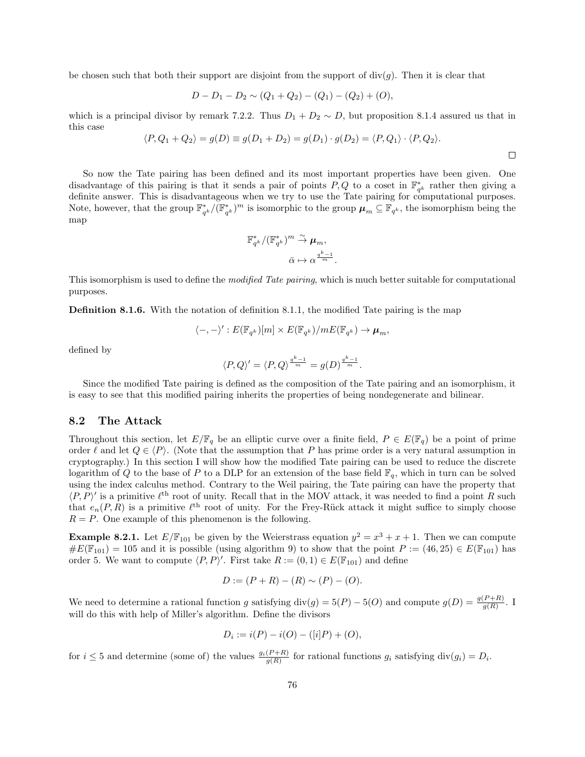be chosen such that both their support are disjoint from the support of $\text{div}(g)$. Then it is clear that

$$D - D_1 - D_2 \sim (Q_1 + Q_2) - (Q_1) - (Q_2) + (O),$$

which is a principal divisor by remark 7.2.2. Thus $D_1 + D_2 \sim D$, but proposition 8.1.4 assured us that in this case

$$\langle P, Q_1 + Q_2 \rangle = g(D) \equiv g(D_1 + D_2) = g(D_1) \cdot g(D_2) = \langle P, Q_1 \rangle \cdot \langle P, Q_2 \rangle.$$

□

So now the Tate pairing has been defined and its most important properties have been given. One disadvantage of this pairing is that it sends a pair of points $P, Q$ to a coset in $\mathbb{F}_{q^k}^*$ rather then giving a definite answer. This is disadvantageous when we try to use the Tate pairing for computational purposes. Note, however, that the group $\mathbb{F}_{q^k}^*/(\mathbb{F}_{q^k}^*)^m$ is isomorphic to the group $\boldsymbol{\mu}_m \subseteq \mathbb{F}_{q^k}$, the isomorphism being the map

$$\mathbb{F}_{q^k}^*/(\mathbb{F}_{q^k}^*)^m \xrightarrow{\sim} \boldsymbol{\mu}_m,$$
$$\bar{\alpha} \mapsto \alpha^{\frac{q^k-1}{m}}.$$

This isomorphism is used to define the *modified Tate pairing*, which is much better suitable for computational purposes.

**Definition 8.1.6.** With the notation of definition 8.1.1, the modified Tate pairing is the map

$$\langle -, - \rangle' : E(\mathbb{F}_{q^k})[m] \times E(\mathbb{F}_{q^k})/mE(\mathbb{F}_{q^k}) \to \boldsymbol{\mu}_m,$$

defined by

$$\langle P, Q \rangle' = \langle P, Q \rangle^{\frac{q^k-1}{m}} = g(D)^{\frac{q^k-1}{m}}.$$

Since the modified Tate pairing is defined as the composition of the Tate pairing and an isomorphism, it is easy to see that this modified pairing inherits the properties of being nondegenerate and bilinear.

## 8.2 The Attack

Throughout this section, let $E/\mathbb{F}_q$ be an elliptic curve over a finite field, $P \in E(\mathbb{F}_q)$ be a point of prime order $\ell$ and let $Q \in \langle P \rangle$. (Note that the assumption that $P$ has prime order is a very natural assumption in cryptography.) In this section I will show how the modified Tate pairing can be used to reduce the discrete logarithm of $Q$ to the base of $P$ to a DLP for an extension of the base field $\mathbb{F}_q$, which in turn can be solved using the index calculus method. Contrary to the Weil pairing, the Tate pairing can have the property that $\langle P, P \rangle'$ is a primitive $\ell^{\text{th}}$ root of unity. Recall that in the MOV attack, it was needed to find a point $R$ such that $e_n(P, R)$ is a primitive $\ell^{\text{th}}$ root of unity. For the Frey-Rück attack it might suffice to simply choose $R = P$. One example of this phenomenon is the following.

**Example 8.2.1.** Let $E/\mathbb{F}_{101}$ be given by the Weierstrass equation $y^2 = x^3 + x + 1$. Then we can compute $\#E(\mathbb{F}_{101}) = 105$ and it is possible (using algorithm 9) to show that the point $P := (46, 25) \in E(\mathbb{F}_{101})$ has order 5. We want to compute $\langle P, P \rangle'$. First take $R := (0, 1) \in E(\mathbb{F}_{101})$ and define

$$D := (P + R) - (R) \sim (P) - (O).$$

We need to determine a rational function $g$ satisfying $\text{div}(g) = 5(P) - 5(O)$ and compute $g(D) = \frac{g(P+R)}{g(R)}$. I will do this with help of Miller's algorithm. Define the divisors

$$D_i := i(P) - i(O) - ([i]P) + (O),$$

for $i \leq 5$ and determine (some of) the values $\frac{g_i(P+R)}{g(R)}$ for rational functions $g_i$ satisfying $\text{div}(g_i) = D_i$.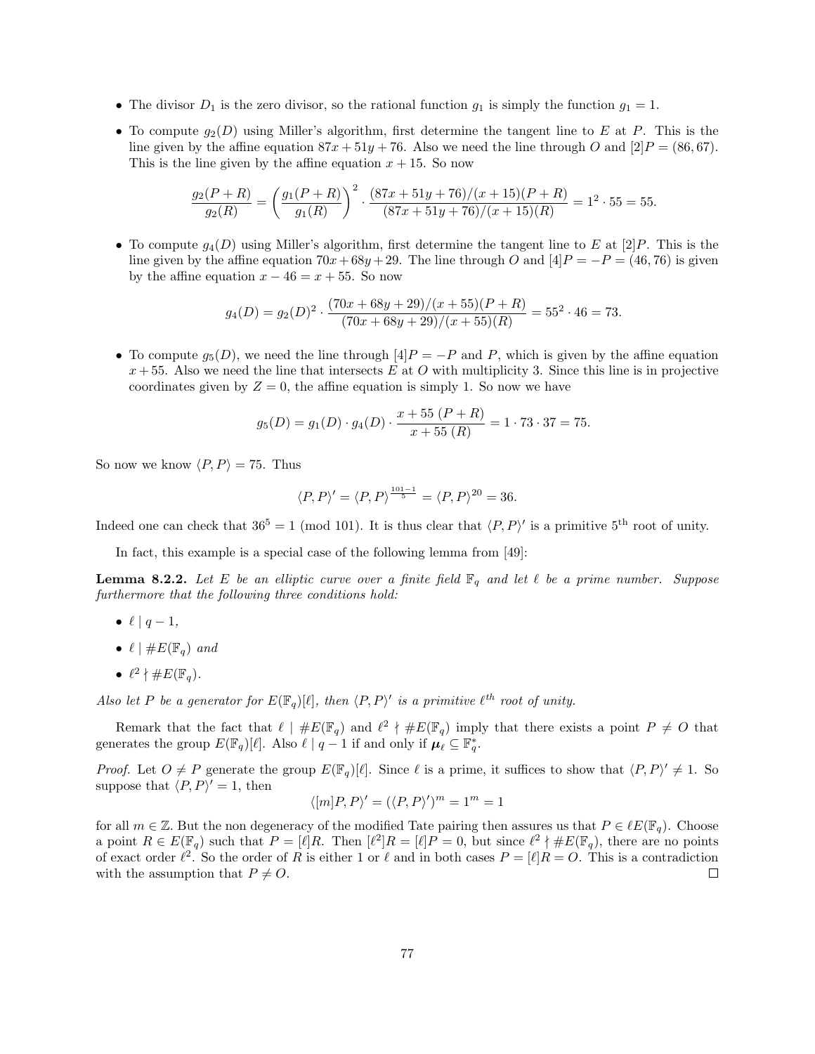- The divisor $D_1$ is the zero divisor, so the rational function $g_1$ is simply the function $g_1 = 1$.
- To compute $g_2(D)$ using Miller's algorithm, first determine the tangent line to $E$ at $P$. This is the line given by the affine equation $87x + 51y + 76$. Also we need the line through $O$ and $[2]P = (86, 67)$. This is the line given by the affine equation $x + 15$. So now

$$\frac{g_2(P+R)}{g_2(R)} = \left(\frac{g_1(P+R)}{g_1(R)}\right)^2 \cdot \frac{(87x+51y+76)/(x+15)(P+R)}{(87x+51y+76)/(x+15)(R)} = 1^2 \cdot 55 = 55.$$

- To compute $g_4(D)$ using Miller's algorithm, first determine the tangent line to $E$ at $[2]P$. This is the line given by the affine equation $70x+68y+29$. The line through $O$ and $[4]P = -P = (46, 76)$ is given by the affine equation $x - 46 = x + 55$. So now

$$g_4(D) = g_2(D)^2 \cdot \frac{(70x+68y+29)/(x+55)(P+R)}{(70x+68y+29)/(x+55)(R)} = 55^2 \cdot 46 = 73.$$

- To compute $g_5(D)$, we need the line through $[4]P = -P$ and $P$, which is given by the affine equation $x+55$. Also we need the line that intersects $E$ at $O$ with multiplicity 3. Since this line is in projective coordinates given by $Z = 0$, the affine equation is simply 1. So now we have

$$g_5(D) = g_1(D) \cdot g_4(D) \cdot \frac{x+55\ (P+R)}{x+55\ (R)} = 1 \cdot 73 \cdot 37 = 75.$$

So now we know $\langle P, P\rangle = 75$. Thus

$$\langle P, P\rangle' = \langle P, P\rangle^{\frac{101-1}{5}} = \langle P, P\rangle^{20} = 36.$$

Indeed one can check that $36^5 = 1 \pmod{101}$. It is thus clear that $\langle P, P\rangle'$ is a primitive $5^{\text{th}}$ root of unity.

In fact, this example is a special case of the following lemma from [49]:

**Lemma 8.2.2.** *Let $E$ be an elliptic curve over a finite field $\mathbb{F}_q$ and let $\ell$ be a prime number. Suppose furthermore that the following three conditions hold:*

- $\ell \mid q - 1$,
- $\ell \mid \#E(\mathbb{F}_q)$ *and*
- $\ell^2 \nmid \#E(\mathbb{F}_q)$.

*Also let $P$ be a generator for $E(\mathbb{F}_q)[\ell]$, then $\langle P, P\rangle'$ is a primitive $\ell^{th}$ root of unity.*

Remark that the fact that $\ell \mid \#E(\mathbb{F}_q)$ and $\ell^2 \nmid \#E(\mathbb{F}_q)$ imply that there exists a point $P \neq O$ that generates the group $E(\mathbb{F}_q)[\ell]$. Also $\ell \mid q-1$ if and only if $\boldsymbol{\mu}_\ell \subseteq \mathbb{F}_q^*$.

*Proof.* Let $O \neq P$ generate the group $E(\mathbb{F}_q)[\ell]$. Since $\ell$ is a prime, it suffices to show that $\langle P, P\rangle' \neq 1$. So suppose that $\langle P, P\rangle' = 1$, then

$$\langle [m]P, P\rangle' = (\langle P, P\rangle')^m = 1^m = 1$$

for all $m \in \mathbb{Z}$. But the non degeneracy of the modified Tate pairing then assures us that $P \in \ell E(\mathbb{F}_q)$. Choose a point $R \in E(\mathbb{F}_q)$ such that $P = [\ell]R$. Then $[\ell^2]R = [\ell]P = 0$, but since $\ell^2 \nmid \#E(\mathbb{F}_q)$, there are no points of exact order $\ell^2$. So the order of $R$ is either 1 or $\ell$ and in both cases $P = [\ell]R = O$. This is a contradiction with the assumption that $P \neq O$. $\square$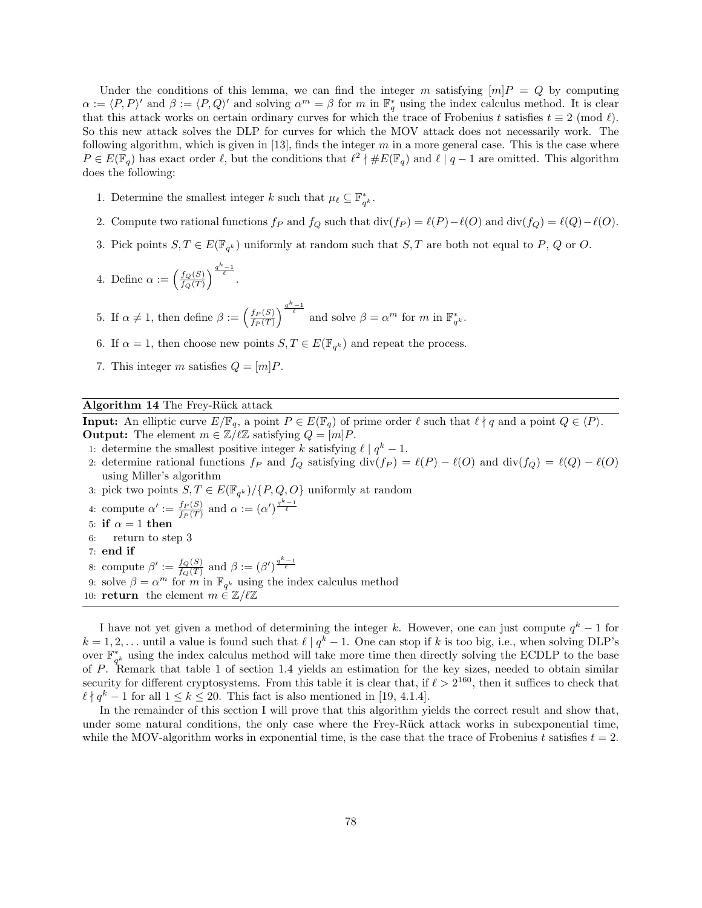Under the conditions of this lemma, we can find the integer $m$ satisfying $[m]P = Q$ by computing $\alpha := \langle P, P\rangle'$ and $\beta := \langle P, Q\rangle'$ and solving $\alpha^m = \beta$ for $m$ in $\mathbb{F}_q^*$ using the index calculus method. It is clear that this attack works on certain ordinary curves for which the trace of Frobenius $t$ satisfies $t \equiv 2 \pmod{\ell}$. So this new attack solves the DLP for curves for which the MOV attack does not necessarily work. The following algorithm, which is given in [13], finds the integer $m$ in a more general case. This is the case where $P \in E(\mathbb{F}_q)$ has exact order $\ell$, but the conditions that $\ell^2 \nmid \#E(\mathbb{F}_q)$ and $\ell \mid q-1$ are omitted. This algorithm does the following:

1. Determine the smallest integer $k$ such that $\mu_\ell \subseteq \mathbb{F}_{q^k}^*$.
2. Compute two rational functions $f_P$ and $f_Q$ such that $\text{div}(f_P) = \ell(P) - \ell(O)$ and $\text{div}(f_Q) = \ell(Q) - \ell(O)$.
3. Pick points $S, T \in E(\mathbb{F}_{q^k})$ uniformly at random such that $S, T$ are both not equal to $P$, $Q$ or $O$.
4. Define $\alpha := \left(\frac{f_Q(S)}{f_Q(T)}\right)^{\frac{q^k-1}{\ell}}$.
5. If $\alpha \neq 1$, then define $\beta := \left(\frac{f_P(S)}{f_P(T)}\right)^{\frac{q^k-1}{\ell}}$ and solve $\beta = \alpha^m$ for $m$ in $\mathbb{F}_{q^k}^*$.
6. If $\alpha = 1$, then choose new points $S, T \in E(\mathbb{F}_{q^k})$ and repeat the process.
7. This integer $m$ satisfies $Q = [m]P$.

---

**Algorithm 14** The Frey-Rück attack

---

**Input:** An elliptic curve $E/\mathbb{F}_q$, a point $P \in E(\mathbb{F}_q)$ of prime order $\ell$ such that $\ell \nmid q$ and a point $Q \in \langle P\rangle$.
**Output:** The element $m \in \mathbb{Z}/\ell\mathbb{Z}$ satisfying $Q = [m]P$.

1: determine the smallest positive integer $k$ satisfying $\ell \mid q^k - 1$.
2: determine rational functions $f_P$ and $f_Q$ satisfying $\text{div}(f_P) = \ell(P) - \ell(O)$ and $\text{div}(f_Q) = \ell(Q) - \ell(O)$ using Miller's algorithm
3: pick two points $S, T \in E(\mathbb{F}_{q^k})/\{P, Q, O\}$ uniformly at random
4: compute $\alpha' := \frac{f_P(S)}{f_P(T)}$ and $\alpha := (\alpha')^{\frac{q^k-1}{\ell}}$
5: **if** $\alpha = 1$ **then**
6: &nbsp;&nbsp;&nbsp;&nbsp;return to step 3
7: **end if**
8: compute $\beta' := \frac{f_Q(S)}{f_Q(T)}$ and $\beta := (\beta')^{\frac{q^k-1}{\ell}}$
9: solve $\beta = \alpha^m$ for $m$ in $\mathbb{F}_{q^k}$ using the index calculus method
10: **return** the element $m \in \mathbb{Z}/\ell\mathbb{Z}$

---

I have not yet given a method of determining the integer $k$. However, one can just compute $q^k - 1$ for $k = 1, 2, \ldots$ until a value is found such that $\ell \mid q^k - 1$. One can stop if $k$ is too big, i.e., when solving DLP's over $\mathbb{F}_{q^k}^*$ using the index calculus method will take more time then directly solving the ECDLP to the base of $P$. Remark that table 1 of section 1.4 yields an estimation for the key sizes, needed to obtain similar security for different cryptosystems. From this table it is clear that, if $\ell > 2^{160}$, then it suffices to check that $\ell \nmid q^k - 1$ for all $1 \leq k \leq 20$. This fact is also mentioned in [19, 4.1.4].

In the remainder of this section I will prove that this algorithm yields the correct result and show that, under some natural conditions, the only case where the Frey-Rück attack works in subexponential time, while the MOV-algorithm works in exponential time, is the case that the trace of Frobenius $t$ satisfies $t = 2$.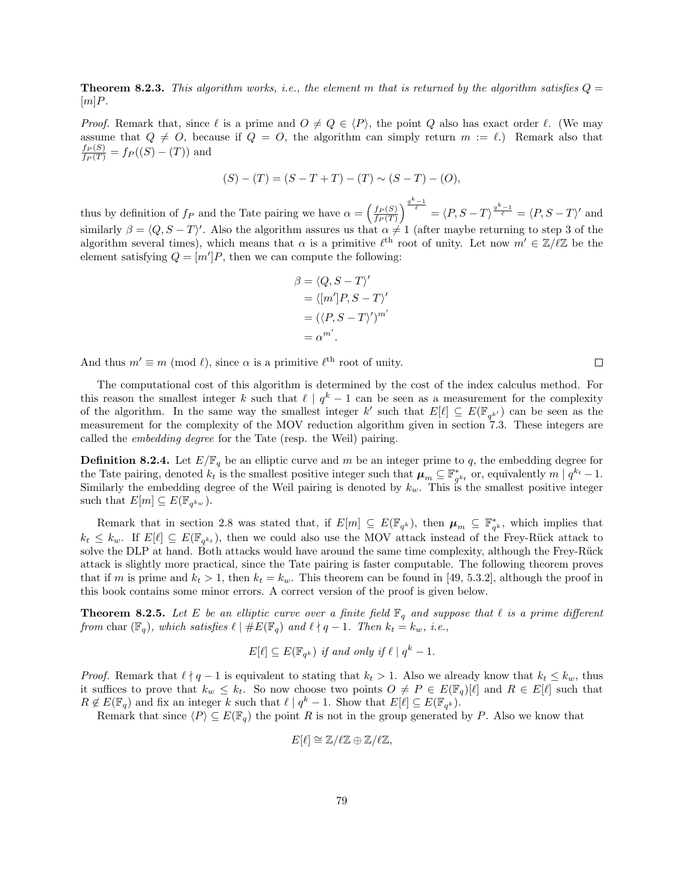**Theorem 8.2.3.** *This algorithm works, i.e., the element $m$ that is returned by the algorithm satisfies $Q = [m]P$.*

*Proof.* Remark that, since $\ell$ is a prime and $O \neq Q \in \langle P \rangle$, the point $Q$ also has exact order $\ell$. (We may assume that $Q \neq O$, because if $Q = O$, the algorithm can simply return $m := \ell$.) Remark also that $\frac{f_P(S)}{f_P(T)} = f_P((S) - (T))$ and

$$(S) - (T) = (S - T + T) - (T) \sim (S - T) - (O),$$

thus by definition of $f_P$ and the Tate pairing we have $\alpha = \left(\frac{f_P(S)}{f_P(T)}\right)^{\frac{q^k-1}{\ell}} = \langle P, S - T \rangle^{\frac{q^k-1}{\ell}} = \langle P, S - T \rangle'$ and similarly $\beta = \langle Q, S - T \rangle'$. Also the algorithm assures us that $\alpha \neq 1$ (after maybe returning to step 3 of the algorithm several times), which means that $\alpha$ is a primitive $\ell^{\text{th}}$ root of unity. Let now $m' \in \mathbb{Z}/\ell\mathbb{Z}$ be the element satisfying $Q = [m']P$, then we can compute the following:

$$\begin{aligned}
\beta &= \langle Q, S - T \rangle' \\
&= \langle [m']P, S - T \rangle' \\
&= (\langle P, S - T \rangle')^{m'} \\
&= \alpha^{m'}.
\end{aligned}$$

And thus $m' \equiv m \pmod{\ell}$, since $\alpha$ is a primitive $\ell^{\text{th}}$ root of unity. □

The computational cost of this algorithm is determined by the cost of the index calculus method. For this reason the smallest integer $k$ such that $\ell \mid q^k - 1$ can be seen as a measurement for the complexity of the algorithm. In the same way the smallest integer $k'$ such that $E[\ell] \subseteq E(\mathbb{F}_{q^{k'}})$ can be seen as the measurement for the complexity of the MOV reduction algorithm given in section 7.3. These integers are called the *embedding degree* for the Tate (resp. the Weil) pairing.

**Definition 8.2.4.** Let $E/\mathbb{F}_q$ be an elliptic curve and $m$ be an integer prime to $q$, the embedding degree for the Tate pairing, denoted $k_t$ is the smallest positive integer such that $\boldsymbol{\mu}_m \subseteq \mathbb{F}^*_{q^{k_t}}$ or, equivalently $m \mid q^{k_t} - 1$. Similarly the embedding degree of the Weil pairing is denoted by $k_w$. This is the smallest positive integer such that $E[m] \subseteq E(\mathbb{F}_{q^{k_w}})$.

Remark that in section 2.8 was stated that, if $E[m] \subseteq E(\mathbb{F}_{q^k})$, then $\boldsymbol{\mu}_m \subseteq \mathbb{F}^*_{q^k}$, which implies that $k_t \leq k_w$. If $E[\ell] \subseteq E(\mathbb{F}_{q^{k_t}})$, then we could also use the MOV attack instead of the Frey-Rück attack to solve the DLP at hand. Both attacks would have around the same time complexity, although the Frey-Rück attack is slightly more practical, since the Tate pairing is faster computable. The following theorem proves that if $m$ is prime and $k_t > 1$, then $k_t = k_w$. This theorem can be found in [49, 5.3.2], although the proof in this book contains some minor errors. A correct version of the proof is given below.

**Theorem 8.2.5.** *Let $E$ be an elliptic curve over a finite field $\mathbb{F}_q$ and suppose that $\ell$ is a prime different from* char $(\mathbb{F}_q)$*, which satisfies $\ell \mid \#E(\mathbb{F}_q)$ and $\ell \nmid q - 1$. Then $k_t = k_w$, i.e.,*

$$E[\ell] \subseteq E(\mathbb{F}_{q^k}) \textit{ if and only if } \ell \mid q^k - 1.$$

*Proof.* Remark that $\ell \nmid q - 1$ is equivalent to stating that $k_t > 1$. Also we already know that $k_t \leq k_w$, thus it suffices to prove that $k_w \leq k_t$. So now choose two points $O \neq P \in E(\mathbb{F}_q)[\ell]$ and $R \in E[\ell]$ such that $R \notin E(\mathbb{F}_q)$ and fix an integer $k$ such that $\ell \mid q^k - 1$. Show that $E[\ell] \subseteq E(\mathbb{F}_{q^k})$.

Remark that since $\langle P \rangle \subseteq E(\mathbb{F}_q)$ the point $R$ is not in the group generated by $P$. Also we know that

$$E[\ell] \cong \mathbb{Z}/\ell\mathbb{Z} \oplus \mathbb{Z}/\ell\mathbb{Z},$$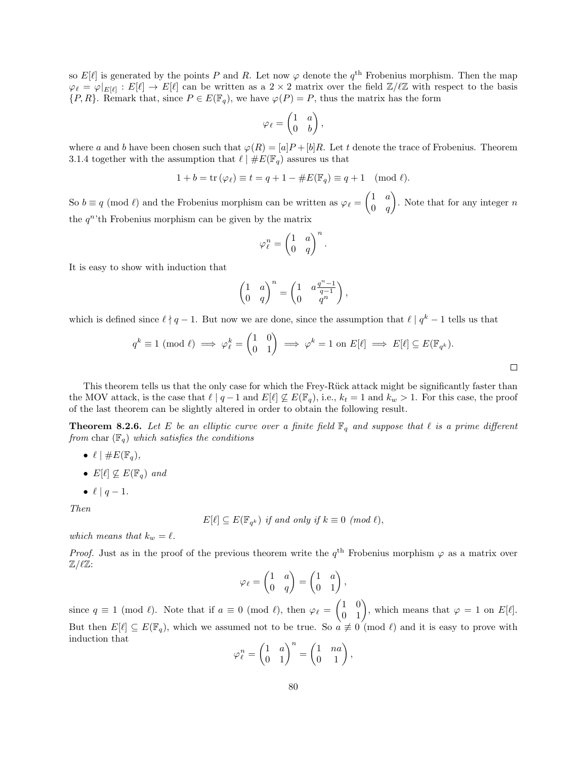so $E[\ell]$ is generated by the points $P$ and $R$. Let now $\varphi$ denote the $q^{\text{th}}$ Frobenius morphism. Then the map $\varphi_\ell = \varphi|_{E[\ell]} : E[\ell] \to E[\ell]$ can be written as a $2 \times 2$ matrix over the field $\mathbb{Z}/\ell\mathbb{Z}$ with respect to the basis $\{P, R\}$. Remark that, since $P \in E(\mathbb{F}_q)$, we have $\varphi(P) = P$, thus the matrix has the form

$$\varphi_\ell = \begin{pmatrix} 1 & a \\ 0 & b \end{pmatrix},$$

where $a$ and $b$ have been chosen such that $\varphi(R) = [a]P + [b]R$. Let $t$ denote the trace of Frobenius. Theorem 3.1.4 together with the assumption that $\ell \mid \#E(\mathbb{F}_q)$ assures us that

$$1 + b = \operatorname{tr}(\varphi_\ell) \equiv t = q + 1 - \#E(\mathbb{F}_q) \equiv q + 1 \pmod{\ell}.$$

So $b \equiv q \pmod{\ell}$ and the Frobenius morphism can be written as $\varphi_\ell = \begin{pmatrix} 1 & a \\ 0 & q \end{pmatrix}$. Note that for any integer $n$ the $q^n$'th Frobenius morphism can be given by the matrix

$$\varphi_\ell^n = \begin{pmatrix} 1 & a \\ 0 & q \end{pmatrix}^n.$$

It is easy to show with induction that

$$\begin{pmatrix} 1 & a \\ 0 & q \end{pmatrix}^n = \begin{pmatrix} 1 & a\frac{q^n - 1}{q-1} \\ 0 & q^n \end{pmatrix},$$

which is defined since $\ell \nmid q - 1$. But now we are done, since the assumption that $\ell \mid q^k - 1$ tells us that

$$q^k \equiv 1 \pmod{\ell} \implies \varphi_\ell^k = \begin{pmatrix} 1 & 0 \\ 0 & 1 \end{pmatrix} \implies \varphi^k = 1 \text{ on } E[\ell] \implies E[\ell] \subseteq E(\mathbb{F}_{q^k}).$$

□

This theorem tells us that the only case for which the Frey-Rück attack might be significantly faster than the MOV attack, is the case that $\ell \mid q - 1$ and $E[\ell] \not\subseteq E(\mathbb{F}_q)$, i.e., $k_t = 1$ and $k_w > 1$. For this case, the proof of the last theorem can be slightly altered in order to obtain the following result.

**Theorem 8.2.6.** *Let $E$ be an elliptic curve over a finite field $\mathbb{F}_q$ and suppose that $\ell$ is a prime different from $\operatorname{char}(\mathbb{F}_q)$ which satisfies the conditions*

- $\ell \mid \#E(\mathbb{F}_q)$,
- $E[\ell] \not\subseteq E(\mathbb{F}_q)$ *and*
- $\ell \mid q - 1$.

*Then*

$$E[\ell] \subseteq E(\mathbb{F}_{q^k}) \text{ if and only if } k \equiv 0 \pmod{\ell},$$

*which means that $k_w = \ell$.*

*Proof.* Just as in the proof of the previous theorem write the $q^{\text{th}}$ Frobenius morphism $\varphi$ as a matrix over $\mathbb{Z}/\ell\mathbb{Z}$:

$$\varphi_\ell = \begin{pmatrix} 1 & a \\ 0 & q \end{pmatrix} = \begin{pmatrix} 1 & a \\ 0 & 1 \end{pmatrix},$$

since $q \equiv 1 \pmod{\ell}$. Note that if $a \equiv 0 \pmod{\ell}$, then $\varphi_\ell = \begin{pmatrix} 1 & 0 \\ 0 & 1 \end{pmatrix}$, which means that $\varphi = 1$ on $E[\ell]$. But then $E[\ell] \subseteq E(\mathbb{F}_q)$, which we assumed not to be true. So $a \not\equiv 0 \pmod{\ell}$ and it is easy to prove with induction that

$$\varphi_\ell^n = \begin{pmatrix} 1 & a \\ 0 & 1 \end{pmatrix}^n = \begin{pmatrix} 1 & na \\ 0 & 1 \end{pmatrix},$$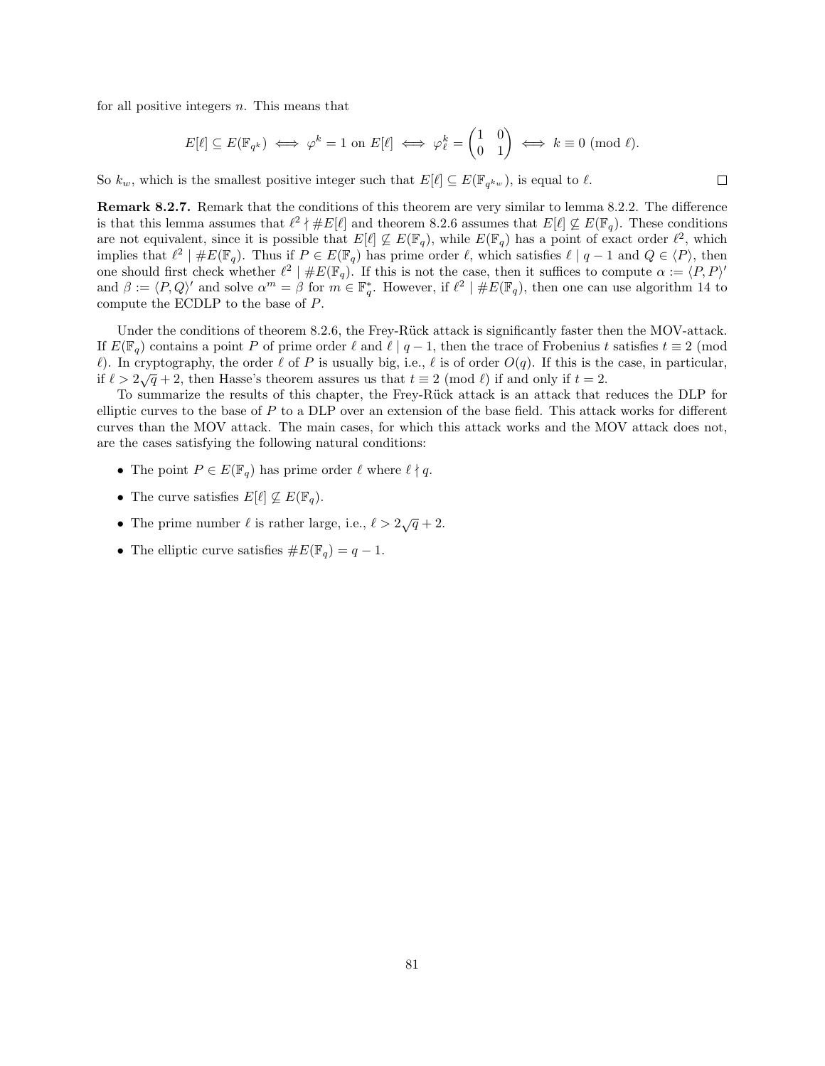for all positive integers $n$. This means that

$$E[\ell] \subseteq E(\mathbb{F}_{q^k}) \iff \varphi^k = 1 \text{ on } E[\ell] \iff \varphi_\ell^k = \begin{pmatrix} 1 & 0 \\ 0 & 1 \end{pmatrix} \iff k \equiv 0 \pmod{\ell}.$$

So $k_w$, which is the smallest positive integer such that $E[\ell] \subseteq E(\mathbb{F}_{q^{k_w}})$, is equal to $\ell$. □

**Remark 8.2.7.** Remark that the conditions of this theorem are very similar to lemma 8.2.2. The difference is that this lemma assumes that $\ell^2 \nmid \#E[\ell]$ and theorem 8.2.6 assumes that $E[\ell] \not\subseteq E(\mathbb{F}_q)$. These conditions are not equivalent, since it is possible that $E[\ell] \not\subseteq E(\mathbb{F}_q)$, while $E(\mathbb{F}_q)$ has a point of exact order $\ell^2$, which implies that $\ell^2 \mid \#E(\mathbb{F}_q)$. Thus if $P \in E(\mathbb{F}_q)$ has prime order $\ell$, which satisfies $\ell \mid q-1$ and $Q \in \langle P \rangle$, then one should first check whether $\ell^2 \mid \#E(\mathbb{F}_q)$. If this is not the case, then it suffices to compute $\alpha := \langle P, P \rangle'$ and $\beta := \langle P, Q \rangle'$ and solve $\alpha^m = \beta$ for $m \in \mathbb{F}_q^*$. However, if $\ell^2 \mid \#E(\mathbb{F}_q)$, then one can use algorithm 14 to compute the ECDLP to the base of $P$.

Under the conditions of theorem 8.2.6, the Frey-Rück attack is significantly faster then the MOV-attack. If $E(\mathbb{F}_q)$ contains a point $P$ of prime order $\ell$ and $\ell \mid q-1$, then the trace of Frobenius $t$ satisfies $t \equiv 2 \pmod{\ell}$. In cryptography, the order $\ell$ of $P$ is usually big, i.e., $\ell$ is of order $O(q)$. If this is the case, in particular, if $\ell > 2\sqrt{q}+2$, then Hasse's theorem assures us that $t \equiv 2 \pmod{\ell}$ if and only if $t = 2$.

To summarize the results of this chapter, the Frey-Rück attack is an attack that reduces the DLP for elliptic curves to the base of $P$ to a DLP over an extension of the base field. This attack works for different curves than the MOV attack. The main cases, for which this attack works and the MOV attack does not, are the cases satisfying the following natural conditions:

- The point $P \in E(\mathbb{F}_q)$ has prime order $\ell$ where $\ell \nmid q$.
- The curve satisfies $E[\ell] \not\subseteq E(\mathbb{F}_q)$.
- The prime number $\ell$ is rather large, i.e., $\ell > 2\sqrt{q}+2$.
- The elliptic curve satisfies $\#E(\mathbb{F}_q) = q-1$.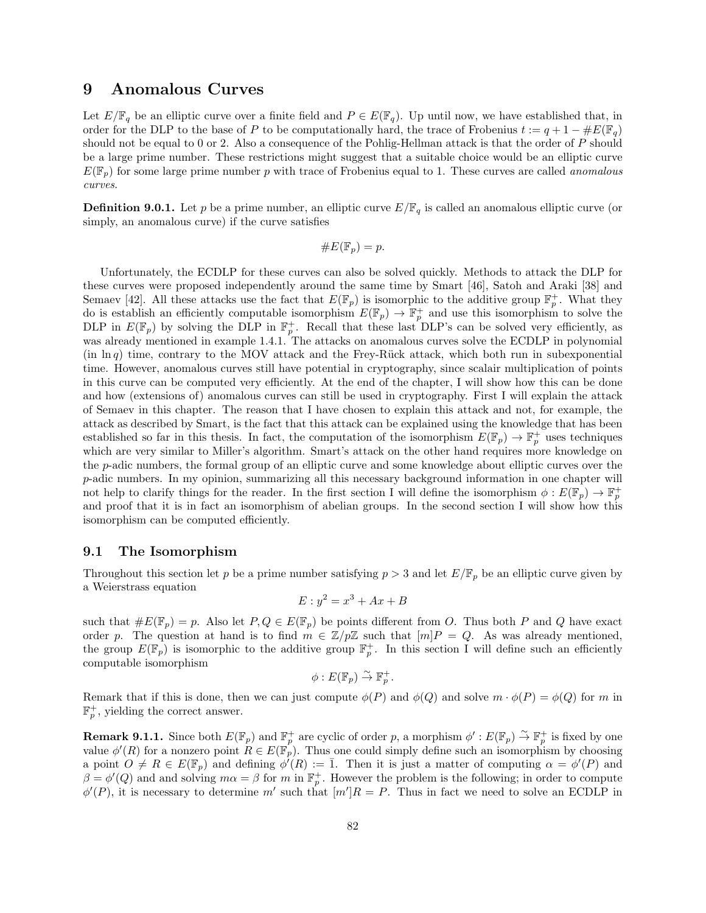// 9 Anomalous Curves

Let $E/\mathbb{F}_q$ be an elliptic curve over a finite field and $P \in E(\mathbb{F}_q)$. Up until now, we have established that, in order for the DLP to the base of $P$ to be computationally hard, the trace of Frobenius $t := q + 1 - \#E(\mathbb{F}_q)$ should not be equal to 0 or 2. Also a consequence of the Pohlig-Hellman attack is that the order of $P$ should be a large prime number. These restrictions might suggest that a suitable choice would be an elliptic curve $E(\mathbb{F}_p)$ for some large prime number $p$ with trace of Frobenius equal to 1. These curves are called *anomalous curves*.

**Definition 9.0.1.** Let $p$ be a prime number, an elliptic curve $E/\mathbb{F}_q$ is called an anomalous elliptic curve (or simply, an anomalous curve) if the curve satisfies

$$\#E(\mathbb{F}_p) = p.$$

Unfortunately, the ECDLP for these curves can also be solved quickly. Methods to attack the DLP for these curves were proposed independently around the same time by Smart [46], Satoh and Araki [38] and Semaev [42]. All these attacks use the fact that $E(\mathbb{F}_p)$ is isomorphic to the additive group $\mathbb{F}_p^+$. What they do is establish an efficiently computable isomorphism $E(\mathbb{F}_p) \to \mathbb{F}_p^+$ and use this isomorphism to solve the DLP in $E(\mathbb{F}_p)$ by solving the DLP in $\mathbb{F}_p^+$. Recall that these last DLP's can be solved very efficiently, as was already mentioned in example 1.4.1. The attacks on anomalous curves solve the ECDLP in polynomial (in $\ln q$) time, contrary to the MOV attack and the Frey-Rück attack, which both run in subexponential time. However, anomalous curves still have potential in cryptography, since scalair multiplication of points in this curve can be computed very efficiently. At the end of the chapter, I will show how this can be done and how (extensions of) anomalous curves can still be used in cryptography. First I will explain the attack of Semaev in this chapter. The reason that I have chosen to explain this attack and not, for example, the attack as described by Smart, is the fact that this attack can be explained using the knowledge that has been established so far in this thesis. In fact, the computation of the isomorphism $E(\mathbb{F}_p) \to \mathbb{F}_p^+$ uses techniques which are very similar to Miller's algorithm. Smart's attack on the other hand requires more knowledge on the $p$-adic numbers, the formal group of an elliptic curve and some knowledge about elliptic curves over the $p$-adic numbers. In my opinion, summarizing all this necessary background information in one chapter will not help to clarify things for the reader. In the first section I will define the isomorphism $\phi : E(\mathbb{F}_p) \to \mathbb{F}_p^+$ and proof that it is in fact an isomorphism of abelian groups. In the second section I will show how this isomorphism can be computed efficiently.

## 9.1 The Isomorphism

Throughout this section let $p$ be a prime number satisfying $p > 3$ and let $E/\mathbb{F}_p$ be an elliptic curve given by a Weierstrass equation

$$E : y^2 = x^3 + Ax + B$$

such that $\#E(\mathbb{F}_p) = p$. Also let $P, Q \in E(\mathbb{F}_p)$ be points different from $O$. Thus both $P$ and $Q$ have exact order $p$. The question at hand is to find $m \in \mathbb{Z}/p\mathbb{Z}$ such that $[m]P = Q$. As was already mentioned, the group $E(\mathbb{F}_p)$ is isomorphic to the additive group $\mathbb{F}_p^+$. In this section I will define such an efficiently computable isomorphism

$$\phi : E(\mathbb{F}_p) \xrightarrow{\sim} \mathbb{F}_p^+.$$

Remark that if this is done, then we can just compute $\phi(P)$ and $\phi(Q)$ and solve $m \cdot \phi(P) = \phi(Q)$ for $m$ in $\mathbb{F}_p^+$, yielding the correct answer.

**Remark 9.1.1.** Since both $E(\mathbb{F}_p)$ and $\mathbb{F}_p^+$ are cyclic of order $p$, a morphism $\phi' : E(\mathbb{F}_p) \xrightarrow{\sim} \mathbb{F}_p^+$ is fixed by one value $\phi'(R)$ for a nonzero point $R \in E(\mathbb{F}_p)$. Thus one could simply define such an isomorphism by choosing a point $O \neq R \in E(\mathbb{F}_p)$ and defining $\phi'(R) := \bar{1}$. Then it is just a matter of computing $\alpha = \phi'(P)$ and $\beta = \phi'(Q)$ and and solving $m\alpha = \beta$ for $m$ in $\mathbb{F}_p^+$. However the problem is the following; in order to compute $\phi'(P)$, it is necessary to determine $m'$ such that $[m']R = P$. Thus in fact we need to solve an ECDLP in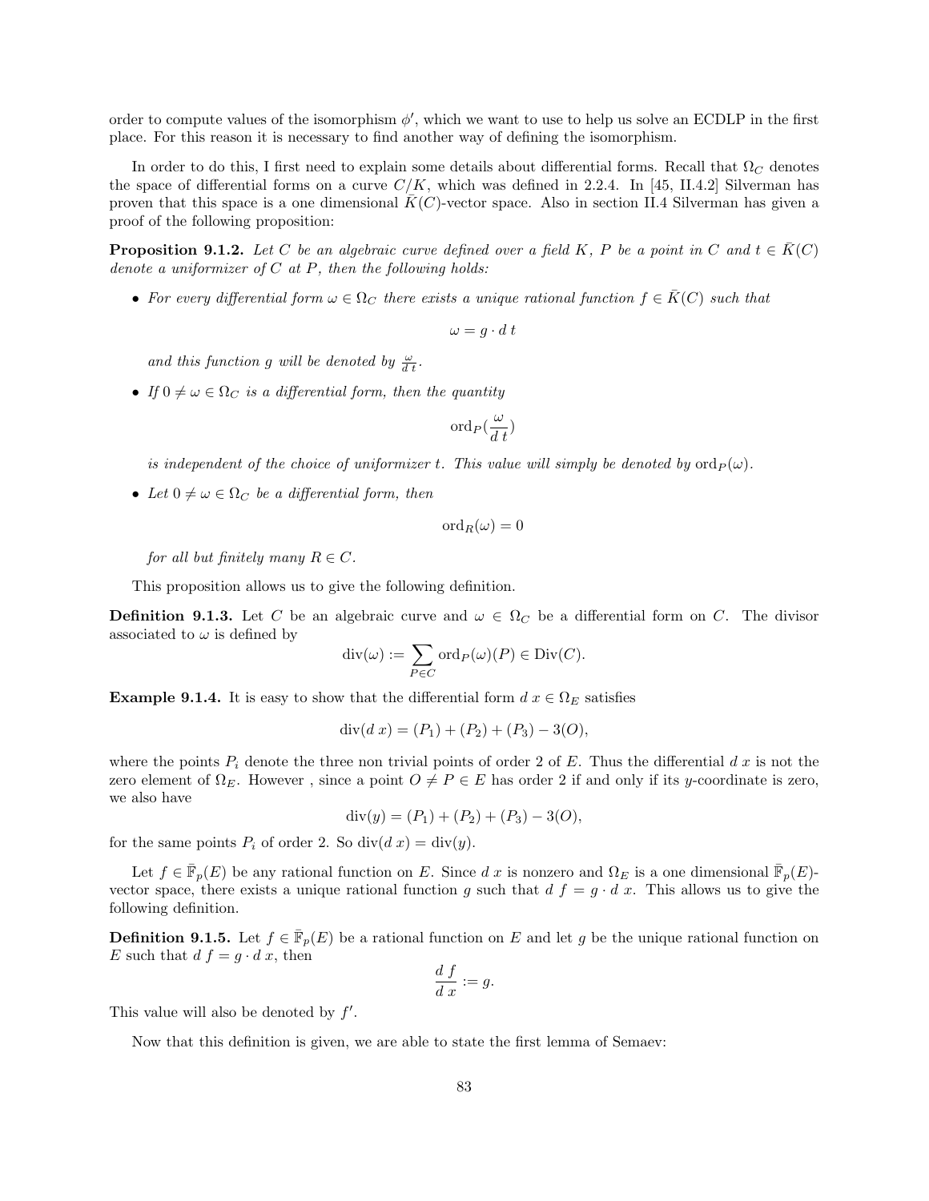order to compute values of the isomorphism $\phi'$, which we want to use to help us solve an ECDLP in the first place. For this reason it is necessary to find another way of defining the isomorphism.

In order to do this, I first need to explain some details about differential forms. Recall that $\Omega_C$ denotes the space of differential forms on a curve $C/K$, which was defined in 2.2.4. In [45, II.4.2] Silverman has proven that this space is a one dimensional $\bar{K}(C)$-vector space. Also in section II.4 Silverman has given a proof of the following proposition:

**Proposition 9.1.2.** *Let $C$ be an algebraic curve defined over a field $K$, $P$ be a point in $C$ and $t \in \bar{K}(C)$ denote a uniformizer of $C$ at $P$, then the following holds:*

- *For every differential form $\omega \in \Omega_C$ there exists a unique rational function $f \in \bar{K}(C)$ such that*

$$\omega = g \cdot d\, t$$

  *and this function $g$ will be denoted by $\frac{\omega}{d\,t}$.*

- *If $0 \neq \omega \in \Omega_C$ is a differential form, then the quantity*

$$\operatorname{ord}_P(\frac{\omega}{d\,t})$$

  *is independent of the choice of uniformizer $t$. This value will simply be denoted by $\operatorname{ord}_P(\omega)$.*

- *Let $0 \neq \omega \in \Omega_C$ be a differential form, then*

$$\operatorname{ord}_R(\omega) = 0$$

  *for all but finitely many $R \in C$.*

This proposition allows us to give the following definition.

**Definition 9.1.3.** Let $C$ be an algebraic curve and $\omega \in \Omega_C$ be a differential form on $C$. The divisor associated to $\omega$ is defined by

$$\operatorname{div}(\omega) := \sum_{P \in C} \operatorname{ord}_P(\omega)(P) \in \operatorname{Div}(C).$$

**Example 9.1.4.** It is easy to show that the differential form $d\,x \in \Omega_E$ satisfies

$$\operatorname{div}(d\,x) = (P_1) + (P_2) + (P_3) - 3(O),$$

where the points $P_i$ denote the three non trivial points of order 2 of $E$. Thus the differential $d\,x$ is not the zero element of $\Omega_E$. However , since a point $O \neq P \in E$ has order 2 if and only if its $y$-coordinate is zero, we also have

$$\operatorname{div}(y) = (P_1) + (P_2) + (P_3) - 3(O),$$

for the same points $P_i$ of order 2. So $\operatorname{div}(d\,x) = \operatorname{div}(y)$.

Let $f \in \bar{\mathbb{F}}_p(E)$ be any rational function on $E$. Since $d\,x$ is nonzero and $\Omega_E$ is a one dimensional $\bar{\mathbb{F}}_p(E)$-vector space, there exists a unique rational function $g$ such that $d\,f = g \cdot d\,x$. This allows us to give the following definition.

**Definition 9.1.5.** Let $f \in \bar{\mathbb{F}}_p(E)$ be a rational function on $E$ and let $g$ be the unique rational function on $E$ such that $d\,f = g \cdot d\,x$, then

$$\frac{d\,f}{d\,x} := g.$$

This value will also be denoted by $f'$.

Now that this definition is given, we are able to state the first lemma of Semaev: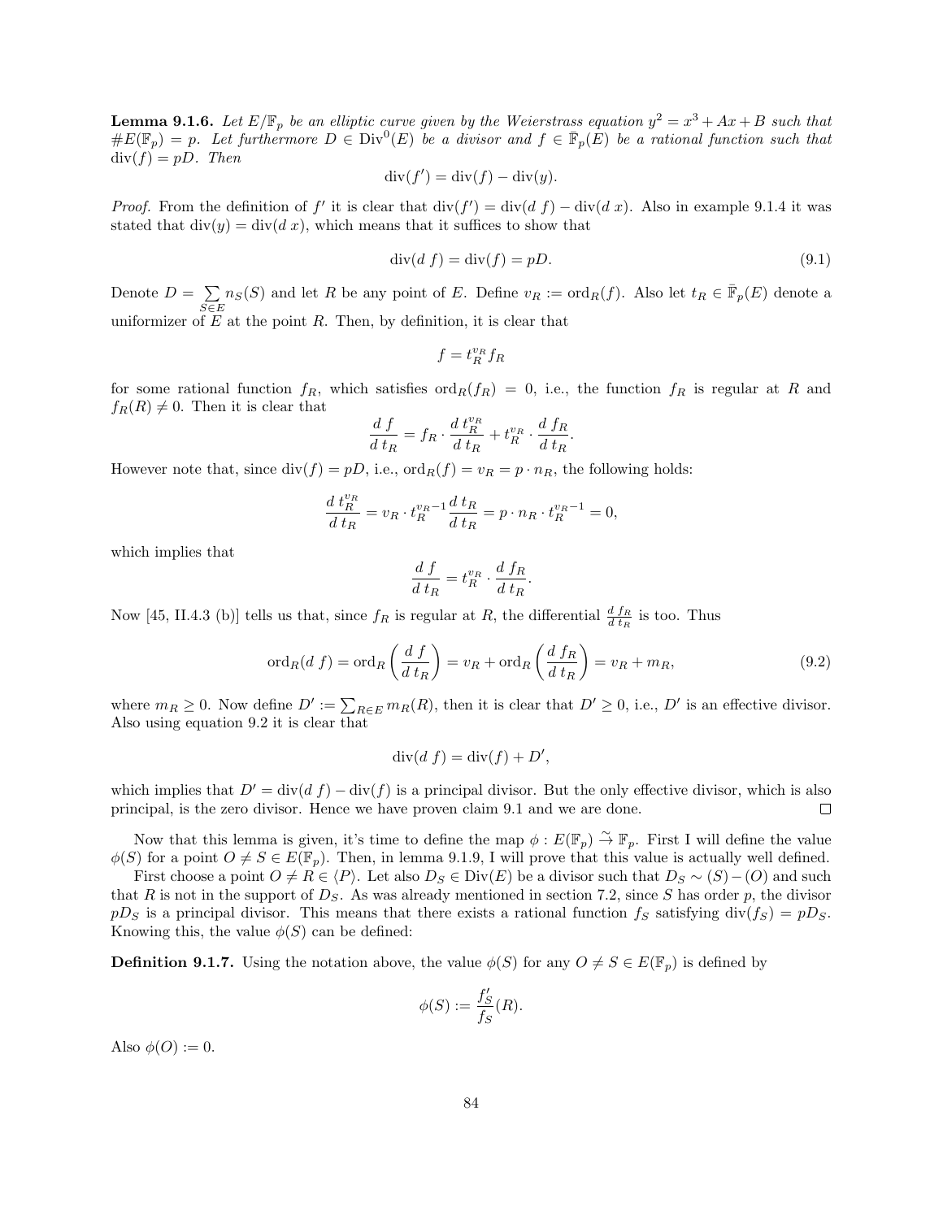**Lemma 9.1.6.** *Let $E/\mathbb{F}_p$ be an elliptic curve given by the Weierstrass equation $y^2 = x^3 + Ax + B$ such that $\#E(\mathbb{F}_p) = p$. Let furthermore $D \in \mathrm{Div}^0(E)$ be a divisor and $f \in \bar{\mathbb{F}}_p(E)$ be a rational function such that $\mathrm{div}(f) = pD$. Then*

$$\mathrm{div}(f') = \mathrm{div}(f) - \mathrm{div}(y).$$

*Proof.* From the definition of $f'$ it is clear that $\mathrm{div}(f') = \mathrm{div}(d\,f) - \mathrm{div}(d\,x)$. Also in example 9.1.4 it was stated that $\mathrm{div}(y) = \mathrm{div}(d\,x)$, which means that it suffices to show that

$$\mathrm{div}(d\,f) = \mathrm{div}(f) = pD. \tag{9.1}$$

Denote $D = \sum_{S \in E} n_S(S)$ and let $R$ be any point of $E$. Define $v_R := \mathrm{ord}_R(f)$. Also let $t_R \in \bar{\mathbb{F}}_p(E)$ denote a uniformizer of $E$ at the point $R$. Then, by definition, it is clear that

$$f = t_R^{v_R} f_R$$

for some rational function $f_R$, which satisfies $\mathrm{ord}_R(f_R) = 0$, i.e., the function $f_R$ is regular at $R$ and $f_R(R) \neq 0$. Then it is clear that

$$\frac{d\,f}{d\,t_R} = f_R \cdot \frac{d\,t_R^{v_R}}{d\,t_R} + t_R^{v_R} \cdot \frac{d\,f_R}{d\,t_R}.$$

However note that, since $\mathrm{div}(f) = pD$, i.e., $\mathrm{ord}_R(f) = v_R = p \cdot n_R$, the following holds:

$$\frac{d\,t_R^{v_R}}{d\,t_R} = v_R \cdot t_R^{v_R - 1} \frac{d\,t_R}{d\,t_R} = p \cdot n_R \cdot t_R^{v_R - 1} = 0,$$

which implies that

$$\frac{d\,f}{d\,t_R} = t_R^{v_R} \cdot \frac{d\,f_R}{d\,t_R}.$$

Now [45, II.4.3 (b)] tells us that, since $f_R$ is regular at $R$, the differential $\frac{d\,f_R}{d\,t_R}$ is too. Thus

$$\mathrm{ord}_R(d\,f) = \mathrm{ord}_R\left(\frac{d\,f}{d\,t_R}\right) = v_R + \mathrm{ord}_R\left(\frac{d\,f_R}{d\,t_R}\right) = v_R + m_R, \tag{9.2}$$

where $m_R \geq 0$. Now define $D' := \sum_{R \in E} m_R(R)$, then it is clear that $D' \geq 0$, i.e., $D'$ is an effective divisor. Also using equation 9.2 it is clear that

$$\mathrm{div}(d\,f) = \mathrm{div}(f) + D',$$

which implies that $D' = \mathrm{div}(d\,f) - \mathrm{div}(f)$ is a principal divisor. But the only effective divisor, which is also principal, is the zero divisor. Hence we have proven claim 9.1 and we are done. $\square$

Now that this lemma is given, it's time to define the map $\phi : E(\mathbb{F}_p) \xrightarrow{\sim} \mathbb{F}_p$. First I will define the value $\phi(S)$ for a point $O \neq S \in E(\mathbb{F}_p)$. Then, in lemma 9.1.9, I will prove that this value is actually well defined.

First choose a point $O \neq R \in \langle P \rangle$. Let also $D_S \in \mathrm{Div}(E)$ be a divisor such that $D_S \sim (S) - (O)$ and such that $R$ is not in the support of $D_S$. As was already mentioned in section 7.2, since $S$ has order $p$, the divisor $pD_S$ is a principal divisor. This means that there exists a rational function $f_S$ satisfying $\mathrm{div}(f_S) = pD_S$. Knowing this, the value $\phi(S)$ can be defined:

**Definition 9.1.7.** Using the notation above, the value $\phi(S)$ for any $O \neq S \in E(\mathbb{F}_p)$ is defined by

$$\phi(S) := \frac{f_S'}{f_S}(R).$$

Also $\phi(O) := 0$.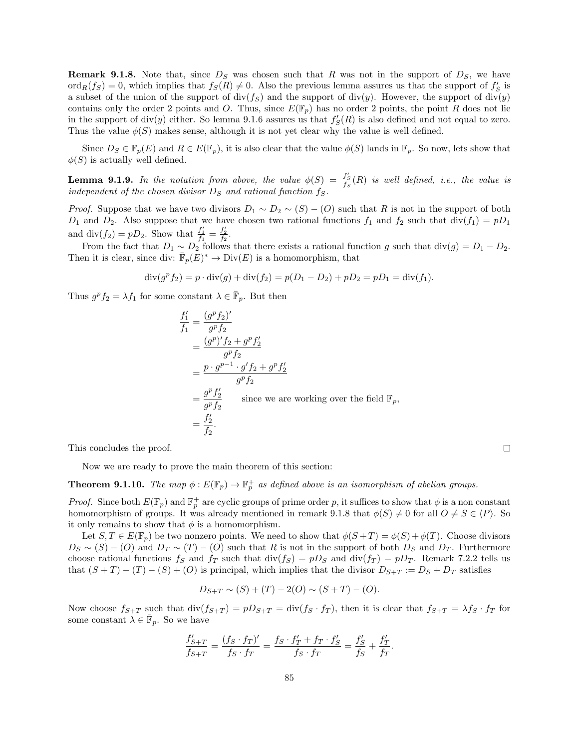**Remark 9.1.8.** Note that, since $D_S$ was chosen such that $R$ was not in the support of $D_S$, we have $\text{ord}_R(f_S) = 0$, which implies that $f_S(R) \neq 0$. Also the previous lemma assures us that the support of $f'_S$ is a subset of the union of the support of $\text{div}(f_S)$ and the support of $\text{div}(y)$. However, the support of $\text{div}(y)$ contains only the order 2 points and $O$. Thus, since $E(\mathbb{F}_p)$ has no order 2 points, the point $R$ does not lie in the support of $\text{div}(y)$ either. So lemma 9.1.6 assures us that $f'_S(R)$ is also defined and not equal to zero. Thus the value $\phi(S)$ makes sense, although it is not yet clear why the value is well defined.

Since $D_S \in \mathbb{F}_p(E)$ and $R \in E(\mathbb{F}_p)$, it is also clear that the value $\phi(S)$ lands in $\mathbb{F}_p$. So now, lets show that $\phi(S)$ is actually well defined.

**Lemma 9.1.9.** *In the notation from above, the value $\phi(S) = \frac{f'_S}{f_S}(R)$ is well defined, i.e., the value is independent of the chosen divisor $D_S$ and rational function $f_S$.*

*Proof.* Suppose that we have two divisors $D_1 \sim D_2 \sim (S) - (O)$ such that $R$ is not in the support of both $D_1$ and $D_2$. Also suppose that we have chosen two rational functions $f_1$ and $f_2$ such that $\text{div}(f_1) = pD_1$ and $\text{div}(f_2) = pD_2$. Show that $\frac{f'_1}{f_1} = \frac{f'_2}{f_2}$.

From the fact that $D_1 \sim D_2$ follows that there exists a rational function $g$ such that $\text{div}(g) = D_1 - D_2$. Then it is clear, since div: $\bar{\mathbb{F}}_p(E)^* \to \text{Div}(E)$ is a homomorphism, that

$$\text{div}(g^p f_2) = p \cdot \text{div}(g) + \text{div}(f_2) = p(D_1 - D_2) + pD_2 = pD_1 = \text{div}(f_1).$$

Thus $g^p f_2 = \lambda f_1$ for some constant $\lambda \in \bar{\mathbb{F}}_p$. But then

$$\begin{aligned}
\frac{f'_1}{f_1} &= \frac{(g^p f_2)'}{g^p f_2} \\
&= \frac{(g^p)' f_2 + g^p f'_2}{g^p f_2} \\
&= \frac{p \cdot g^{p-1} \cdot g' f_2 + g^p f'_2}{g^p f_2} \\
&= \frac{g^p f'_2}{g^p f_2} \qquad \text{since we are working over the field } \mathbb{F}_p, \\
&= \frac{f'_2}{f_2}.
\end{aligned}$$

This concludes the proof. $\square$

Now we are ready to prove the main theorem of this section:

**Theorem 9.1.10.** *The map $\phi : E(\mathbb{F}_p) \to \mathbb{F}_p^+$ as defined above is an isomorphism of abelian groups.*

*Proof.* Since both $E(\mathbb{F}_p)$ and $\mathbb{F}_p^+$ are cyclic groups of prime order $p$, it suffices to show that $\phi$ is a non constant homomorphism of groups. It was already mentioned in remark 9.1.8 that $\phi(S) \neq 0$ for all $O \neq S \in \langle P \rangle$. So it only remains to show that $\phi$ is a homomorphism.

Let $S, T \in E(\mathbb{F}_p)$ be two nonzero points. We need to show that $\phi(S+T) = \phi(S) + \phi(T)$. Choose divisors $D_S \sim (S) - (O)$ and $D_T \sim (T) - (O)$ such that $R$ is not in the support of both $D_S$ and $D_T$. Furthermore choose rational functions $f_S$ and $f_T$ such that $\text{div}(f_S) = pD_S$ and $\text{div}(f_T) = pD_T$. Remark 7.2.2 tells us that $(S+T) - (T) - (S) + (O)$ is principal, which implies that the divisor $D_{S+T} := D_S + D_T$ satisfies

$$D_{S+T} \sim (S) + (T) - 2(O) \sim (S+T) - (O).$$

Now choose $f_{S+T}$ such that $\text{div}(f_{S+T}) = pD_{S+T} = \text{div}(f_S \cdot f_T)$, then it is clear that $f_{S+T} = \lambda f_S \cdot f_T$ for some constant $\lambda \in \bar{\mathbb{F}}_p$. So we have

$$\frac{f'_{S+T}}{f_{S+T}} = \frac{(f_S \cdot f_T)'}{f_S \cdot f_T} = \frac{f_S \cdot f'_T + f_T \cdot f'_S}{f_S \cdot f_T} = \frac{f'_S}{f_S} + \frac{f'_T}{f_T}.$$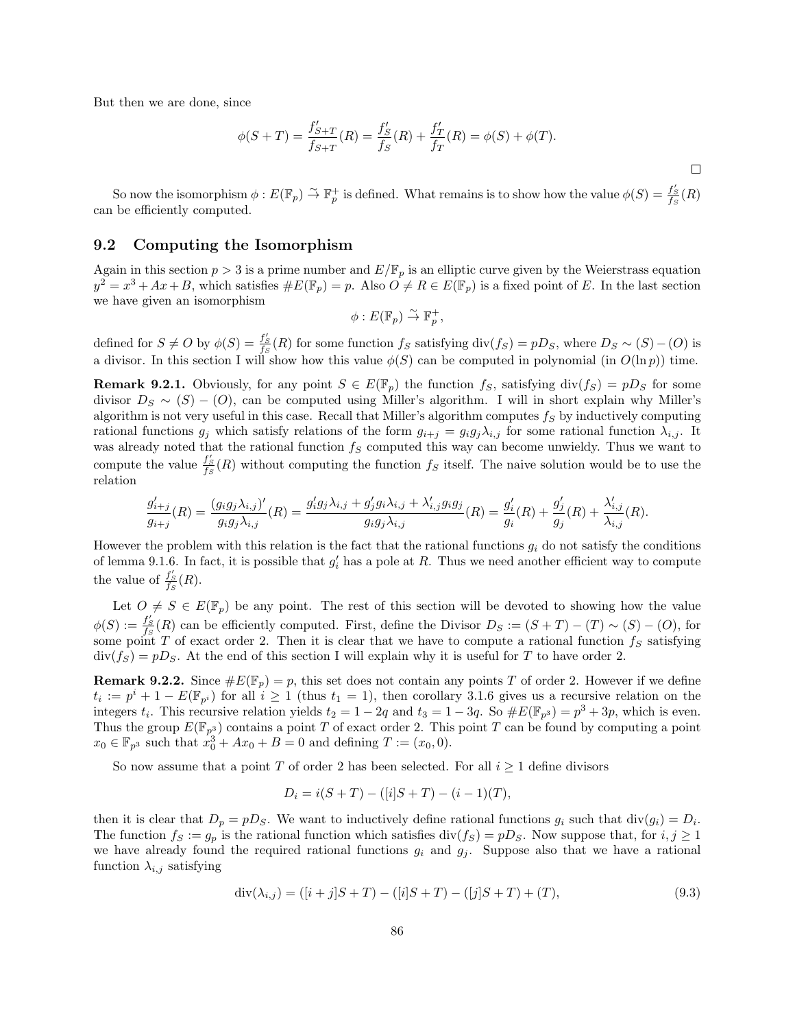But then we are done, since

$$\phi(S+T) = \frac{f'_{S+T}}{f_{S+T}}(R) = \frac{f'_S}{f_S}(R) + \frac{f'_T}{f_T}(R) = \phi(S) + \phi(T).$$

□

So now the isomorphism $\phi : E(\mathbb{F}_p) \xrightarrow{\sim} \mathbb{F}_p^+$ is defined. What remains is to show how the value $\phi(S) = \frac{f'_S}{f_S}(R)$ can be efficiently computed.

## 9.2 Computing the Isomorphism

Again in this section $p > 3$ is a prime number and $E/\mathbb{F}_p$ is an elliptic curve given by the Weierstrass equation $y^2 = x^3 + Ax + B$, which satisfies $\#E(\mathbb{F}_p) = p$. Also $O \neq R \in E(\mathbb{F}_p)$ is a fixed point of $E$. In the last section we have given an isomorphism

$$\phi : E(\mathbb{F}_p) \xrightarrow{\sim} \mathbb{F}_p^+,$$

defined for $S \neq O$ by $\phi(S) = \frac{f'_S}{f_S}(R)$ for some function $f_S$ satisfying $\mathrm{div}(f_S) = pD_S$, where $D_S \sim (S) - (O)$ is a divisor. In this section I will show how this value $\phi(S)$ can be computed in polynomial (in $O(\ln p)$) time.

**Remark 9.2.1.** Obviously, for any point $S \in E(\mathbb{F}_p)$ the function $f_S$, satisfying $\mathrm{div}(f_S) = pD_S$ for some divisor $D_S \sim (S) - (O)$, can be computed using Miller's algorithm. I will in short explain why Miller's algorithm is not very useful in this case. Recall that Miller's algorithm computes $f_S$ by inductively computing rational functions $g_j$ which satisfy relations of the form $g_{i+j} = g_i g_j \lambda_{i,j}$ for some rational function $\lambda_{i,j}$. It was already noted that the rational function $f_S$ computed this way can become unwieldy. Thus we want to compute the value $\frac{f'_S}{f_S}(R)$ without computing the function $f_S$ itself. The naive solution would be to use the relation

$$\frac{g'_{i+j}}{g_{i+j}}(R) = \frac{(g_i g_j \lambda_{i,j})'}{g_i g_j \lambda_{i,j}}(R) = \frac{g'_i g_j \lambda_{i,j} + g'_j g_i \lambda_{i,j} + \lambda'_{i,j} g_i g_j}{g_i g_j \lambda_{i,j}}(R) = \frac{g'_i}{g_i}(R) + \frac{g'_j}{g_j}(R) + \frac{\lambda'_{i,j}}{\lambda_{i,j}}(R).$$

However the problem with this relation is the fact that the rational functions $g_i$ do not satisfy the conditions of lemma 9.1.6. In fact, it is possible that $g'_i$ has a pole at $R$. Thus we need another efficient way to compute the value of $\frac{f'_S}{f_S}(R)$.

Let $O \neq S \in E(\mathbb{F}_p)$ be any point. The rest of this section will be devoted to showing how the value $\phi(S) := \frac{f'_S}{f_S}(R)$ can be efficiently computed. First, define the Divisor $D_S := (S+T) - (T) \sim (S) - (O)$, for some point $T$ of exact order 2. Then it is clear that we have to compute a rational function $f_S$ satisfying $\mathrm{div}(f_S) = pD_S$. At the end of this section I will explain why it is useful for $T$ to have order 2.

**Remark 9.2.2.** Since $\#E(\mathbb{F}_p) = p$, this set does not contain any points $T$ of order 2. However if we define $t_i := p^i + 1 - E(\mathbb{F}_{p^i})$ for all $i \geq 1$ (thus $t_1 = 1$), then corollary 3.1.6 gives us a recursive relation on the integers $t_i$. This recursive relation yields $t_2 = 1 - 2q$ and $t_3 = 1 - 3q$. So $\#E(\mathbb{F}_{p^3}) = p^3 + 3p$, which is even. Thus the group $E(\mathbb{F}_{p^3})$ contains a point $T$ of exact order 2. This point $T$ can be found by computing a point $x_0 \in \mathbb{F}_{p^3}$ such that $x_0^3 + Ax_0 + B = 0$ and defining $T := (x_0, 0)$.

So now assume that a point $T$ of order 2 has been selected. For all $i \geq 1$ define divisors

$$D_i = i(S+T) - ([i]S+T) - (i-1)(T),$$

then it is clear that $D_p = pD_S$. We want to inductively define rational functions $g_i$ such that $\mathrm{div}(g_i) = D_i$. The function $f_S := g_p$ is the rational function which satisfies $\mathrm{div}(f_S) = pD_S$. Now suppose that, for $i, j \geq 1$ we have already found the required rational functions $g_i$ and $g_j$. Suppose also that we have a rational function $\lambda_{i,j}$ satisfying

$$\mathrm{div}(\lambda_{i,j}) = ([i+j]S+T) - ([i]S+T) - ([j]S+T) + (T), \tag{9.3}$$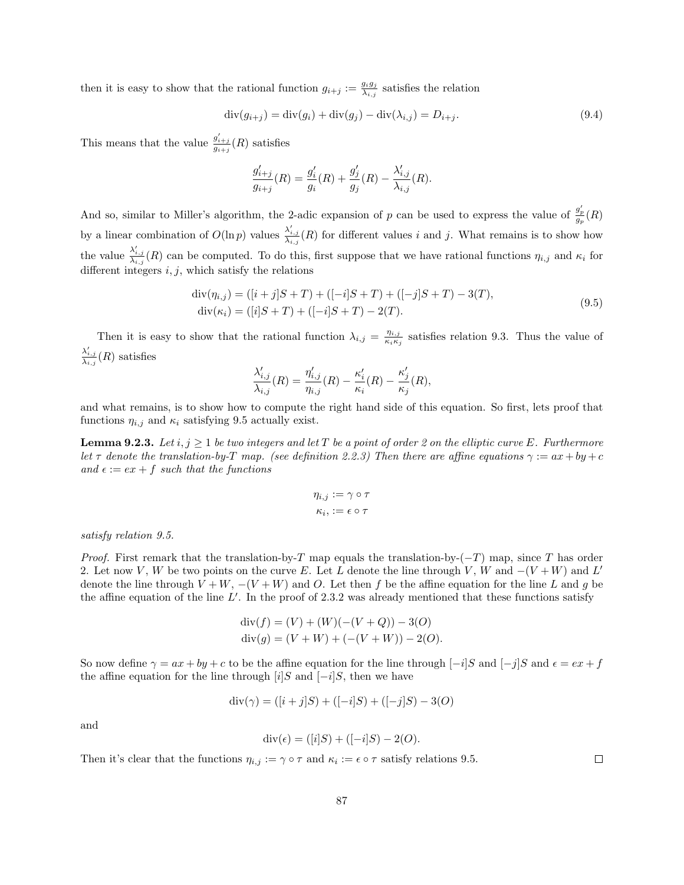then it is easy to show that the rational function $g_{i+j} := \frac{g_i g_j}{\lambda_{i,j}}$ satisfies the relation

$$\operatorname{div}(g_{i+j}) = \operatorname{div}(g_i) + \operatorname{div}(g_j) - \operatorname{div}(\lambda_{i,j}) = D_{i+j}. \tag{9.4}$$

This means that the value $\frac{g'_{i+j}}{g_{i+j}}(R)$ satisfies

$$\frac{g'_{i+j}}{g_{i+j}}(R) = \frac{g'_i}{g_i}(R) + \frac{g'_j}{g_j}(R) - \frac{\lambda'_{i,j}}{\lambda_{i,j}}(R).$$

And so, similar to Miller's algorithm, the 2-adic expansion of $p$ can be used to express the value of $\frac{g'_p}{g_p}(R)$ by a linear combination of $O(\ln p)$ values $\frac{\lambda'_{i,j}}{\lambda_{i,j}}(R)$ for different values $i$ and $j$. What remains is to show how the value $\frac{\lambda'_{i,j}}{\lambda_{i,j}}(R)$ can be computed. To do this, first suppose that we have rational functions $\eta_{i,j}$ and $\kappa_i$ for different integers $i, j$, which satisfy the relations

$$\begin{aligned} \operatorname{div}(\eta_{i,j}) &= ([i+j]S + T) + ([-i]S + T) + ([-j]S + T) - 3(T), \\ \operatorname{div}(\kappa_i) &= ([i]S + T) + ([-i]S + T) - 2(T). \end{aligned} \tag{9.5}$$

Then it is easy to show that the rational function $\lambda_{i,j} = \frac{\eta_{i,j}}{\kappa_i \kappa_j}$ satisfies relation 9.3. Thus the value of $\frac{\lambda'_{i,j}}{\lambda_{i,j}}(R)$ satisfies

$$\frac{\lambda'_{i,j}}{\lambda_{i,j}}(R) = \frac{\eta'_{i,j}}{\eta_{i,j}}(R) - \frac{\kappa'_i}{\kappa_i}(R) - \frac{\kappa'_j}{\kappa_j}(R),$$

and what remains, is to show how to compute the right hand side of this equation. So first, lets proof that functions $\eta_{i,j}$ and $\kappa_i$ satisfying 9.5 actually exist.

**Lemma 9.2.3.** *Let $i, j \geq 1$ be two integers and let $T$ be a point of order 2 on the elliptic curve $E$. Furthermore let $\tau$ denote the translation-by-$T$ map. (see definition 2.2.3) Then there are affine equations $\gamma := ax + by + c$ and $\epsilon := ex + f$ such that the functions*

$$\eta_{i,j} := \gamma \circ \tau$$
$$\kappa_i, := \epsilon \circ \tau$$

*satisfy relation 9.5.*

*Proof.* First remark that the translation-by-$T$ map equals the translation-by-$(-T)$ map, since $T$ has order 2. Let now $V$, $W$ be two points on the curve $E$. Let $L$ denote the line through $V$, $W$ and $-(V + W)$ and $L'$ denote the line through $V + W$, $-(V + W)$ and $O$. Let then $f$ be the affine equation for the line $L$ and $g$ be the affine equation of the line $L'$. In the proof of 2.3.2 was already mentioned that these functions satisfy

$$\operatorname{div}(f) = (V) + (W)(-(V + Q)) - 3(O)$$
$$\operatorname{div}(g) = (V + W) + (-(V + W)) - 2(O).$$

So now define $\gamma = ax + by + c$ to be the affine equation for the line through $[-i]S$ and $[-j]S$ and $\epsilon = ex + f$ the affine equation for the line through $[i]S$ and $[-i]S$, then we have

$$\operatorname{div}(\gamma) = ([i + j]S) + ([-i]S) + ([-j]S) - 3(O)$$

and

$$\operatorname{div}(\epsilon) = ([i]S) + ([-i]S) - 2(O).$$

Then it's clear that the functions $\eta_{i,j} := \gamma \circ \tau$ and $\kappa_i := \epsilon \circ \tau$ satisfy relations 9.5. $\square$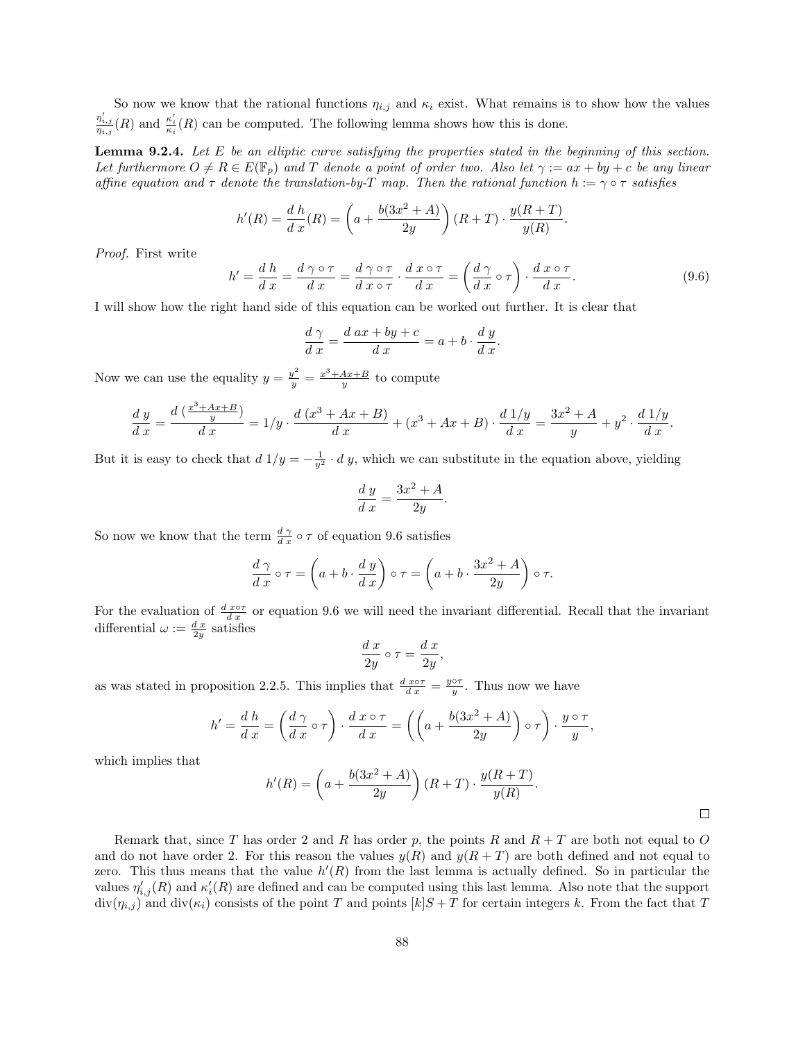So now we know that the rational functions $\eta_{i,j}$ and $\kappa_i$ exist. What remains is to show how the values $\frac{\eta'_{i,j}}{\eta_{i,j}}(R)$ and $\frac{\kappa'_i}{\kappa_i}(R)$ can be computed. The following lemma shows how this is done.

**Lemma 9.2.4.** *Let $E$ be an elliptic curve satisfying the properties stated in the beginning of this section. Let furthermore $O \neq R \in E(\mathbb{F}_p)$ and $T$ denote a point of order two. Also let $\gamma := ax + by + c$ be any linear affine equation and $\tau$ denote the translation-by-$T$ map. Then the rational function $h := \gamma \circ \tau$ satisfies*

$$h'(R) = \frac{d\,h}{d\,x}(R) = \left(a + \frac{b(3x^2 + A)}{2y}\right)(R + T) \cdot \frac{y(R+T)}{y(R)}.$$

*Proof.* First write

$$h' = \frac{d\,h}{d\,x} = \frac{d\,\gamma \circ \tau}{d\,x} = \frac{d\,\gamma \circ \tau}{d\,x \circ \tau} \cdot \frac{d\,x \circ \tau}{d\,x} = \left(\frac{d\,\gamma}{d\,x} \circ \tau\right) \cdot \frac{d\,x \circ \tau}{d\,x}. \tag{9.6}$$

I will show how the right hand side of this equation can be worked out further. It is clear that

$$\frac{d\,\gamma}{d\,x} = \frac{d\,ax + by + c}{d\,x} = a + b \cdot \frac{d\,y}{d\,x}.$$

Now we can use the equality $y = \frac{y^2}{y} = \frac{x^3 + Ax + B}{y}$ to compute

$$\frac{d\,y}{d\,x} = \frac{d\,(\frac{x^3+Ax+B}{y})}{d\,x} = 1/y \cdot \frac{d\,(x^3 + Ax + B)}{d\,x} + (x^3 + Ax + B) \cdot \frac{d\,1/y}{d\,x} = \frac{3x^2 + A}{y} + y^2 \cdot \frac{d\,1/y}{d\,x}.$$

But it is easy to check that $d\,1/y = -\frac{1}{y^2} \cdot d\,y$, which we can substitute in the equation above, yielding

$$\frac{d\,y}{d\,x} = \frac{3x^2 + A}{2y}.$$

So now we know that the term $\frac{d\,\gamma}{d\,x} \circ \tau$ of equation 9.6 satisfies

$$\frac{d\,\gamma}{d\,x} \circ \tau = \left(a + b \cdot \frac{d\,y}{d\,x}\right) \circ \tau = \left(a + b \cdot \frac{3x^2 + A}{2y}\right) \circ \tau.$$

For the evaluation of $\frac{d\,x \circ \tau}{d\,x}$ or equation 9.6 we will need the invariant differential. Recall that the invariant differential $\omega := \frac{d\,x}{2y}$ satisfies

$$\frac{d\,x}{2y} \circ \tau = \frac{d\,x}{2y},$$

as was stated in proposition 2.2.5. This implies that $\frac{d\,x \circ \tau}{d\,x} = \frac{y \circ \tau}{y}$. Thus now we have

$$h' = \frac{d\,h}{d\,x} = \left(\frac{d\,\gamma}{d\,x} \circ \tau\right) \cdot \frac{d\,x \circ \tau}{d\,x} = \left(\left(a + \frac{b(3x^2 + A)}{2y}\right) \circ \tau\right) \cdot \frac{y \circ \tau}{y},$$

which implies that

$$h'(R) = \left(a + \frac{b(3x^2 + A)}{2y}\right)(R + T) \cdot \frac{y(R+T)}{y(R)}.$$

$\square$

Remark that, since $T$ has order 2 and $R$ has order $p$, the points $R$ and $R + T$ are both not equal to $O$ and do not have order 2. For this reason the values $y(R)$ and $y(R + T)$ are both defined and not equal to zero. This thus means that the value $h'(R)$ from the last lemma is actually defined. So in particular the values $\eta'_{i,j}(R)$ and $\kappa'_i(R)$ are defined and can be computed using this last lemma. Also note that the support $\operatorname{div}(\eta_{i,j})$ and $\operatorname{div}(\kappa_i)$ consists of the point $T$ and points $[k]S + T$ for certain integers $k$. From the fact that $T$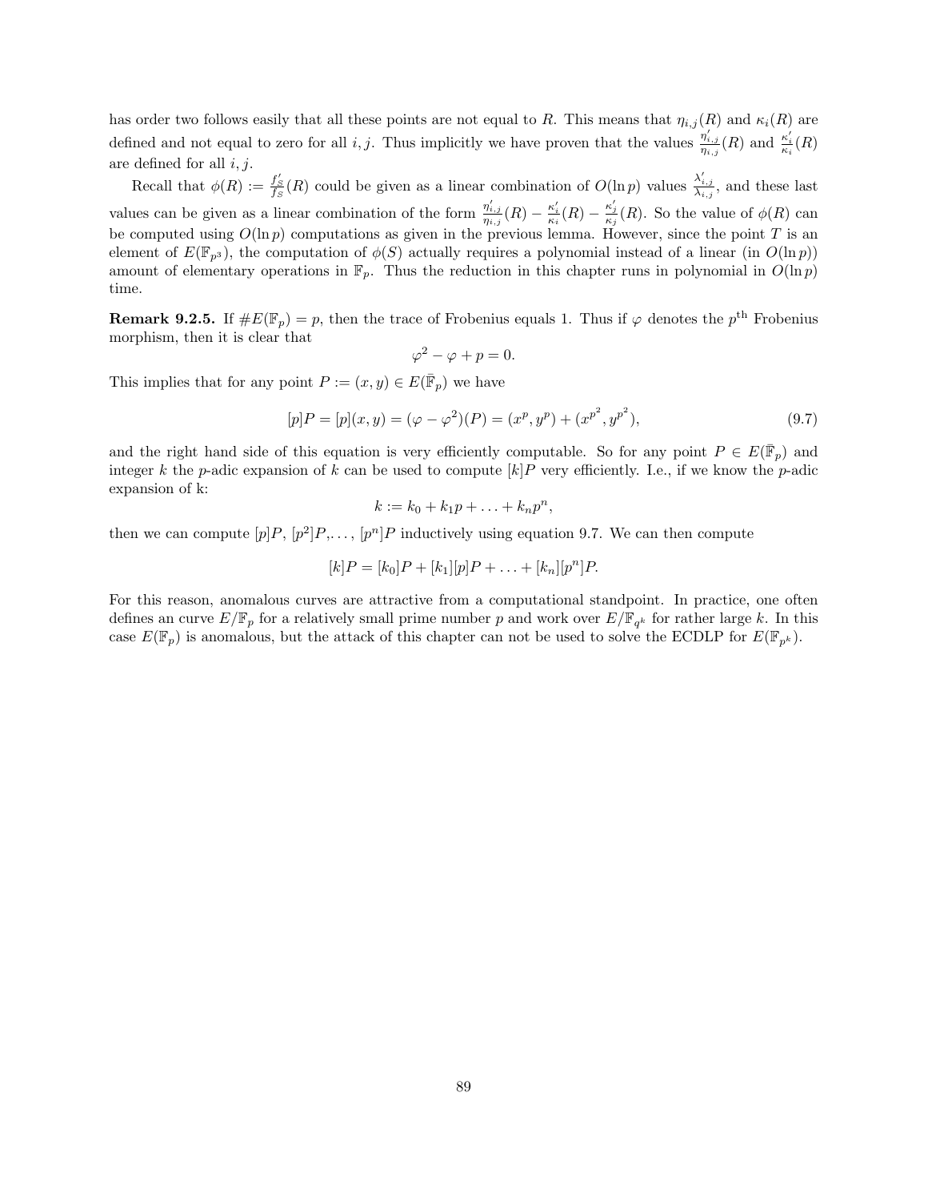has order two follows easily that all these points are not equal to $R$. This means that $\eta_{i,j}(R)$ and $\kappa_i(R)$ are defined and not equal to zero for all $i, j$. Thus implicitly we have proven that the values $\frac{\eta'_{i,j}}{\eta_{i,j}}(R)$ and $\frac{\kappa'_i}{\kappa_i}(R)$ are defined for all $i, j$.

Recall that $\phi(R) := \frac{f'_S}{f_S}(R)$ could be given as a linear combination of $O(\ln p)$ values $\frac{\lambda'_{i,j}}{\lambda_{i,j}}$, and these last values can be given as a linear combination of the form $\frac{\eta'_{i,j}}{\eta_{i,j}}(R) - \frac{\kappa'_i}{\kappa_i}(R) - \frac{\kappa'_j}{\kappa_j}(R)$. So the value of $\phi(R)$ can be computed using $O(\ln p)$ computations as given in the previous lemma. However, since the point $T$ is an element of $E(\mathbb{F}_{p^3})$, the computation of $\phi(S)$ actually requires a polynomial instead of a linear (in $O(\ln p)$) amount of elementary operations in $\mathbb{F}_p$. Thus the reduction in this chapter runs in polynomial in $O(\ln p)$ time.

**Remark 9.2.5.** If $\#E(\mathbb{F}_p) = p$, then the trace of Frobenius equals 1. Thus if $\varphi$ denotes the $p^{\text{th}}$ Frobenius morphism, then it is clear that

$$\varphi^2 - \varphi + p = 0.$$

This implies that for any point $P := (x, y) \in E(\bar{\mathbb{F}}_p)$ we have

$$[p]P = [p](x, y) = (\varphi - \varphi^2)(P) = (x^p, y^p) + (x^{p^2}, y^{p^2}), \tag{9.7}$$

and the right hand side of this equation is very efficiently computable. So for any point $P \in E(\bar{\mathbb{F}}_p)$ and integer $k$ the $p$-adic expansion of $k$ can be used to compute $[k]P$ very efficiently. I.e., if we know the $p$-adic expansion of k:

$$k := k_0 + k_1 p + \ldots + k_n p^n,$$

then we can compute $[p]P$, $[p^2]P$,$\ldots$, $[p^n]P$ inductively using equation 9.7. We can then compute

$$[k]P = [k_0]P + [k_1][p]P + \ldots + [k_n][p^n]P.$$

For this reason, anomalous curves are attractive from a computational standpoint. In practice, one often defines an curve $E/\mathbb{F}_p$ for a relatively small prime number $p$ and work over $E/\mathbb{F}_{q^k}$ for rather large $k$. In this case $E(\mathbb{F}_p)$ is anomalous, but the attack of this chapter can not be used to solve the ECDLP for $E(\mathbb{F}_{p^k})$.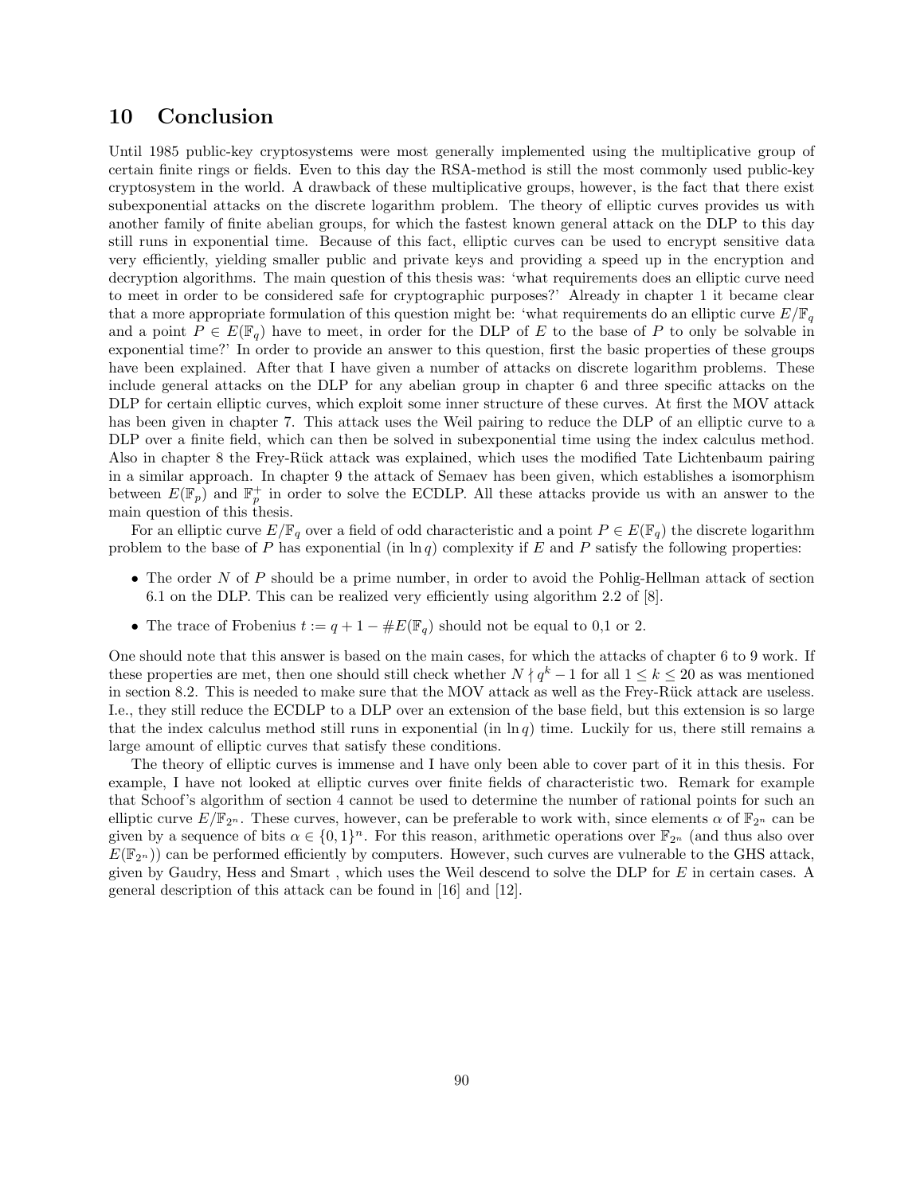# 10 Conclusion

Until 1985 public-key cryptosystems were most generally implemented using the multiplicative group of certain finite rings or fields. Even to this day the RSA-method is still the most commonly used public-key cryptosystem in the world. A drawback of these multiplicative groups, however, is the fact that there exist subexponential attacks on the discrete logarithm problem. The theory of elliptic curves provides us with another family of finite abelian groups, for which the fastest known general attack on the DLP to this day still runs in exponential time. Because of this fact, elliptic curves can be used to encrypt sensitive data very efficiently, yielding smaller public and private keys and providing a speed up in the encryption and decryption algorithms. The main question of this thesis was: 'what requirements does an elliptic curve need to meet in order to be considered safe for cryptographic purposes?' Already in chapter 1 it became clear that a more appropriate formulation of this question might be: 'what requirements do an elliptic curve $E/\mathbb{F}_q$ and a point $P \in E(\mathbb{F}_q)$ have to meet, in order for the DLP of $E$ to the base of $P$ to only be solvable in exponential time?' In order to provide an answer to this question, first the basic properties of these groups have been explained. After that I have given a number of attacks on discrete logarithm problems. These include general attacks on the DLP for any abelian group in chapter 6 and three specific attacks on the DLP for certain elliptic curves, which exploit some inner structure of these curves. At first the MOV attack has been given in chapter 7. This attack uses the Weil pairing to reduce the DLP of an elliptic curve to a DLP over a finite field, which can then be solved in subexponential time using the index calculus method. Also in chapter 8 the Frey-Rück attack was explained, which uses the modified Tate Lichtenbaum pairing in a similar approach. In chapter 9 the attack of Semaev has been given, which establishes a isomorphism between $E(\mathbb{F}_p)$ and $\mathbb{F}_p^+$ in order to solve the ECDLP. All these attacks provide us with an answer to the main question of this thesis.

For an elliptic curve $E/\mathbb{F}_q$ over a field of odd characteristic and a point $P \in E(\mathbb{F}_q)$ the discrete logarithm problem to the base of $P$ has exponential (in $\ln q$) complexity if $E$ and $P$ satisfy the following properties:

- The order $N$ of $P$ should be a prime number, in order to avoid the Pohlig-Hellman attack of section 6.1 on the DLP. This can be realized very efficiently using algorithm 2.2 of [8].
- The trace of Frobenius $t := q + 1 - \#E(\mathbb{F}_q)$ should not be equal to 0,1 or 2.

One should note that this answer is based on the main cases, for which the attacks of chapter 6 to 9 work. If these properties are met, then one should still check whether $N \nmid q^k - 1$ for all $1 \leq k \leq 20$ as was mentioned in section 8.2. This is needed to make sure that the MOV attack as well as the Frey-Rück attack are useless. I.e., they still reduce the ECDLP to a DLP over an extension of the base field, but this extension is so large that the index calculus method still runs in exponential (in $\ln q$) time. Luckily for us, there still remains a large amount of elliptic curves that satisfy these conditions.

The theory of elliptic curves is immense and I have only been able to cover part of it in this thesis. For example, I have not looked at elliptic curves over finite fields of characteristic two. Remark for example that Schoof's algorithm of section 4 cannot be used to determine the number of rational points for such an elliptic curve $E/\mathbb{F}_{2^n}$. These curves, however, can be preferable to work with, since elements $\alpha$ of $\mathbb{F}_{2^n}$ can be given by a sequence of bits $\alpha \in \{0,1\}^n$. For this reason, arithmetic operations over $\mathbb{F}_{2^n}$ (and thus also over $E(\mathbb{F}_{2^n})$) can be performed efficiently by computers. However, such curves are vulnerable to the GHS attack, given by Gaudry, Hess and Smart , which uses the Weil descend to solve the DLP for $E$ in certain cases. A general description of this attack can be found in [16] and [12].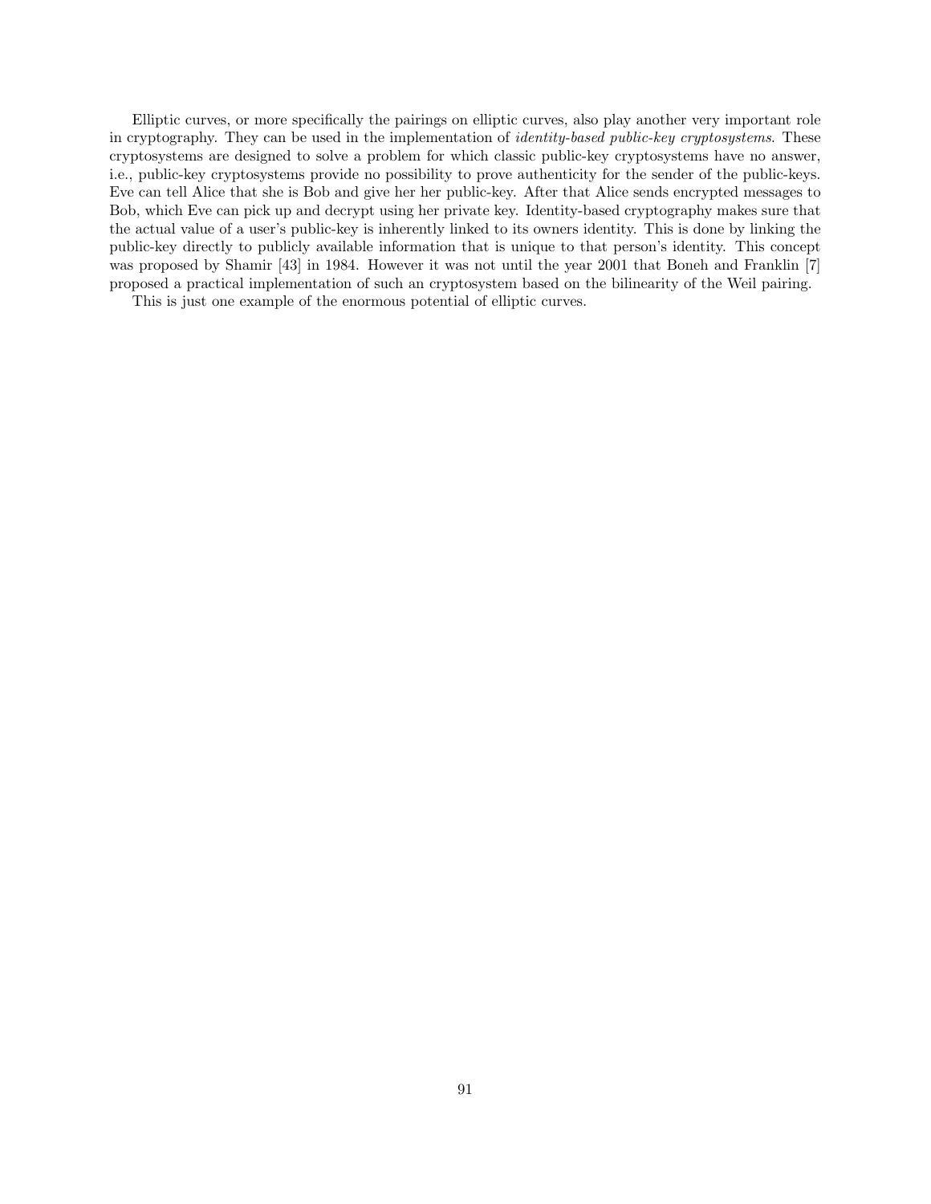Elliptic curves, or more specifically the pairings on elliptic curves, also play another very important role in cryptography. They can be used in the implementation of *identity-based public-key cryptosystems*. These cryptosystems are designed to solve a problem for which classic public-key cryptosystems have no answer, i.e., public-key cryptosystems provide no possibility to prove authenticity for the sender of the public-keys. Eve can tell Alice that she is Bob and give her her public-key. After that Alice sends encrypted messages to Bob, which Eve can pick up and decrypt using her private key. Identity-based cryptography makes sure that the actual value of a user's public-key is inherently linked to its owners identity. This is done by linking the public-key directly to publicly available information that is unique to that person's identity. This concept was proposed by Shamir [43] in 1984. However it was not until the year 2001 that Boneh and Franklin [7] proposed a practical implementation of such an cryptosystem based on the bilinearity of the Weil pairing.

This is just one example of the enormous potential of elliptic curves.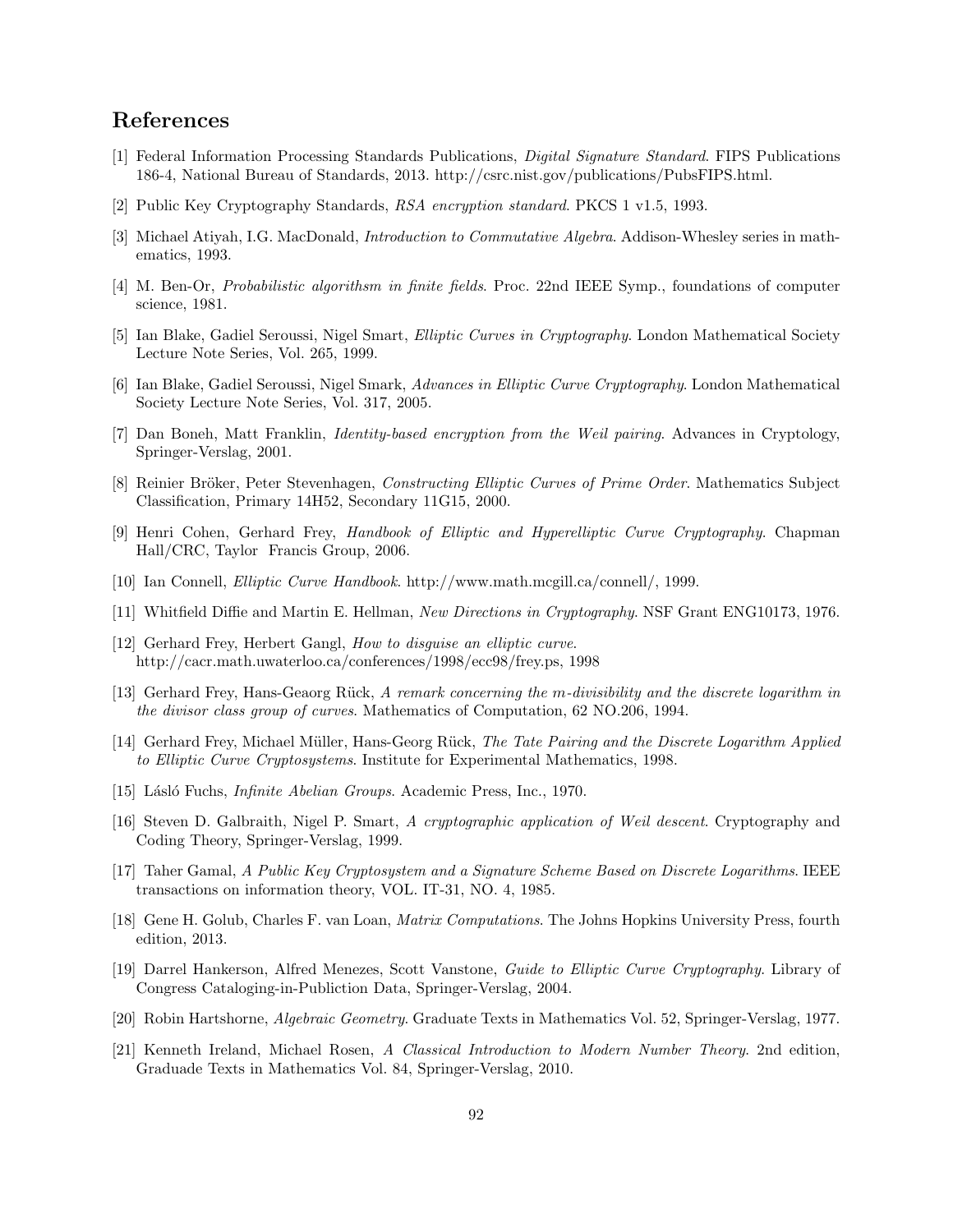# References

[1] Federal Information Processing Standards Publications, *Digital Signature Standard*. FIPS Publications 186-4, National Bureau of Standards, 2013. http://csrc.nist.gov/publications/PubsFIPS.html.

[2] Public Key Cryptography Standards, *RSA encryption standard*. PKCS 1 v1.5, 1993.

[3] Michael Atiyah, I.G. MacDonald, *Introduction to Commutative Algebra*. Addison-Whesley series in mathematics, 1993.

[4] M. Ben-Or, *Probabilistic algorithsm in finite fields*. Proc. 22nd IEEE Symp., foundations of computer science, 1981.

[5] Ian Blake, Gadiel Seroussi, Nigel Smart, *Elliptic Curves in Cryptography*. London Mathematical Society Lecture Note Series, Vol. 265, 1999.

[6] Ian Blake, Gadiel Seroussi, Nigel Smark, *Advances in Elliptic Curve Cryptography*. London Mathematical Society Lecture Note Series, Vol. 317, 2005.

[7] Dan Boneh, Matt Franklin, *Identity-based encryption from the Weil pairing*. Advances in Cryptology, Springer-Verslag, 2001.

[8] Reinier Bröker, Peter Stevenhagen, *Constructing Elliptic Curves of Prime Order*. Mathematics Subject Classification, Primary 14H52, Secondary 11G15, 2000.

[9] Henri Cohen, Gerhard Frey, *Handbook of Elliptic and Hyperelliptic Curve Cryptography*. Chapman Hall/CRC, Taylor Francis Group, 2006.

[10] Ian Connell, *Elliptic Curve Handbook*. http://www.math.mcgill.ca/connell/, 1999.

[11] Whitfield Diffie and Martin E. Hellman, *New Directions in Cryptography*. NSF Grant ENG10173, 1976.

[12] Gerhard Frey, Herbert Gangl, *How to disguise an elliptic curve*. http://cacr.math.uwaterloo.ca/conferences/1998/ecc98/frey.ps, 1998

[13] Gerhard Frey, Hans-Geaorg Rück, *A remark concerning the m-divisibility and the discrete logarithm in the divisor class group of curves*. Mathematics of Computation, 62 NO.206, 1994.

[14] Gerhard Frey, Michael Müller, Hans-Georg Rück, *The Tate Pairing and the Discrete Logarithm Applied to Elliptic Curve Cryptosystems*. Institute for Experimental Mathematics, 1998.

[15] Lásló Fuchs, *Infinite Abelian Groups*. Academic Press, Inc., 1970.

[16] Steven D. Galbraith, Nigel P. Smart, *A cryptographic application of Weil descent*. Cryptography and Coding Theory, Springer-Verslag, 1999.

[17] Taher Gamal, *A Public Key Cryptosystem and a Signature Scheme Based on Discrete Logarithms*. IEEE transactions on information theory, VOL. IT-31, NO. 4, 1985.

[18] Gene H. Golub, Charles F. van Loan, *Matrix Computations*. The Johns Hopkins University Press, fourth edition, 2013.

[19] Darrel Hankerson, Alfred Menezes, Scott Vanstone, *Guide to Elliptic Curve Cryptography*. Library of Congress Cataloging-in-Publiction Data, Springer-Verslag, 2004.

[20] Robin Hartshorne, *Algebraic Geometry*. Graduate Texts in Mathematics Vol. 52, Springer-Verslag, 1977.

[21] Kenneth Ireland, Michael Rosen, *A Classical Introduction to Modern Number Theory*. 2nd edition, Graduade Texts in Mathematics Vol. 84, Springer-Verslag, 2010.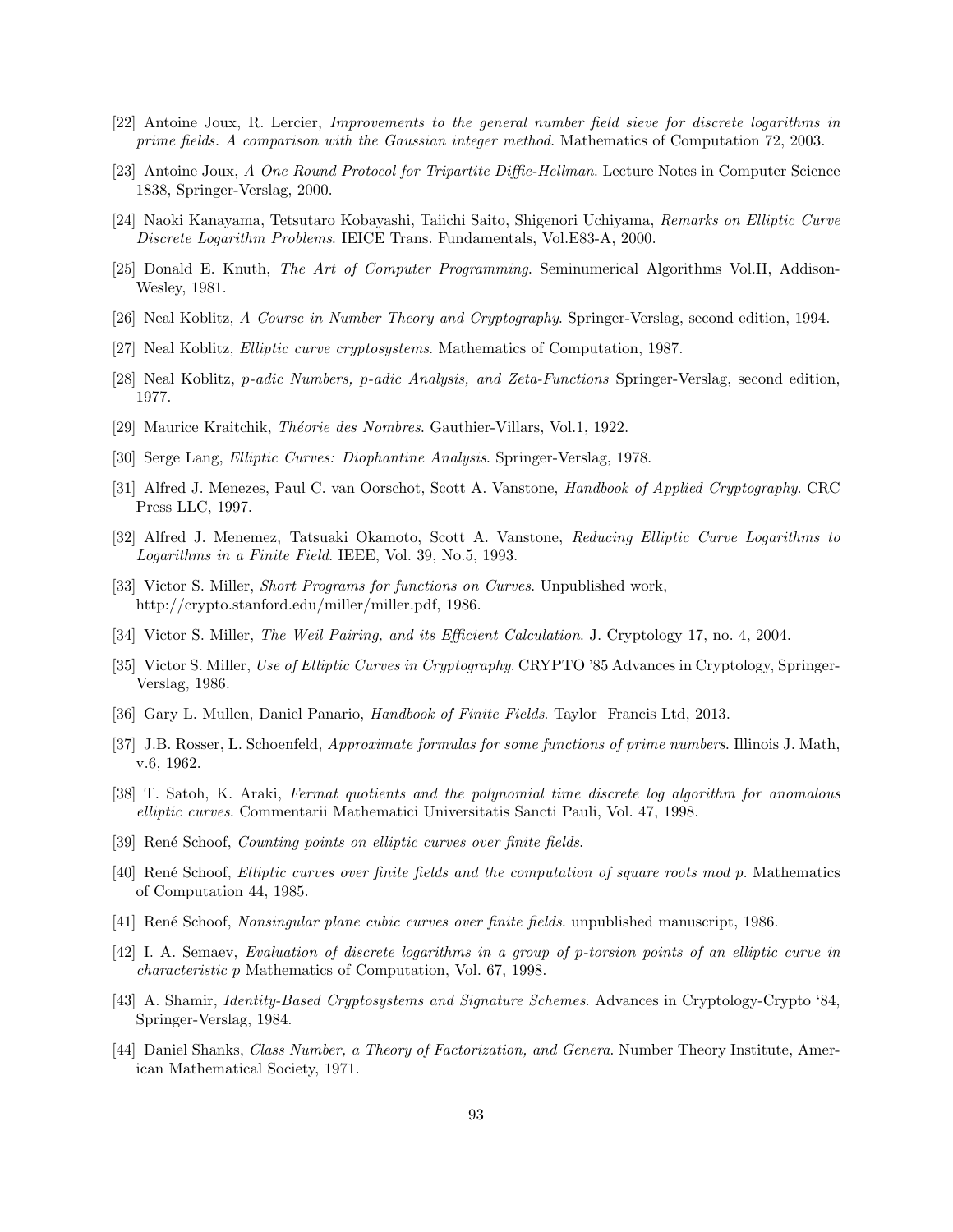[22] Antoine Joux, R. Lercier, *Improvements to the general number field sieve for discrete logarithms in prime fields. A comparison with the Gaussian integer method*. Mathematics of Computation 72, 2003.

[23] Antoine Joux, *A One Round Protocol for Tripartite Diffie-Hellman*. Lecture Notes in Computer Science 1838, Springer-Verslag, 2000.

[24] Naoki Kanayama, Tetsutaro Kobayashi, Taiichi Saito, Shigenori Uchiyama, *Remarks on Elliptic Curve Discrete Logarithm Problems*. IEICE Trans. Fundamentals, Vol.E83-A, 2000.

[25] Donald E. Knuth, *The Art of Computer Programming*. Seminumerical Algorithms Vol.II, Addison-Wesley, 1981.

[26] Neal Koblitz, *A Course in Number Theory and Cryptography*. Springer-Verslag, second edition, 1994.

[27] Neal Koblitz, *Elliptic curve cryptosystems*. Mathematics of Computation, 1987.

[28] Neal Koblitz, *p-adic Numbers, p-adic Analysis, and Zeta-Functions* Springer-Verslag, second edition, 1977.

[29] Maurice Kraitchik, *Théorie des Nombres.* Gauthier-Villars, Vol.1, 1922.

[30] Serge Lang, *Elliptic Curves: Diophantine Analysis*. Springer-Verslag, 1978.

[31] Alfred J. Menezes, Paul C. van Oorschot, Scott A. Vanstone, *Handbook of Applied Cryptography*. CRC Press LLC, 1997.

[32] Alfred J. Menemez, Tatsuaki Okamoto, Scott A. Vanstone, *Reducing Elliptic Curve Logarithms to Logarithms in a Finite Field*. IEEE, Vol. 39, No.5, 1993.

[33] Victor S. Miller, *Short Programs for functions on Curves*. Unpublished work, http://crypto.stanford.edu/miller/miller.pdf, 1986.

[34] Victor S. Miller, *The Weil Pairing, and its Efficient Calculation*. J. Cryptology 17, no. 4, 2004.

[35] Victor S. Miller, *Use of Elliptic Curves in Cryptography*. CRYPTO '85 Advances in Cryptology, Springer-Verslag, 1986.

[36] Gary L. Mullen, Daniel Panario, *Handbook of Finite Fields*. Taylor Francis Ltd, 2013.

[37] J.B. Rosser, L. Schoenfeld, *Approximate formulas for some functions of prime numbers*. Illinois J. Math, v.6, 1962.

[38] T. Satoh, K. Araki, *Fermat quotients and the polynomial time discrete log algorithm for anomalous elliptic curves*. Commentarii Mathematici Universitatis Sancti Pauli, Vol. 47, 1998.

[39] René Schoof, *Counting points on elliptic curves over finite fields.*

[40] René Schoof, *Elliptic curves over finite fields and the computation of square roots mod p*. Mathematics of Computation 44, 1985.

[41] René Schoof, *Nonsingular plane cubic curves over finite fields*. unpublished manuscript, 1986.

[42] I. A. Semaev, *Evaluation of discrete logarithms in a group of p-torsion points of an elliptic curve in characteristic p* Mathematics of Computation, Vol. 67, 1998.

[43] A. Shamir, *Identity-Based Cryptosystems and Signature Schemes*. Advances in Cryptology-Crypto '84, Springer-Verslag, 1984.

[44] Daniel Shanks, *Class Number, a Theory of Factorization, and Genera*. Number Theory Institute, American Mathematical Society, 1971.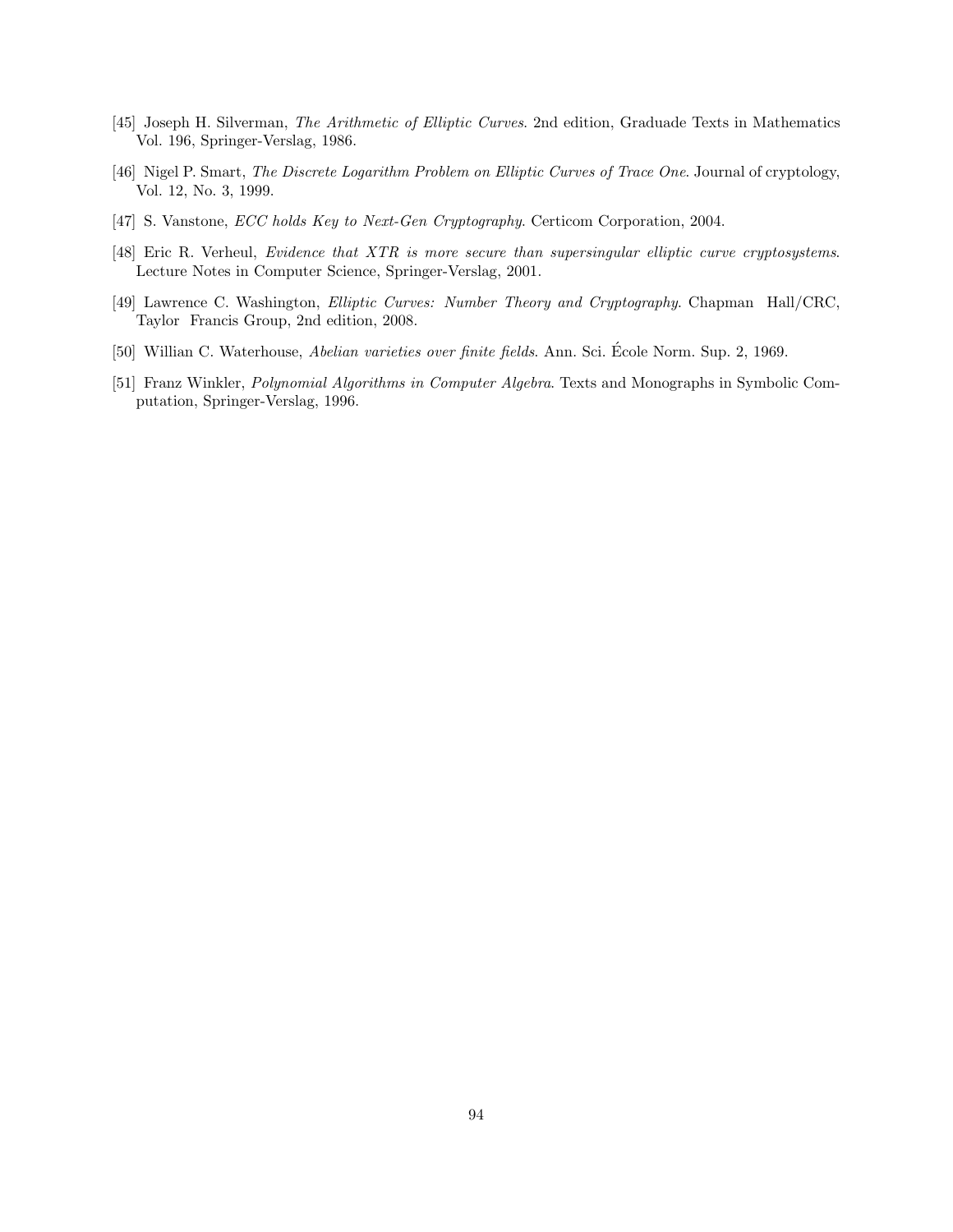[45] Joseph H. Silverman, *The Arithmetic of Elliptic Curves*. 2nd edition, Graduade Texts in Mathematics Vol. 196, Springer-Verslag, 1986.

[46] Nigel P. Smart, *The Discrete Logarithm Problem on Elliptic Curves of Trace One*. Journal of cryptology, Vol. 12, No. 3, 1999.

[47] S. Vanstone, *ECC holds Key to Next-Gen Cryptography*. Certicom Corporation, 2004.

[48] Eric R. Verheul, *Evidence that XTR is more secure than supersingular elliptic curve cryptosystems*. Lecture Notes in Computer Science, Springer-Verslag, 2001.

[49] Lawrence C. Washington, *Elliptic Curves: Number Theory and Cryptography*. Chapman Hall/CRC, Taylor Francis Group, 2nd edition, 2008.

[50] Willian C. Waterhouse, *Abelian varieties over finite fields*. Ann. Sci. École Norm. Sup. 2, 1969.

[51] Franz Winkler, *Polynomial Algorithms in Computer Algebra*. Texts and Monographs in Symbolic Computation, Springer-Verslag, 1996.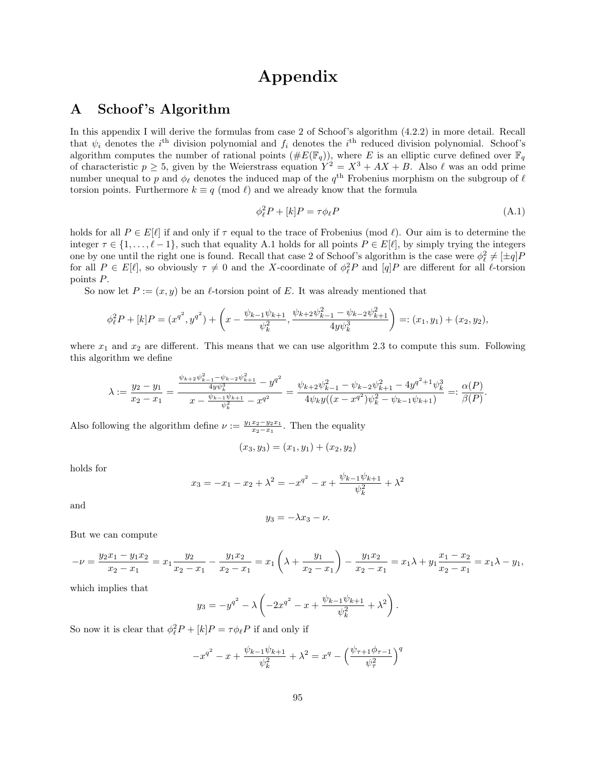# Appendix

## A Schoof's Algorithm

In this appendix I will derive the formulas from case 2 of Schoof's algorithm (4.2.2) in more detail. Recall that $\psi_i$ denotes the $i^{\text{th}}$ division polynomial and $f_i$ denotes the $i^{\text{th}}$ reduced division polynomial. Schoof's algorithm computes the number of rational points ($\#E(\mathbb{F}_q)$), where $E$ is an elliptic curve defined over $\mathbb{F}_q$ of characteristic $p \geq 5$, given by the Weierstrass equation $Y^2 = X^3 + AX + B$. Also $\ell$ was an odd prime number unequal to $p$ and $\phi_\ell$ denotes the induced map of the $q^{\text{th}}$ Frobenius morphism on the subgroup of $\ell$ torsion points. Furthermore $k \equiv q \pmod{\ell}$ and we already know that the formula

$$\phi_\ell^2 P + [k]P = \tau \phi_\ell P \tag{A.1}$$

holds for all $P \in E[\ell]$ if and only if $\tau$ equal to the trace of Frobenius (mod $\ell$). Our aim is to determine the integer $\tau \in \{1, \ldots, \ell - 1\}$, such that equality A.1 holds for all points $P \in E[\ell]$, by simply trying the integers one by one until the right one is found. Recall that case 2 of Schoof's algorithm is the case were $\phi_\ell^2 \neq [\pm q]P$ for all $P \in E[\ell]$, so obviously $\tau \neq 0$ and the $X$-coordinate of $\phi_\ell^2 P$ and $[q]P$ are different for all $\ell$-torsion points $P$.

So now let $P := (x, y)$ be an $\ell$-torsion point of $E$. It was already mentioned that

$$\phi_\ell^2 P + [k]P = (x^{q^2}, y^{q^2}) + \left( x - \frac{\psi_{k-1}\psi_{k+1}}{\psi_k^2}, \frac{\psi_{k+2}\psi_{k-1}^2 - \psi_{k-2}\psi_{k+1}^2}{4y\psi_k^3} \right) =: (x_1, y_1) + (x_2, y_2),$$

where $x_1$ and $x_2$ are different. This means that we can use algorithm 2.3 to compute this sum. Following this algorithm we define

$$\lambda := \frac{y_2 - y_1}{x_2 - x_1} = \frac{\frac{\psi_{k+2}\psi_{k-1}^2 - \psi_{k-2}\psi_{k+1}^2}{4y\psi_k^3} - y^{q^2}}{x - \frac{\psi_{k-1}\psi_{k+1}}{\psi_k^2} - x^{q^2}} = \frac{\psi_{k+2}\psi_{k-1}^2 - \psi_{k-2}\psi_{k+1}^2 - 4y^{q^2+1}\psi_k^3}{4\psi_k y((x - x^{q^2})\psi_k^2 - \psi_{k-1}\psi_{k+1})} =: \frac{\alpha(P)}{\beta(P)}.$$

Also following the algorithm define $\nu := \frac{y_1 x_2 - y_2 x_1}{x_2 - x_1}$. Then the equality

$$(x_3, y_3) = (x_1, y_1) + (x_2, y_2)$$

holds for

$$x_3 = -x_1 - x_2 + \lambda^2 = -x^{q^2} - x + \frac{\psi_{k-1}\psi_{k+1}}{\psi_k^2} + \lambda^2$$

and

$$y_3 = -\lambda x_3 - \nu.$$

But we can compute

$$-\nu = \frac{y_2 x_1 - y_1 x_2}{x_2 - x_1} = x_1 \frac{y_2}{x_2 - x_1} - \frac{y_1 x_2}{x_2 - x_1} = x_1 \left( \lambda + \frac{y_1}{x_2 - x_1} \right) - \frac{y_1 x_2}{x_2 - x_1} = x_1 \lambda + y_1 \frac{x_1 - x_2}{x_2 - x_1} = x_1 \lambda - y_1,$$

which implies that

$$y_3 = -y^{q^2} - \lambda \left( -2x^{q^2} - x + \frac{\psi_{k-1}\psi_{k+1}}{\psi_k^2} + \lambda^2 \right).$$

So now it is clear that $\phi_\ell^2 P + [k]P = \tau \phi_\ell P$ if and only if

$$-x^{q^2} - x + \frac{\psi_{k-1}\psi_{k+1}}{\psi_k^2} + \lambda^2 = x^q - \left( \frac{\psi_{\tau+1}\phi_{\tau-1}}{\psi_\tau^2} \right)^q$$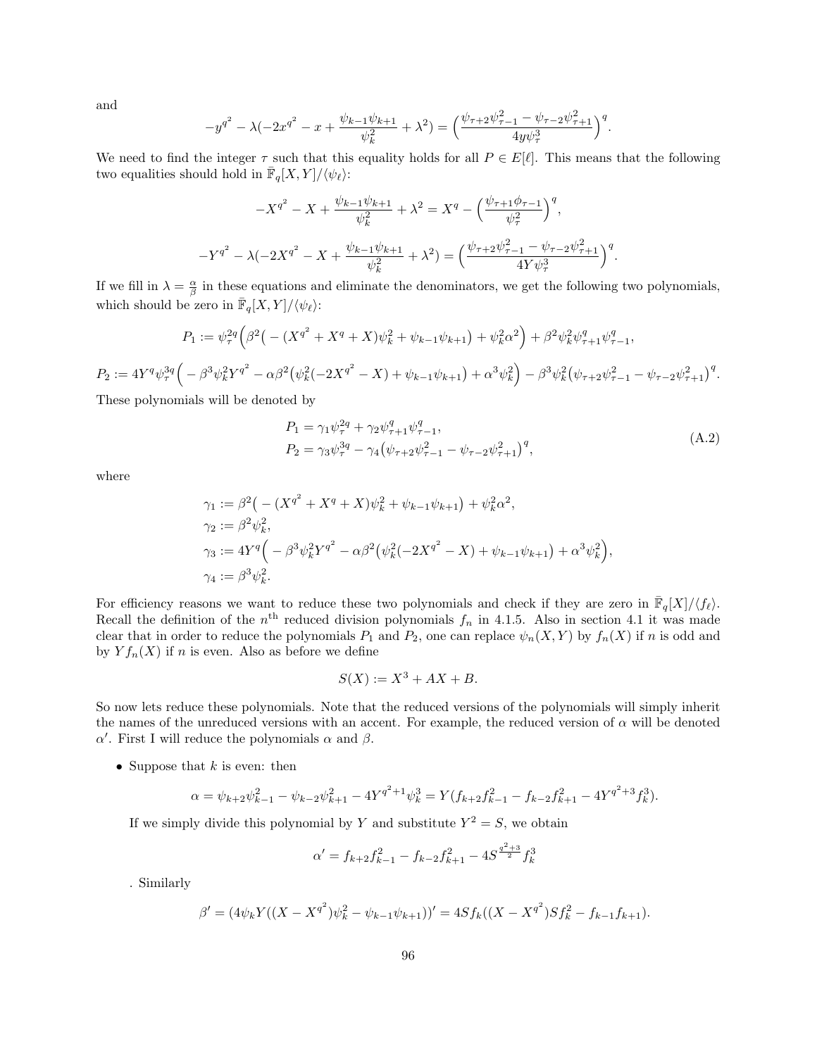and

$$-y^{q^2} - \lambda(-2x^{q^2} - x + \frac{\psi_{k-1}\psi_{k+1}}{\psi_k^2} + \lambda^2) = \Big(\frac{\psi_{\tau+2}\psi_{\tau-1}^2 - \psi_{\tau-2}\psi_{\tau+1}^2}{4y\psi_\tau^3}\Big)^q.$$

We need to find the integer $\tau$ such that this equality holds for all $P \in E[\ell]$. This means that the following two equalities should hold in $\bar{\mathbb{F}}_q[X,Y]/\langle\psi_\ell\rangle$:

$$-X^{q^2} - X + \frac{\psi_{k-1}\psi_{k+1}}{\psi_k^2} + \lambda^2 = X^q - \Big(\frac{\psi_{\tau+1}\phi_{\tau-1}}{\psi_\tau^2}\Big)^q,$$

$$-Y^{q^2} - \lambda(-2X^{q^2} - X + \frac{\psi_{k-1}\psi_{k+1}}{\psi_k^2} + \lambda^2) = \Big(\frac{\psi_{\tau+2}\psi_{\tau-1}^2 - \psi_{\tau-2}\psi_{\tau+1}^2}{4Y\psi_\tau^3}\Big)^q.$$

If we fill in $\lambda = \frac{\alpha}{\beta}$ in these equations and eliminate the denominators, we get the following two polynomials, which should be zero in $\bar{\mathbb{F}}_q[X,Y]/\langle\psi_\ell\rangle$:

$$P_1 := \psi_\tau^{2q}\Big(\beta^2\big(-(X^{q^2}+X^q+X)\psi_k^2 + \psi_{k-1}\psi_{k+1}\big) + \psi_k^2\alpha^2\Big) + \beta^2\psi_k^2\psi_{\tau+1}^q\psi_{\tau-1}^q,$$

$$P_2 := 4Y^q\psi_\tau^{3q}\Big(-\beta^3\psi_k^2Y^{q^2} - \alpha\beta^2\big(\psi_k^2(-2X^{q^2}-X) + \psi_{k-1}\psi_{k+1}\big) + \alpha^3\psi_k^2\Big) - \beta^3\psi_k^2\big(\psi_{\tau+2}\psi_{\tau-1}^2 - \psi_{\tau-2}\psi_{\tau+1}^2\big)^q.$$

These polynomials will be denoted by

$$\begin{aligned} P_1 &= \gamma_1\psi_\tau^{2q} + \gamma_2\psi_{\tau+1}^q\psi_{\tau-1}^q, \\ P_2 &= \gamma_3\psi_\tau^{3q} - \gamma_4\big(\psi_{\tau+2}\psi_{\tau-1}^2 - \psi_{\tau-2}\psi_{\tau+1}^2\big)^q, \end{aligned} \tag{A.2}$$

where

$$\begin{aligned} \gamma_1 &:= \beta^2\big(-(X^{q^2}+X^q+X)\psi_k^2 + \psi_{k-1}\psi_{k+1}\big) + \psi_k^2\alpha^2, \\ \gamma_2 &:= \beta^2\psi_k^2, \\ \gamma_3 &:= 4Y^q\Big(-\beta^3\psi_k^2Y^{q^2} - \alpha\beta^2\big(\psi_k^2(-2X^{q^2}-X) + \psi_{k-1}\psi_{k+1}\big) + \alpha^3\psi_k^2\Big), \\ \gamma_4 &:= \beta^3\psi_k^2. \end{aligned}$$

For efficiency reasons we want to reduce these two polynomials and check if they are zero in $\bar{\mathbb{F}}_q[X]/\langle f_\ell\rangle$. Recall the definition of the $n^{\text{th}}$ reduced division polynomials $f_n$ in 4.1.5. Also in section 4.1 it was made clear that in order to reduce the polynomials $P_1$ and $P_2$, one can replace $\psi_n(X,Y)$ by $f_n(X)$ if $n$ is odd and by $Yf_n(X)$ if $n$ is even. Also as before we define

$$S(X) := X^3 + AX + B.$$

So now lets reduce these polynomials. Note that the reduced versions of the polynomials will simply inherit the names of the unreduced versions with an accent. For example, the reduced version of $\alpha$ will be denoted $\alpha'$. First I will reduce the polynomials $\alpha$ and $\beta$.

- Suppose that $k$ is even: then

$$\alpha = \psi_{k+2}\psi_{k-1}^2 - \psi_{k-2}\psi_{k+1}^2 - 4Y^{q^2+1}\psi_k^3 = Y(f_{k+2}f_{k-1}^2 - f_{k-2}f_{k+1}^2 - 4Y^{q^2+3}f_k^3).$$

If we simply divide this polynomial by $Y$ and substitute $Y^2 = S$, we obtain

$$\alpha' = f_{k+2}f_{k-1}^2 - f_{k-2}f_{k+1}^2 - 4S^{\frac{q^2+3}{2}}f_k^3$$

. Similarly

$$\beta' = (4\psi_kY((X - X^{q^2})\psi_k^2 - \psi_{k-1}\psi_{k+1}))' = 4Sf_k((X - X^{q^2})Sf_k^2 - f_{k-1}f_{k+1}).$$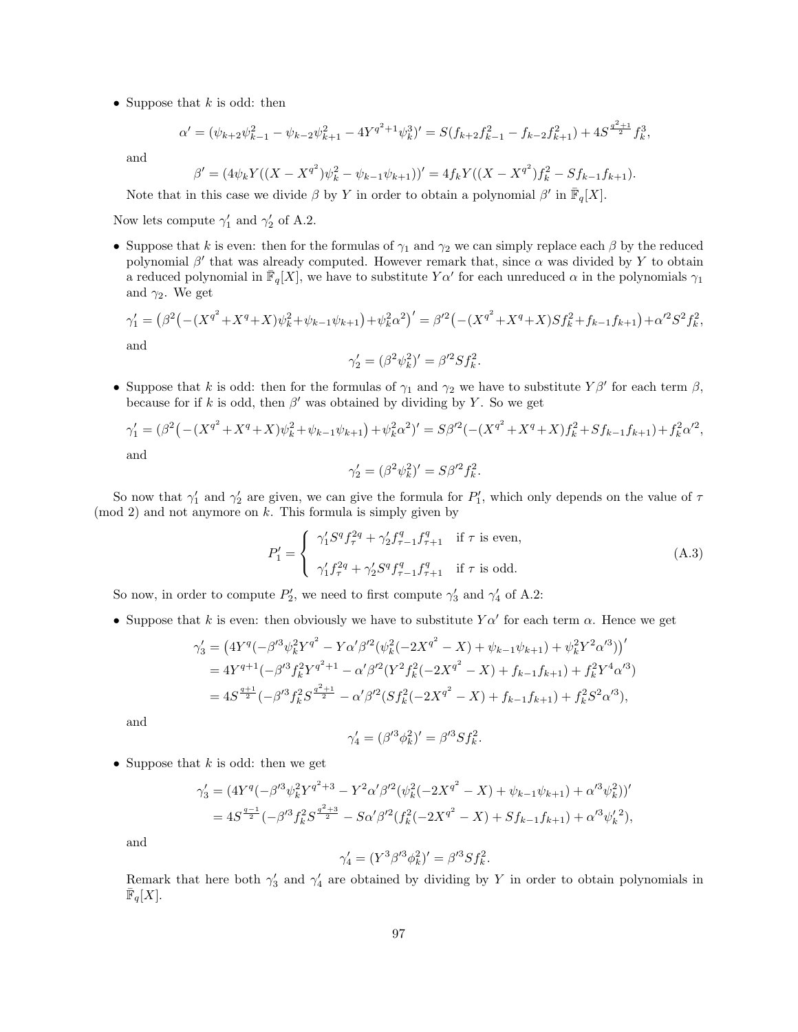- Suppose that $k$ is odd: then

$$\alpha' = (\psi_{k+2}\psi_{k-1}^2 - \psi_{k-2}\psi_{k+1}^2 - 4Y^{q^2+1}\psi_k^3)' = S(f_{k+2}f_{k-1}^2 - f_{k-2}f_{k+1}^2) + 4S^{\frac{q^2+1}{2}}f_k^3,$$

and

$$\beta' = (4\psi_k Y((X - X^{q^2})\psi_k^2 - \psi_{k-1}\psi_{k+1}))' = 4f_k Y((X - X^{q^2})f_k^2 - Sf_{k-1}f_{k+1}).$$

Note that in this case we divide $\beta$ by $Y$ in order to obtain a polynomial $\beta'$ in $\bar{\mathbb{F}}_q[X]$.

Now lets compute $\gamma_1'$ and $\gamma_2'$ of A.2.

- Suppose that $k$ is even: then for the formulas of $\gamma_1$ and $\gamma_2$ we can simply replace each $\beta$ by the reduced polynomial $\beta'$ that was already computed. However remark that, since $\alpha$ was divided by $Y$ to obtain a reduced polynomial in $\bar{\mathbb{F}}_q[X]$, we have to substitute $Y\alpha'$ for each unreduced $\alpha$ in the polynomials $\gamma_1$ and $\gamma_2$. We get

$$\gamma_1' = \big(\beta^2\big(-(X^{q^2}+X^q+X)\psi_k^2+\psi_{k-1}\psi_{k+1}\big)+\psi_k^2\alpha^2\big)' = \beta'^2\big(-(X^{q^2}+X^q+X)Sf_k^2+f_{k-1}f_{k+1}\big)+\alpha'^2S^2f_k^2,$$

and

$$\gamma_2' = (\beta^2\psi_k^2)' = \beta'^2 Sf_k^2.$$

- Suppose that $k$ is odd: then for the formulas of $\gamma_1$ and $\gamma_2$ we have to substitute $Y\beta'$ for each term $\beta$, because for if $k$ is odd, then $\beta'$ was obtained by dividing by $Y$. So we get

$$\gamma_1' = (\beta^2\big(-(X^{q^2}+X^q+X)\psi_k^2+\psi_{k-1}\psi_{k+1}\big)+\psi_k^2\alpha^2)' = S\beta'^2(-(X^{q^2}+X^q+X)f_k^2+Sf_{k-1}f_{k+1})+f_k^2\alpha'^2,$$

and

$$\gamma_2' = (\beta^2\psi_k^2)' = S\beta'^2f_k^2.$$

So now that $\gamma_1'$ and $\gamma_2'$ are given, we can give the formula for $P_1'$, which only depends on the value of $\tau$ (mod 2) and not anymore on $k$. This formula is simply given by

$$P_1' = \begin{cases} \gamma_1' S^q f_\tau^{2q} + \gamma_2' f_{\tau-1}^q f_{\tau+1}^q & \text{if } \tau \text{ is even,} \\ \gamma_1' f_\tau^{2q} + \gamma_2' S^q f_{\tau-1}^q f_{\tau+1}^q & \text{if } \tau \text{ is odd.} \end{cases} \tag{A.3}$$

So now, in order to compute $P_2'$, we need to first compute $\gamma_3'$ and $\gamma_4'$ of A.2:

- Suppose that $k$ is even: then obviously we have to substitute $Y\alpha'$ for each term $\alpha$. Hence we get

$$\begin{aligned}
\gamma_3' &= \big(4Y^q(-\beta'^3\psi_k^2Y^{q^2} - Y\alpha'\beta'^2(\psi_k^2(-2X^{q^2} - X) + \psi_{k-1}\psi_{k+1}) + \psi_k^2Y^2\alpha'^3)\big)' \\
&= 4Y^{q+1}(-\beta'^3f_k^2Y^{q^2+1} - \alpha'\beta'^2(Y^2f_k^2(-2X^{q^2} - X) + f_{k-1}f_{k+1}) + f_k^2Y^4\alpha'^3) \\
&= 4S^{\frac{q+1}{2}}(-\beta'^3f_k^2S^{\frac{q^2+1}{2}} - \alpha'\beta'^2(Sf_k^2(-2X^{q^2} - X) + f_{k-1}f_{k+1}) + f_k^2S^2\alpha'^3),
\end{aligned}$$

and

$$\gamma_4' = (\beta'^3\phi_k^2)' = \beta'^3Sf_k^2.$$

- Suppose that $k$ is odd: then we get

$$\begin{aligned}
\gamma_3' &= (4Y^q(-\beta'^3\psi_k^2Y^{q^2+3} - Y^2\alpha'\beta'^2(\psi_k^2(-2X^{q^2} - X) + \psi_{k-1}\psi_{k+1}) + \alpha'^3\psi_k^2))' \\
&= 4S^{\frac{q-1}{2}}(-\beta'^3f_k^2S^{\frac{q^2+3}{2}} - S\alpha'\beta'^2(f_k^2(-2X^{q^2} - X) + Sf_{k-1}f_{k+1}) + \alpha'^3\psi_k'^2),
\end{aligned}$$

and

$$\gamma_4' = (Y^3\beta'^3\phi_k^2)' = \beta'^3Sf_k^2.$$

Remark that here both $\gamma_3'$ and $\gamma_4'$ are obtained by dividing by $Y$ in order to obtain polynomials in $\bar{\mathbb{F}}_q[X]$.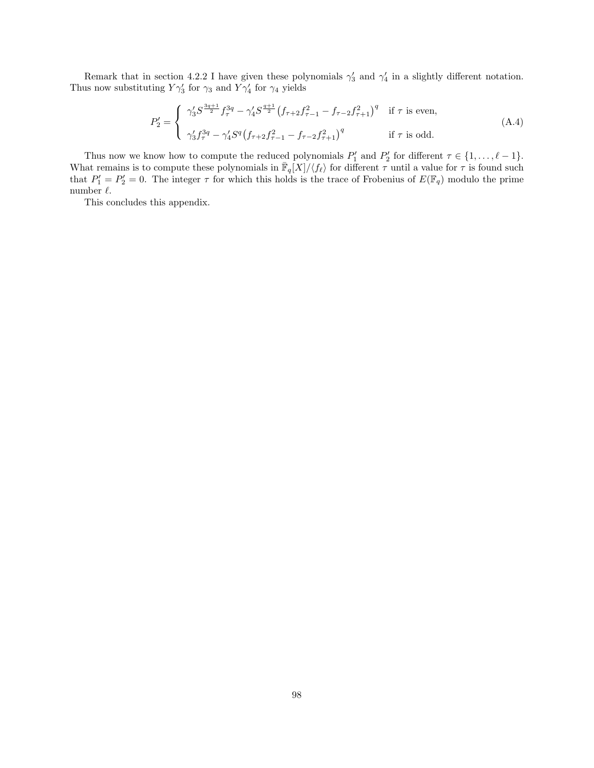Remark that in section 4.2.2 I have given these polynomials $\gamma_3'$ and $\gamma_4'$ in a slightly different notation. Thus now substituting $Y\gamma_3'$ for $\gamma_3$ and $Y\gamma_4'$ for $\gamma_4$ yields

$$
P_2' = \begin{cases} \gamma_3' S^{\frac{3q+1}{2}} f_\tau^{3q} - \gamma_4' S^{\frac{q+1}{2}} \left(f_{\tau+2} f_{\tau-1}^2 - f_{\tau-2} f_{\tau+1}^2\right)^q & \text{if } \tau \text{ is even,} \\ \gamma_3' f_\tau^{3q} - \gamma_4' S^q \left(f_{\tau+2} f_{\tau-1}^2 - f_{\tau-2} f_{\tau+1}^2\right)^q & \text{if } \tau \text{ is odd.} \end{cases} \tag{A.4}
$$

Thus now we know how to compute the reduced polynomials $P_1'$ and $P_2'$ for different $\tau \in \{1, \ldots, \ell - 1\}$. What remains is to compute these polynomials in $\bar{\mathbb{F}}_q[X]/\langle f_\ell \rangle$ for different $\tau$ until a value for $\tau$ is found such that $P_1' = P_2' = 0$. The integer $\tau$ for which this holds is the trace of Frobenius of $E(\mathbb{F}_q)$ modulo the prime number $\ell$.

This concludes this appendix.